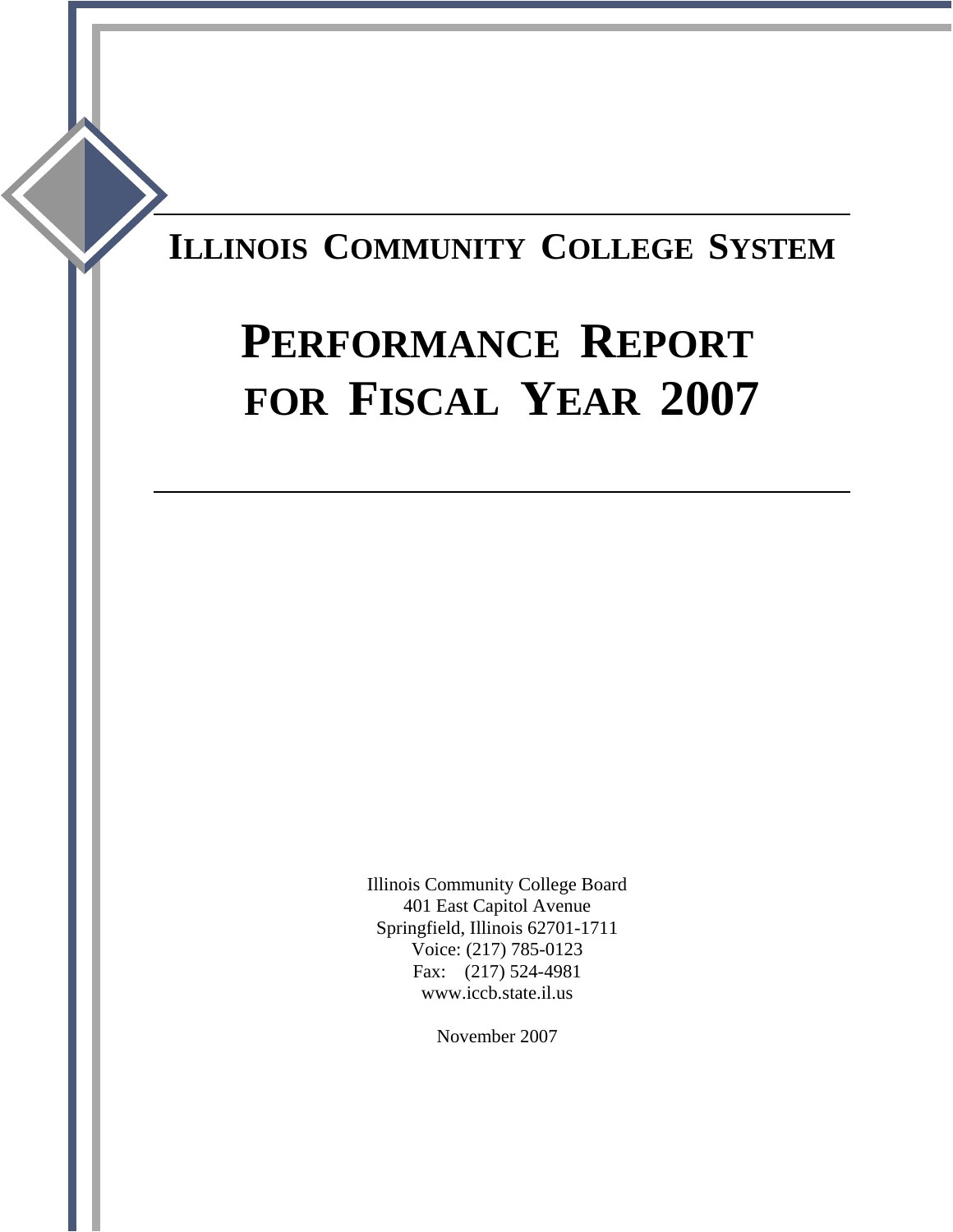# ILLINOIS COMMUNITY COLLEGE SYSTEM

# PERFORMANCE REPORT FOR FISCAL YEAR 2007

Illinois Community College Board
401 East Capitol Avenue
Springfield, Illinois 62701-1711
Voice: (217) 785-0123
Fax: (217) 524-4981
www.iccb.state.il.us

November 2007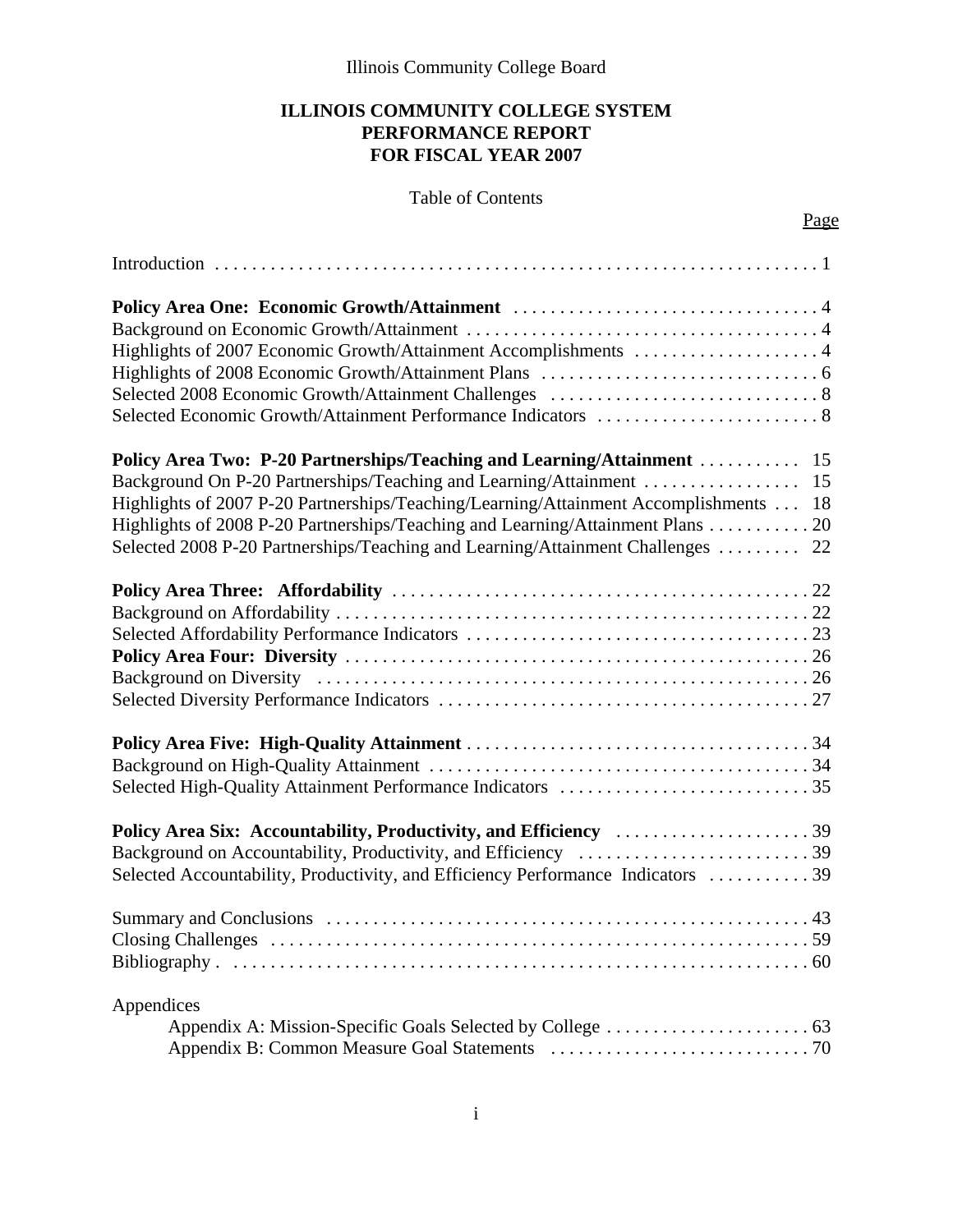Illinois Community College Board

**ILLINOIS COMMUNITY COLLEGE SYSTEM**
**PERFORMANCE REPORT**
**FOR FISCAL YEAR 2007**

Table of Contents

| | Page |
|---|---|
| Introduction | 1 |
| **Policy Area One: Economic Growth/Attainment** | 4 |
| Background on Economic Growth/Attainment | 4 |
| Highlights of 2007 Economic Growth/Attainment Accomplishments | 4 |
| Highlights of 2008 Economic Growth/Attainment Plans | 6 |
| Selected 2008 Economic Growth/Attainment Challenges | 8 |
| Selected Economic Growth/Attainment Performance Indicators | 8 |
| **Policy Area Two: P-20 Partnerships/Teaching and Learning/Attainment** | 15 |
| Background On P-20 Partnerships/Teaching and Learning/Attainment | 15 |
| Highlights of 2007 P-20 Partnerships/Teaching/Learning/Attainment Accomplishments | 18 |
| Highlights of 2008 P-20 Partnerships/Teaching and Learning/Attainment Plans | 20 |
| Selected 2008 P-20 Partnerships/Teaching and Learning/Attainment Challenges | 22 |
| **Policy Area Three: Affordability** | 22 |
| Background on Affordability | 22 |
| Selected Affordability Performance Indicators | 23 |
| **Policy Area Four: Diversity** | 26 |
| Background on Diversity | 26 |
| Selected Diversity Performance Indicators | 27 |
| **Policy Area Five: High-Quality Attainment** | 34 |
| Background on High-Quality Attainment | 34 |
| Selected High-Quality Attainment Performance Indicators | 35 |
| **Policy Area Six: Accountability, Productivity, and Efficiency** | 39 |
| Background on Accountability, Productivity, and Efficiency | 39 |
| Selected Accountability, Productivity, and Efficiency Performance Indicators | 39 |
| Summary and Conclusions | 43 |
| Closing Challenges | 59 |
| Bibliography | 60 |
| Appendices | |
| Appendix A: Mission-Specific Goals Selected by College | 63 |
| Appendix B: Common Measure Goal Statements | 70 |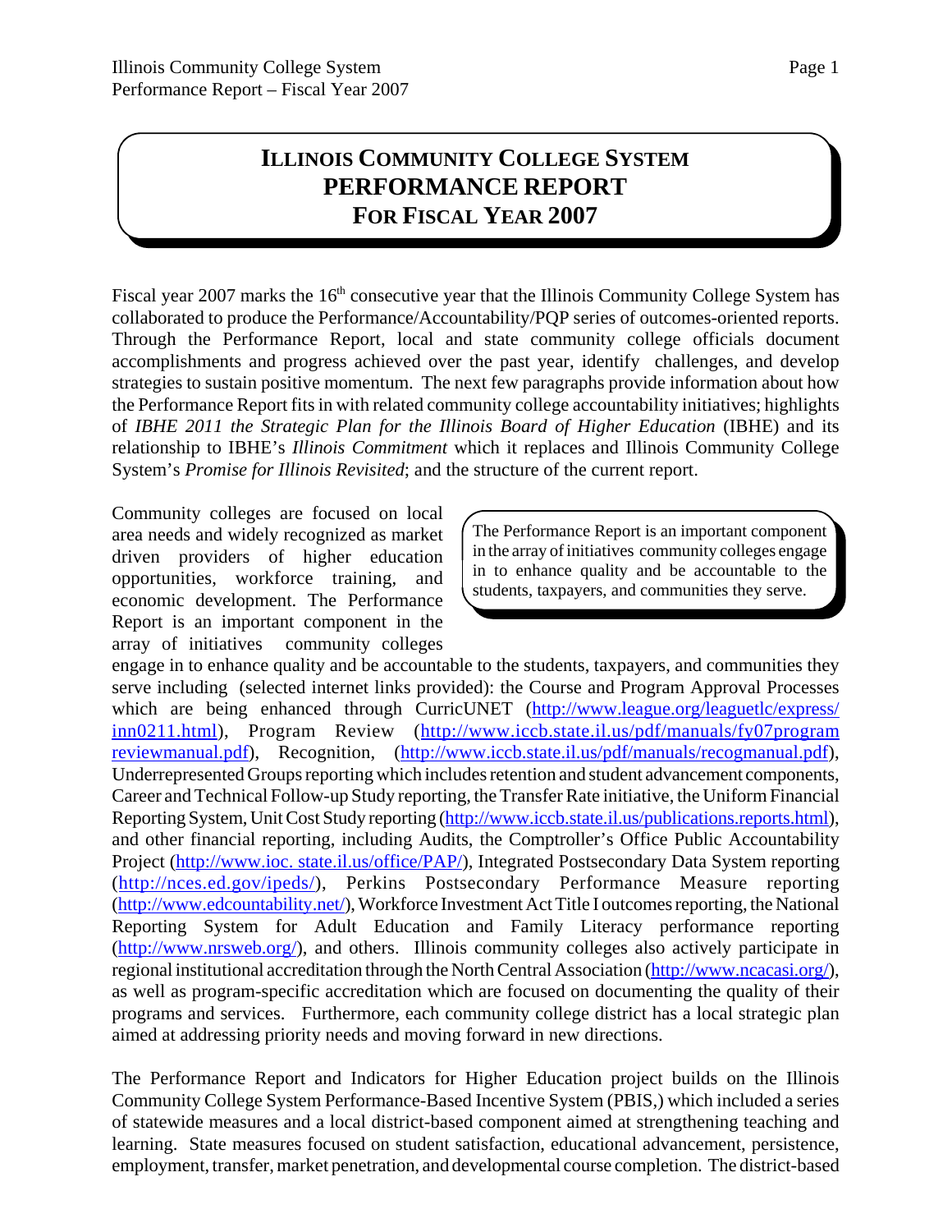# ILLINOIS COMMUNITY COLLEGE SYSTEM PERFORMANCE REPORT FOR FISCAL YEAR 2007

Fiscal year 2007 marks the 16[th] consecutive year that the Illinois Community College System has collaborated to produce the Performance/Accountability/PQP series of outcomes-oriented reports. Through the Performance Report, local and state community college officials document accomplishments and progress achieved over the past year, identify challenges, and develop strategies to sustain positive momentum. The next few paragraphs provide information about how the Performance Report fits in with related community college accountability initiatives; highlights of *IBHE 2011 the Strategic Plan for the Illinois Board of Higher Education* (IBHE) and its relationship to IBHE's *Illinois Commitment* which it replaces and Illinois Community College System's *Promise for Illinois Revisited*; and the structure of the current report.

> The Performance Report is an important component in the array of initiatives community colleges engage in to enhance quality and be accountable to the students, taxpayers, and communities they serve.

Community colleges are focused on local area needs and widely recognized as market driven providers of higher education opportunities, workforce training, and economic development. The Performance Report is an important component in the array of initiatives community colleges engage in to enhance quality and be accountable to the students, taxpayers, and communities they serve including (selected internet links provided): the Course and Program Approval Processes which are being enhanced through CurricUNET (http://www.league.org/leaguetlc/express/inn0211.html), Program Review (http://www.iccb.state.il.us/pdf/manuals/fy07programreviewmanual.pdf), Recognition, (http://www.iccb.state.il.us/pdf/manuals/recogmanual.pdf), Underrepresented Groups reporting which includes retention and student advancement components, Career and Technical Follow-up Study reporting, the Transfer Rate initiative, the Uniform Financial Reporting System, Unit Cost Study reporting (http://www.iccb.state.il.us/publications.reports.html), and other financial reporting, including Audits, the Comptroller's Office Public Accountability Project (http://www.ioc. state.il.us/office/PAP/), Integrated Postsecondary Data System reporting (http://nces.ed.gov/ipeds/), Perkins Postsecondary Performance Measure reporting (http://www.edcountability.net/), Workforce Investment Act Title I outcomes reporting, the National Reporting System for Adult Education and Family Literacy performance reporting (http://www.nrsweb.org/), and others. Illinois community colleges also actively participate in regional institutional accreditation through the North Central Association (http://www.ncacasi.org/), as well as program-specific accreditation which are focused on documenting the quality of their programs and services. Furthermore, each community college district has a local strategic plan aimed at addressing priority needs and moving forward in new directions.

The Performance Report and Indicators for Higher Education project builds on the Illinois Community College System Performance-Based Incentive System (PBIS,) which included a series of statewide measures and a local district-based component aimed at strengthening teaching and learning. State measures focused on student satisfaction, educational advancement, persistence, employment, transfer, market penetration, and developmental course completion. The district-based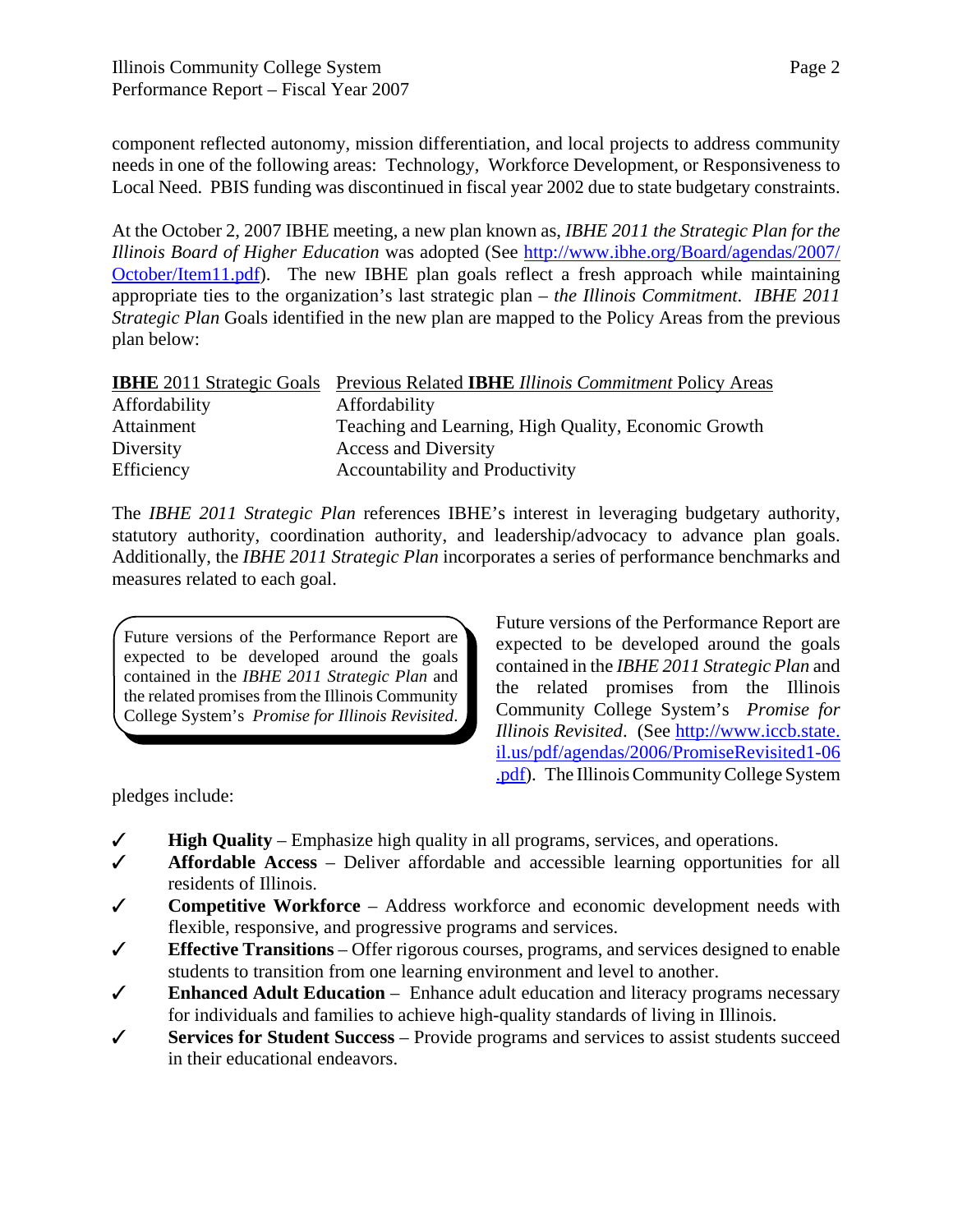component reflected autonomy, mission differentiation, and local projects to address community needs in one of the following areas: Technology, Workforce Development, or Responsiveness to Local Need. PBIS funding was discontinued in fiscal year 2002 due to state budgetary constraints.

At the October 2, 2007 IBHE meeting, a new plan known as, *IBHE 2011 the Strategic Plan for the Illinois Board of Higher Education* was adopted (See http://www.ibhe.org/Board/agendas/2007/October/Item11.pdf). The new IBHE plan goals reflect a fresh approach while maintaining appropriate ties to the organization's last strategic plan – *the Illinois Commitment*. *IBHE 2011 Strategic Plan* Goals identified in the new plan are mapped to the Policy Areas from the previous plan below:

| **IBHE** 2011 Strategic Goals | Previous Related **IBHE** *Illinois Commitment* Policy Areas |
|---|---|
| Affordability | Affordability |
| Attainment | Teaching and Learning, High Quality, Economic Growth |
| Diversity | Access and Diversity |
| Efficiency | Accountability and Productivity |

The *IBHE 2011 Strategic Plan* references IBHE's interest in leveraging budgetary authority, statutory authority, coordination authority, and leadership/advocacy to advance plan goals. Additionally, the *IBHE 2011 Strategic Plan* incorporates a series of performance benchmarks and measures related to each goal.

> Future versions of the Performance Report are expected to be developed around the goals contained in the *IBHE 2011 Strategic Plan* and the related promises from the Illinois Community College System's *Promise for Illinois Revisited*.

Future versions of the Performance Report are expected to be developed around the goals contained in the *IBHE 2011 Strategic Plan* and the related promises from the Illinois Community College System's *Promise for Illinois Revisited*. (See http://www.iccb.state.il.us/pdf/agendas/2006/PromiseRevisited1-06.pdf). The Illinois Community College System pledges include:

- ✓ **High Quality** – Emphasize high quality in all programs, services, and operations.
- ✓ **Affordable Access** – Deliver affordable and accessible learning opportunities for all residents of Illinois.
- ✓ **Competitive Workforce** – Address workforce and economic development needs with flexible, responsive, and progressive programs and services.
- ✓ **Effective Transitions** – Offer rigorous courses, programs, and services designed to enable students to transition from one learning environment and level to another.
- ✓ **Enhanced Adult Education** – Enhance adult education and literacy programs necessary for individuals and families to achieve high-quality standards of living in Illinois.
- ✓ **Services for Student Success** – Provide programs and services to assist students succeed in their educational endeavors.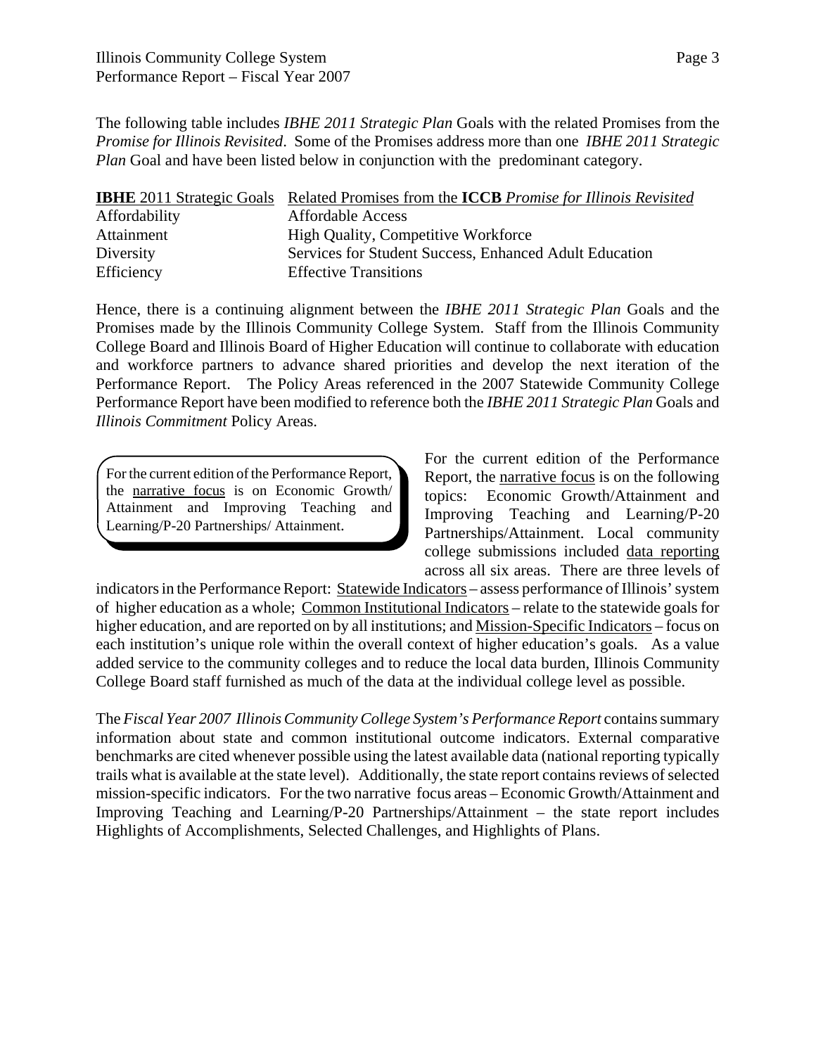The following table includes *IBHE 2011 Strategic Plan* Goals with the related Promises from the *Promise for Illinois Revisited*. Some of the Promises address more than one *IBHE 2011 Strategic Plan* Goal and have been listed below in conjunction with the predominant category.

| **IBHE** 2011 Strategic Goals | Related Promises from the **ICCB** *Promise for Illinois Revisited* |
|---|---|
| Affordability | Affordable Access |
| Attainment | High Quality, Competitive Workforce |
| Diversity | Services for Student Success, Enhanced Adult Education |
| Efficiency | Effective Transitions |

Hence, there is a continuing alignment between the *IBHE 2011 Strategic Plan* Goals and the Promises made by the Illinois Community College System. Staff from the Illinois Community College Board and Illinois Board of Higher Education will continue to collaborate with education and workforce partners to advance shared priorities and develop the next iteration of the Performance Report. The Policy Areas referenced in the 2007 Statewide Community College Performance Report have been modified to reference both the *IBHE 2011 Strategic Plan* Goals and *Illinois Commitment* Policy Areas.

> For the current edition of the Performance Report, the narrative focus is on Economic Growth/ Attainment and Improving Teaching and Learning/P-20 Partnerships/ Attainment.

For the current edition of the Performance Report, the narrative focus is on the following topics: Economic Growth/Attainment and Improving Teaching and Learning/P-20 Partnerships/Attainment. Local community college submissions included data reporting across all six areas. There are three levels of indicators in the Performance Report: Statewide Indicators – assess performance of Illinois' system of higher education as a whole; Common Institutional Indicators – relate to the statewide goals for higher education, and are reported on by all institutions; and Mission-Specific Indicators – focus on each institution's unique role within the overall context of higher education's goals. As a value added service to the community colleges and to reduce the local data burden, Illinois Community College Board staff furnished as much of the data at the individual college level as possible.

The *Fiscal Year 2007 Illinois Community College System's Performance Report* contains summary information about state and common institutional outcome indicators. External comparative benchmarks are cited whenever possible using the latest available data (national reporting typically trails what is available at the state level). Additionally, the state report contains reviews of selected mission-specific indicators. For the two narrative focus areas – Economic Growth/Attainment and Improving Teaching and Learning/P-20 Partnerships/Attainment – the state report includes Highlights of Accomplishments, Selected Challenges, and Highlights of Plans.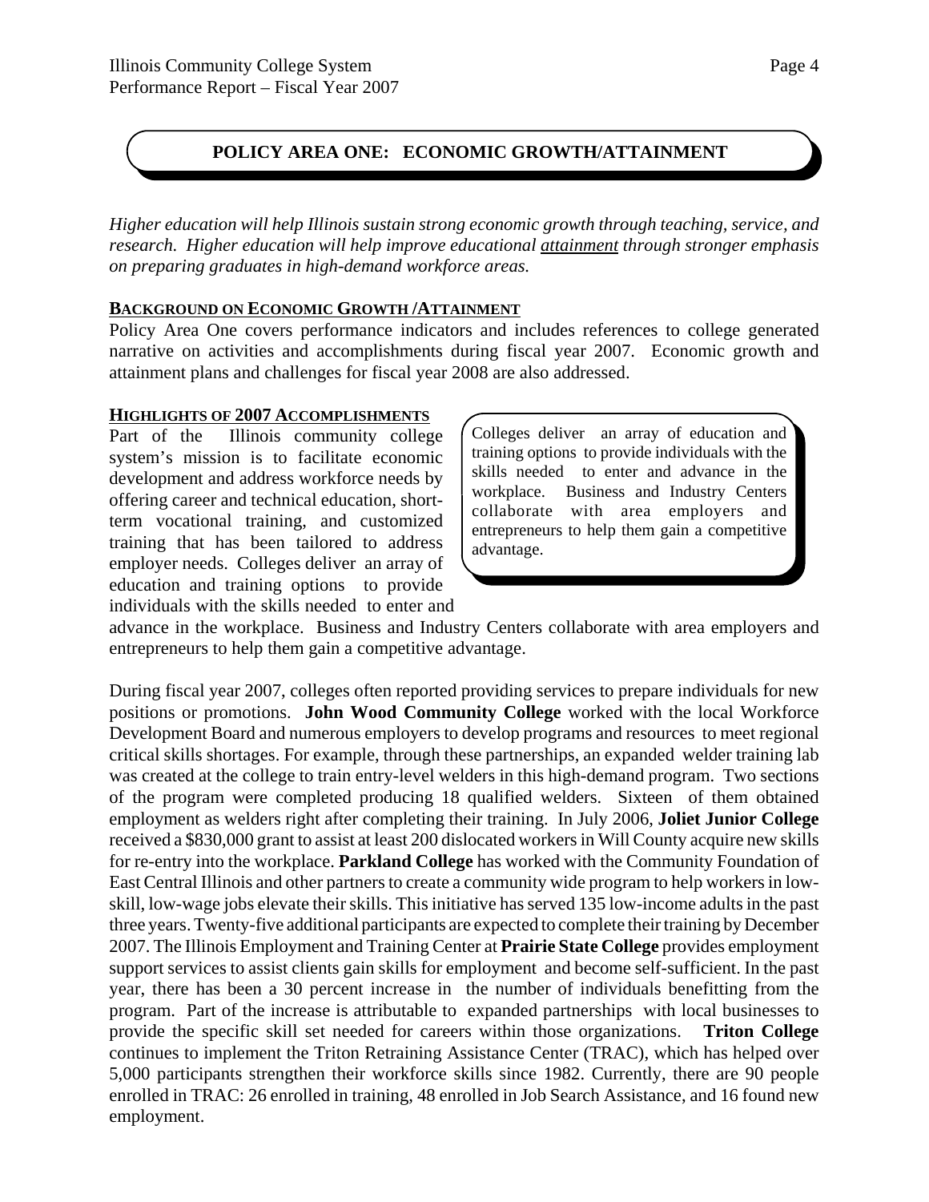## POLICY AREA ONE: ECONOMIC GROWTH/ATTAINMENT

*Higher education will help Illinois sustain strong economic growth through teaching, service, and research. Higher education will help improve educational attainment through stronger emphasis on preparing graduates in high-demand workforce areas.*

**BACKGROUND ON ECONOMIC GROWTH /ATTAINMENT**

Policy Area One covers performance indicators and includes references to college generated narrative on activities and accomplishments during fiscal year 2007. Economic growth and attainment plans and challenges for fiscal year 2008 are also addressed.

**HIGHLIGHTS OF 2007 ACCOMPLISHMENTS**

Part of the Illinois community college system's mission is to facilitate economic development and address workforce needs by offering career and technical education, short-term vocational training, and customized training that has been tailored to address employer needs. Colleges deliver an array of education and training options to provide individuals with the skills needed to enter and advance in the workplace. Business and Industry Centers collaborate with area employers and entrepreneurs to help them gain a competitive advantage.

> Colleges deliver an array of education and training options to provide individuals with the skills needed to enter and advance in the workplace. Business and Industry Centers collaborate with area employers and entrepreneurs to help them gain a competitive advantage.

During fiscal year 2007, colleges often reported providing services to prepare individuals for new positions or promotions. **John Wood Community College** worked with the local Workforce Development Board and numerous employers to develop programs and resources to meet regional critical skills shortages. For example, through these partnerships, an expanded welder training lab was created at the college to train entry-level welders in this high-demand program. Two sections of the program were completed producing 18 qualified welders. Sixteen of them obtained employment as welders right after completing their training. In July 2006, **Joliet Junior College** received a $830,000 grant to assist at least 200 dislocated workers in Will County acquire new skills for re-entry into the workplace. **Parkland College** has worked with the Community Foundation of East Central Illinois and other partners to create a community wide program to help workers in low-skill, low-wage jobs elevate their skills. This initiative has served 135 low-income adults in the past three years. Twenty-five additional participants are expected to complete their training by December 2007. The Illinois Employment and Training Center at **Prairie State College** provides employment support services to assist clients gain skills for employment and become self-sufficient. In the past year, there has been a 30 percent increase in the number of individuals benefitting from the program. Part of the increase is attributable to expanded partnerships with local businesses to provide the specific skill set needed for careers within those organizations. **Triton College** continues to implement the Triton Retraining Assistance Center (TRAC), which has helped over 5,000 participants strengthen their workforce skills since 1982. Currently, there are 90 people enrolled in TRAC: 26 enrolled in training, 48 enrolled in Job Search Assistance, and 16 found new employment.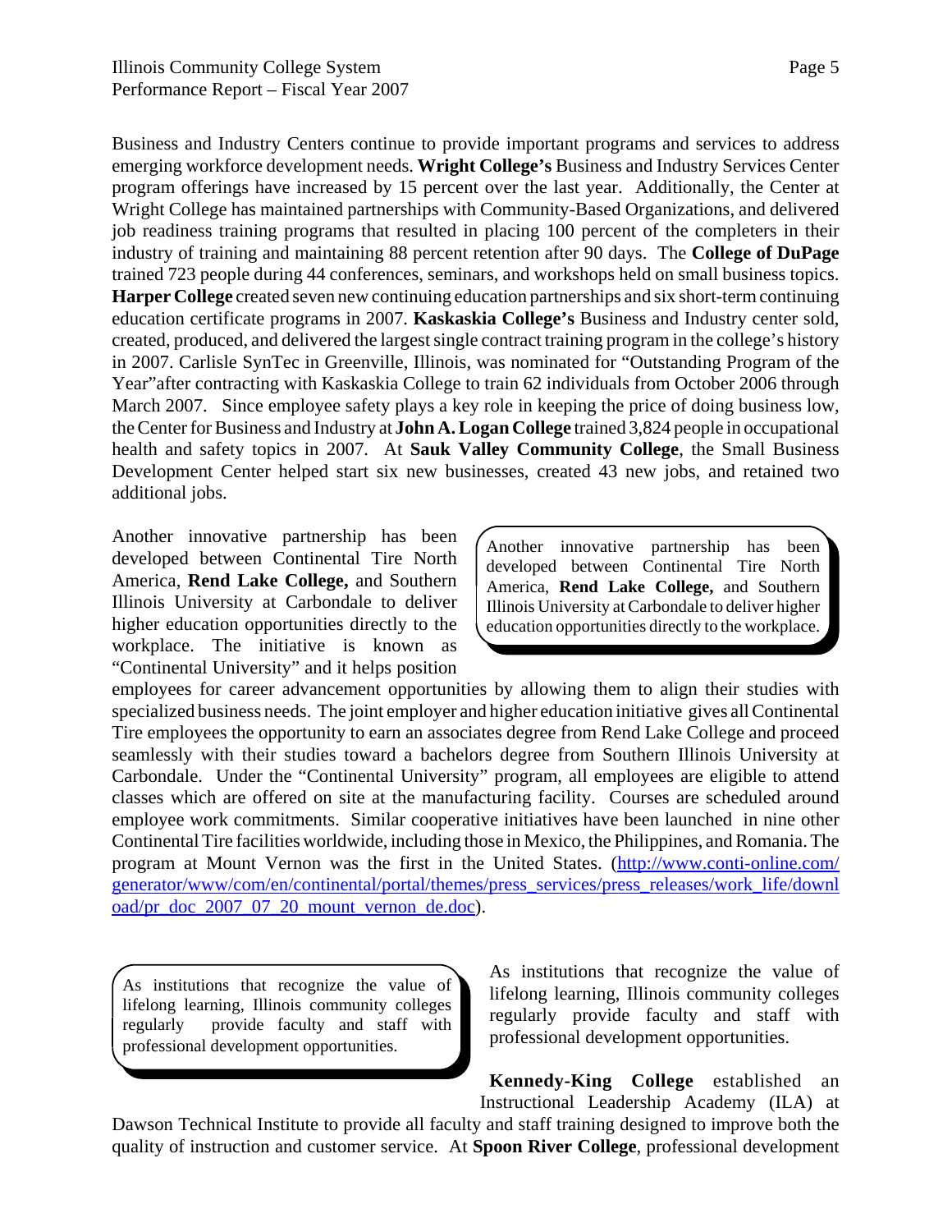Business and Industry Centers continue to provide important programs and services to address emerging workforce development needs. **Wright College's** Business and Industry Services Center program offerings have increased by 15 percent over the last year. Additionally, the Center at Wright College has maintained partnerships with Community-Based Organizations, and delivered job readiness training programs that resulted in placing 100 percent of the completers in their industry of training and maintaining 88 percent retention after 90 days. The **College of DuPage** trained 723 people during 44 conferences, seminars, and workshops held on small business topics. **Harper College** created seven new continuing education partnerships and six short-term continuing education certificate programs in 2007. **Kaskaskia College's** Business and Industry center sold, created, produced, and delivered the largest single contract training program in the college's history in 2007. Carlisle SynTec in Greenville, Illinois, was nominated for "Outstanding Program of the Year" after contracting with Kaskaskia College to train 62 individuals from October 2006 through March 2007. Since employee safety plays a key role in keeping the price of doing business low, the Center for Business and Industry at **John A. Logan College** trained 3,824 people in occupational health and safety topics in 2007. At **Sauk Valley Community College**, the Small Business Development Center helped start six new businesses, created 43 new jobs, and retained two additional jobs.

> Another innovative partnership has been developed between Continental Tire North America, **Rend Lake College,** and Southern Illinois University at Carbondale to deliver higher education opportunities directly to the workplace.

Another innovative partnership has been developed between Continental Tire North America, **Rend Lake College,** and Southern Illinois University at Carbondale to deliver higher education opportunities directly to the workplace. The initiative is known as "Continental University" and it helps position employees for career advancement opportunities by allowing them to align their studies with specialized business needs. The joint employer and higher education initiative gives all Continental Tire employees the opportunity to earn an associates degree from Rend Lake College and proceed seamlessly with their studies toward a bachelors degree from Southern Illinois University at Carbondale. Under the "Continental University" program, all employees are eligible to attend classes which are offered on site at the manufacturing facility. Courses are scheduled around employee work commitments. Similar cooperative initiatives have been launched in nine other Continental Tire facilities worldwide, including those in Mexico, the Philippines, and Romania. The program at Mount Vernon was the first in the United States. (http://www.conti-online.com/generator/www/com/en/continental/portal/themes/press_services/press_releases/work_life/download/pr_doc_2007_07_20_mount_vernon_de.doc).

> As institutions that recognize the value of lifelong learning, Illinois community colleges regularly provide faculty and staff with professional development opportunities.

As institutions that recognize the value of lifelong learning, Illinois community colleges regularly provide faculty and staff with professional development opportunities.

**Kennedy-King College** established an Instructional Leadership Academy (ILA) at Dawson Technical Institute to provide all faculty and staff training designed to improve both the quality of instruction and customer service. At **Spoon River College**, professional development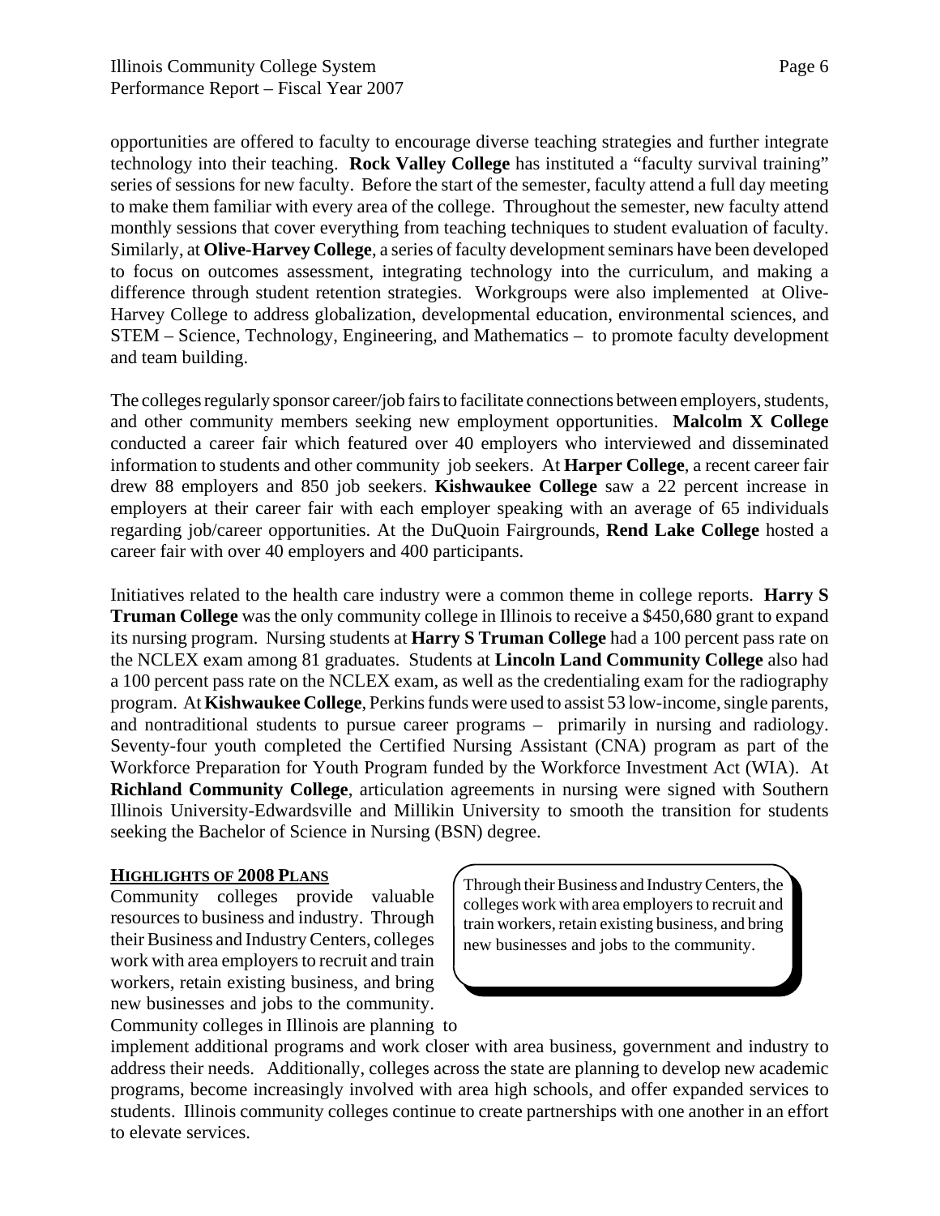opportunities are offered to faculty to encourage diverse teaching strategies and further integrate technology into their teaching. **Rock Valley College** has instituted a "faculty survival training" series of sessions for new faculty. Before the start of the semester, faculty attend a full day meeting to make them familiar with every area of the college. Throughout the semester, new faculty attend monthly sessions that cover everything from teaching techniques to student evaluation of faculty. Similarly, at **Olive-Harvey College**, a series of faculty development seminars have been developed to focus on outcomes assessment, integrating technology into the curriculum, and making a difference through student retention strategies. Workgroups were also implemented at Olive-Harvey College to address globalization, developmental education, environmental sciences, and STEM – Science, Technology, Engineering, and Mathematics – to promote faculty development and team building.

The colleges regularly sponsor career/job fairs to facilitate connections between employers, students, and other community members seeking new employment opportunities. **Malcolm X College** conducted a career fair which featured over 40 employers who interviewed and disseminated information to students and other community job seekers. At **Harper College**, a recent career fair drew 88 employers and 850 job seekers. **Kishwaukee College** saw a 22 percent increase in employers at their career fair with each employer speaking with an average of 65 individuals regarding job/career opportunities. At the DuQuoin Fairgrounds, **Rend Lake College** hosted a career fair with over 40 employers and 400 participants.

Initiatives related to the health care industry were a common theme in college reports. **Harry S Truman College** was the only community college in Illinois to receive a $450,680 grant to expand its nursing program. Nursing students at **Harry S Truman College** had a 100 percent pass rate on the NCLEX exam among 81 graduates. Students at **Lincoln Land Community College** also had a 100 percent pass rate on the NCLEX exam, as well as the credentialing exam for the radiography program. At **Kishwaukee College**, Perkins funds were used to assist 53 low-income, single parents, and nontraditional students to pursue career programs – primarily in nursing and radiology. Seventy-four youth completed the Certified Nursing Assistant (CNA) program as part of the Workforce Preparation for Youth Program funded by the Workforce Investment Act (WIA). At **Richland Community College**, articulation agreements in nursing were signed with Southern Illinois University-Edwardsville and Millikin University to smooth the transition for students seeking the Bachelor of Science in Nursing (BSN) degree.

## HIGHLIGHTS OF 2008 PLANS

> Through their Business and Industry Centers, the colleges work with area employers to recruit and train workers, retain existing business, and bring new businesses and jobs to the community.

Community colleges provide valuable resources to business and industry. Through their Business and Industry Centers, colleges work with area employers to recruit and train workers, retain existing business, and bring new businesses and jobs to the community. Community colleges in Illinois are planning to implement additional programs and work closer with area business, government and industry to address their needs. Additionally, colleges across the state are planning to develop new academic programs, become increasingly involved with area high schools, and offer expanded services to students. Illinois community colleges continue to create partnerships with one another in an effort to elevate services.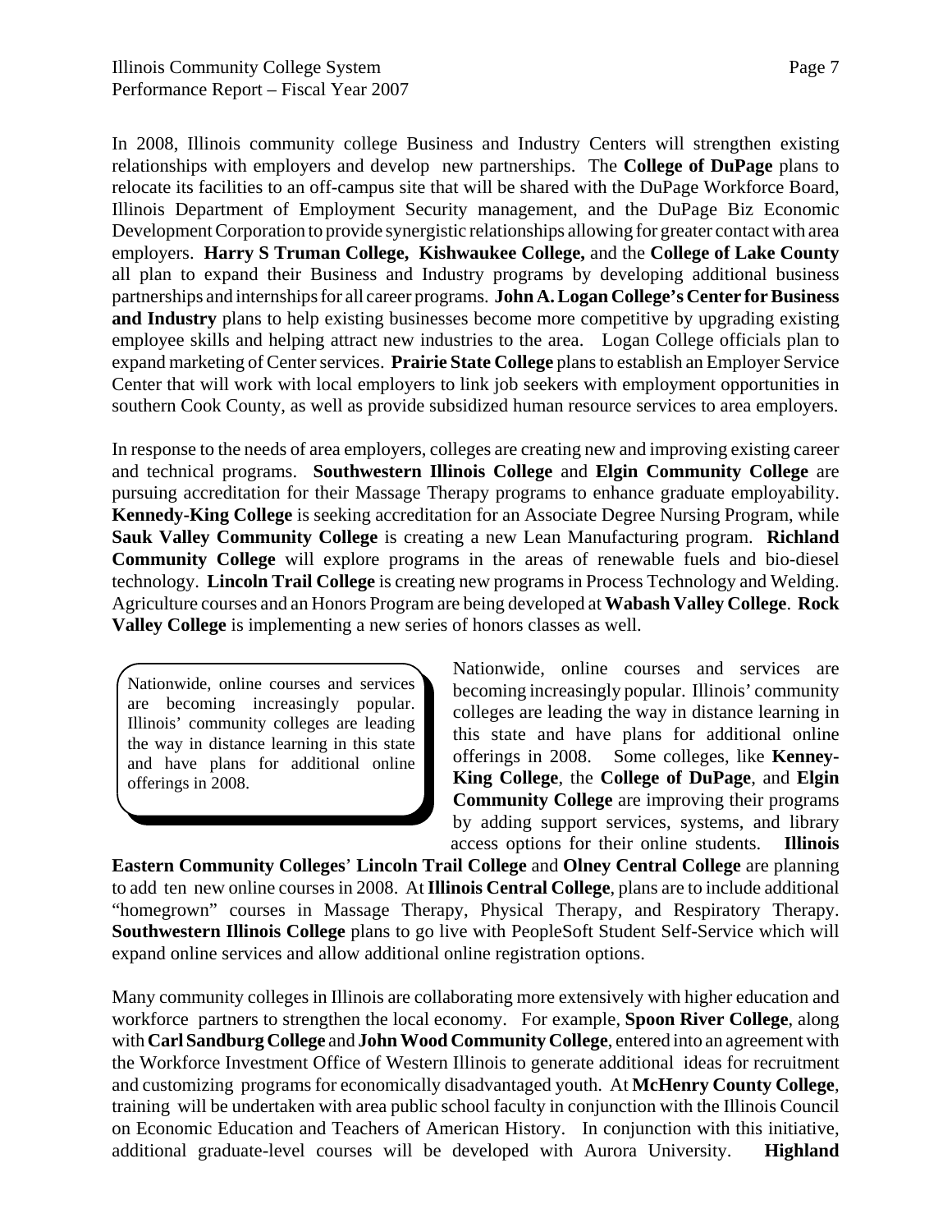In 2008, Illinois community college Business and Industry Centers will strengthen existing relationships with employers and develop new partnerships. The **College of DuPage** plans to relocate its facilities to an off-campus site that will be shared with the DuPage Workforce Board, Illinois Department of Employment Security management, and the DuPage Biz Economic Development Corporation to provide synergistic relationships allowing for greater contact with area employers. **Harry S Truman College, Kishwaukee College,** and the **College of Lake County** all plan to expand their Business and Industry programs by developing additional business partnerships and internships for all career programs. **John A. Logan College's Center for Business and Industry** plans to help existing businesses become more competitive by upgrading existing employee skills and helping attract new industries to the area. Logan College officials plan to expand marketing of Center services. **Prairie State College** plans to establish an Employer Service Center that will work with local employers to link job seekers with employment opportunities in southern Cook County, as well as provide subsidized human resource services to area employers.

In response to the needs of area employers, colleges are creating new and improving existing career and technical programs. **Southwestern Illinois College** and **Elgin Community College** are pursuing accreditation for their Massage Therapy programs to enhance graduate employability. **Kennedy-King College** is seeking accreditation for an Associate Degree Nursing Program, while **Sauk Valley Community College** is creating a new Lean Manufacturing program. **Richland Community College** will explore programs in the areas of renewable fuels and bio-diesel technology. **Lincoln Trail College** is creating new programs in Process Technology and Welding. Agriculture courses and an Honors Program are being developed at **Wabash Valley College**. **Rock Valley College** is implementing a new series of honors classes as well.

> Nationwide, online courses and services are becoming increasingly popular. Illinois' community colleges are leading the way in distance learning in this state and have plans for additional online offerings in 2008.

Nationwide, online courses and services are becoming increasingly popular. Illinois' community colleges are leading the way in distance learning in this state and have plans for additional online offerings in 2008. Some colleges, like **Kenney-King College**, the **College of DuPage**, and **Elgin Community College** are improving their programs by adding support services, systems, and library access options for their online students. **Illinois Eastern Community Colleges**' **Lincoln Trail College** and **Olney Central College** are planning to add ten new online courses in 2008. At **Illinois Central College**, plans are to include additional "homegrown" courses in Massage Therapy, Physical Therapy, and Respiratory Therapy. **Southwestern Illinois College** plans to go live with PeopleSoft Student Self-Service which will expand online services and allow additional online registration options.

Many community colleges in Illinois are collaborating more extensively with higher education and workforce partners to strengthen the local economy. For example, **Spoon River College**, along with **Carl Sandburg College** and **John Wood Community College**, entered into an agreement with the Workforce Investment Office of Western Illinois to generate additional ideas for recruitment and customizing programs for economically disadvantaged youth. At **McHenry County College**, training will be undertaken with area public school faculty in conjunction with the Illinois Council on Economic Education and Teachers of American History. In conjunction with this initiative, additional graduate-level courses will be developed with Aurora University. **Highland**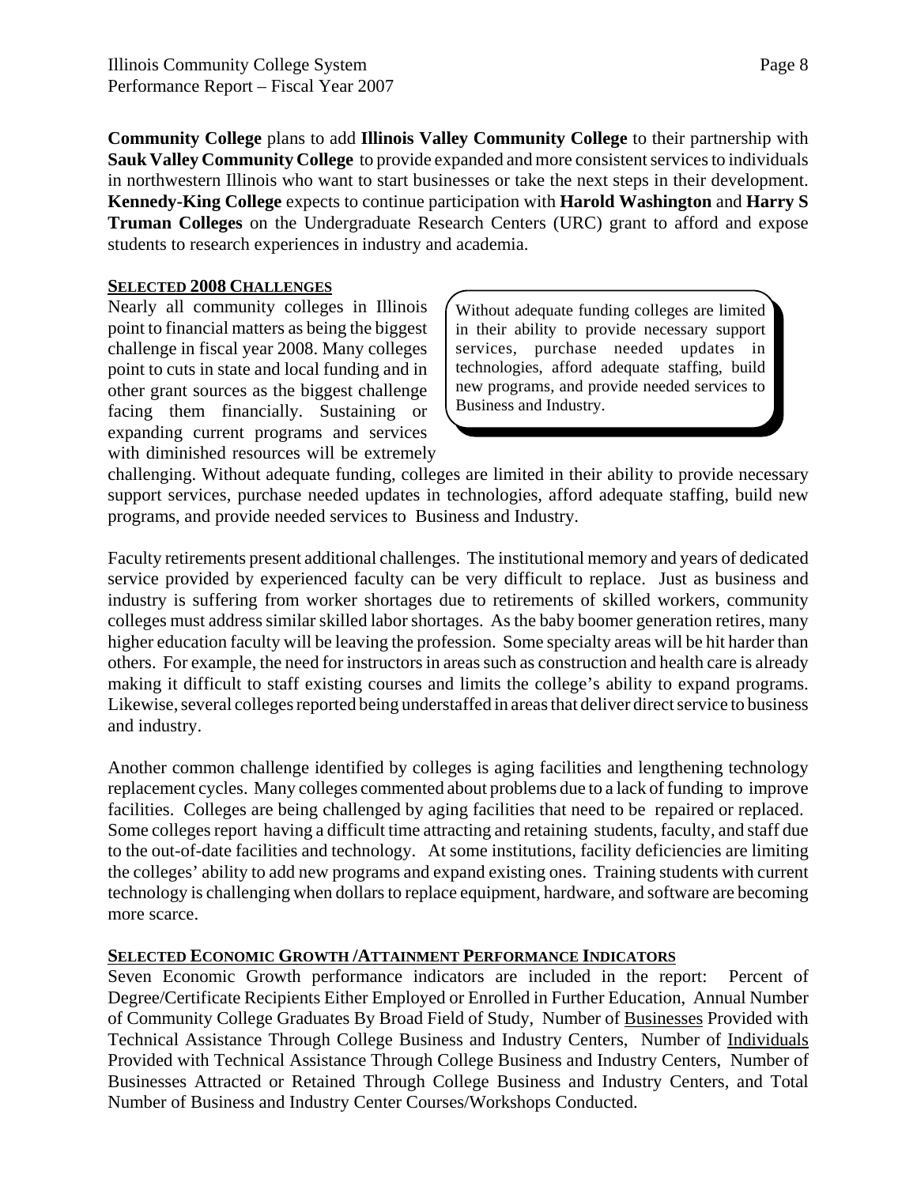**Community College** plans to add **Illinois Valley Community College** to their partnership with **Sauk Valley Community College** to provide expanded and more consistent services to individuals in northwestern Illinois who want to start businesses or take the next steps in their development. **Kennedy-King College** expects to continue participation with **Harold Washington** and **Harry S Truman Colleges** on the Undergraduate Research Centers (URC) grant to afford and expose students to research experiences in industry and academia.

## SELECTED 2008 CHALLENGES

Nearly all community colleges in Illinois point to financial matters as being the biggest challenge in fiscal year 2008. Many colleges point to cuts in state and local funding and in other grant sources as the biggest challenge facing them financially. Sustaining or expanding current programs and services with diminished resources will be extremely challenging. Without adequate funding, colleges are limited in their ability to provide necessary support services, purchase needed updates in technologies, afford adequate staffing, build new programs, and provide needed services to Business and Industry.

> Without adequate funding colleges are limited in their ability to provide necessary support services, purchase needed updates in technologies, afford adequate staffing, build new programs, and provide needed services to Business and Industry.

Faculty retirements present additional challenges. The institutional memory and years of dedicated service provided by experienced faculty can be very difficult to replace. Just as business and industry is suffering from worker shortages due to retirements of skilled workers, community colleges must address similar skilled labor shortages. As the baby boomer generation retires, many higher education faculty will be leaving the profession. Some specialty areas will be hit harder than others. For example, the need for instructors in areas such as construction and health care is already making it difficult to staff existing courses and limits the college's ability to expand programs. Likewise, several colleges reported being understaffed in areas that deliver direct service to business and industry.

Another common challenge identified by colleges is aging facilities and lengthening technology replacement cycles. Many colleges commented about problems due to a lack of funding to improve facilities. Colleges are being challenged by aging facilities that need to be repaired or replaced. Some colleges report having a difficult time attracting and retaining students, faculty, and staff due to the out-of-date facilities and technology. At some institutions, facility deficiencies are limiting the colleges' ability to add new programs and expand existing ones. Training students with current technology is challenging when dollars to replace equipment, hardware, and software are becoming more scarce.

## SELECTED ECONOMIC GROWTH /ATTAINMENT PERFORMANCE INDICATORS

Seven Economic Growth performance indicators are included in the report: Percent of Degree/Certificate Recipients Either Employed or Enrolled in Further Education, Annual Number of Community College Graduates By Broad Field of Study, Number of Businesses Provided with Technical Assistance Through College Business and Industry Centers, Number of Individuals Provided with Technical Assistance Through College Business and Industry Centers, Number of Businesses Attracted or Retained Through College Business and Industry Centers, and Total Number of Business and Industry Center Courses/Workshops Conducted.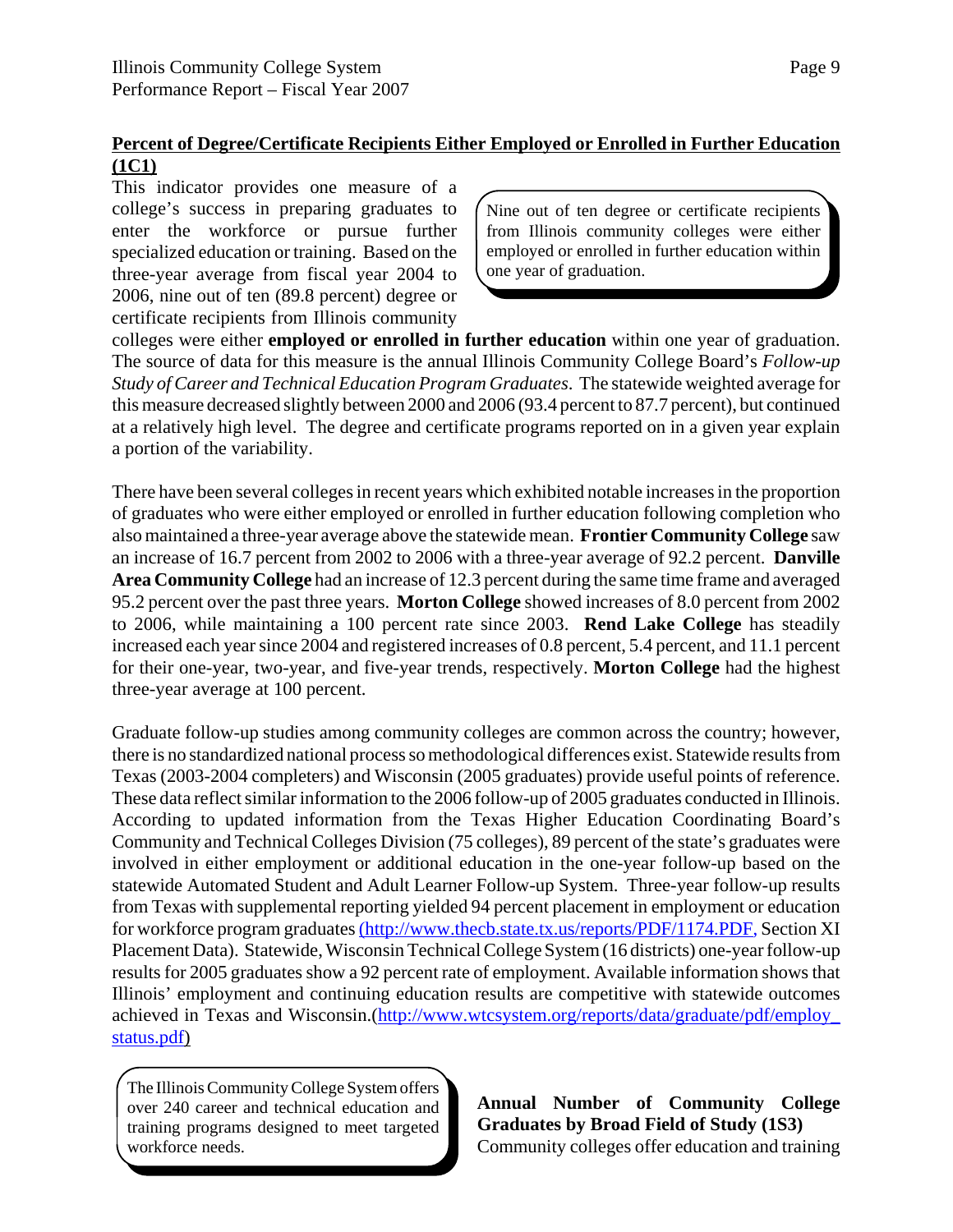## Percent of Degree/Certificate Recipients Either Employed or Enrolled in Further Education (1C1)

> Nine out of ten degree or certificate recipients from Illinois community colleges were either employed or enrolled in further education within one year of graduation.

This indicator provides one measure of a college's success in preparing graduates to enter the workforce or pursue further specialized education or training. Based on the three-year average from fiscal year 2004 to 2006, nine out of ten (89.8 percent) degree or certificate recipients from Illinois community colleges were either **employed or enrolled in further education** within one year of graduation. The source of data for this measure is the annual Illinois Community College Board's *Follow-up Study of Career and Technical Education Program Graduates*. The statewide weighted average for this measure decreased slightly between 2000 and 2006 (93.4 percent to 87.7 percent), but continued at a relatively high level. The degree and certificate programs reported on in a given year explain a portion of the variability.

There have been several colleges in recent years which exhibited notable increases in the proportion of graduates who were either employed or enrolled in further education following completion who also maintained a three-year average above the statewide mean. **Frontier Community College** saw an increase of 16.7 percent from 2002 to 2006 with a three-year average of 92.2 percent. **Danville Area Community College** had an increase of 12.3 percent during the same time frame and averaged 95.2 percent over the past three years. **Morton College** showed increases of 8.0 percent from 2002 to 2006, while maintaining a 100 percent rate since 2003. **Rend Lake College** has steadily increased each year since 2004 and registered increases of 0.8 percent, 5.4 percent, and 11.1 percent for their one-year, two-year, and five-year trends, respectively. **Morton College** had the highest three-year average at 100 percent.

Graduate follow-up studies among community colleges are common across the country; however, there is no standardized national process so methodological differences exist. Statewide results from Texas (2003-2004 completers) and Wisconsin (2005 graduates) provide useful points of reference. These data reflect similar information to the 2006 follow-up of 2005 graduates conducted in Illinois. According to updated information from the Texas Higher Education Coordinating Board's Community and Technical Colleges Division (75 colleges), 89 percent of the state's graduates were involved in either employment or additional education in the one-year follow-up based on the statewide Automated Student and Adult Learner Follow-up System. Three-year follow-up results from Texas with supplemental reporting yielded 94 percent placement in employment or education for workforce program graduates (http://www.thecb.state.tx.us/reports/PDF/1174.PDF, Section XI Placement Data). Statewide, Wisconsin Technical College System (16 districts) one-year follow-up results for 2005 graduates show a 92 percent rate of employment. Available information shows that Illinois' employment and continuing education results are competitive with statewide outcomes achieved in Texas and Wisconsin.(http://www.wtcsystem.org/reports/data/graduate/pdf/employ_status.pdf)

> The Illinois Community College System offers over 240 career and technical education and training programs designed to meet targeted workforce needs.

**Annual Number of Community College Graduates by Broad Field of Study (1S3)**

Community colleges offer education and training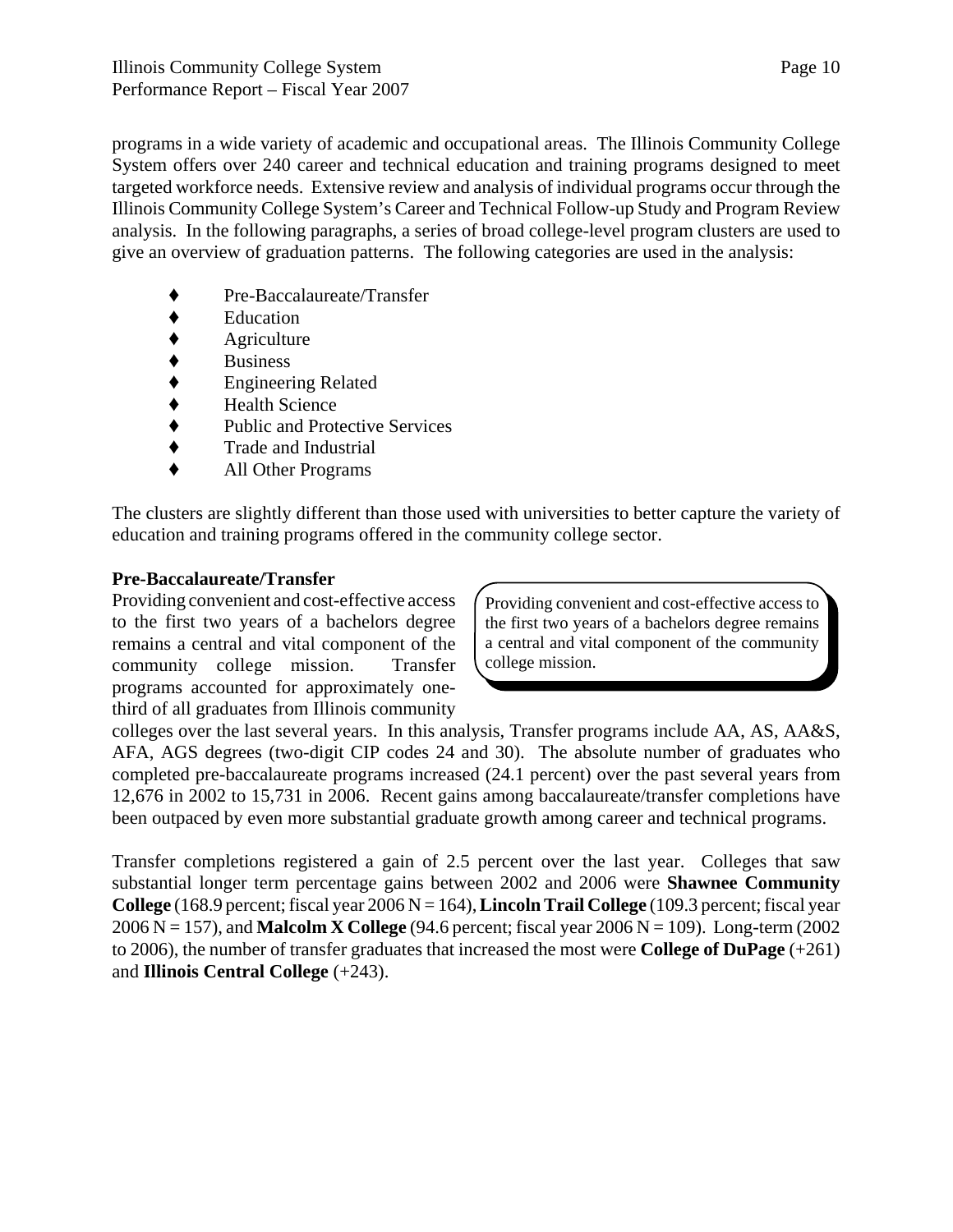programs in a wide variety of academic and occupational areas. The Illinois Community College System offers over 240 career and technical education and training programs designed to meet targeted workforce needs. Extensive review and analysis of individual programs occur through the Illinois Community College System's Career and Technical Follow-up Study and Program Review analysis. In the following paragraphs, a series of broad college-level program clusters are used to give an overview of graduation patterns. The following categories are used in the analysis:

- Pre-Baccalaureate/Transfer
- Education
- Agriculture
- Business
- Engineering Related
- Health Science
- Public and Protective Services
- Trade and Industrial
- All Other Programs

The clusters are slightly different than those used with universities to better capture the variety of education and training programs offered in the community college sector.

**Pre-Baccalaureate/Transfer**

Providing convenient and cost-effective access to the first two years of a bachelors degree remains a central and vital component of the community college mission. Transfer programs accounted for approximately one-third of all graduates from Illinois community colleges over the last several years. In this analysis, Transfer programs include AA, AS, AA&S, AFA, AGS degrees (two-digit CIP codes 24 and 30). The absolute number of graduates who completed pre-baccalaureate programs increased (24.1 percent) over the past several years from 12,676 in 2002 to 15,731 in 2006. Recent gains among baccalaureate/transfer completions have been outpaced by even more substantial graduate growth among career and technical programs.

> Providing convenient and cost-effective access to the first two years of a bachelors degree remains a central and vital component of the community college mission.

Transfer completions registered a gain of 2.5 percent over the last year. Colleges that saw substantial longer term percentage gains between 2002 and 2006 were **Shawnee Community College** (168.9 percent; fiscal year 2006 N = 164), **Lincoln Trail College** (109.3 percent; fiscal year 2006 N = 157), and **Malcolm X College** (94.6 percent; fiscal year 2006 N = 109). Long-term (2002 to 2006), the number of transfer graduates that increased the most were **College of DuPage** (+261) and **Illinois Central College** (+243).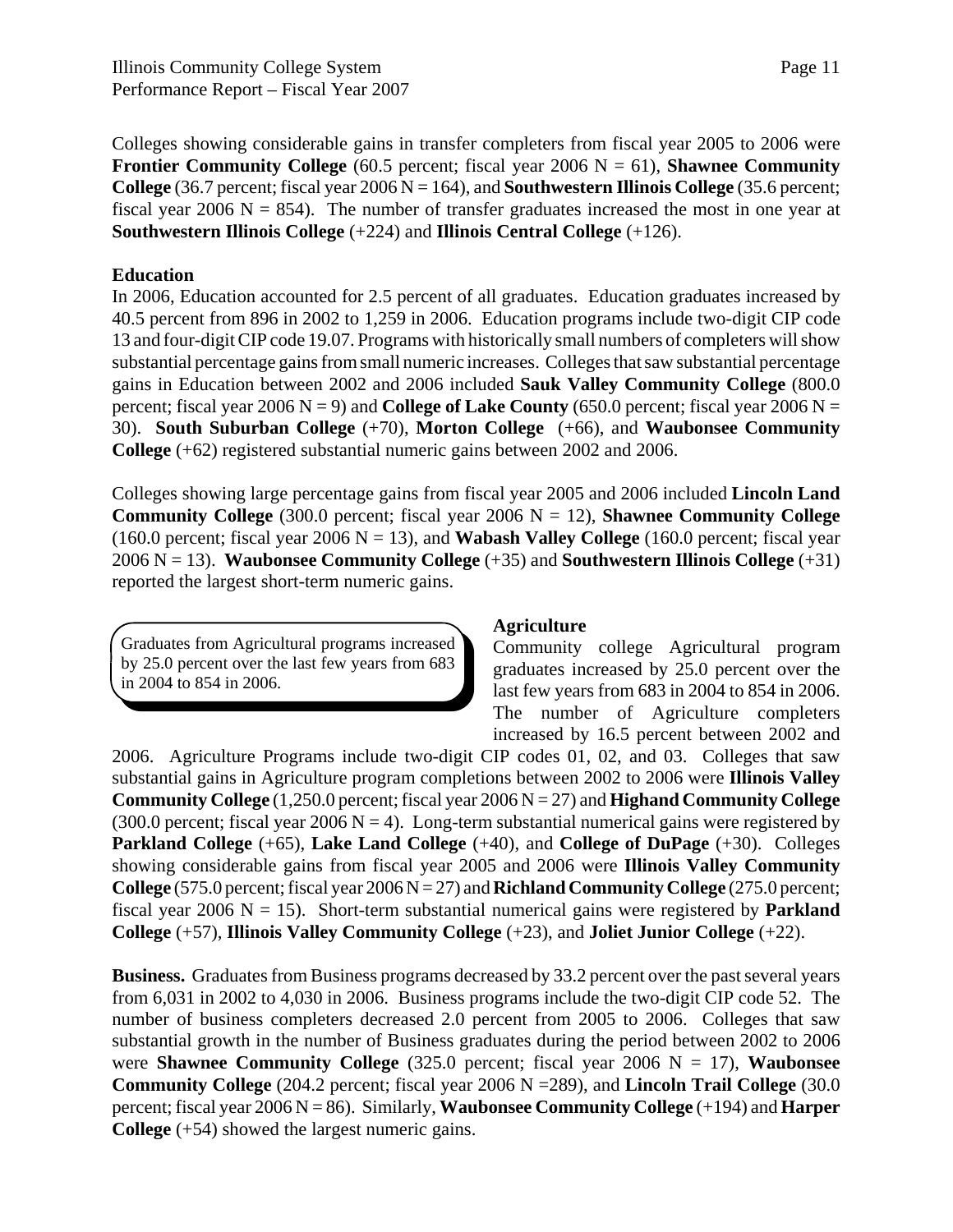Colleges showing considerable gains in transfer completers from fiscal year 2005 to 2006 were **Frontier Community College** (60.5 percent; fiscal year 2006 N = 61), **Shawnee Community College** (36.7 percent; fiscal year 2006 N = 164), and **Southwestern Illinois College** (35.6 percent; fiscal year 2006 N = 854). The number of transfer graduates increased the most in one year at **Southwestern Illinois College** (+224) and **Illinois Central College** (+126).

**Education**

In 2006, Education accounted for 2.5 percent of all graduates. Education graduates increased by 40.5 percent from 896 in 2002 to 1,259 in 2006. Education programs include two-digit CIP code 13 and four-digit CIP code 19.07. Programs with historically small numbers of completers will show substantial percentage gains from small numeric increases. Colleges that saw substantial percentage gains in Education between 2002 and 2006 included **Sauk Valley Community College** (800.0 percent; fiscal year 2006 N = 9) and **College of Lake County** (650.0 percent; fiscal year 2006 N = 30). **South Suburban College** (+70), **Morton College** (+66), and **Waubonsee Community College** (+62) registered substantial numeric gains between 2002 and 2006.

Colleges showing large percentage gains from fiscal year 2005 and 2006 included **Lincoln Land Community College** (300.0 percent; fiscal year 2006 N = 12), **Shawnee Community College** (160.0 percent; fiscal year 2006 N = 13), and **Wabash Valley College** (160.0 percent; fiscal year 2006 N = 13). **Waubonsee Community College** (+35) and **Southwestern Illinois College** (+31) reported the largest short-term numeric gains.

> Graduates from Agricultural programs increased by 25.0 percent over the last few years from 683 in 2004 to 854 in 2006.

**Agriculture**

Community college Agricultural program graduates increased by 25.0 percent over the last few years from 683 in 2004 to 854 in 2006. The number of Agriculture completers increased by 16.5 percent between 2002 and 2006. Agriculture Programs include two-digit CIP codes 01, 02, and 03. Colleges that saw substantial gains in Agriculture program completions between 2002 to 2006 were **Illinois Valley Community College** (1,250.0 percent; fiscal year 2006 N = 27) and **Highand Community College** (300.0 percent; fiscal year 2006 N = 4). Long-term substantial numerical gains were registered by **Parkland College** (+65), **Lake Land College** (+40), and **College of DuPage** (+30). Colleges showing considerable gains from fiscal year 2005 and 2006 were **Illinois Valley Community College** (575.0 percent; fiscal year 2006 N = 27) and **Richland Community College** (275.0 percent; fiscal year 2006 N = 15). Short-term substantial numerical gains were registered by **Parkland College** (+57), **Illinois Valley Community College** (+23), and **Joliet Junior College** (+22).

**Business.** Graduates from Business programs decreased by 33.2 percent over the past several years from 6,031 in 2002 to 4,030 in 2006. Business programs include the two-digit CIP code 52. The number of business completers decreased 2.0 percent from 2005 to 2006. Colleges that saw substantial growth in the number of Business graduates during the period between 2002 to 2006 were **Shawnee Community College** (325.0 percent; fiscal year 2006 N = 17), **Waubonsee Community College** (204.2 percent; fiscal year 2006 N =289), and **Lincoln Trail College** (30.0 percent; fiscal year 2006 N = 86). Similarly, **Waubonsee Community College** (+194) and **Harper College** (+54) showed the largest numeric gains.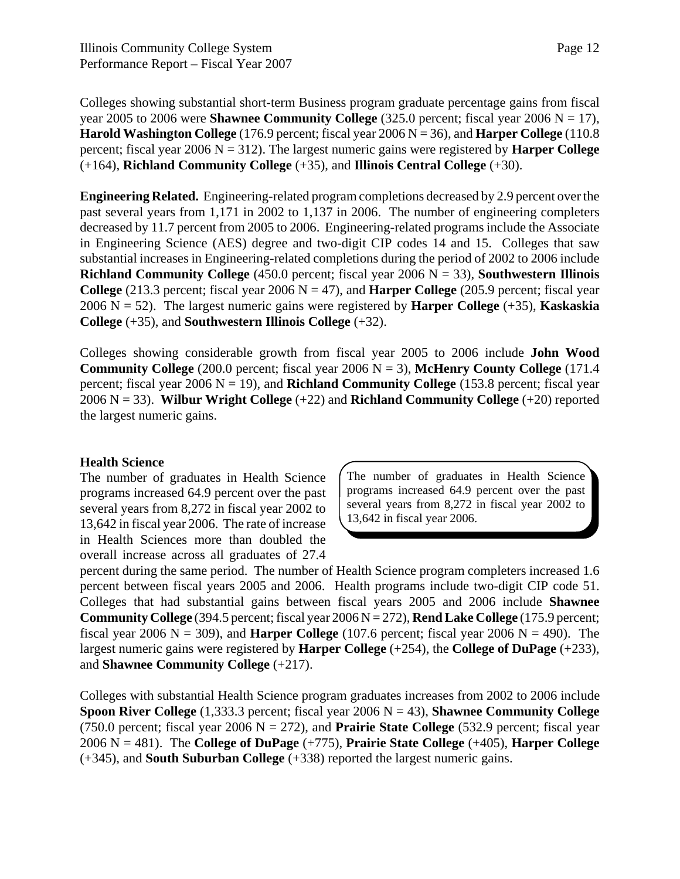Colleges showing substantial short-term Business program graduate percentage gains from fiscal year 2005 to 2006 were **Shawnee Community College** (325.0 percent; fiscal year 2006 N = 17), **Harold Washington College** (176.9 percent; fiscal year 2006 N = 36), and **Harper College** (110.8 percent; fiscal year 2006 N = 312). The largest numeric gains were registered by **Harper College** (+164), **Richland Community College** (+35), and **Illinois Central College** (+30).

**Engineering Related.** Engineering-related program completions decreased by 2.9 percent over the past several years from 1,171 in 2002 to 1,137 in 2006. The number of engineering completers decreased by 11.7 percent from 2005 to 2006. Engineering-related programs include the Associate in Engineering Science (AES) degree and two-digit CIP codes 14 and 15. Colleges that saw substantial increases in Engineering-related completions during the period of 2002 to 2006 include **Richland Community College** (450.0 percent; fiscal year 2006 N = 33), **Southwestern Illinois College** (213.3 percent; fiscal year 2006 N = 47), and **Harper College** (205.9 percent; fiscal year 2006 N = 52). The largest numeric gains were registered by **Harper College** (+35), **Kaskaskia College** (+35), and **Southwestern Illinois College** (+32).

Colleges showing considerable growth from fiscal year 2005 to 2006 include **John Wood Community College** (200.0 percent; fiscal year 2006 N = 3), **McHenry County College** (171.4 percent; fiscal year 2006 N = 19), and **Richland Community College** (153.8 percent; fiscal year 2006 N = 33). **Wilbur Wright College** (+22) and **Richland Community College** (+20) reported the largest numeric gains.

**Health Science**

The number of graduates in Health Science programs increased 64.9 percent over the past several years from 8,272 in fiscal year 2002 to 13,642 in fiscal year 2006. The rate of increase in Health Sciences more than doubled the overall increase across all graduates of 27.4 percent during the same period. The number of Health Science program completers increased 1.6 percent between fiscal years 2005 and 2006. Health programs include two-digit CIP code 51. Colleges that had substantial gains between fiscal years 2005 and 2006 include **Shawnee Community College** (394.5 percent; fiscal year 2006 N = 272), **Rend Lake College** (175.9 percent; fiscal year 2006 N = 309), and **Harper College** (107.6 percent; fiscal year 2006 N = 490). The largest numeric gains were registered by **Harper College** (+254), the **College of DuPage** (+233), and **Shawnee Community College** (+217).

> The number of graduates in Health Science programs increased 64.9 percent over the past several years from 8,272 in fiscal year 2002 to 13,642 in fiscal year 2006.

Colleges with substantial Health Science program graduates increases from 2002 to 2006 include **Spoon River College** (1,333.3 percent; fiscal year 2006 N = 43), **Shawnee Community College** (750.0 percent; fiscal year 2006 N = 272), and **Prairie State College** (532.9 percent; fiscal year 2006 N = 481). The **College of DuPage** (+775), **Prairie State College** (+405), **Harper College** (+345), and **South Suburban College** (+338) reported the largest numeric gains.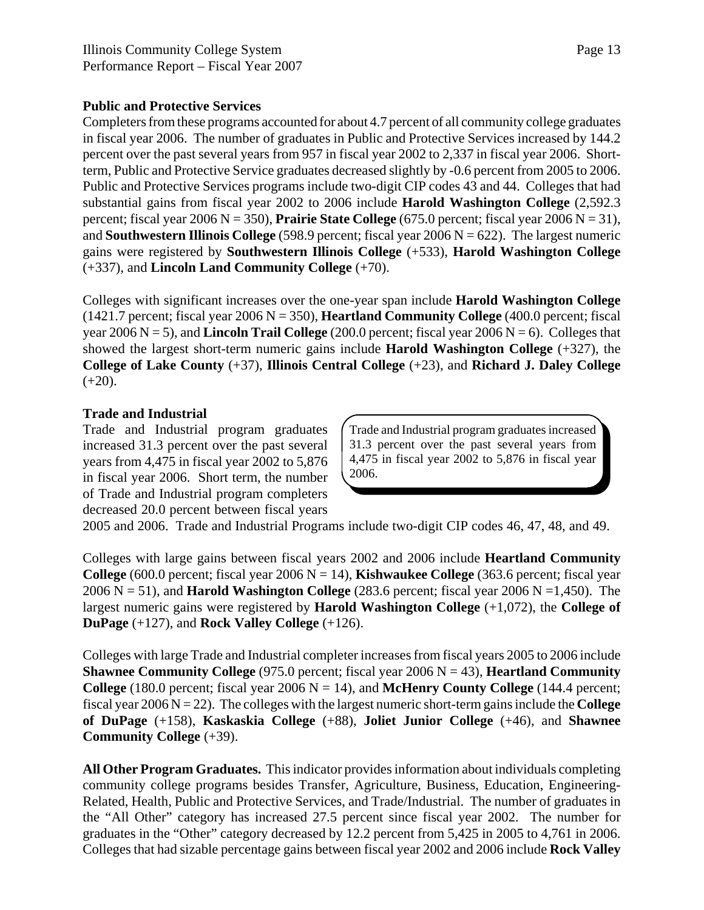### Public and Protective Services

Completers from these programs accounted for about 4.7 percent of all community college graduates in fiscal year 2006. The number of graduates in Public and Protective Services increased by 144.2 percent over the past several years from 957 in fiscal year 2002 to 2,337 in fiscal year 2006. Short-term, Public and Protective Service graduates decreased slightly by -0.6 percent from 2005 to 2006. Public and Protective Services programs include two-digit CIP codes 43 and 44. Colleges that had substantial gains from fiscal year 2002 to 2006 include **Harold Washington College** (2,592.3 percent; fiscal year 2006 N = 350), **Prairie State College** (675.0 percent; fiscal year 2006 N = 31), and **Southwestern Illinois College** (598.9 percent; fiscal year 2006 N = 622). The largest numeric gains were registered by **Southwestern Illinois College** (+533), **Harold Washington College** (+337), and **Lincoln Land Community College** (+70).

Colleges with significant increases over the one-year span include **Harold Washington College** (1421.7 percent; fiscal year 2006 N = 350), **Heartland Community College** (400.0 percent; fiscal year 2006 N = 5), and **Lincoln Trail College** (200.0 percent; fiscal year 2006 N = 6). Colleges that showed the largest short-term numeric gains include **Harold Washington College** (+327), the **College of Lake County** (+37), **Illinois Central College** (+23), and **Richard J. Daley College** (+20).

### Trade and Industrial

Trade and Industrial program graduates increased 31.3 percent over the past several years from 4,475 in fiscal year 2002 to 5,876 in fiscal year 2006. Short term, the number of Trade and Industrial program completers decreased 20.0 percent between fiscal years 2005 and 2006. Trade and Industrial Programs include two-digit CIP codes 46, 47, 48, and 49.

> Trade and Industrial program graduates increased 31.3 percent over the past several years from 4,475 in fiscal year 2002 to 5,876 in fiscal year 2006.

Colleges with large gains between fiscal years 2002 and 2006 include **Heartland Community College** (600.0 percent; fiscal year 2006 N = 14), **Kishwaukee College** (363.6 percent; fiscal year 2006 N = 51), and **Harold Washington College** (283.6 percent; fiscal year 2006 N =1,450). The largest numeric gains were registered by **Harold Washington College** (+1,072), the **College of DuPage** (+127), and **Rock Valley College** (+126).

Colleges with large Trade and Industrial completer increases from fiscal years 2005 to 2006 include **Shawnee Community College** (975.0 percent; fiscal year 2006 N = 43), **Heartland Community College** (180.0 percent; fiscal year 2006 N = 14), and **McHenry County College** (144.4 percent; fiscal year 2006 N = 22). The colleges with the largest numeric short-term gains include the **College of DuPage** (+158), **Kaskaskia College** (+88), **Joliet Junior College** (+46), and **Shawnee Community College** (+39).

**All Other Program Graduates.** This indicator provides information about individuals completing community college programs besides Transfer, Agriculture, Business, Education, Engineering-Related, Health, Public and Protective Services, and Trade/Industrial. The number of graduates in the "All Other" category has increased 27.5 percent since fiscal year 2002. The number for graduates in the "Other" category decreased by 12.2 percent from 5,425 in 2005 to 4,761 in 2006. Colleges that had sizable percentage gains between fiscal year 2002 and 2006 include **Rock Valley**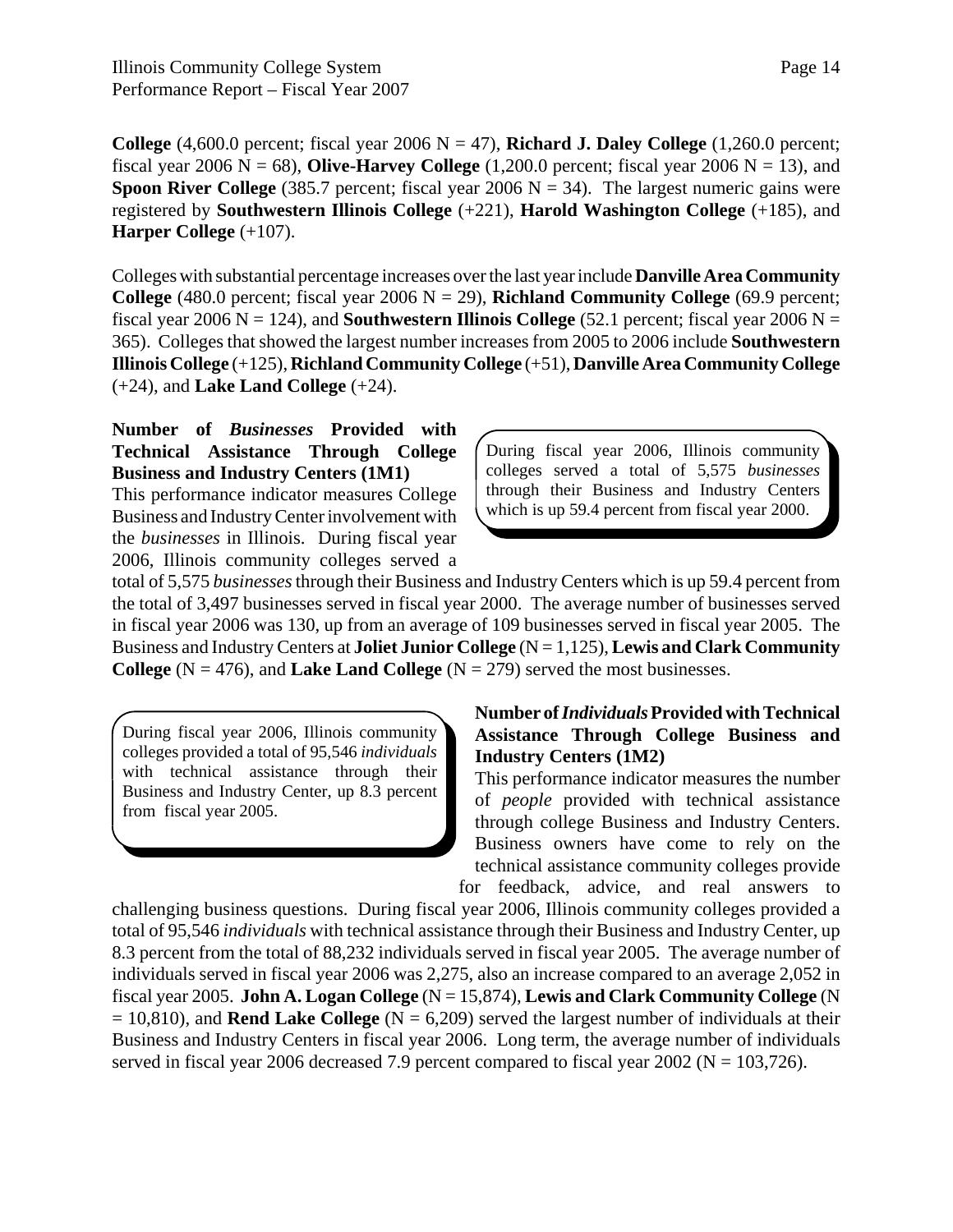**College** (4,600.0 percent; fiscal year 2006 N = 47), **Richard J. Daley College** (1,260.0 percent; fiscal year 2006 N = 68), **Olive-Harvey College** (1,200.0 percent; fiscal year 2006 N = 13), and **Spoon River College** (385.7 percent; fiscal year 2006 N = 34). The largest numeric gains were registered by **Southwestern Illinois College** (+221), **Harold Washington College** (+185), and **Harper College** (+107).

Colleges with substantial percentage increases over the last year include **Danville Area Community College** (480.0 percent; fiscal year 2006 N = 29), **Richland Community College** (69.9 percent; fiscal year 2006 N = 124), and **Southwestern Illinois College** (52.1 percent; fiscal year 2006 N = 365). Colleges that showed the largest number increases from 2005 to 2006 include **Southwestern Illinois College** (+125), **Richland Community College** (+51), **Danville Area Community College** (+24), and **Lake Land College** (+24).

### Number of *Businesses* Provided with Technical Assistance Through College Business and Industry Centers (1M1)

> During fiscal year 2006, Illinois community colleges served a total of 5,575 *businesses* through their Business and Industry Centers which is up 59.4 percent from fiscal year 2000.

This performance indicator measures College Business and Industry Center involvement with the *businesses* in Illinois. During fiscal year 2006, Illinois community colleges served a total of 5,575 *businesses* through their Business and Industry Centers which is up 59.4 percent from the total of 3,497 businesses served in fiscal year 2000. The average number of businesses served in fiscal year 2006 was 130, up from an average of 109 businesses served in fiscal year 2005. The Business and Industry Centers at **Joliet Junior College** (N = 1,125), **Lewis and Clark Community College** (N = 476), and **Lake Land College** (N = 279) served the most businesses.

### Number of *Individuals* Provided with Technical Assistance Through College Business and Industry Centers (1M2)

> During fiscal year 2006, Illinois community colleges provided a total of 95,546 *individuals* with technical assistance through their Business and Industry Center, up 8.3 percent from fiscal year 2005.

This performance indicator measures the number of *people* provided with technical assistance through college Business and Industry Centers. Business owners have come to rely on the technical assistance community colleges provide for feedback, advice, and real answers to challenging business questions. During fiscal year 2006, Illinois community colleges provided a total of 95,546 *individuals* with technical assistance through their Business and Industry Center, up 8.3 percent from the total of 88,232 individuals served in fiscal year 2005. The average number of individuals served in fiscal year 2006 was 2,275, also an increase compared to an average 2,052 in fiscal year 2005. **John A. Logan College** (N = 15,874), **Lewis and Clark Community College** (N = 10,810), and **Rend Lake College** (N = 6,209) served the largest number of individuals at their Business and Industry Centers in fiscal year 2006. Long term, the average number of individuals served in fiscal year 2006 decreased 7.9 percent compared to fiscal year 2002 (N = 103,726).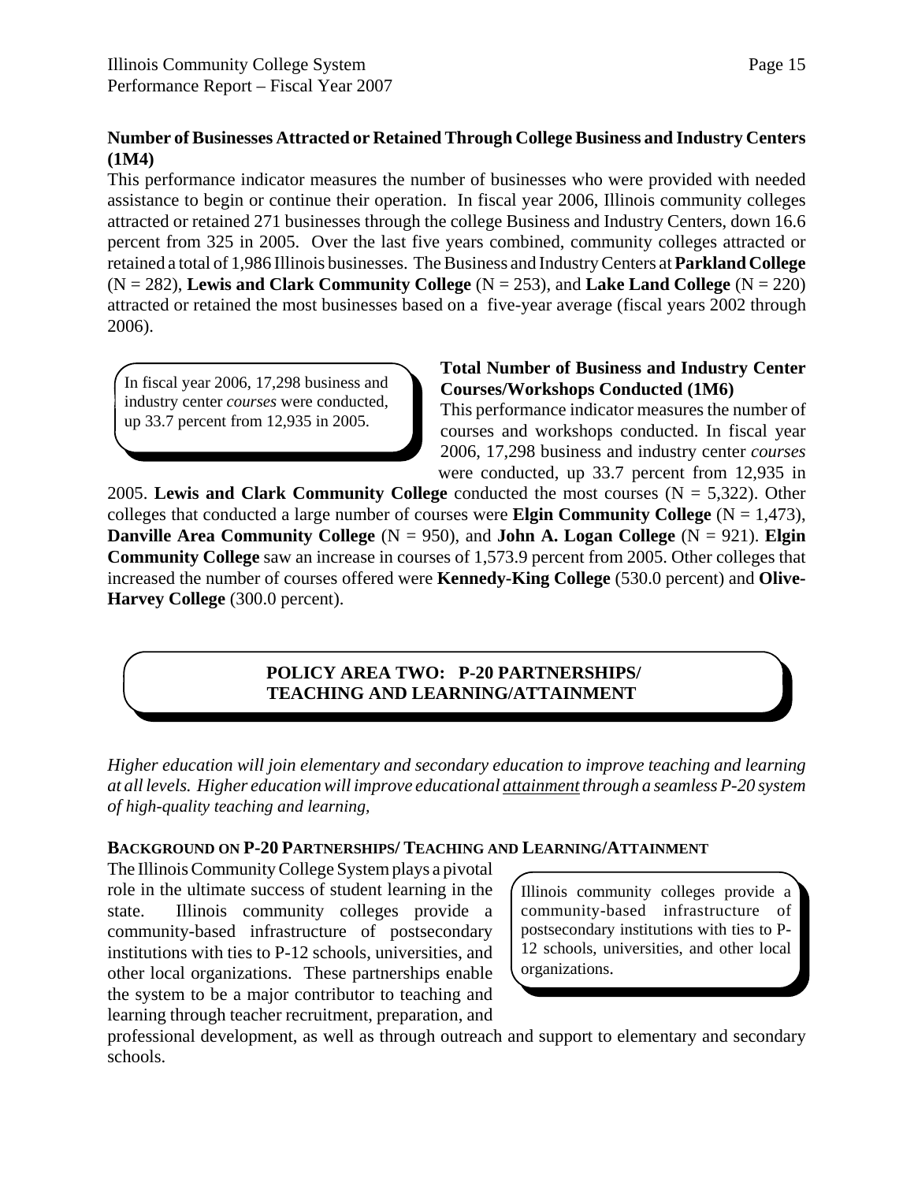**Number of Businesses Attracted or Retained Through College Business and Industry Centers (1M4)**

This performance indicator measures the number of businesses who were provided with needed assistance to begin or continue their operation. In fiscal year 2006, Illinois community colleges attracted or retained 271 businesses through the college Business and Industry Centers, down 16.6 percent from 325 in 2005. Over the last five years combined, community colleges attracted or retained a total of 1,986 Illinois businesses. The Business and Industry Centers at **Parkland College** (N = 282), **Lewis and Clark Community College** (N = 253), and **Lake Land College** (N = 220) attracted or retained the most businesses based on a five-year average (fiscal years 2002 through 2006).

> In fiscal year 2006, 17,298 business and industry center *courses* were conducted, up 33.7 percent from 12,935 in 2005.

**Total Number of Business and Industry Center Courses/Workshops Conducted (1M6)**

This performance indicator measures the number of courses and workshops conducted. In fiscal year 2006, 17,298 business and industry center *courses* were conducted, up 33.7 percent from 12,935 in 2005. **Lewis and Clark Community College** conducted the most courses (N = 5,322). Other colleges that conducted a large number of courses were **Elgin Community College** (N = 1,473), **Danville Area Community College** (N = 950), and **John A. Logan College** (N = 921). **Elgin Community College** saw an increase in courses of 1,573.9 percent from 2005. Other colleges that increased the number of courses offered were **Kennedy-King College** (530.0 percent) and **Olive-Harvey College** (300.0 percent).

## POLICY AREA TWO: P-20 PARTNERSHIPS/ TEACHING AND LEARNING/ATTAINMENT

*Higher education will join elementary and secondary education to improve teaching and learning at all levels. Higher education will improve educational attainment through a seamless P-20 system of high-quality teaching and learning,*

### BACKGROUND ON P-20 PARTNERSHIPS/ TEACHING AND LEARNING/ATTAINMENT

> Illinois community colleges provide a community-based infrastructure of postsecondary institutions with ties to P-12 schools, universities, and other local organizations.

The Illinois Community College System plays a pivotal role in the ultimate success of student learning in the state. Illinois community colleges provide a community-based infrastructure of postsecondary institutions with ties to P-12 schools, universities, and other local organizations. These partnerships enable the system to be a major contributor to teaching and learning through teacher recruitment, preparation, and professional development, as well as through outreach and support to elementary and secondary schools.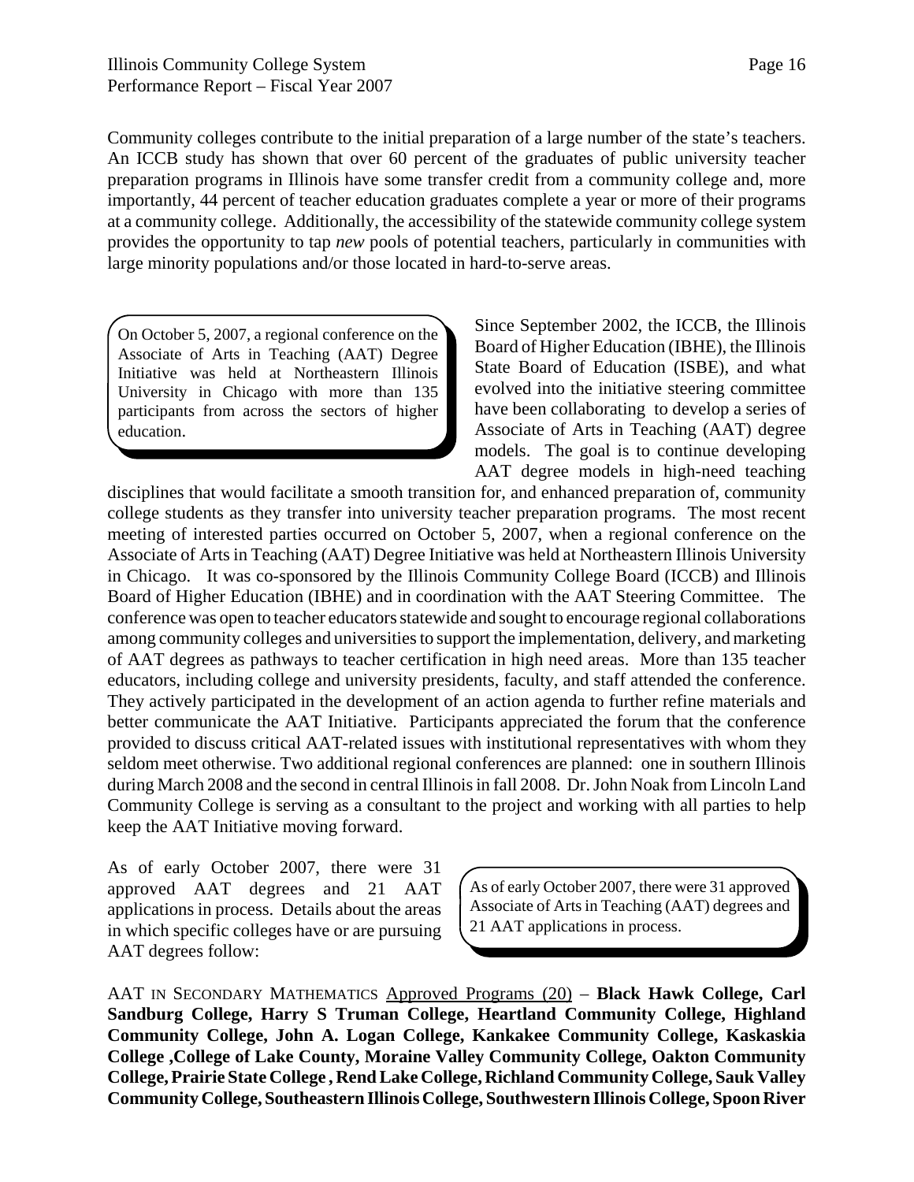Community colleges contribute to the initial preparation of a large number of the state's teachers. An ICCB study has shown that over 60 percent of the graduates of public university teacher preparation programs in Illinois have some transfer credit from a community college and, more importantly, 44 percent of teacher education graduates complete a year or more of their programs at a community college. Additionally, the accessibility of the statewide community college system provides the opportunity to tap *new* pools of potential teachers, particularly in communities with large minority populations and/or those located in hard-to-serve areas.

> On October 5, 2007, a regional conference on the Associate of Arts in Teaching (AAT) Degree Initiative was held at Northeastern Illinois University in Chicago with more than 135 participants from across the sectors of higher education.

Since September 2002, the ICCB, the Illinois Board of Higher Education (IBHE), the Illinois State Board of Education (ISBE), and what evolved into the initiative steering committee have been collaborating to develop a series of Associate of Arts in Teaching (AAT) degree models. The goal is to continue developing AAT degree models in high-need teaching disciplines that would facilitate a smooth transition for, and enhanced preparation of, community college students as they transfer into university teacher preparation programs. The most recent meeting of interested parties occurred on October 5, 2007, when a regional conference on the Associate of Arts in Teaching (AAT) Degree Initiative was held at Northeastern Illinois University in Chicago. It was co-sponsored by the Illinois Community College Board (ICCB) and Illinois Board of Higher Education (IBHE) and in coordination with the AAT Steering Committee. The conference was open to teacher educators statewide and sought to encourage regional collaborations among community colleges and universities to support the implementation, delivery, and marketing of AAT degrees as pathways to teacher certification in high need areas. More than 135 teacher educators, including college and university presidents, faculty, and staff attended the conference. They actively participated in the development of an action agenda to further refine materials and better communicate the AAT Initiative. Participants appreciated the forum that the conference provided to discuss critical AAT-related issues with institutional representatives with whom they seldom meet otherwise. Two additional regional conferences are planned: one in southern Illinois during March 2008 and the second in central Illinois in fall 2008. Dr. John Noak from Lincoln Land Community College is serving as a consultant to the project and working with all parties to help keep the AAT Initiative moving forward.

As of early October 2007, there were 31 approved AAT degrees and 21 AAT applications in process. Details about the areas in which specific colleges have or are pursuing AAT degrees follow:

> As of early October 2007, there were 31 approved Associate of Arts in Teaching (AAT) degrees and 21 AAT applications in process.

AAT IN SECONDARY MATHEMATICS Approved Programs (20) – **Black Hawk College, Carl Sandburg College, Harry S Truman College, Heartland Community College, Highland Community College, John A. Logan College, Kankakee Community College, Kaskaskia College ,College of Lake County, Moraine Valley Community College, Oakton Community College, Prairie State College , Rend Lake College, Richland Community College, Sauk Valley Community College, Southeastern Illinois College, Southwestern Illinois College, Spoon River**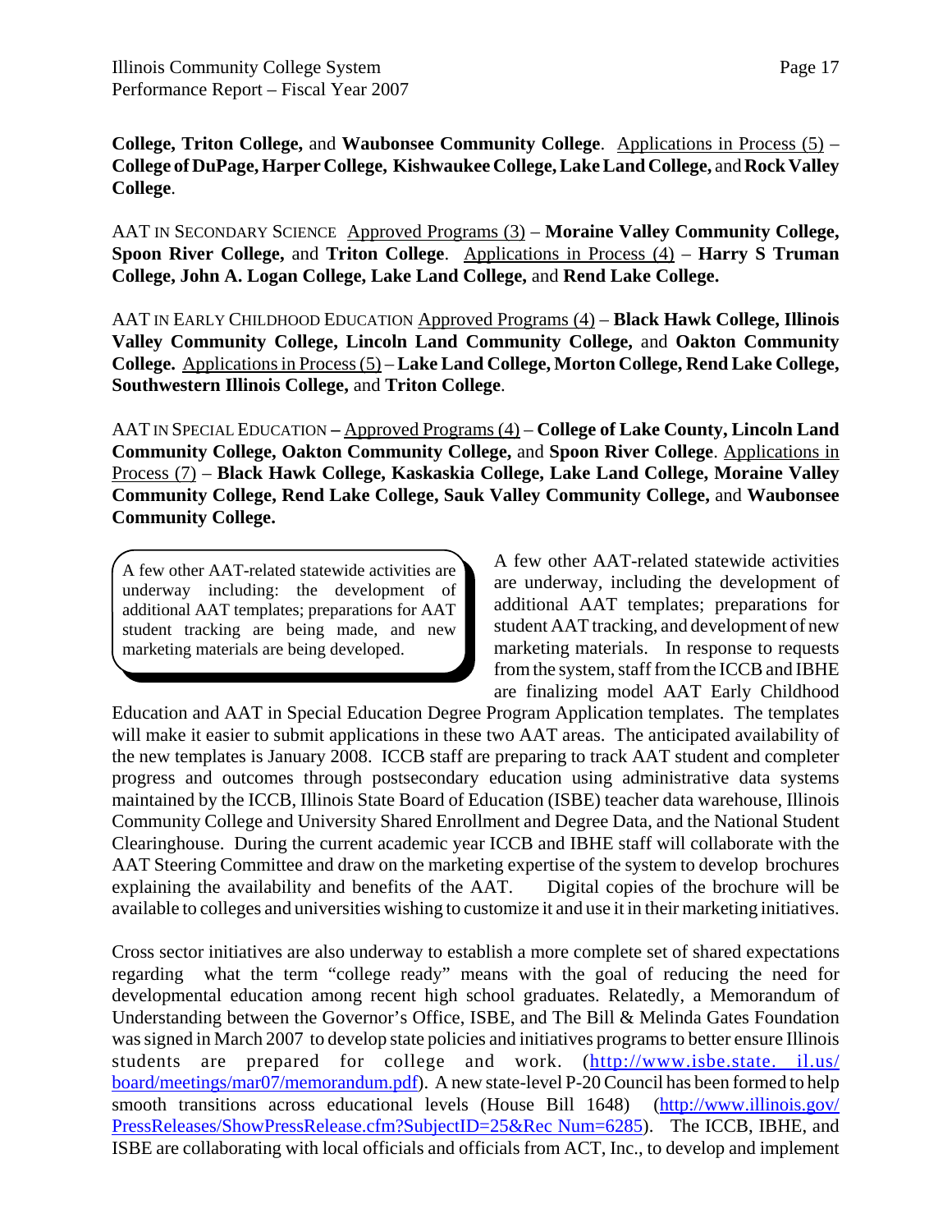**College, Triton College,** and **Waubonsee Community College**. Applications in Process (5) – **College of DuPage, Harper College, Kishwaukee College, Lake Land College,** and **Rock Valley College**.

AAT IN SECONDARY SCIENCE Approved Programs (3) – **Moraine Valley Community College, Spoon River College,** and **Triton College**. Applications in Process (4) – **Harry S Truman College, John A. Logan College, Lake Land College,** and **Rend Lake College.**

AAT IN EARLY CHILDHOOD EDUCATION Approved Programs (4) – **Black Hawk College, Illinois Valley Community College, Lincoln Land Community College,** and **Oakton Community College.** Applications in Process (5) – **Lake Land College, Morton College, Rend Lake College, Southwestern Illinois College,** and **Triton College**.

AAT IN SPECIAL EDUCATION – Approved Programs (4) – **College of Lake County, Lincoln Land Community College, Oakton Community College,** and **Spoon River College**. Applications in Process (7) – **Black Hawk College, Kaskaskia College, Lake Land College, Moraine Valley Community College, Rend Lake College, Sauk Valley Community College,** and **Waubonsee Community College.**

> A few other AAT-related statewide activities are underway including: the development of additional AAT templates; preparations for AAT student tracking are being made, and new marketing materials are being developed.

A few other AAT-related statewide activities are underway, including the development of additional AAT templates; preparations for student AAT tracking, and development of new marketing materials. In response to requests from the system, staff from the ICCB and IBHE are finalizing model AAT Early Childhood Education and AAT in Special Education Degree Program Application templates. The templates will make it easier to submit applications in these two AAT areas. The anticipated availability of the new templates is January 2008. ICCB staff are preparing to track AAT student and completer progress and outcomes through postsecondary education using administrative data systems maintained by the ICCB, Illinois State Board of Education (ISBE) teacher data warehouse, Illinois Community College and University Shared Enrollment and Degree Data, and the National Student Clearinghouse. During the current academic year ICCB and IBHE staff will collaborate with the AAT Steering Committee and draw on the marketing expertise of the system to develop brochures explaining the availability and benefits of the AAT. Digital copies of the brochure will be available to colleges and universities wishing to customize it and use it in their marketing initiatives.

Cross sector initiatives are also underway to establish a more complete set of shared expectations regarding what the term "college ready" means with the goal of reducing the need for developmental education among recent high school graduates. Relatedly, a Memorandum of Understanding between the Governor's Office, ISBE, and The Bill & Melinda Gates Foundation was signed in March 2007 to develop state policies and initiatives programs to better ensure Illinois students are prepared for college and work. (http://www.isbe.state.il.us/board/meetings/mar07/memorandum.pdf). A new state-level P-20 Council has been formed to help smooth transitions across educational levels (House Bill 1648) (http://www.illinois.gov/PressReleases/ShowPressRelease.cfm?SubjectID=25&Rec Num=6285). The ICCB, IBHE, and ISBE are collaborating with local officials and officials from ACT, Inc., to develop and implement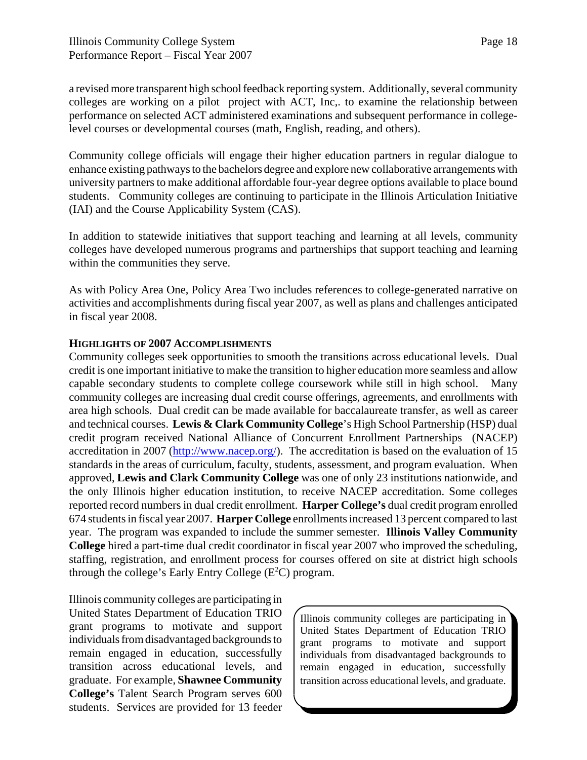a revised more transparent high school feedback reporting system. Additionally, several community colleges are working on a pilot project with ACT, Inc,. to examine the relationship between performance on selected ACT administered examinations and subsequent performance in college-level courses or developmental courses (math, English, reading, and others).

Community college officials will engage their higher education partners in regular dialogue to enhance existing pathways to the bachelors degree and explore new collaborative arrangements with university partners to make additional affordable four-year degree options available to place bound students. Community colleges are continuing to participate in the Illinois Articulation Initiative (IAI) and the Course Applicability System (CAS).

In addition to statewide initiatives that support teaching and learning at all levels, community colleges have developed numerous programs and partnerships that support teaching and learning within the communities they serve.

As with Policy Area One, Policy Area Two includes references to college-generated narrative on activities and accomplishments during fiscal year 2007, as well as plans and challenges anticipated in fiscal year 2008.

#### HIGHLIGHTS OF 2007 ACCOMPLISHMENTS

Community colleges seek opportunities to smooth the transitions across educational levels. Dual credit is one important initiative to make the transition to higher education more seamless and allow capable secondary students to complete college coursework while still in high school. Many community colleges are increasing dual credit course offerings, agreements, and enrollments with area high schools. Dual credit can be made available for baccalaureate transfer, as well as career and technical courses. **Lewis & Clark Community College**'s High School Partnership (HSP) dual credit program received National Alliance of Concurrent Enrollment Partnerships (NACEP) accreditation in 2007 (http://www.nacep.org/). The accreditation is based on the evaluation of 15 standards in the areas of curriculum, faculty, students, assessment, and program evaluation. When approved, **Lewis and Clark Community College** was one of only 23 institutions nationwide, and the only Illinois higher education institution, to receive NACEP accreditation. Some colleges reported record numbers in dual credit enrollment. **Harper College's** dual credit program enrolled 674 students in fiscal year 2007. **Harper College** enrollments increased 13 percent compared to last year. The program was expanded to include the summer semester. **Illinois Valley Community College** hired a part-time dual credit coordinator in fiscal year 2007 who improved the scheduling, staffing, registration, and enrollment process for courses offered on site at district high schools through the college's Early Entry College ($E^2C$) program.

Illinois community colleges are participating in United States Department of Education TRIO grant programs to motivate and support individuals from disadvantaged backgrounds to remain engaged in education, successfully transition across educational levels, and graduate. For example, **Shawnee Community College's** Talent Search Program serves 600 students. Services are provided for 13 feeder

> Illinois community colleges are participating in United States Department of Education TRIO grant programs to motivate and support individuals from disadvantaged backgrounds to remain engaged in education, successfully transition across educational levels, and graduate.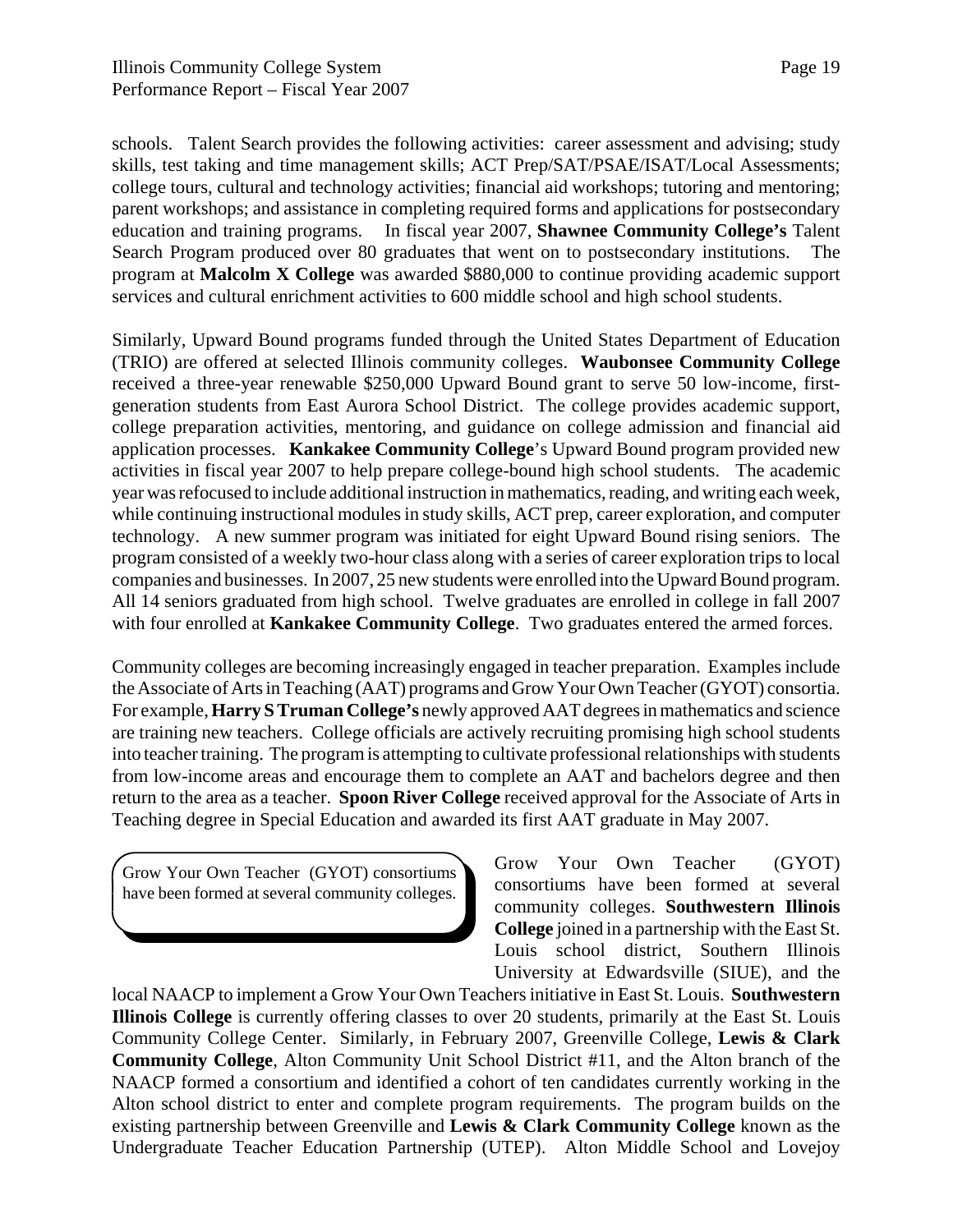schools. Talent Search provides the following activities: career assessment and advising; study skills, test taking and time management skills; ACT Prep/SAT/PSAE/ISAT/Local Assessments; college tours, cultural and technology activities; financial aid workshops; tutoring and mentoring; parent workshops; and assistance in completing required forms and applications for postsecondary education and training programs. In fiscal year 2007, **Shawnee Community College's** Talent Search Program produced over 80 graduates that went on to postsecondary institutions. The program at **Malcolm X College** was awarded $880,000 to continue providing academic support services and cultural enrichment activities to 600 middle school and high school students.

Similarly, Upward Bound programs funded through the United States Department of Education (TRIO) are offered at selected Illinois community colleges. **Waubonsee Community College** received a three-year renewable $250,000 Upward Bound grant to serve 50 low-income, first-generation students from East Aurora School District. The college provides academic support, college preparation activities, mentoring, and guidance on college admission and financial aid application processes. **Kankakee Community College**'s Upward Bound program provided new activities in fiscal year 2007 to help prepare college-bound high school students. The academic year was refocused to include additional instruction in mathematics, reading, and writing each week, while continuing instructional modules in study skills, ACT prep, career exploration, and computer technology. A new summer program was initiated for eight Upward Bound rising seniors. The program consisted of a weekly two-hour class along with a series of career exploration trips to local companies and businesses. In 2007, 25 new students were enrolled into the Upward Bound program. All 14 seniors graduated from high school. Twelve graduates are enrolled in college in fall 2007 with four enrolled at **Kankakee Community College**. Two graduates entered the armed forces.

Community colleges are becoming increasingly engaged in teacher preparation. Examples include the Associate of Arts in Teaching (AAT) programs and Grow Your Own Teacher (GYOT) consortia. For example, **Harry S Truman College's** newly approved AAT degrees in mathematics and science are training new teachers. College officials are actively recruiting promising high school students into teacher training. The program is attempting to cultivate professional relationships with students from low-income areas and encourage them to complete an AAT and bachelors degree and then return to the area as a teacher. **Spoon River College** received approval for the Associate of Arts in Teaching degree in Special Education and awarded its first AAT graduate in May 2007.

> Grow Your Own Teacher (GYOT) consortiums have been formed at several community colleges.

Grow Your Own Teacher (GYOT) consortiums have been formed at several community colleges. **Southwestern Illinois College** joined in a partnership with the East St. Louis school district, Southern Illinois University at Edwardsville (SIUE), and the local NAACP to implement a Grow Your Own Teachers initiative in East St. Louis. **Southwestern Illinois College** is currently offering classes to over 20 students, primarily at the East St. Louis Community College Center. Similarly, in February 2007, Greenville College, **Lewis & Clark Community College**, Alton Community Unit School District #11, and the Alton branch of the NAACP formed a consortium and identified a cohort of ten candidates currently working in the Alton school district to enter and complete program requirements. The program builds on the existing partnership between Greenville and **Lewis & Clark Community College** known as the Undergraduate Teacher Education Partnership (UTEP). Alton Middle School and Lovejoy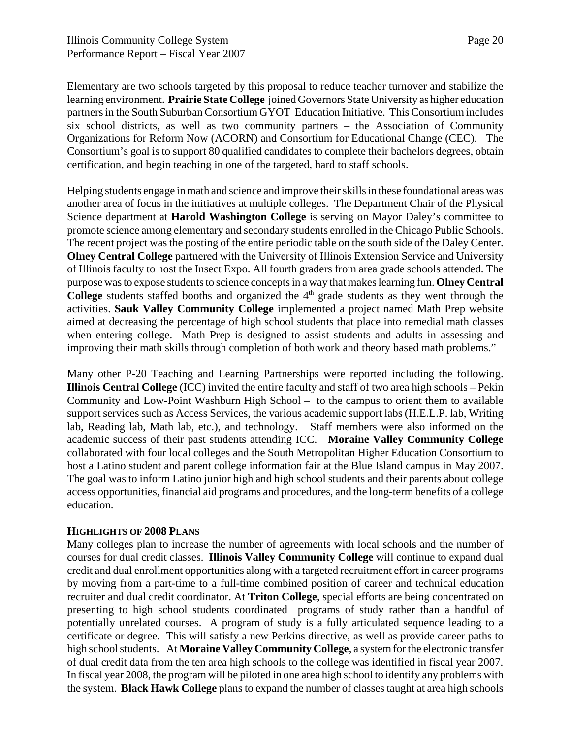Elementary are two schools targeted by this proposal to reduce teacher turnover and stabilize the learning environment. **Prairie State College** joined Governors State University as higher education partners in the South Suburban Consortium GYOT Education Initiative. This Consortium includes six school districts, as well as two community partners – the Association of Community Organizations for Reform Now (ACORN) and Consortium for Educational Change (CEC). The Consortium's goal is to support 80 qualified candidates to complete their bachelors degrees, obtain certification, and begin teaching in one of the targeted, hard to staff schools.

Helping students engage in math and science and improve their skills in these foundational areas was another area of focus in the initiatives at multiple colleges. The Department Chair of the Physical Science department at **Harold Washington College** is serving on Mayor Daley's committee to promote science among elementary and secondary students enrolled in the Chicago Public Schools. The recent project was the posting of the entire periodic table on the south side of the Daley Center. **Olney Central College** partnered with the University of Illinois Extension Service and University of Illinois faculty to host the Insect Expo. All fourth graders from area grade schools attended. The purpose was to expose students to science concepts in a way that makes learning fun. **Olney Central College** students staffed booths and organized the 4th grade students as they went through the activities. **Sauk Valley Community College** implemented a project named Math Prep website aimed at decreasing the percentage of high school students that place into remedial math classes when entering college. Math Prep is designed to assist students and adults in assessing and improving their math skills through completion of both work and theory based math problems."

Many other P-20 Teaching and Learning Partnerships were reported including the following. **Illinois Central College** (ICC) invited the entire faculty and staff of two area high schools – Pekin Community and Low-Point Washburn High School – to the campus to orient them to available support services such as Access Services, the various academic support labs (H.E.L.P. lab, Writing lab, Reading lab, Math lab, etc.), and technology. Staff members were also informed on the academic success of their past students attending ICC. **Moraine Valley Community College** collaborated with four local colleges and the South Metropolitan Higher Education Consortium to host a Latino student and parent college information fair at the Blue Island campus in May 2007. The goal was to inform Latino junior high and high school students and their parents about college access opportunities, financial aid programs and procedures, and the long-term benefits of a college education.

### HIGHLIGHTS OF 2008 PLANS

Many colleges plan to increase the number of agreements with local schools and the number of courses for dual credit classes. **Illinois Valley Community College** will continue to expand dual credit and dual enrollment opportunities along with a targeted recruitment effort in career programs by moving from a part-time to a full-time combined position of career and technical education recruiter and dual credit coordinator. At **Triton College**, special efforts are being concentrated on presenting to high school students coordinated programs of study rather than a handful of potentially unrelated courses. A program of study is a fully articulated sequence leading to a certificate or degree. This will satisfy a new Perkins directive, as well as provide career paths to high school students. At **Moraine Valley Community College**, a system for the electronic transfer of dual credit data from the ten area high schools to the college was identified in fiscal year 2007. In fiscal year 2008, the program will be piloted in one area high school to identify any problems with the system. **Black Hawk College** plans to expand the number of classes taught at area high schools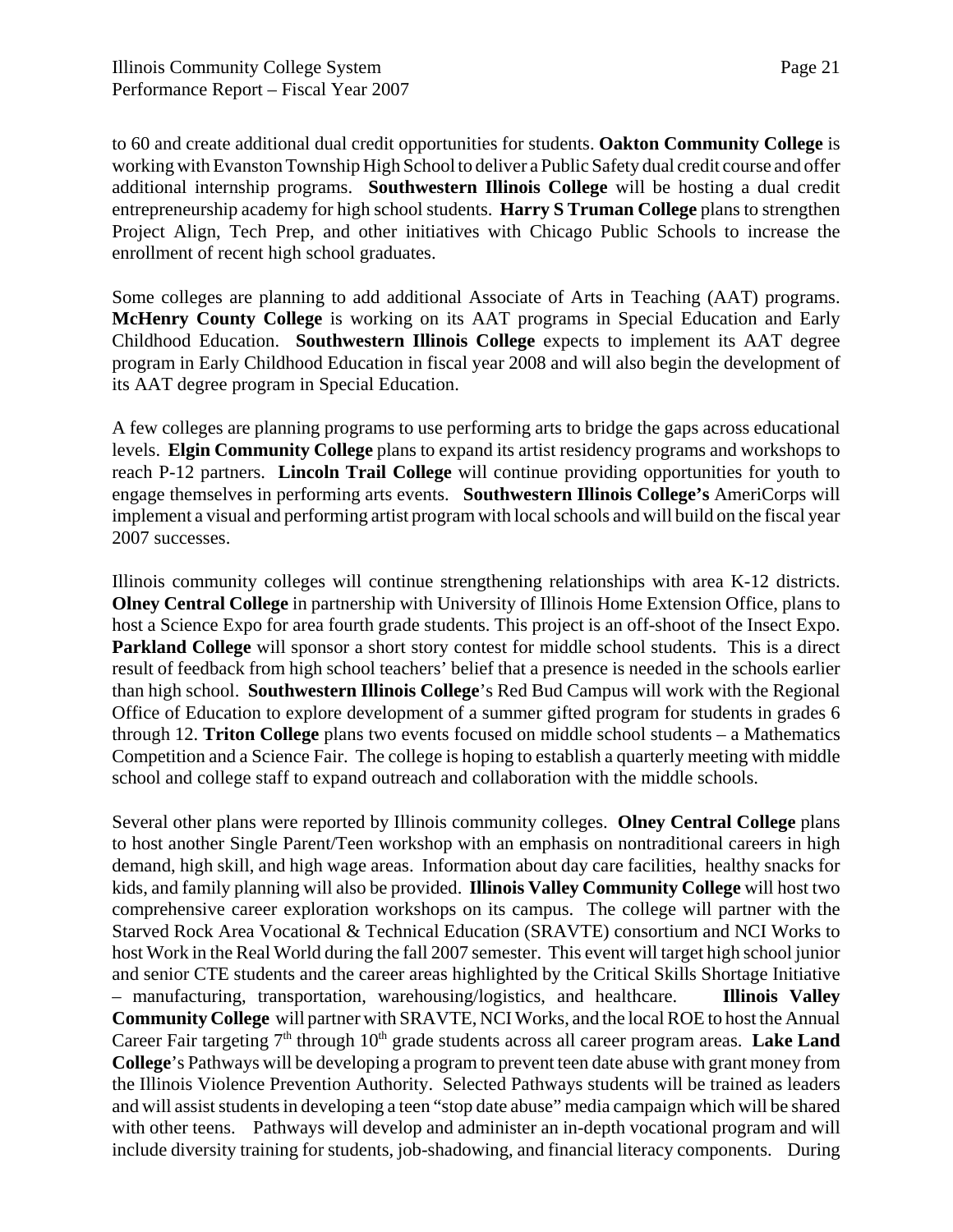to 60 and create additional dual credit opportunities for students. **Oakton Community College** is working with Evanston Township High School to deliver a Public Safety dual credit course and offer additional internship programs. **Southwestern Illinois College** will be hosting a dual credit entrepreneurship academy for high school students. **Harry S Truman College** plans to strengthen Project Align, Tech Prep, and other initiatives with Chicago Public Schools to increase the enrollment of recent high school graduates.

Some colleges are planning to add additional Associate of Arts in Teaching (AAT) programs. **McHenry County College** is working on its AAT programs in Special Education and Early Childhood Education. **Southwestern Illinois College** expects to implement its AAT degree program in Early Childhood Education in fiscal year 2008 and will also begin the development of its AAT degree program in Special Education.

A few colleges are planning programs to use performing arts to bridge the gaps across educational levels. **Elgin Community College** plans to expand its artist residency programs and workshops to reach P-12 partners. **Lincoln Trail College** will continue providing opportunities for youth to engage themselves in performing arts events. **Southwestern Illinois College's** AmeriCorps will implement a visual and performing artist program with local schools and will build on the fiscal year 2007 successes.

Illinois community colleges will continue strengthening relationships with area K-12 districts. **Olney Central College** in partnership with University of Illinois Home Extension Office, plans to host a Science Expo for area fourth grade students. This project is an off-shoot of the Insect Expo. **Parkland College** will sponsor a short story contest for middle school students. This is a direct result of feedback from high school teachers' belief that a presence is needed in the schools earlier than high school. **Southwestern Illinois College**'s Red Bud Campus will work with the Regional Office of Education to explore development of a summer gifted program for students in grades 6 through 12. **Triton College** plans two events focused on middle school students – a Mathematics Competition and a Science Fair. The college is hoping to establish a quarterly meeting with middle school and college staff to expand outreach and collaboration with the middle schools.

Several other plans were reported by Illinois community colleges. **Olney Central College** plans to host another Single Parent/Teen workshop with an emphasis on nontraditional careers in high demand, high skill, and high wage areas. Information about day care facilities, healthy snacks for kids, and family planning will also be provided. **Illinois Valley Community College** will host two comprehensive career exploration workshops on its campus. The college will partner with the Starved Rock Area Vocational & Technical Education (SRAVTE) consortium and NCI Works to host Work in the Real World during the fall 2007 semester. This event will target high school junior and senior CTE students and the career areas highlighted by the Critical Skills Shortage Initiative – manufacturing, transportation, warehousing/logistics, and healthcare. **Illinois Valley Community College** will partner with SRAVTE, NCI Works, and the local ROE to host the Annual Career Fair targeting 7th through 10th grade students across all career program areas. **Lake Land College**'s Pathways will be developing a program to prevent teen date abuse with grant money from the Illinois Violence Prevention Authority. Selected Pathways students will be trained as leaders and will assist students in developing a teen "stop date abuse" media campaign which will be shared with other teens. Pathways will develop and administer an in-depth vocational program and will include diversity training for students, job-shadowing, and financial literacy components. During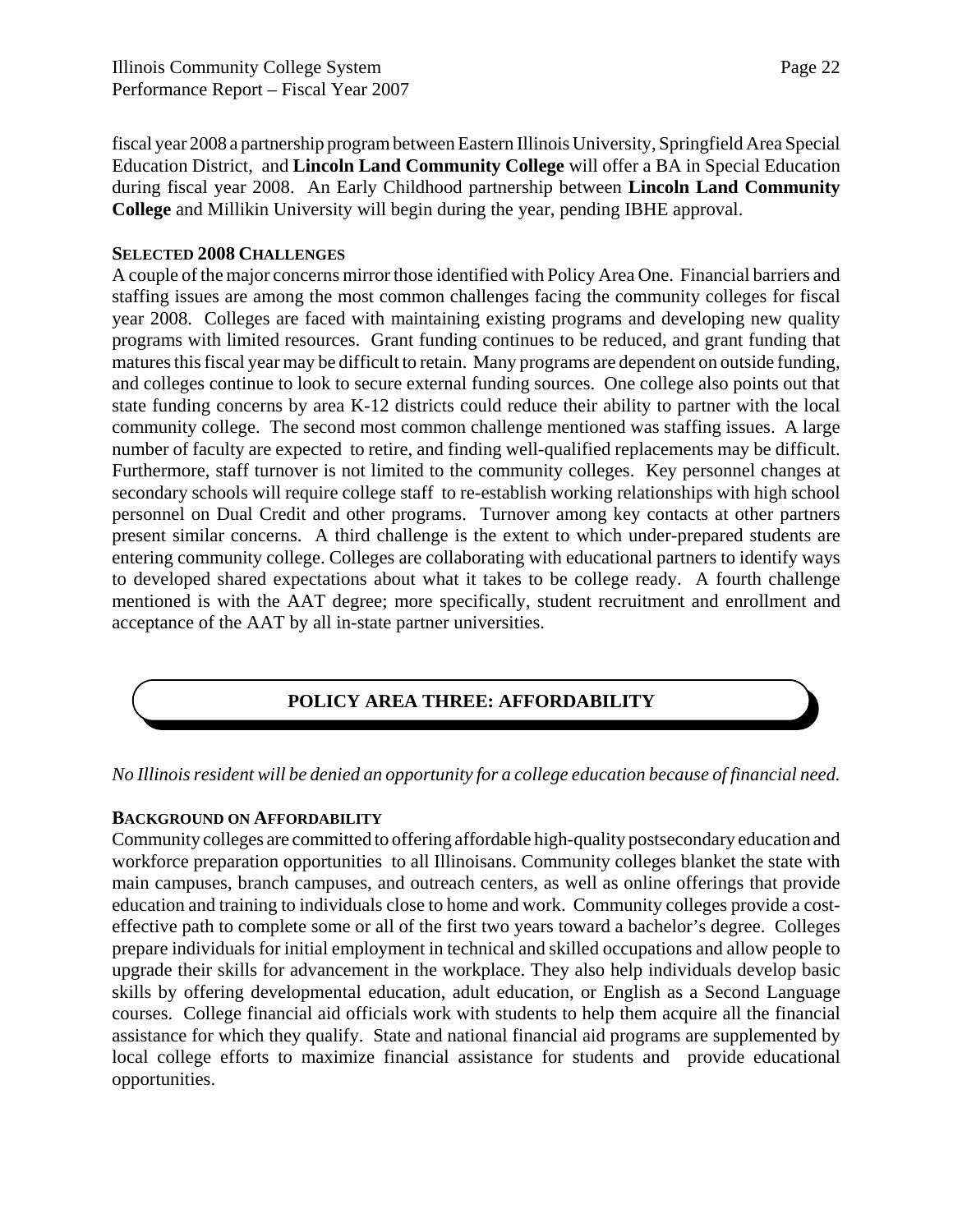fiscal year 2008 a partnership program between Eastern Illinois University, Springfield Area Special Education District, and **Lincoln Land Community College** will offer a BA in Special Education during fiscal year 2008. An Early Childhood partnership between **Lincoln Land Community College** and Millikin University will begin during the year, pending IBHE approval.

**SELECTED 2008 CHALLENGES**

A couple of the major concerns mirror those identified with Policy Area One. Financial barriers and staffing issues are among the most common challenges facing the community colleges for fiscal year 2008. Colleges are faced with maintaining existing programs and developing new quality programs with limited resources. Grant funding continues to be reduced, and grant funding that matures this fiscal year may be difficult to retain. Many programs are dependent on outside funding, and colleges continue to look to secure external funding sources. One college also points out that state funding concerns by area K-12 districts could reduce their ability to partner with the local community college. The second most common challenge mentioned was staffing issues. A large number of faculty are expected to retire, and finding well-qualified replacements may be difficult. Furthermore, staff turnover is not limited to the community colleges. Key personnel changes at secondary schools will require college staff to re-establish working relationships with high school personnel on Dual Credit and other programs. Turnover among key contacts at other partners present similar concerns. A third challenge is the extent to which under-prepared students are entering community college. Colleges are collaborating with educational partners to identify ways to developed shared expectations about what it takes to be college ready. A fourth challenge mentioned is with the AAT degree; more specifically, student recruitment and enrollment and acceptance of the AAT by all in-state partner universities.

## POLICY AREA THREE: AFFORDABILITY

*No Illinois resident will be denied an opportunity for a college education because of financial need.*

**BACKGROUND ON AFFORDABILITY**

Community colleges are committed to offering affordable high-quality postsecondary education and workforce preparation opportunities to all Illinoisans. Community colleges blanket the state with main campuses, branch campuses, and outreach centers, as well as online offerings that provide education and training to individuals close to home and work. Community colleges provide a cost-effective path to complete some or all of the first two years toward a bachelor's degree. Colleges prepare individuals for initial employment in technical and skilled occupations and allow people to upgrade their skills for advancement in the workplace. They also help individuals develop basic skills by offering developmental education, adult education, or English as a Second Language courses. College financial aid officials work with students to help them acquire all the financial assistance for which they qualify. State and national financial aid programs are supplemented by local college efforts to maximize financial assistance for students and provide educational opportunities.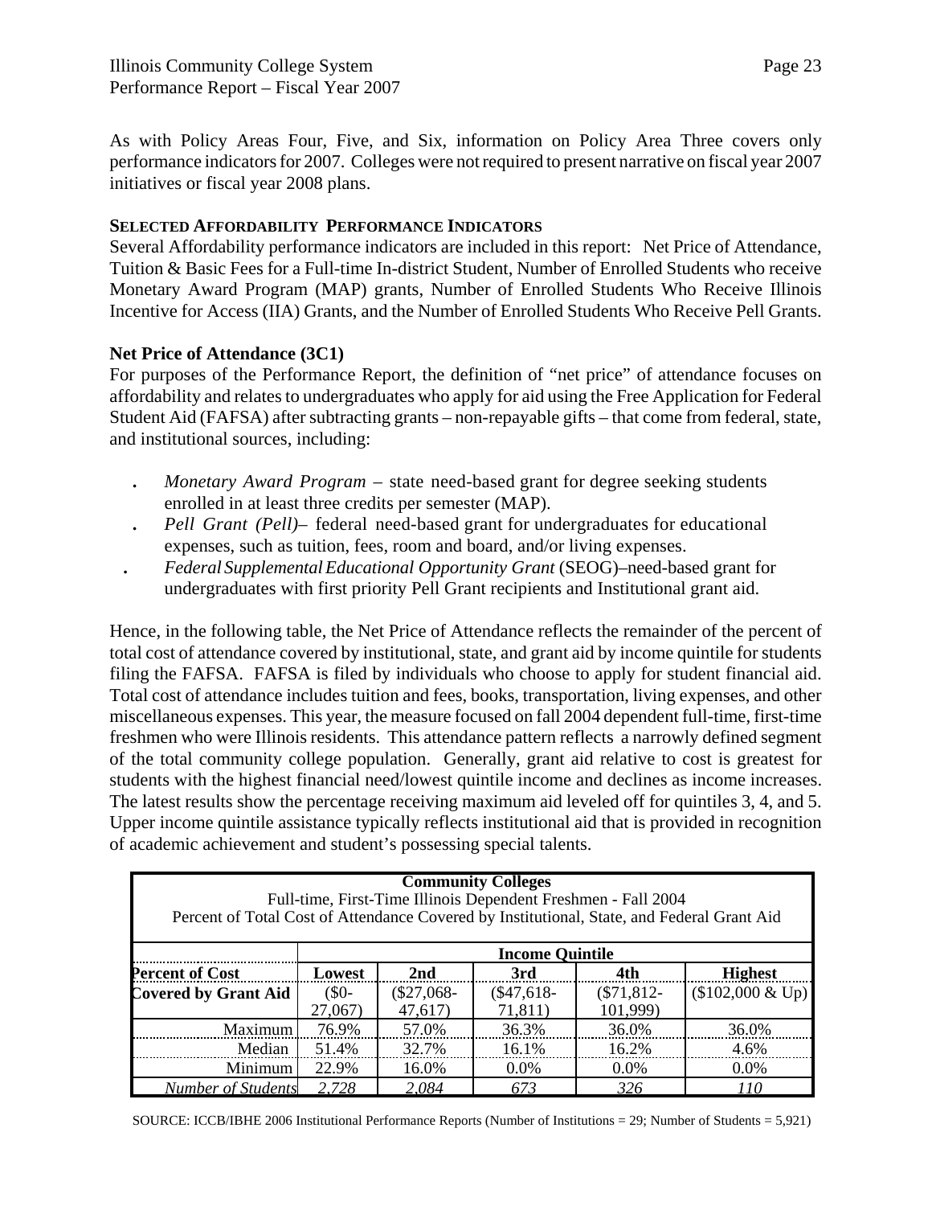As with Policy Areas Four, Five, and Six, information on Policy Area Three covers only performance indicators for 2007. Colleges were not required to present narrative on fiscal year 2007 initiatives or fiscal year 2008 plans.

**SELECTED AFFORDABILITY PERFORMANCE INDICATORS**

Several Affordability performance indicators are included in this report: Net Price of Attendance, Tuition & Basic Fees for a Full-time In-district Student, Number of Enrolled Students who receive Monetary Award Program (MAP) grants, Number of Enrolled Students Who Receive Illinois Incentive for Access (IIA) Grants, and the Number of Enrolled Students Who Receive Pell Grants.

**Net Price of Attendance (3C1)**

For purposes of the Performance Report, the definition of "net price" of attendance focuses on affordability and relates to undergraduates who apply for aid using the Free Application for Federal Student Aid (FAFSA) after subtracting grants – non-repayable gifts – that come from federal, state, and institutional sources, including:

- *Monetary Award Program* – state need-based grant for degree seeking students enrolled in at least three credits per semester (MAP).
- *Pell Grant (Pell)*– federal need-based grant for undergraduates for educational expenses, such as tuition, fees, room and board, and/or living expenses.
- *Federal Supplemental Educational Opportunity Grant* (SEOG)–need-based grant for undergraduates with first priority Pell Grant recipients and Institutional grant aid.

Hence, in the following table, the Net Price of Attendance reflects the remainder of the percent of total cost of attendance covered by institutional, state, and grant aid by income quintile for students filing the FAFSA. FAFSA is filed by individuals who choose to apply for student financial aid. Total cost of attendance includes tuition and fees, books, transportation, living expenses, and other miscellaneous expenses. This year, the measure focused on fall 2004 dependent full-time, first-time freshmen who were Illinois residents. This attendance pattern reflects a narrowly defined segment of the total community college population. Generally, grant aid relative to cost is greatest for students with the highest financial need/lowest quintile income and declines as income increases. The latest results show the percentage receiving maximum aid leveled off for quintiles 3, 4, and 5. Upper income quintile assistance typically reflects institutional aid that is provided in recognition of academic achievement and student's possessing special talents.

**Community Colleges**
Full-time, First-Time Illinois Dependent Freshmen - Fall 2004
Percent of Total Cost of Attendance Covered by Institutional, State, and Federal Grant Aid

| | Income Quintile | | | | |
|---|---|---|---|---|---|
| **Percent of Cost Covered by Grant Aid** | **Lowest** ($0-27,067) | **2nd** ($27,068-47,617) | **3rd** ($47,618-71,811) | **4th** ($71,812-101,999) | **Highest** ($102,000 & Up) |
| Maximum | 76.9% | 57.0% | 36.3% | 36.0% | 36.0% |
| Median | 51.4% | 32.7% | 16.1% | 16.2% | 4.6% |
| Minimum | 22.9% | 16.0% | 0.0% | 0.0% | 0.0% |
| *Number of Students* | *2,728* | *2,084* | *673* | *326* | *110* |

SOURCE: ICCB/IBHE 2006 Institutional Performance Reports (Number of Institutions = 29; Number of Students = 5,921)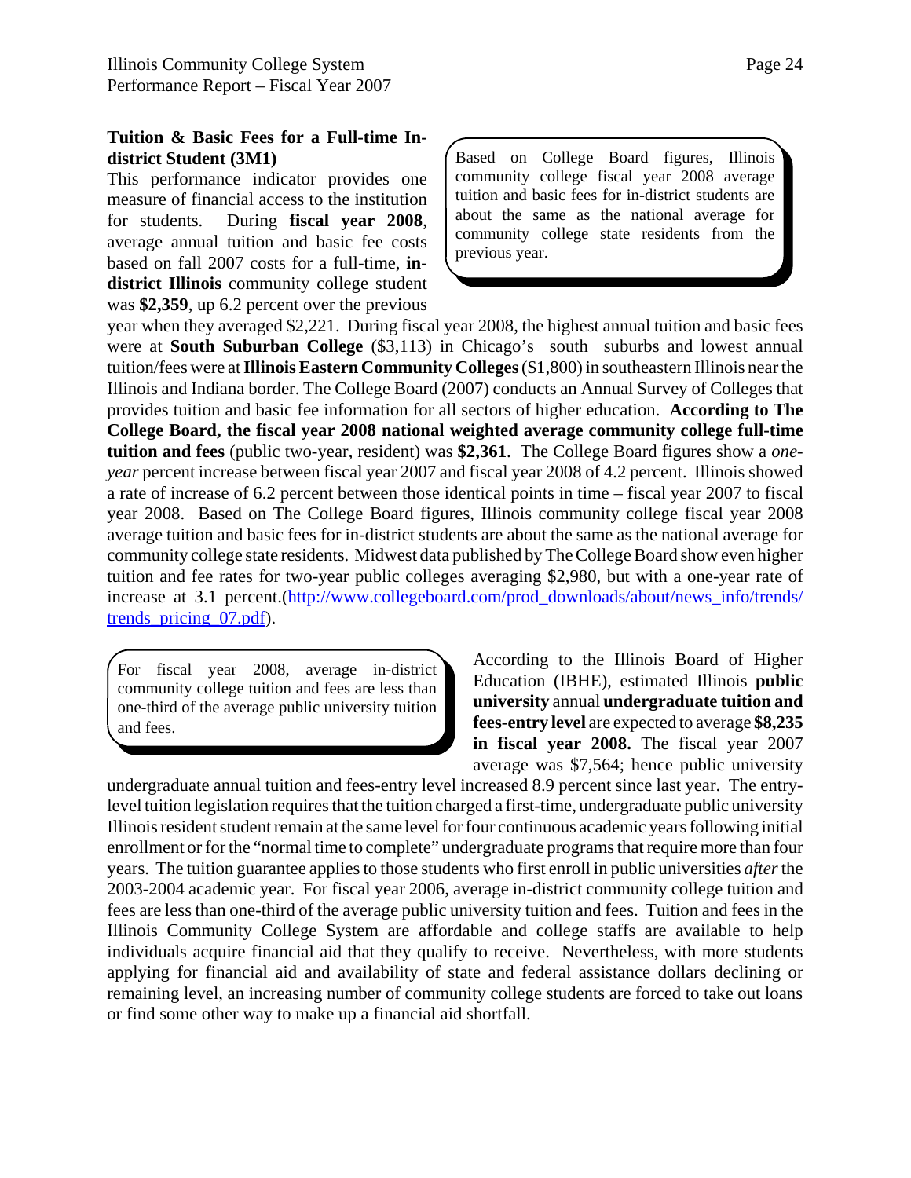### Tuition & Basic Fees for a Full-time In-district Student (3M1)

> Based on College Board figures, Illinois community college fiscal year 2008 average tuition and basic fees for in-district students are about the same as the national average for community college state residents from the previous year.

This performance indicator provides one measure of financial access to the institution for students. During **fiscal year 2008**, average annual tuition and basic fee costs based on fall 2007 costs for a full-time, **in-district Illinois** community college student was **$2,359**, up 6.2 percent over the previous year when they averaged $2,221. During fiscal year 2008, the highest annual tuition and basic fees were at **South Suburban College** ($3,113) in Chicago's south suburbs and lowest annual tuition/fees were at **Illinois Eastern Community Colleges** ($1,800) in southeastern Illinois near the Illinois and Indiana border. The College Board (2007) conducts an Annual Survey of Colleges that provides tuition and basic fee information for all sectors of higher education. **According to The College Board, the fiscal year 2008 national weighted average community college full-time tuition and fees** (public two-year, resident) was **$2,361**. The College Board figures show a *one-year* percent increase between fiscal year 2007 and fiscal year 2008 of 4.2 percent. Illinois showed a rate of increase of 6.2 percent between those identical points in time – fiscal year 2007 to fiscal year 2008. Based on The College Board figures, Illinois community college fiscal year 2008 average tuition and basic fees for in-district students are about the same as the national average for community college state residents. Midwest data published by The College Board show even higher tuition and fee rates for two-year public colleges averaging $2,980, but with a one-year rate of increase at 3.1 percent.(http://www.collegeboard.com/prod_downloads/about/news_info/trends/trends_pricing_07.pdf).

> For fiscal year 2008, average in-district community college tuition and fees are less than one-third of the average public university tuition and fees.

According to the Illinois Board of Higher Education (IBHE), estimated Illinois **public university** annual **undergraduate tuition and fees-entry level** are expected to average **$8,235 in fiscal year 2008.** The fiscal year 2007 average was $7,564; hence public university undergraduate annual tuition and fees-entry level increased 8.9 percent since last year. The entry-level tuition legislation requires that the tuition charged a first-time, undergraduate public university Illinois resident student remain at the same level for four continuous academic years following initial enrollment or for the "normal time to complete" undergraduate programs that require more than four years. The tuition guarantee applies to those students who first enroll in public universities *after* the 2003-2004 academic year. For fiscal year 2006, average in-district community college tuition and fees are less than one-third of the average public university tuition and fees. Tuition and fees in the Illinois Community College System are affordable and college staffs are available to help individuals acquire financial aid that they qualify to receive. Nevertheless, with more students applying for financial aid and availability of state and federal assistance dollars declining or remaining level, an increasing number of community college students are forced to take out loans or find some other way to make up a financial aid shortfall.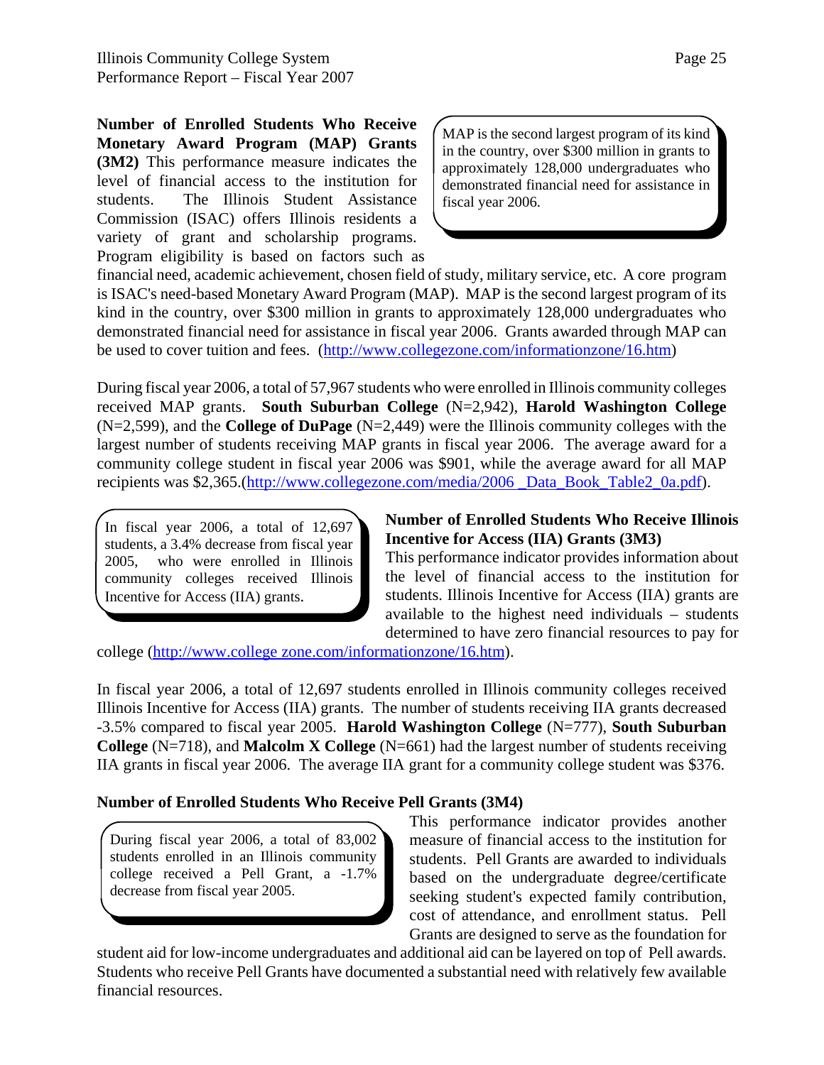**Number of Enrolled Students Who Receive Monetary Award Program (MAP) Grants (3M2)** This performance measure indicates the level of financial access to the institution for students. The Illinois Student Assistance Commission (ISAC) offers Illinois residents a variety of grant and scholarship programs. Program eligibility is based on factors such as financial need, academic achievement, chosen field of study, military service, etc. A core program is ISAC's need-based Monetary Award Program (MAP). MAP is the second largest program of its kind in the country, over $300 million in grants to approximately 128,000 undergraduates who demonstrated financial need for assistance in fiscal year 2006. Grants awarded through MAP can be used to cover tuition and fees. (http://www.collegezone.com/informationzone/16.htm)

> MAP is the second largest program of its kind in the country, over $300 million in grants to approximately 128,000 undergraduates who demonstrated financial need for assistance in fiscal year 2006.

During fiscal year 2006, a total of 57,967 students who were enrolled in Illinois community colleges received MAP grants. **South Suburban College** (N=2,942), **Harold Washington College** (N=2,599), and the **College of DuPage** (N=2,449) were the Illinois community colleges with the largest number of students receiving MAP grants in fiscal year 2006. The average award for a community college student in fiscal year 2006 was $901, while the average award for all MAP recipients was $2,365.(http://www.collegezone.com/media/2006 _Data_Book_Table2_0a.pdf).

**Number of Enrolled Students Who Receive Illinois Incentive for Access (IIA) Grants (3M3)**
This performance indicator provides information about the level of financial access to the institution for students. Illinois Incentive for Access (IIA) grants are available to the highest need individuals – students determined to have zero financial resources to pay for college (http://www.college zone.com/informationzone/16.htm).

> In fiscal year 2006, a total of 12,697 students, a 3.4% decrease from fiscal year 2005, who were enrolled in Illinois community colleges received Illinois Incentive for Access (IIA) grants.

In fiscal year 2006, a total of 12,697 students enrolled in Illinois community colleges received Illinois Incentive for Access (IIA) grants. The number of students receiving IIA grants decreased -3.5% compared to fiscal year 2005. **Harold Washington College** (N=777), **South Suburban College** (N=718), and **Malcolm X College** (N=661) had the largest number of students receiving IIA grants in fiscal year 2006. The average IIA grant for a community college student was $376.

**Number of Enrolled Students Who Receive Pell Grants (3M4)**

This performance indicator provides another measure of financial access to the institution for students. Pell Grants are awarded to individuals based on the undergraduate degree/certificate seeking student's expected family contribution, cost of attendance, and enrollment status. Pell Grants are designed to serve as the foundation for student aid for low-income undergraduates and additional aid can be layered on top of Pell awards. Students who receive Pell Grants have documented a substantial need with relatively few available financial resources.

> During fiscal year 2006, a total of 83,002 students enrolled in an Illinois community college received a Pell Grant, a -1.7% decrease from fiscal year 2005.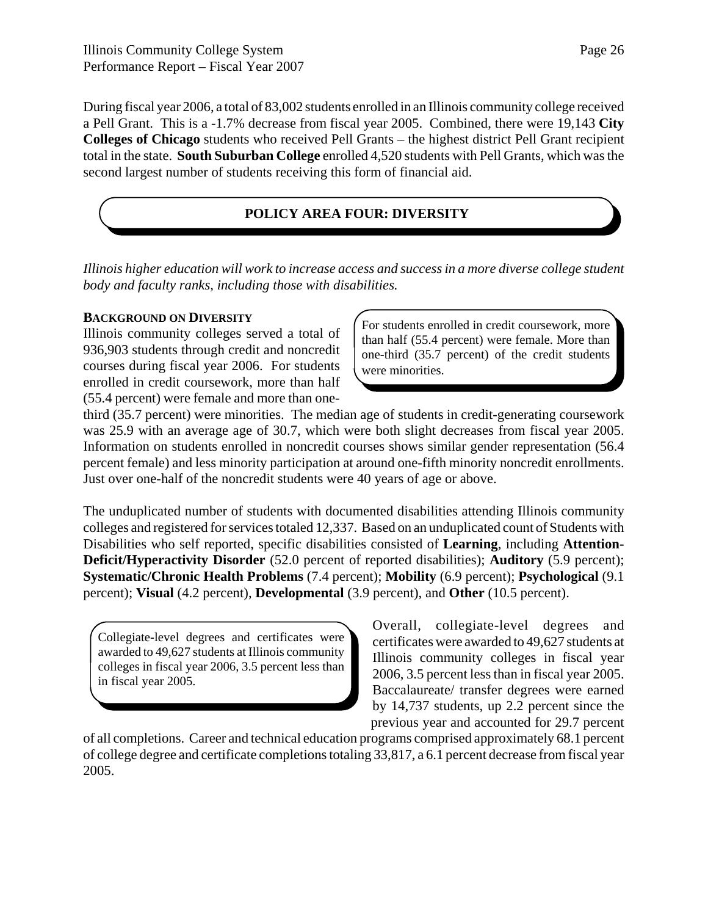During fiscal year 2006, a total of 83,002 students enrolled in an Illinois community college received a Pell Grant. This is a -1.7% decrease from fiscal year 2005. Combined, there were 19,143 **City Colleges of Chicago** students who received Pell Grants – the highest district Pell Grant recipient total in the state. **South Suburban College** enrolled 4,520 students with Pell Grants, which was the second largest number of students receiving this form of financial aid.

## POLICY AREA FOUR: DIVERSITY

*Illinois higher education will work to increase access and success in a more diverse college student body and faculty ranks, including those with disabilities.*

### BACKGROUND ON DIVERSITY

> For students enrolled in credit coursework, more than half (55.4 percent) were female. More than one-third (35.7 percent) of the credit students were minorities.

Illinois community colleges served a total of 936,903 students through credit and noncredit courses during fiscal year 2006. For students enrolled in credit coursework, more than half (55.4 percent) were female and more than one-third (35.7 percent) were minorities. The median age of students in credit-generating coursework was 25.9 with an average age of 30.7, which were both slight decreases from fiscal year 2005. Information on students enrolled in noncredit courses shows similar gender representation (56.4 percent female) and less minority participation at around one-fifth minority noncredit enrollments. Just over one-half of the noncredit students were 40 years of age or above.

The unduplicated number of students with documented disabilities attending Illinois community colleges and registered for services totaled 12,337. Based on an unduplicated count of Students with Disabilities who self reported, specific disabilities consisted of **Learning**, including **Attention-Deficit/Hyperactivity Disorder** (52.0 percent of reported disabilities); **Auditory** (5.9 percent); **Systematic/Chronic Health Problems** (7.4 percent); **Mobility** (6.9 percent); **Psychological** (9.1 percent); **Visual** (4.2 percent), **Developmental** (3.9 percent), and **Other** (10.5 percent).

> Collegiate-level degrees and certificates were awarded to 49,627 students at Illinois community colleges in fiscal year 2006, 3.5 percent less than in fiscal year 2005.

Overall, collegiate-level degrees and certificates were awarded to 49,627 students at Illinois community colleges in fiscal year 2006, 3.5 percent less than in fiscal year 2005. Baccalaureate/ transfer degrees were earned by 14,737 students, up 2.2 percent since the previous year and accounted for 29.7 percent of all completions. Career and technical education programs comprised approximately 68.1 percent of college degree and certificate completions totaling 33,817, a 6.1 percent decrease from fiscal year 2005.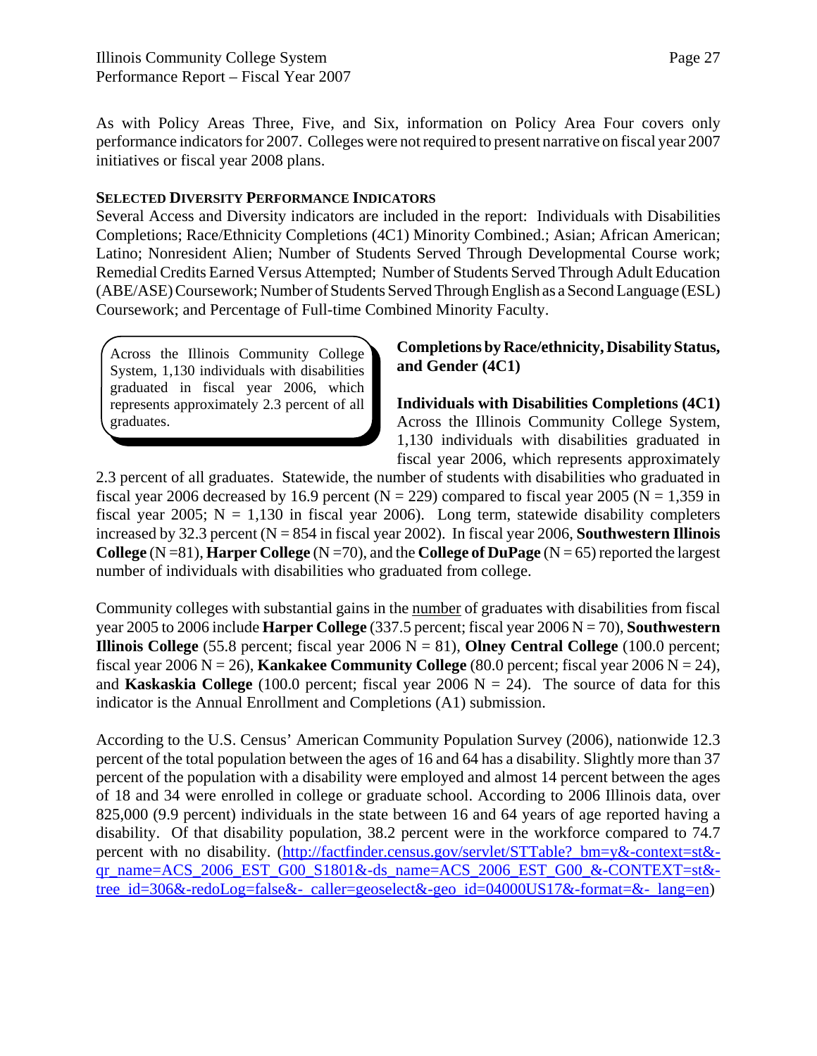As with Policy Areas Three, Five, and Six, information on Policy Area Four covers only performance indicators for 2007. Colleges were not required to present narrative on fiscal year 2007 initiatives or fiscal year 2008 plans.

**SELECTED DIVERSITY PERFORMANCE INDICATORS**

Several Access and Diversity indicators are included in the report: Individuals with Disabilities Completions; Race/Ethnicity Completions (4C1) Minority Combined.; Asian; African American; Latino; Nonresident Alien; Number of Students Served Through Developmental Course work; Remedial Credits Earned Versus Attempted; Number of Students Served Through Adult Education (ABE/ASE) Coursework; Number of Students Served Through English as a Second Language (ESL) Coursework; and Percentage of Full-time Combined Minority Faculty.

> Across the Illinois Community College System, 1,130 individuals with disabilities graduated in fiscal year 2006, which represents approximately 2.3 percent of all graduates.

**Completions by Race/ethnicity, Disability Status, and Gender (4C1)**

**Individuals with Disabilities Completions (4C1)** Across the Illinois Community College System, 1,130 individuals with disabilities graduated in fiscal year 2006, which represents approximately 2.3 percent of all graduates. Statewide, the number of students with disabilities who graduated in fiscal year 2006 decreased by 16.9 percent (N = 229) compared to fiscal year 2005 (N = 1,359 in fiscal year 2005; N = 1,130 in fiscal year 2006). Long term, statewide disability completers increased by 32.3 percent (N = 854 in fiscal year 2002). In fiscal year 2006, **Southwestern Illinois College** (N =81), **Harper College** (N =70), and the **College of DuPage** (N = 65) reported the largest number of individuals with disabilities who graduated from college.

Community colleges with substantial gains in the number of graduates with disabilities from fiscal year 2005 to 2006 include **Harper College** (337.5 percent; fiscal year 2006 N = 70), **Southwestern Illinois College** (55.8 percent; fiscal year 2006 N = 81), **Olney Central College** (100.0 percent; fiscal year 2006 N = 26), **Kankakee Community College** (80.0 percent; fiscal year 2006 N = 24), and **Kaskaskia College** (100.0 percent; fiscal year 2006 N = 24). The source of data for this indicator is the Annual Enrollment and Completions (A1) submission.

According to the U.S. Census' American Community Population Survey (2006), nationwide 12.3 percent of the total population between the ages of 16 and 64 has a disability. Slightly more than 37 percent of the population with a disability were employed and almost 14 percent between the ages of 18 and 34 were enrolled in college or graduate school. According to 2006 Illinois data, over 825,000 (9.9 percent) individuals in the state between 16 and 64 years of age reported having a disability. Of that disability population, 38.2 percent were in the workforce compared to 74.7 percent with no disability. (http://factfinder.census.gov/servlet/STTable?_bm=y&-context=st&-qr_name=ACS_2006_EST_G00_S1801&-ds_name=ACS_2006_EST_G00_&-CONTEXT=st&-tree_id=306&-redoLog=false&-_caller=geoselect&-geo_id=04000US17&-format=&-_lang=en)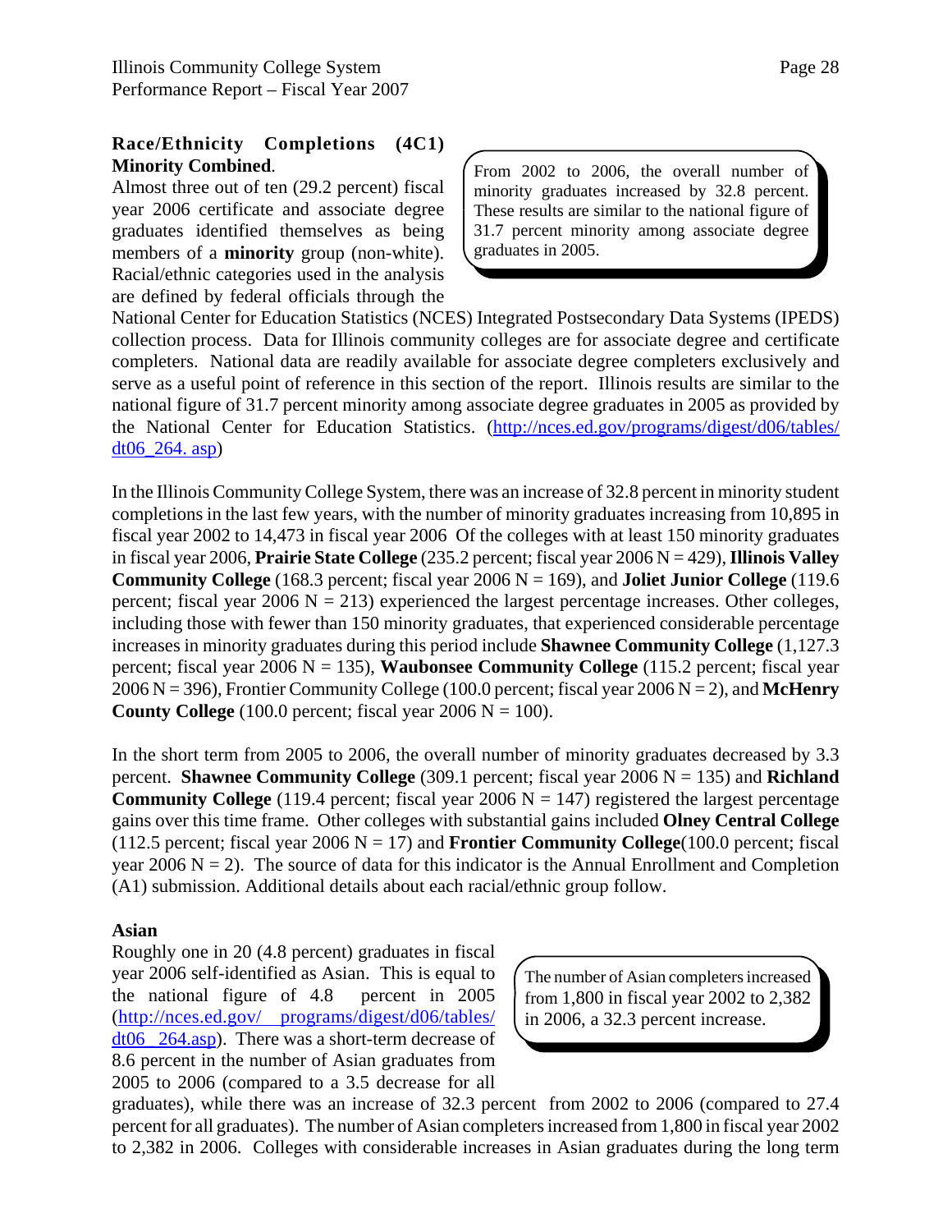### Race/Ethnicity Completions (4C1)

**Minority Combined**.

Almost three out of ten (29.2 percent) fiscal year 2006 certificate and associate degree graduates identified themselves as being members of a **minority** group (non-white). Racial/ethnic categories used in the analysis are defined by federal officials through the National Center for Education Statistics (NCES) Integrated Postsecondary Data Systems (IPEDS) collection process. Data for Illinois community colleges are for associate degree and certificate completers. National data are readily available for associate degree completers exclusively and serve as a useful point of reference in this section of the report. Illinois results are similar to the national figure of 31.7 percent minority among associate degree graduates in 2005 as provided by the National Center for Education Statistics. (http://nces.ed.gov/programs/digest/d06/tables/dt06_264. asp)

> From 2002 to 2006, the overall number of minority graduates increased by 32.8 percent. These results are similar to the national figure of 31.7 percent minority among associate degree graduates in 2005.

In the Illinois Community College System, there was an increase of 32.8 percent in minority student completions in the last few years, with the number of minority graduates increasing from 10,895 in fiscal year 2002 to 14,473 in fiscal year 2006 Of the colleges with at least 150 minority graduates in fiscal year 2006, **Prairie State College** (235.2 percent; fiscal year 2006 N = 429), **Illinois Valley Community College** (168.3 percent; fiscal year 2006 N = 169), and **Joliet Junior College** (119.6 percent; fiscal year 2006 N = 213) experienced the largest percentage increases. Other colleges, including those with fewer than 150 minority graduates, that experienced considerable percentage increases in minority graduates during this period include **Shawnee Community College** (1,127.3 percent; fiscal year 2006 N = 135), **Waubonsee Community College** (115.2 percent; fiscal year 2006 N = 396), Frontier Community College (100.0 percent; fiscal year 2006 N = 2), and **McHenry County College** (100.0 percent; fiscal year 2006 N = 100).

In the short term from 2005 to 2006, the overall number of minority graduates decreased by 3.3 percent. **Shawnee Community College** (309.1 percent; fiscal year 2006 N = 135) and **Richland Community College** (119.4 percent; fiscal year 2006 N = 147) registered the largest percentage gains over this time frame. Other colleges with substantial gains included **Olney Central College** (112.5 percent; fiscal year 2006 N = 17) and **Frontier Community College**(100.0 percent; fiscal year 2006 N = 2). The source of data for this indicator is the Annual Enrollment and Completion (A1) submission. Additional details about each racial/ethnic group follow.

**Asian**

Roughly one in 20 (4.8 percent) graduates in fiscal year 2006 self-identified as Asian. This is equal to the national figure of 4.8 percent in 2005 (http://nces.ed.gov/ programs/digest/d06/tables/dt06_264.asp). There was a short-term decrease of 8.6 percent in the number of Asian graduates from 2005 to 2006 (compared to a 3.5 decrease for all graduates), while there was an increase of 32.3 percent from 2002 to 2006 (compared to 27.4 percent for all graduates). The number of Asian completers increased from 1,800 in fiscal year 2002 to 2,382 in 2006. Colleges with considerable increases in Asian graduates during the long term

> The number of Asian completers increased from 1,800 in fiscal year 2002 to 2,382 in 2006, a 32.3 percent increase.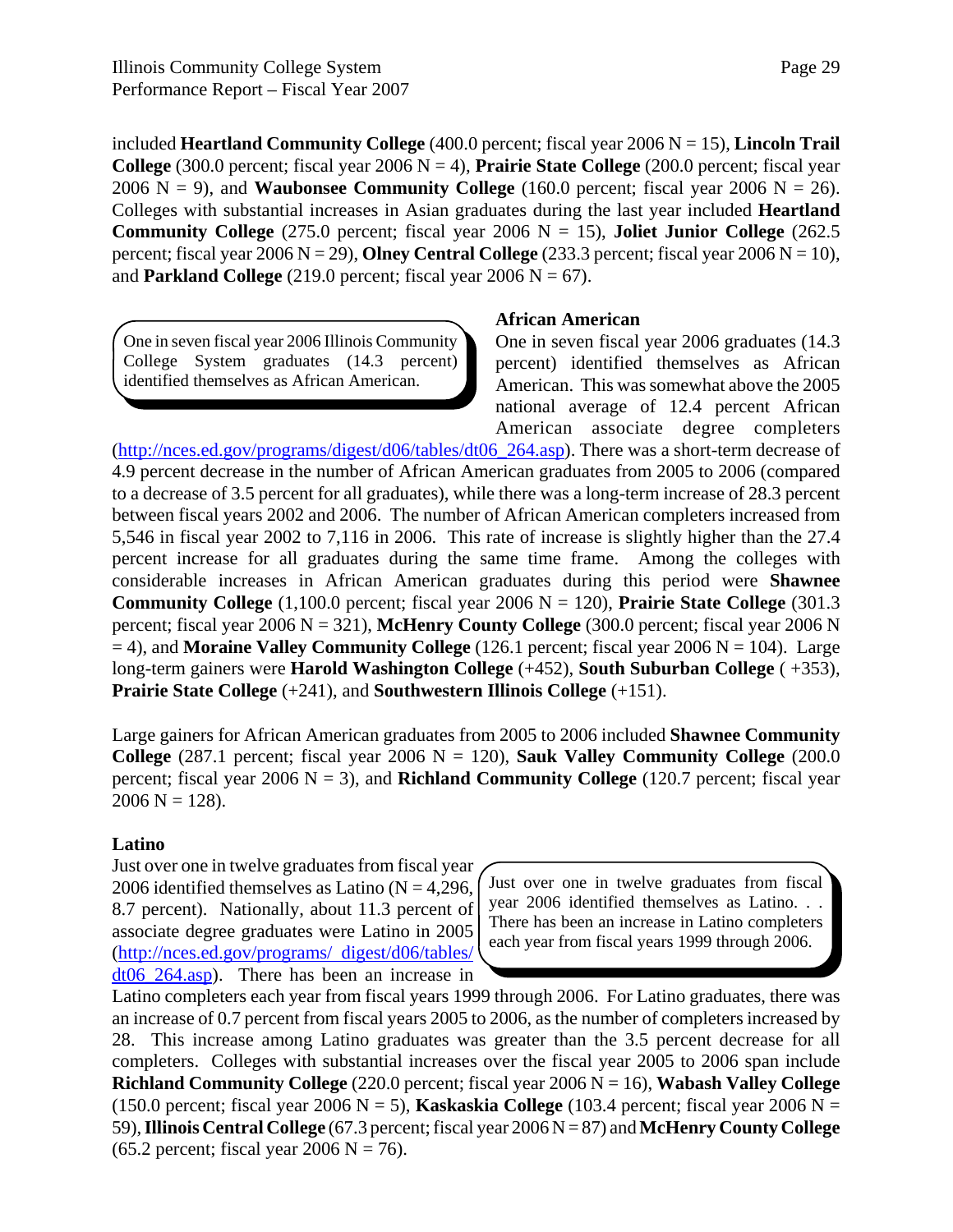included **Heartland Community College** (400.0 percent; fiscal year 2006 N = 15), **Lincoln Trail College** (300.0 percent; fiscal year 2006 N = 4), **Prairie State College** (200.0 percent; fiscal year 2006 N = 9), and **Waubonsee Community College** (160.0 percent; fiscal year 2006 N = 26). Colleges with substantial increases in Asian graduates during the last year included **Heartland Community College** (275.0 percent; fiscal year 2006 N = 15), **Joliet Junior College** (262.5 percent; fiscal year 2006 N = 29), **Olney Central College** (233.3 percent; fiscal year 2006 N = 10), and **Parkland College** (219.0 percent; fiscal year 2006 N = 67).

> One in seven fiscal year 2006 Illinois Community College System graduates (14.3 percent) identified themselves as African American.

**African American**

One in seven fiscal year 2006 graduates (14.3 percent) identified themselves as African American. This was somewhat above the 2005 national average of 12.4 percent African American associate degree completers (http://nces.ed.gov/programs/digest/d06/tables/dt06_264.asp). There was a short-term decrease of 4.9 percent decrease in the number of African American graduates from 2005 to 2006 (compared to a decrease of 3.5 percent for all graduates), while there was a long-term increase of 28.3 percent between fiscal years 2002 and 2006. The number of African American completers increased from 5,546 in fiscal year 2002 to 7,116 in 2006. This rate of increase is slightly higher than the 27.4 percent increase for all graduates during the same time frame. Among the colleges with considerable increases in African American graduates during this period were **Shawnee Community College** (1,100.0 percent; fiscal year 2006 N = 120), **Prairie State College** (301.3 percent; fiscal year 2006 N = 321), **McHenry County College** (300.0 percent; fiscal year 2006 N = 4), and **Moraine Valley Community College** (126.1 percent; fiscal year 2006 N = 104). Large long-term gainers were **Harold Washington College** (+452), **South Suburban College** ( +353), **Prairie State College** (+241), and **Southwestern Illinois College** (+151).

Large gainers for African American graduates from 2005 to 2006 included **Shawnee Community College** (287.1 percent; fiscal year 2006 N = 120), **Sauk Valley Community College** (200.0 percent; fiscal year 2006 N = 3), and **Richland Community College** (120.7 percent; fiscal year 2006 N = 128).

**Latino**

Just over one in twelve graduates from fiscal year 2006 identified themselves as Latino (N = 4,296, 8.7 percent). Nationally, about 11.3 percent of associate degree graduates were Latino in 2005 (http://nces.ed.gov/programs/ digest/d06/tables/ dt06_264.asp). There has been an increase in Latino completers each year from fiscal years 1999 through 2006. For Latino graduates, there was an increase of 0.7 percent from fiscal years 2005 to 2006, as the number of completers increased by 28. This increase among Latino graduates was greater than the 3.5 percent decrease for all completers. Colleges with substantial increases over the fiscal year 2005 to 2006 span include **Richland Community College** (220.0 percent; fiscal year 2006 N = 16), **Wabash Valley College** (150.0 percent; fiscal year 2006 N = 5), **Kaskaskia College** (103.4 percent; fiscal year 2006 N = 59), **Illinois Central College** (67.3 percent; fiscal year 2006 N = 87) and **McHenry County College** (65.2 percent; fiscal year 2006 N = 76).

> Just over one in twelve graduates from fiscal year 2006 identified themselves as Latino. . . There has been an increase in Latino completers each year from fiscal years 1999 through 2006.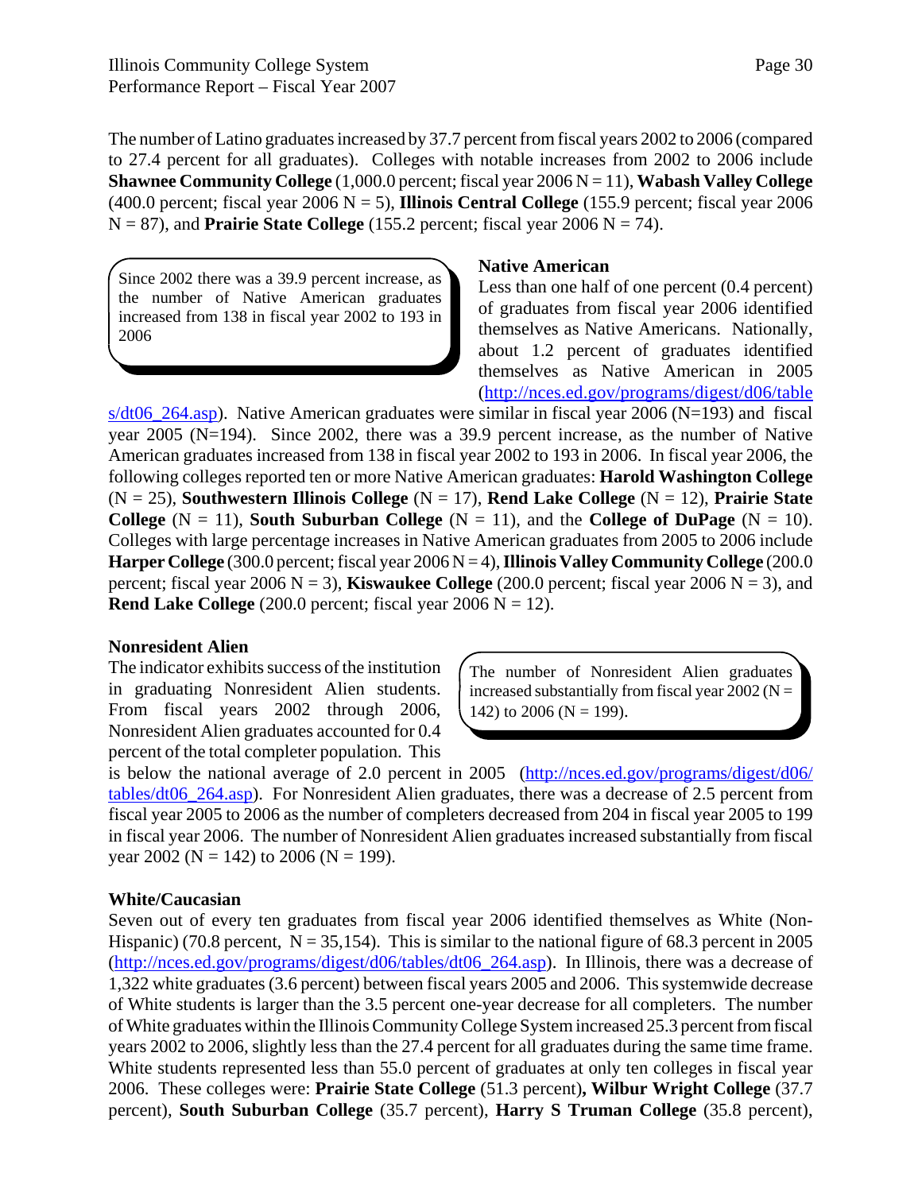The number of Latino graduates increased by 37.7 percent from fiscal years 2002 to 2006 (compared to 27.4 percent for all graduates). Colleges with notable increases from 2002 to 2006 include **Shawnee Community College** (1,000.0 percent; fiscal year 2006 N = 11), **Wabash Valley College** (400.0 percent; fiscal year 2006 N = 5), **Illinois Central College** (155.9 percent; fiscal year 2006 N = 87), and **Prairie State College** (155.2 percent; fiscal year 2006 N = 74).

> Since 2002 there was a 39.9 percent increase, as the number of Native American graduates increased from 138 in fiscal year 2002 to 193 in 2006

**Native American**

Less than one half of one percent (0.4 percent) of graduates from fiscal year 2006 identified themselves as Native Americans. Nationally, about 1.2 percent of graduates identified themselves as Native American in 2005 (http://nces.ed.gov/programs/digest/d06/tables/dt06_264.asp). Native American graduates were similar in fiscal year 2006 (N=193) and fiscal year 2005 (N=194). Since 2002, there was a 39.9 percent increase, as the number of Native American graduates increased from 138 in fiscal year 2002 to 193 in 2006. In fiscal year 2006, the following colleges reported ten or more Native American graduates: **Harold Washington College** (N = 25), **Southwestern Illinois College** (N = 17), **Rend Lake College** (N = 12), **Prairie State College** (N = 11), **South Suburban College** (N = 11), and the **College of DuPage** (N = 10). Colleges with large percentage increases in Native American graduates from 2005 to 2006 include **Harper College** (300.0 percent; fiscal year 2006 N = 4), **Illinois Valley Community College** (200.0 percent; fiscal year 2006 N = 3), **Kiswaukee College** (200.0 percent; fiscal year 2006 N = 3), and **Rend Lake College** (200.0 percent; fiscal year 2006 N = 12).

**Nonresident Alien**

> The number of Nonresident Alien graduates increased substantially from fiscal year 2002 (N = 142) to 2006 (N = 199).

The indicator exhibits success of the institution in graduating Nonresident Alien students. From fiscal years 2002 through 2006, Nonresident Alien graduates accounted for 0.4 percent of the total completer population. This is below the national average of 2.0 percent in 2005 (http://nces.ed.gov/programs/digest/d06/tables/dt06_264.asp). For Nonresident Alien graduates, there was a decrease of 2.5 percent from fiscal year 2005 to 2006 as the number of completers decreased from 204 in fiscal year 2005 to 199 in fiscal year 2006. The number of Nonresident Alien graduates increased substantially from fiscal year 2002 (N = 142) to 2006 (N = 199).

**White/Caucasian**

Seven out of every ten graduates from fiscal year 2006 identified themselves as White (Non-Hispanic) (70.8 percent, N = 35,154). This is similar to the national figure of 68.3 percent in 2005 (http://nces.ed.gov/programs/digest/d06/tables/dt06_264.asp). In Illinois, there was a decrease of 1,322 white graduates (3.6 percent) between fiscal years 2005 and 2006. This systemwide decrease of White students is larger than the 3.5 percent one-year decrease for all completers. The number of White graduates within the Illinois Community College System increased 25.3 percent from fiscal years 2002 to 2006, slightly less than the 27.4 percent for all graduates during the same time frame. White students represented less than 55.0 percent of graduates at only ten colleges in fiscal year 2006. These colleges were: **Prairie State College** (51.3 percent)**, Wilbur Wright College** (37.7 percent), **South Suburban College** (35.7 percent), **Harry S Truman College** (35.8 percent),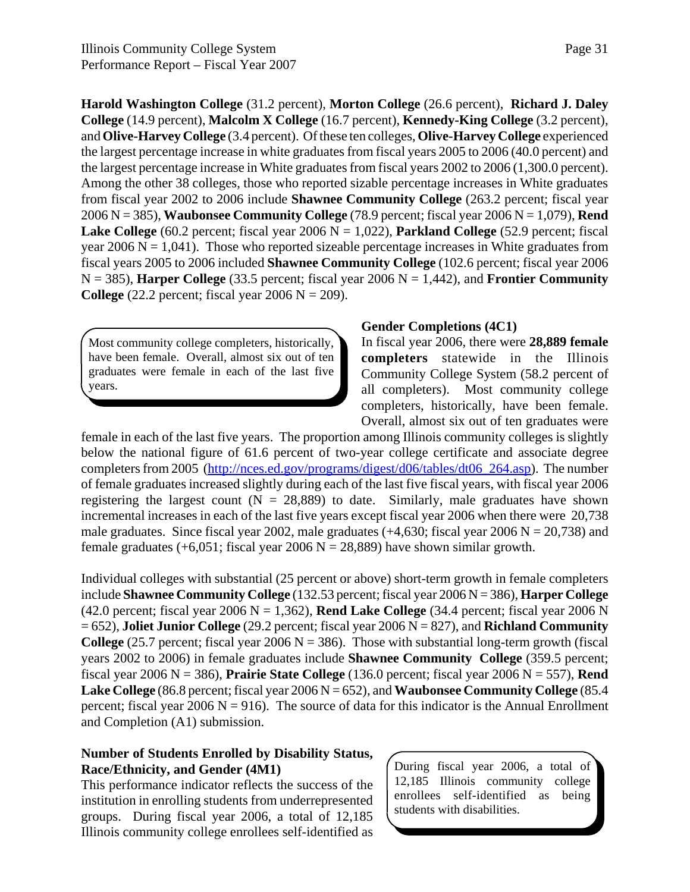**Harold Washington College** (31.2 percent), **Morton College** (26.6 percent), **Richard J. Daley College** (14.9 percent), **Malcolm X College** (16.7 percent), **Kennedy-King College** (3.2 percent), and **Olive-Harvey College** (3.4 percent). Of these ten colleges, **Olive-Harvey College** experienced the largest percentage increase in white graduates from fiscal years 2005 to 2006 (40.0 percent) and the largest percentage increase in White graduates from fiscal years 2002 to 2006 (1,300.0 percent). Among the other 38 colleges, those who reported sizable percentage increases in White graduates from fiscal year 2002 to 2006 include **Shawnee Community College** (263.2 percent; fiscal year 2006 N = 385), **Waubonsee Community College** (78.9 percent; fiscal year 2006 N = 1,079), **Rend Lake College** (60.2 percent; fiscal year 2006 N = 1,022), **Parkland College** (52.9 percent; fiscal year 2006 N = 1,041). Those who reported sizeable percentage increases in White graduates from fiscal years 2005 to 2006 included **Shawnee Community College** (102.6 percent; fiscal year 2006 N = 385), **Harper College** (33.5 percent; fiscal year 2006 N = 1,442), and **Frontier Community College** (22.2 percent; fiscal year 2006 N = 209).

> Most community college completers, historically, have been female. Overall, almost six out of ten graduates were female in each of the last five years.

**Gender Completions (4C1)**

In fiscal year 2006, there were **28,889 female completers** statewide in the Illinois Community College System (58.2 percent of all completers). Most community college completers, historically, have been female. Overall, almost six out of ten graduates were female in each of the last five years. The proportion among Illinois community colleges is slightly below the national figure of 61.6 percent of two-year college certificate and associate degree completers from 2005 (http://nces.ed.gov/programs/digest/d06/tables/dt06_264.asp). The number of female graduates increased slightly during each of the last five fiscal years, with fiscal year 2006 registering the largest count (N = 28,889) to date. Similarly, male graduates have shown incremental increases in each of the last five years except fiscal year 2006 when there were 20,738 male graduates. Since fiscal year 2002, male graduates (+4,630; fiscal year 2006 N = 20,738) and female graduates (+6,051; fiscal year 2006 N = 28,889) have shown similar growth.

Individual colleges with substantial (25 percent or above) short-term growth in female completers include **Shawnee Community College** (132.53 percent; fiscal year 2006 N = 386), **Harper College** (42.0 percent; fiscal year 2006 N = 1,362), **Rend Lake College** (34.4 percent; fiscal year 2006 N = 652), **Joliet Junior College** (29.2 percent; fiscal year 2006 N = 827), and **Richland Community College** (25.7 percent; fiscal year 2006 N = 386). Those with substantial long-term growth (fiscal years 2002 to 2006) in female graduates include **Shawnee Community College** (359.5 percent; fiscal year 2006 N = 386), **Prairie State College** (136.0 percent; fiscal year 2006 N = 557), **Rend Lake College** (86.8 percent; fiscal year 2006 N = 652), and **Waubonsee Community College** (85.4 percent; fiscal year 2006 N = 916). The source of data for this indicator is the Annual Enrollment and Completion (A1) submission.

**Number of Students Enrolled by Disability Status, Race/Ethnicity, and Gender (4M1)**

> During fiscal year 2006, a total of 12,185 Illinois community college enrollees self-identified as being students with disabilities.

This performance indicator reflects the success of the institution in enrolling students from underrepresented groups. During fiscal year 2006, a total of 12,185 Illinois community college enrollees self-identified as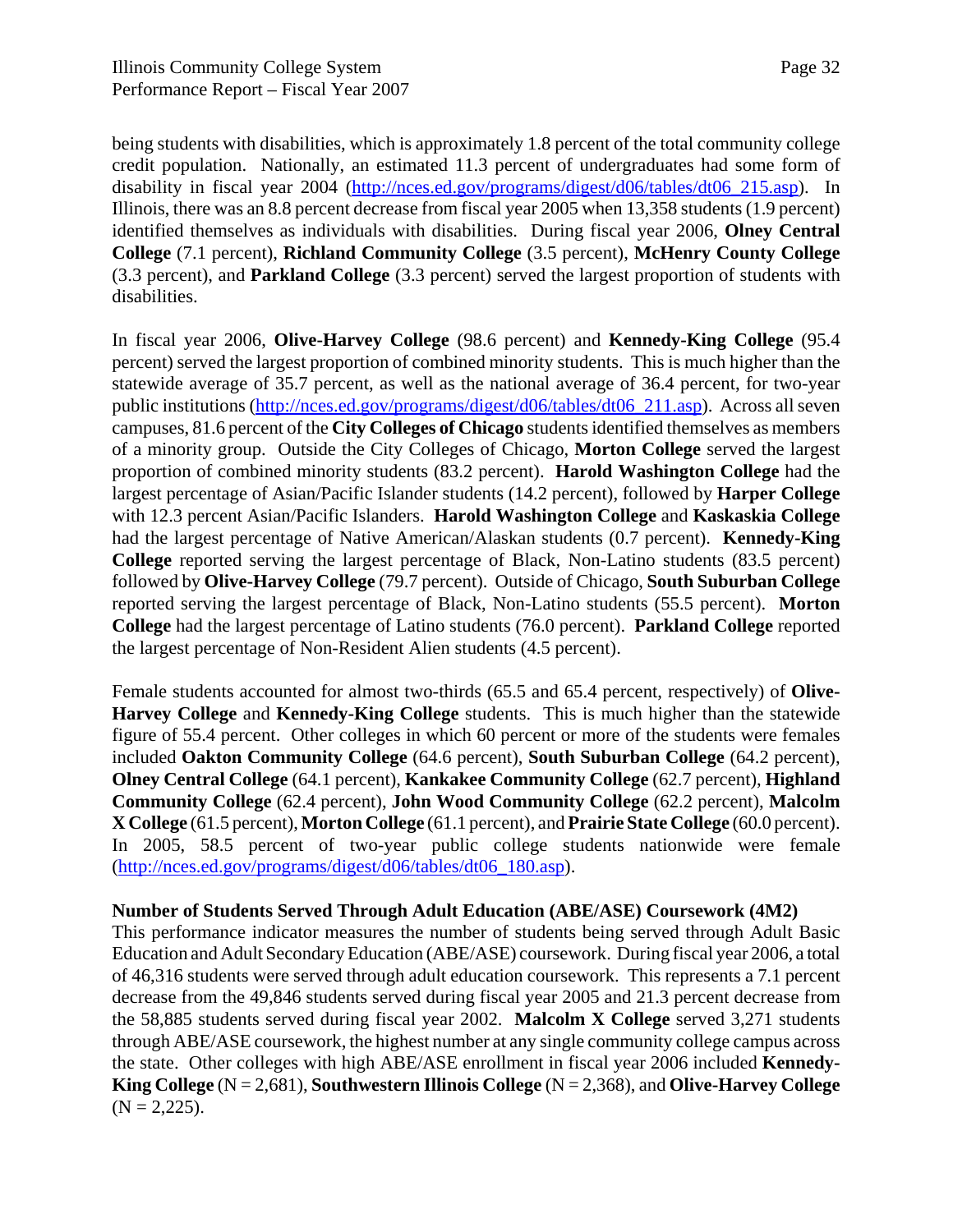being students with disabilities, which is approximately 1.8 percent of the total community college credit population. Nationally, an estimated 11.3 percent of undergraduates had some form of disability in fiscal year 2004 (http://nces.ed.gov/programs/digest/d06/tables/dt06_215.asp). In Illinois, there was an 8.8 percent decrease from fiscal year 2005 when 13,358 students (1.9 percent) identified themselves as individuals with disabilities. During fiscal year 2006, **Olney Central College** (7.1 percent), **Richland Community College** (3.5 percent), **McHenry County College** (3.3 percent), and **Parkland College** (3.3 percent) served the largest proportion of students with disabilities.

In fiscal year 2006, **Olive-Harvey College** (98.6 percent) and **Kennedy-King College** (95.4 percent) served the largest proportion of combined minority students. This is much higher than the statewide average of 35.7 percent, as well as the national average of 36.4 percent, for two-year public institutions (http://nces.ed.gov/programs/digest/d06/tables/dt06_211.asp). Across all seven campuses, 81.6 percent of the **City Colleges of Chicago** students identified themselves as members of a minority group. Outside the City Colleges of Chicago, **Morton College** served the largest proportion of combined minority students (83.2 percent). **Harold Washington College** had the largest percentage of Asian/Pacific Islander students (14.2 percent), followed by **Harper College** with 12.3 percent Asian/Pacific Islanders. **Harold Washington College** and **Kaskaskia College** had the largest percentage of Native American/Alaskan students (0.7 percent). **Kennedy-King College** reported serving the largest percentage of Black, Non-Latino students (83.5 percent) followed by **Olive-Harvey College** (79.7 percent). Outside of Chicago, **South Suburban College** reported serving the largest percentage of Black, Non-Latino students (55.5 percent). **Morton College** had the largest percentage of Latino students (76.0 percent). **Parkland College** reported the largest percentage of Non-Resident Alien students (4.5 percent).

Female students accounted for almost two-thirds (65.5 and 65.4 percent, respectively) of **Olive-Harvey College** and **Kennedy-King College** students. This is much higher than the statewide figure of 55.4 percent. Other colleges in which 60 percent or more of the students were females included **Oakton Community College** (64.6 percent), **South Suburban College** (64.2 percent), **Olney Central College** (64.1 percent), **Kankakee Community College** (62.7 percent), **Highland Community College** (62.4 percent), **John Wood Community College** (62.2 percent), **Malcolm X College** (61.5 percent), **Morton College** (61.1 percent), and **Prairie State College** (60.0 percent). In 2005, 58.5 percent of two-year public college students nationwide were female (http://nces.ed.gov/programs/digest/d06/tables/dt06_180.asp).

**Number of Students Served Through Adult Education (ABE/ASE) Coursework (4M2)**

This performance indicator measures the number of students being served through Adult Basic Education and Adult Secondary Education (ABE/ASE) coursework. During fiscal year 2006, a total of 46,316 students were served through adult education coursework. This represents a 7.1 percent decrease from the 49,846 students served during fiscal year 2005 and 21.3 percent decrease from the 58,885 students served during fiscal year 2002. **Malcolm X College** served 3,271 students through ABE/ASE coursework, the highest number at any single community college campus across the state. Other colleges with high ABE/ASE enrollment in fiscal year 2006 included **Kennedy-King College** (N = 2,681), **Southwestern Illinois College** (N = 2,368), and **Olive-Harvey College** (N = 2,225).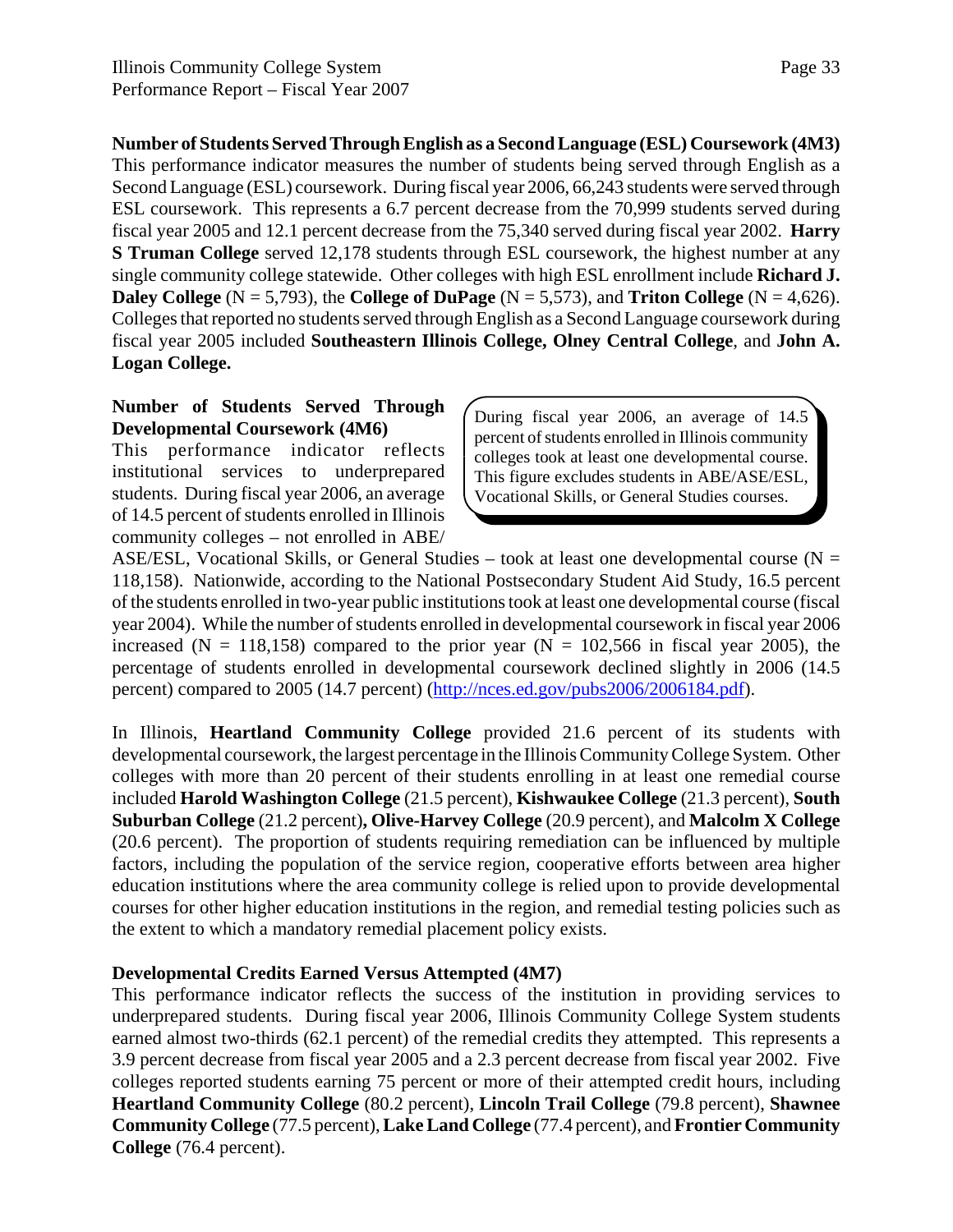**Number of Students Served Through English as a Second Language (ESL) Coursework (4M3)**
This performance indicator measures the number of students being served through English as a Second Language (ESL) coursework. During fiscal year 2006, 66,243 students were served through ESL coursework. This represents a 6.7 percent decrease from the 70,999 students served during fiscal year 2005 and 12.1 percent decrease from the 75,340 served during fiscal year 2002. **Harry S Truman College** served 12,178 students through ESL coursework, the highest number at any single community college statewide. Other colleges with high ESL enrollment include **Richard J. Daley College** (N = 5,793), the **College of DuPage** (N = 5,573), and **Triton College** (N = 4,626). Colleges that reported no students served through English as a Second Language coursework during fiscal year 2005 included **Southeastern Illinois College, Olney Central College**, and **John A. Logan College.**

**Number of Students Served Through Developmental Coursework (4M6)**
This performance indicator reflects institutional services to underprepared students. During fiscal year 2006, an average of 14.5 percent of students enrolled in Illinois community colleges – not enrolled in ABE/ASE/ESL, Vocational Skills, or General Studies – took at least one developmental course (N = 118,158). Nationwide, according to the National Postsecondary Student Aid Study, 16.5 percent of the students enrolled in two-year public institutions took at least one developmental course (fiscal year 2004). While the number of students enrolled in developmental coursework in fiscal year 2006 increased (N = 118,158) compared to the prior year (N = 102,566 in fiscal year 2005), the percentage of students enrolled in developmental coursework declined slightly in 2006 (14.5 percent) compared to 2005 (14.7 percent) (http://nces.ed.gov/pubs2006/2006184.pdf).

> During fiscal year 2006, an average of 14.5 percent of students enrolled in Illinois community colleges took at least one developmental course. This figure excludes students in ABE/ASE/ESL, Vocational Skills, or General Studies courses.

In Illinois, **Heartland Community College** provided 21.6 percent of its students with developmental coursework, the largest percentage in the Illinois Community College System. Other colleges with more than 20 percent of their students enrolling in at least one remedial course included **Harold Washington College** (21.5 percent), **Kishwaukee College** (21.3 percent), **South Suburban College** (21.2 percent)**, Olive-Harvey College** (20.9 percent), and **Malcolm X College** (20.6 percent). The proportion of students requiring remediation can be influenced by multiple factors, including the population of the service region, cooperative efforts between area higher education institutions where the area community college is relied upon to provide developmental courses for other higher education institutions in the region, and remedial testing policies such as the extent to which a mandatory remedial placement policy exists.

**Developmental Credits Earned Versus Attempted (4M7)**
This performance indicator reflects the success of the institution in providing services to underprepared students. During fiscal year 2006, Illinois Community College System students earned almost two-thirds (62.1 percent) of the remedial credits they attempted. This represents a 3.9 percent decrease from fiscal year 2005 and a 2.3 percent decrease from fiscal year 2002. Five colleges reported students earning 75 percent or more of their attempted credit hours, including **Heartland Community College** (80.2 percent), **Lincoln Trail College** (79.8 percent), **Shawnee Community College** (77.5 percent), **Lake Land College** (77.4 percent), and **Frontier Community College** (76.4 percent).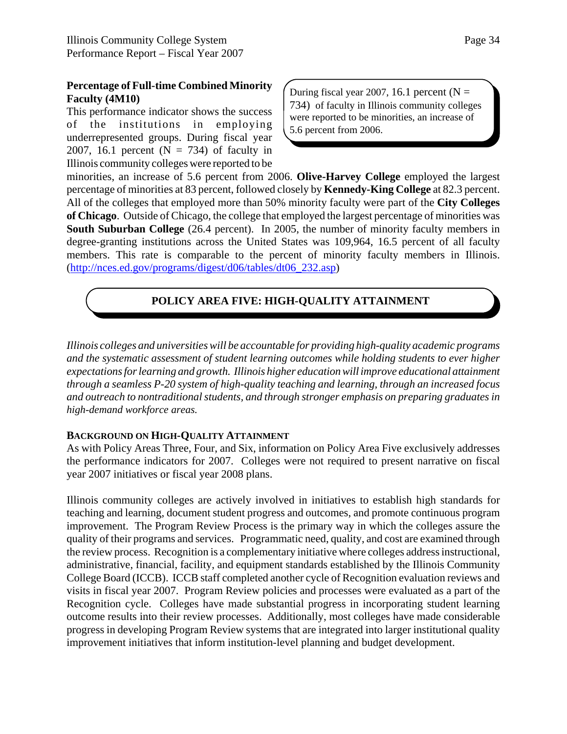### Percentage of Full-time Combined Minority Faculty (4M10)

> During fiscal year 2007, 16.1 percent (N = 734) of faculty in Illinois community colleges were reported to be minorities, an increase of 5.6 percent from 2006.

This performance indicator shows the success of the institutions in employing underrepresented groups. During fiscal year 2007, 16.1 percent (N = 734) of faculty in Illinois community colleges were reported to be minorities, an increase of 5.6 percent from 2006. **Olive-Harvey College** employed the largest percentage of minorities at 83 percent, followed closely by **Kennedy-King College** at 82.3 percent. All of the colleges that employed more than 50% minority faculty were part of the **City Colleges of Chicago**. Outside of Chicago, the college that employed the largest percentage of minorities was **South Suburban College** (26.4 percent). In 2005, the number of minority faculty members in degree-granting institutions across the United States was 109,964, 16.5 percent of all faculty members. This rate is comparable to the percent of minority faculty members in Illinois. (http://nces.ed.gov/programs/digest/d06/tables/dt06_232.asp)

## POLICY AREA FIVE: HIGH-QUALITY ATTAINMENT

*Illinois colleges and universities will be accountable for providing high-quality academic programs and the systematic assessment of student learning outcomes while holding students to ever higher expectations for learning and growth. Illinois higher education will improve educational attainment through a seamless P-20 system of high-quality teaching and learning, through an increased focus and outreach to nontraditional students, and through stronger emphasis on preparing graduates in high-demand workforce areas.*

### Background on High-Quality Attainment

As with Policy Areas Three, Four, and Six, information on Policy Area Five exclusively addresses the performance indicators for 2007. Colleges were not required to present narrative on fiscal year 2007 initiatives or fiscal year 2008 plans.

Illinois community colleges are actively involved in initiatives to establish high standards for teaching and learning, document student progress and outcomes, and promote continuous program improvement. The Program Review Process is the primary way in which the colleges assure the quality of their programs and services. Programmatic need, quality, and cost are examined through the review process. Recognition is a complementary initiative where colleges address instructional, administrative, financial, facility, and equipment standards established by the Illinois Community College Board (ICCB). ICCB staff completed another cycle of Recognition evaluation reviews and visits in fiscal year 2007. Program Review policies and processes were evaluated as a part of the Recognition cycle. Colleges have made substantial progress in incorporating student learning outcome results into their review processes. Additionally, most colleges have made considerable progress in developing Program Review systems that are integrated into larger institutional quality improvement initiatives that inform institution-level planning and budget development.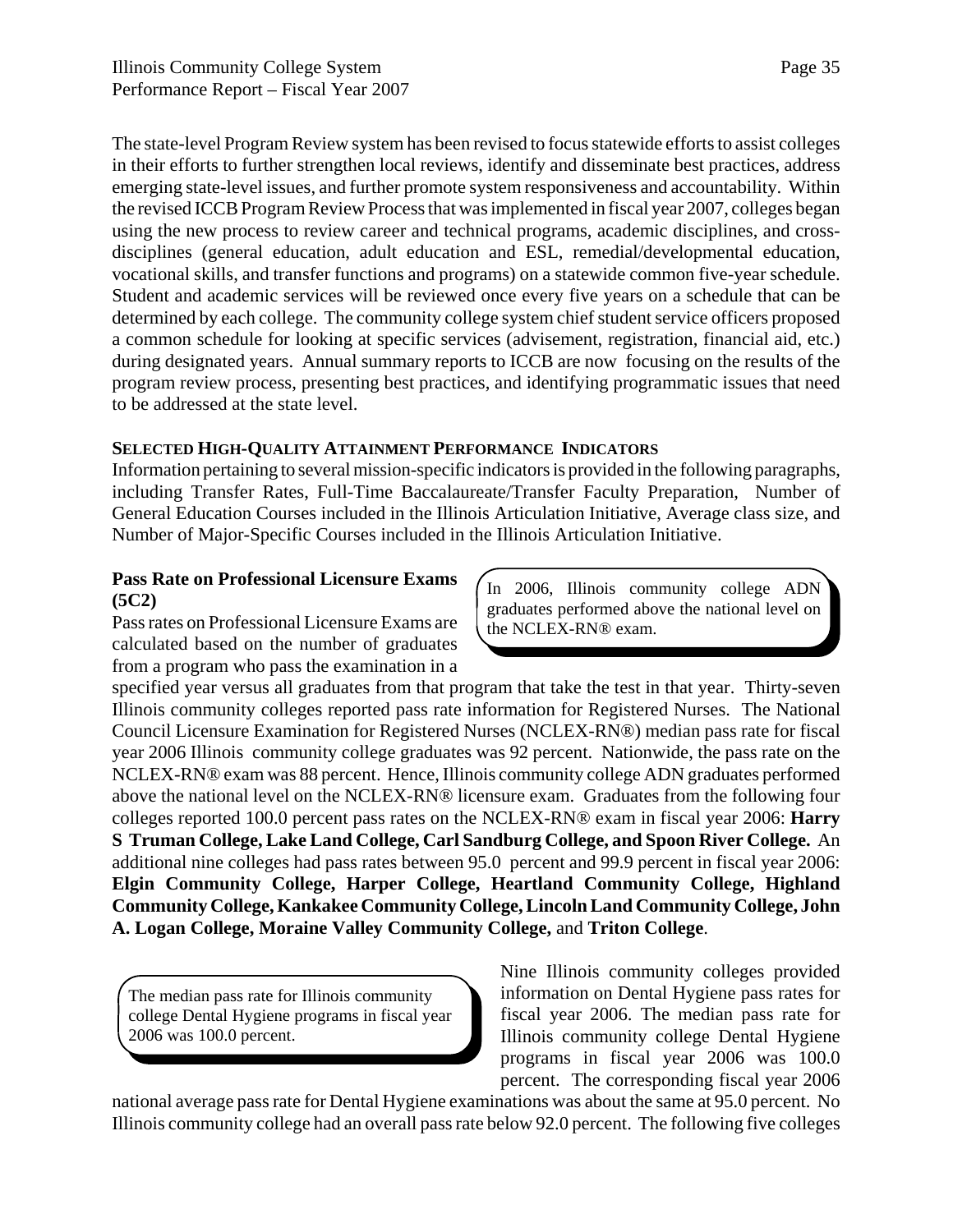The state-level Program Review system has been revised to focus statewide efforts to assist colleges in their efforts to further strengthen local reviews, identify and disseminate best practices, address emerging state-level issues, and further promote system responsiveness and accountability. Within the revised ICCB Program Review Process that was implemented in fiscal year 2007, colleges began using the new process to review career and technical programs, academic disciplines, and cross-disciplines (general education, adult education and ESL, remedial/developmental education, vocational skills, and transfer functions and programs) on a statewide common five-year schedule. Student and academic services will be reviewed once every five years on a schedule that can be determined by each college. The community college system chief student service officers proposed a common schedule for looking at specific services (advisement, registration, financial aid, etc.) during designated years. Annual summary reports to ICCB are now focusing on the results of the program review process, presenting best practices, and identifying programmatic issues that need to be addressed at the state level.

**SELECTED HIGH-QUALITY ATTAINMENT PERFORMANCE INDICATORS**

Information pertaining to several mission-specific indicators is provided in the following paragraphs, including Transfer Rates, Full-Time Baccalaureate/Transfer Faculty Preparation, Number of General Education Courses included in the Illinois Articulation Initiative, Average class size, and Number of Major-Specific Courses included in the Illinois Articulation Initiative.

**Pass Rate on Professional Licensure Exams (5C2)**

> In 2006, Illinois community college ADN graduates performed above the national level on the NCLEX-RN® exam.

Pass rates on Professional Licensure Exams are calculated based on the number of graduates from a program who pass the examination in a specified year versus all graduates from that program that take the test in that year. Thirty-seven Illinois community colleges reported pass rate information for Registered Nurses. The National Council Licensure Examination for Registered Nurses (NCLEX-RN®) median pass rate for fiscal year 2006 Illinois community college graduates was 92 percent. Nationwide, the pass rate on the NCLEX-RN® exam was 88 percent. Hence, Illinois community college ADN graduates performed above the national level on the NCLEX-RN® licensure exam. Graduates from the following four colleges reported 100.0 percent pass rates on the NCLEX-RN® exam in fiscal year 2006: **Harry S Truman College, Lake Land College, Carl Sandburg College, and Spoon River College.** An additional nine colleges had pass rates between 95.0 percent and 99.9 percent in fiscal year 2006: **Elgin Community College, Harper College, Heartland Community College, Highland Community College, Kankakee Community College, Lincoln Land Community College, John A. Logan College, Moraine Valley Community College,** and **Triton College**.

> The median pass rate for Illinois community college Dental Hygiene programs in fiscal year 2006 was 100.0 percent.

Nine Illinois community colleges provided information on Dental Hygiene pass rates for fiscal year 2006. The median pass rate for Illinois community college Dental Hygiene programs in fiscal year 2006 was 100.0 percent. The corresponding fiscal year 2006 national average pass rate for Dental Hygiene examinations was about the same at 95.0 percent. No Illinois community college had an overall pass rate below 92.0 percent. The following five colleges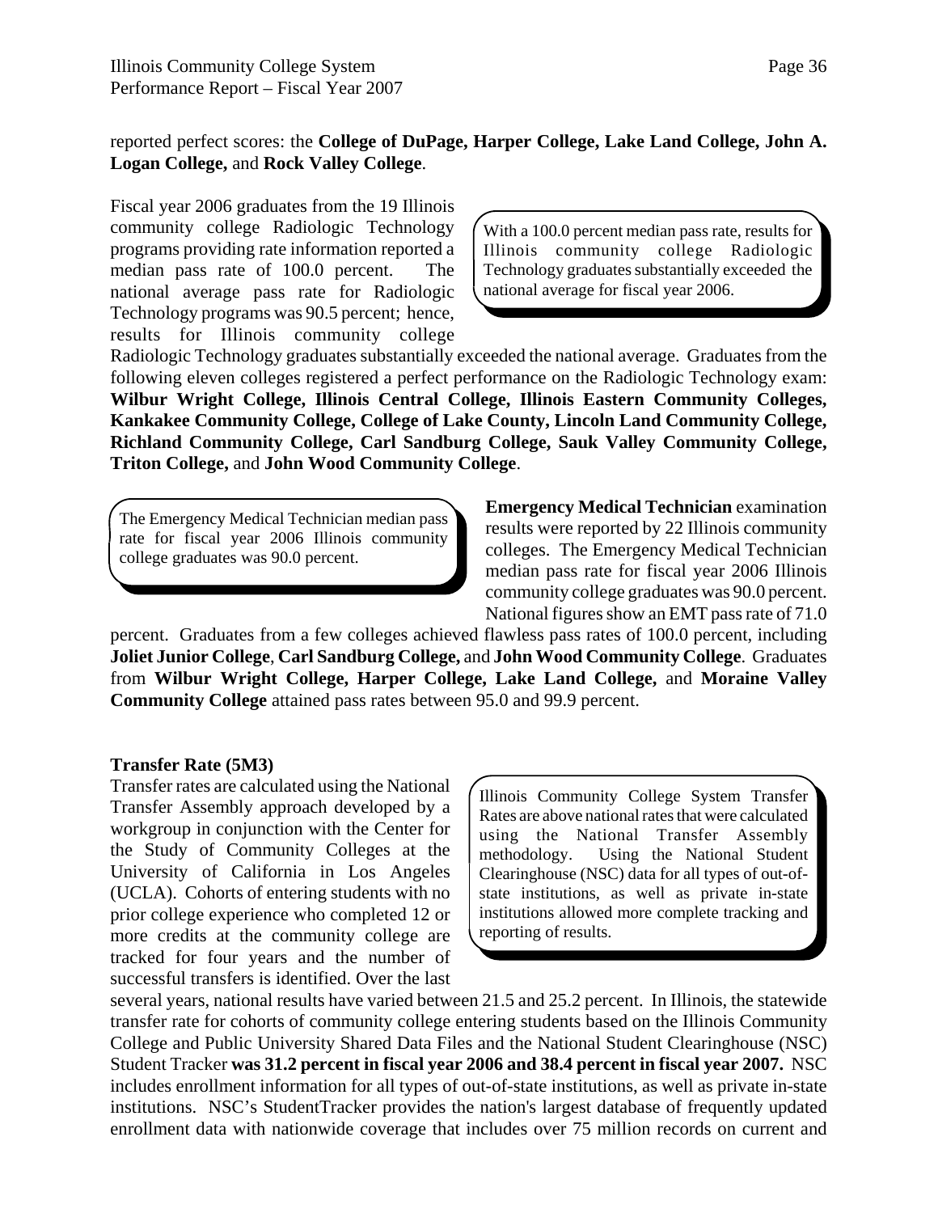reported perfect scores: the **College of DuPage, Harper College, Lake Land College, John A. Logan College,** and **Rock Valley College**.

> With a 100.0 percent median pass rate, results for Illinois community college Radiologic Technology graduates substantially exceeded the national average for fiscal year 2006.

Fiscal year 2006 graduates from the 19 Illinois community college Radiologic Technology programs providing rate information reported a median pass rate of 100.0 percent. The national average pass rate for Radiologic Technology programs was 90.5 percent; hence, results for Illinois community college Radiologic Technology graduates substantially exceeded the national average. Graduates from the following eleven colleges registered a perfect performance on the Radiologic Technology exam: **Wilbur Wright College, Illinois Central College, Illinois Eastern Community Colleges, Kankakee Community College, College of Lake County, Lincoln Land Community College, Richland Community College, Carl Sandburg College, Sauk Valley Community College, Triton College,** and **John Wood Community College**.

> The Emergency Medical Technician median pass rate for fiscal year 2006 Illinois community college graduates was 90.0 percent.

**Emergency Medical Technician** examination results were reported by 22 Illinois community colleges. The Emergency Medical Technician median pass rate for fiscal year 2006 Illinois community college graduates was 90.0 percent. National figures show an EMT pass rate of 71.0 percent. Graduates from a few colleges achieved flawless pass rates of 100.0 percent, including **Joliet Junior College**, **Carl Sandburg College,** and **John Wood Community College**. Graduates from **Wilbur Wright College, Harper College, Lake Land College,** and **Moraine Valley Community College** attained pass rates between 95.0 and 99.9 percent.

**Transfer Rate (5M3)**

> Illinois Community College System Transfer Rates are above national rates that were calculated using the National Transfer Assembly methodology. Using the National Student Clearinghouse (NSC) data for all types of out-of-state institutions, as well as private in-state institutions allowed more complete tracking and reporting of results.

Transfer rates are calculated using the National Transfer Assembly approach developed by a workgroup in conjunction with the Center for the Study of Community Colleges at the University of California in Los Angeles (UCLA). Cohorts of entering students with no prior college experience who completed 12 or more credits at the community college are tracked for four years and the number of successful transfers is identified. Over the last several years, national results have varied between 21.5 and 25.2 percent. In Illinois, the statewide transfer rate for cohorts of community college entering students based on the Illinois Community College and Public University Shared Data Files and the National Student Clearinghouse (NSC) Student Tracker **was 31.2 percent in fiscal year 2006 and 38.4 percent in fiscal year 2007.** NSC includes enrollment information for all types of out-of-state institutions, as well as private in-state institutions. NSC's StudentTracker provides the nation's largest database of frequently updated enrollment data with nationwide coverage that includes over 75 million records on current and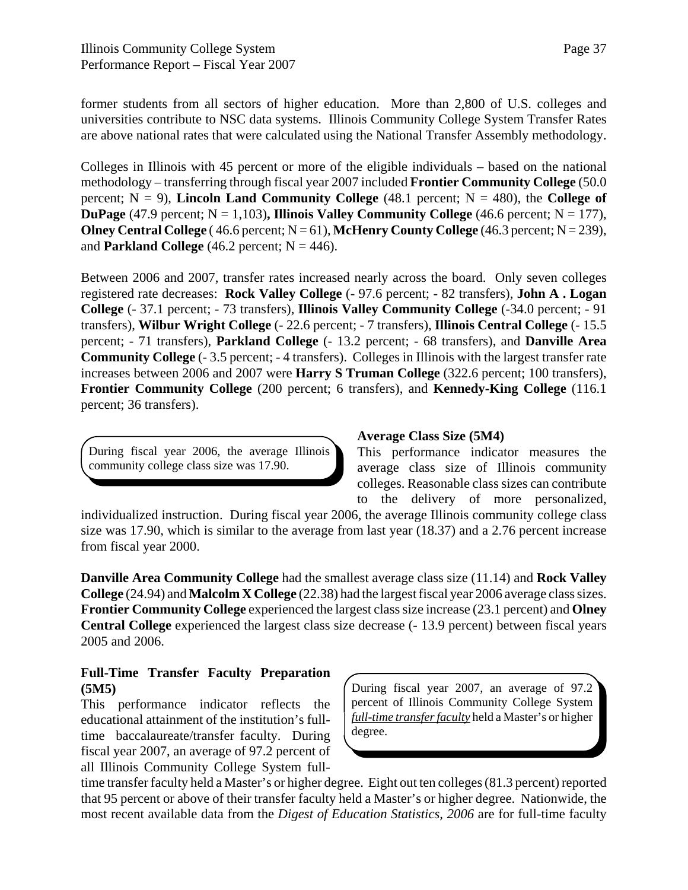former students from all sectors of higher education. More than 2,800 of U.S. colleges and universities contribute to NSC data systems. Illinois Community College System Transfer Rates are above national rates that were calculated using the National Transfer Assembly methodology.

Colleges in Illinois with 45 percent or more of the eligible individuals – based on the national methodology – transferring through fiscal year 2007 included **Frontier Community College** (50.0 percent; N = 9), **Lincoln Land Community College** (48.1 percent; N = 480), the **College of DuPage** (47.9 percent; N = 1,103)**, Illinois Valley Community College** (46.6 percent; N = 177), **Olney Central College** ( 46.6 percent; N = 61), **McHenry County College** (46.3 percent; N = 239), and **Parkland College** (46.2 percent; N = 446).

Between 2006 and 2007, transfer rates increased nearly across the board. Only seven colleges registered rate decreases: **Rock Valley College** (- 97.6 percent; - 82 transfers), **John A . Logan College** (- 37.1 percent; - 73 transfers), **Illinois Valley Community College** (-34.0 percent; - 91 transfers), **Wilbur Wright College** (- 22.6 percent; - 7 transfers), **Illinois Central College** (- 15.5 percent; - 71 transfers), **Parkland College** (- 13.2 percent; - 68 transfers), and **Danville Area Community College** (- 3.5 percent; - 4 transfers). Colleges in Illinois with the largest transfer rate increases between 2006 and 2007 were **Harry S Truman College** (322.6 percent; 100 transfers), **Frontier Community College** (200 percent; 6 transfers), and **Kennedy-King College** (116.1 percent; 36 transfers).

> During fiscal year 2006, the average Illinois community college class size was 17.90.

**Average Class Size (5M4)**

This performance indicator measures the average class size of Illinois community colleges. Reasonable class sizes can contribute to the delivery of more personalized, individualized instruction. During fiscal year 2006, the average Illinois community college class size was 17.90, which is similar to the average from last year (18.37) and a 2.76 percent increase from fiscal year 2000.

**Danville Area Community College** had the smallest average class size (11.14) and **Rock Valley College** (24.94) and **Malcolm X College** (22.38) had the largest fiscal year 2006 average class sizes. **Frontier Community College** experienced the largest class size increase (23.1 percent) and **Olney Central College** experienced the largest class size decrease (- 13.9 percent) between fiscal years 2005 and 2006.

**Full-Time Transfer Faculty Preparation (5M5)**

> During fiscal year 2007, an average of 97.2 percent of Illinois Community College System *full-time transfer faculty* held a Master's or higher degree.

This performance indicator reflects the educational attainment of the institution's full-time baccalaureate/transfer faculty. During fiscal year 2007, an average of 97.2 percent of all Illinois Community College System full-time transfer faculty held a Master's or higher degree. Eight out ten colleges (81.3 percent) reported that 95 percent or above of their transfer faculty held a Master's or higher degree. Nationwide, the most recent available data from the *Digest of Education Statistics, 2006* are for full-time faculty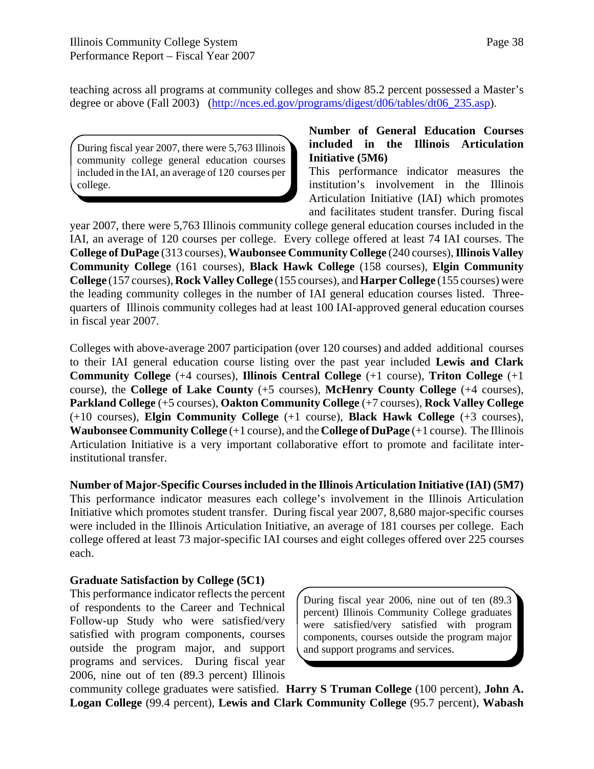teaching across all programs at community colleges and show 85.2 percent possessed a Master's degree or above (Fall 2003) (http://nces.ed.gov/programs/digest/d06/tables/dt06_235.asp).

> During fiscal year 2007, there were 5,763 Illinois community college general education courses included in the IAI, an average of 120 courses per college.

**Number of General Education Courses included in the Illinois Articulation Initiative (5M6)**
This performance indicator measures the institution's involvement in the Illinois Articulation Initiative (IAI) which promotes and facilitates student transfer. During fiscal year 2007, there were 5,763 Illinois community college general education courses included in the IAI, an average of 120 courses per college. Every college offered at least 74 IAI courses. The **College of DuPage** (313 courses), **Waubonsee Community College** (240 courses), **Illinois Valley Community College** (161 courses), **Black Hawk College** (158 courses), **Elgin Community College** (157 courses), **Rock Valley College** (155 courses), and **Harper College** (155 courses) were the leading community colleges in the number of IAI general education courses listed. Three-quarters of Illinois community colleges had at least 100 IAI-approved general education courses in fiscal year 2007.

Colleges with above-average 2007 participation (over 120 courses) and added additional courses to their IAI general education course listing over the past year included **Lewis and Clark Community College** (+4 courses), **Illinois Central College** (+1 course), **Triton College** (+1 course), the **College of Lake County** (+5 courses), **McHenry County College** (+4 courses), **Parkland College** (+5 courses), **Oakton Community College** (+7 courses), **Rock Valley College** (+10 courses), **Elgin Community College** (+1 course), **Black Hawk College** (+3 courses), **Waubonsee Community College** (+1 course), and the **College of DuPage** (+1 course). The Illinois Articulation Initiative is a very important collaborative effort to promote and facilitate inter-institutional transfer.

**Number of Major-Specific Courses included in the Illinois Articulation Initiative (IAI) (5M7)**
This performance indicator measures each college's involvement in the Illinois Articulation Initiative which promotes student transfer. During fiscal year 2007, 8,680 major-specific courses were included in the Illinois Articulation Initiative, an average of 181 courses per college. Each college offered at least 73 major-specific IAI courses and eight colleges offered over 225 courses each.

**Graduate Satisfaction by College (5C1)**
This performance indicator reflects the percent of respondents to the Career and Technical Follow-up Study who were satisfied/very satisfied with program components, courses outside the program major, and support programs and services. During fiscal year 2006, nine out of ten (89.3 percent) Illinois community college graduates were satisfied. **Harry S Truman College** (100 percent), **John A. Logan College** (99.4 percent), **Lewis and Clark Community College** (95.7 percent), **Wabash**

> During fiscal year 2006, nine out of ten (89.3 percent) Illinois Community College graduates were satisfied/very satisfied with program components, courses outside the program major and support programs and services.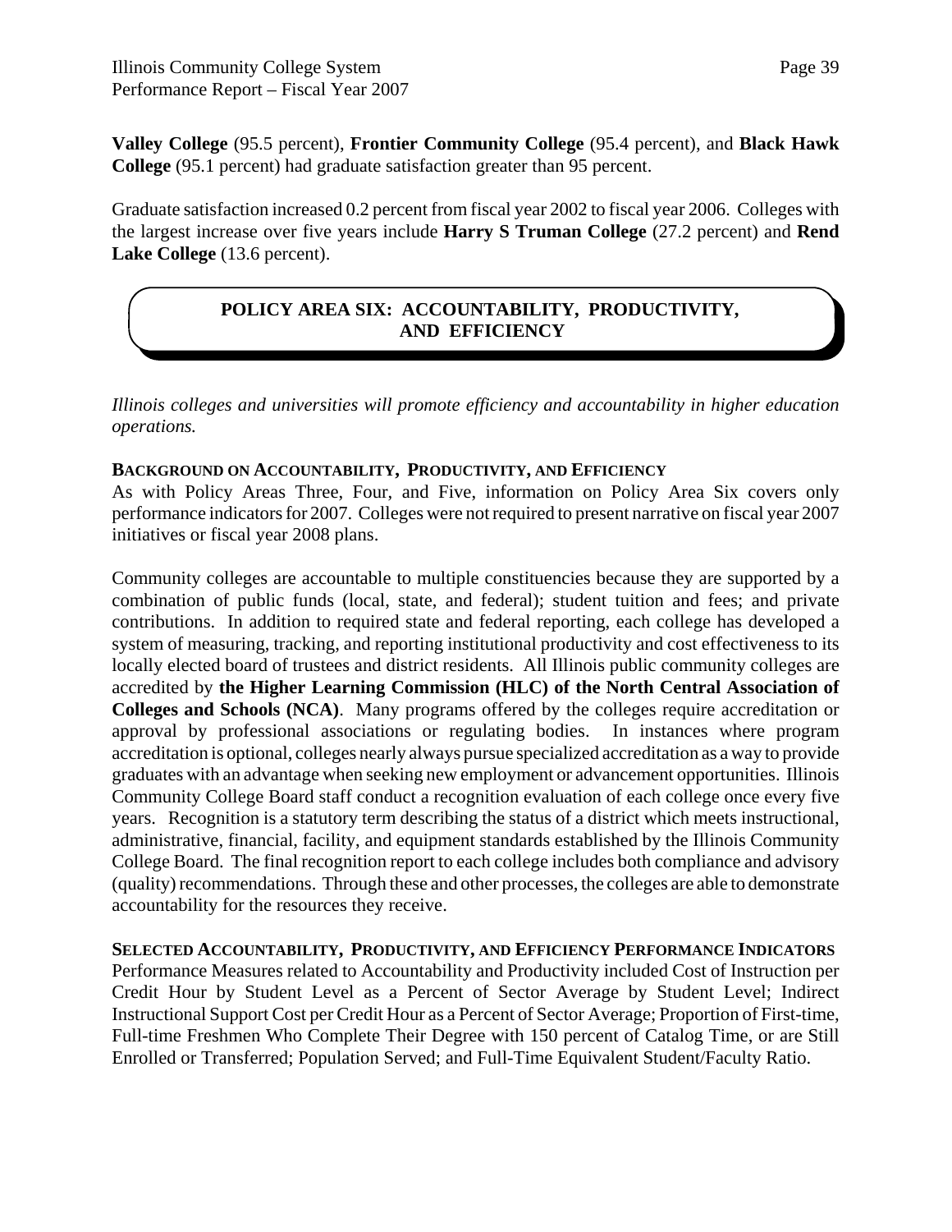**Valley College** (95.5 percent), **Frontier Community College** (95.4 percent), and **Black Hawk College** (95.1 percent) had graduate satisfaction greater than 95 percent.

Graduate satisfaction increased 0.2 percent from fiscal year 2002 to fiscal year 2006. Colleges with the largest increase over five years include **Harry S Truman College** (27.2 percent) and **Rend Lake College** (13.6 percent).

## POLICY AREA SIX: ACCOUNTABILITY, PRODUCTIVITY, AND EFFICIENCY

*Illinois colleges and universities will promote efficiency and accountability in higher education operations.*

### BACKGROUND ON ACCOUNTABILITY, PRODUCTIVITY, AND EFFICIENCY

As with Policy Areas Three, Four, and Five, information on Policy Area Six covers only performance indicators for 2007. Colleges were not required to present narrative on fiscal year 2007 initiatives or fiscal year 2008 plans.

Community colleges are accountable to multiple constituencies because they are supported by a combination of public funds (local, state, and federal); student tuition and fees; and private contributions. In addition to required state and federal reporting, each college has developed a system of measuring, tracking, and reporting institutional productivity and cost effectiveness to its locally elected board of trustees and district residents. All Illinois public community colleges are accredited by **the Higher Learning Commission (HLC) of the North Central Association of Colleges and Schools (NCA)**. Many programs offered by the colleges require accreditation or approval by professional associations or regulating bodies. In instances where program accreditation is optional, colleges nearly always pursue specialized accreditation as a way to provide graduates with an advantage when seeking new employment or advancement opportunities. Illinois Community College Board staff conduct a recognition evaluation of each college once every five years. Recognition is a statutory term describing the status of a district which meets instructional, administrative, financial, facility, and equipment standards established by the Illinois Community College Board. The final recognition report to each college includes both compliance and advisory (quality) recommendations. Through these and other processes, the colleges are able to demonstrate accountability for the resources they receive.

### SELECTED ACCOUNTABILITY, PRODUCTIVITY, AND EFFICIENCY PERFORMANCE INDICATORS

Performance Measures related to Accountability and Productivity included Cost of Instruction per Credit Hour by Student Level as a Percent of Sector Average by Student Level; Indirect Instructional Support Cost per Credit Hour as a Percent of Sector Average; Proportion of First-time, Full-time Freshmen Who Complete Their Degree with 150 percent of Catalog Time, or are Still Enrolled or Transferred; Population Served; and Full-Time Equivalent Student/Faculty Ratio.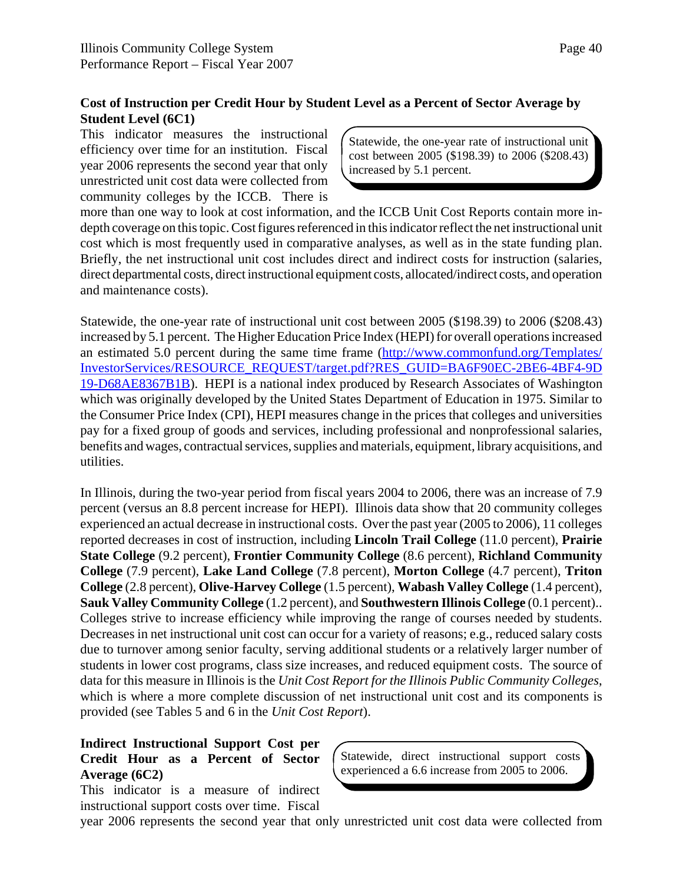**Cost of Instruction per Credit Hour by Student Level as a Percent of Sector Average by Student Level (6C1)**

> Statewide, the one-year rate of instructional unit cost between 2005 ($198.39) to 2006 ($208.43) increased by 5.1 percent.

This indicator measures the instructional efficiency over time for an institution. Fiscal year 2006 represents the second year that only unrestricted unit cost data were collected from community colleges by the ICCB. There is more than one way to look at cost information, and the ICCB Unit Cost Reports contain more in-depth coverage on this topic. Cost figures referenced in this indicator reflect the net instructional unit cost which is most frequently used in comparative analyses, as well as in the state funding plan. Briefly, the net instructional unit cost includes direct and indirect costs for instruction (salaries, direct departmental costs, direct instructional equipment costs, allocated/indirect costs, and operation and maintenance costs).

Statewide, the one-year rate of instructional unit cost between 2005 ($198.39) to 2006 ($208.43) increased by 5.1 percent. The Higher Education Price Index (HEPI) for overall operations increased an estimated 5.0 percent during the same time frame (http://www.commonfund.org/Templates/InvestorServices/RESOURCE_REQUEST/target.pdf?RES_GUID=BA6F90EC-2BE6-4BF4-9D19-D68AE8367B1B). HEPI is a national index produced by Research Associates of Washington which was originally developed by the United States Department of Education in 1975. Similar to the Consumer Price Index (CPI), HEPI measures change in the prices that colleges and universities pay for a fixed group of goods and services, including professional and nonprofessional salaries, benefits and wages, contractual services, supplies and materials, equipment, library acquisitions, and utilities.

In Illinois, during the two-year period from fiscal years 2004 to 2006, there was an increase of 7.9 percent (versus an 8.8 percent increase for HEPI). Illinois data show that 20 community colleges experienced an actual decrease in instructional costs. Over the past year (2005 to 2006), 11 colleges reported decreases in cost of instruction, including **Lincoln Trail College** (11.0 percent), **Prairie State College** (9.2 percent), **Frontier Community College** (8.6 percent), **Richland Community College** (7.9 percent), **Lake Land College** (7.8 percent), **Morton College** (4.7 percent), **Triton College** (2.8 percent), **Olive-Harvey College** (1.5 percent), **Wabash Valley College** (1.4 percent), **Sauk Valley Community College** (1.2 percent), and **Southwestern Illinois College** (0.1 percent).. Colleges strive to increase efficiency while improving the range of courses needed by students. Decreases in net instructional unit cost can occur for a variety of reasons; e.g., reduced salary costs due to turnover among senior faculty, serving additional students or a relatively larger number of students in lower cost programs, class size increases, and reduced equipment costs. The source of data for this measure in Illinois is the *Unit Cost Report for the Illinois Public Community Colleges*, which is where a more complete discussion of net instructional unit cost and its components is provided (see Tables 5 and 6 in the *Unit Cost Report*).

**Indirect Instructional Support Cost per Credit Hour as a Percent of Sector Average (6C2)**

> Statewide, direct instructional support costs experienced a 6.6 increase from 2005 to 2006.

This indicator is a measure of indirect instructional support costs over time. Fiscal year 2006 represents the second year that only unrestricted unit cost data were collected from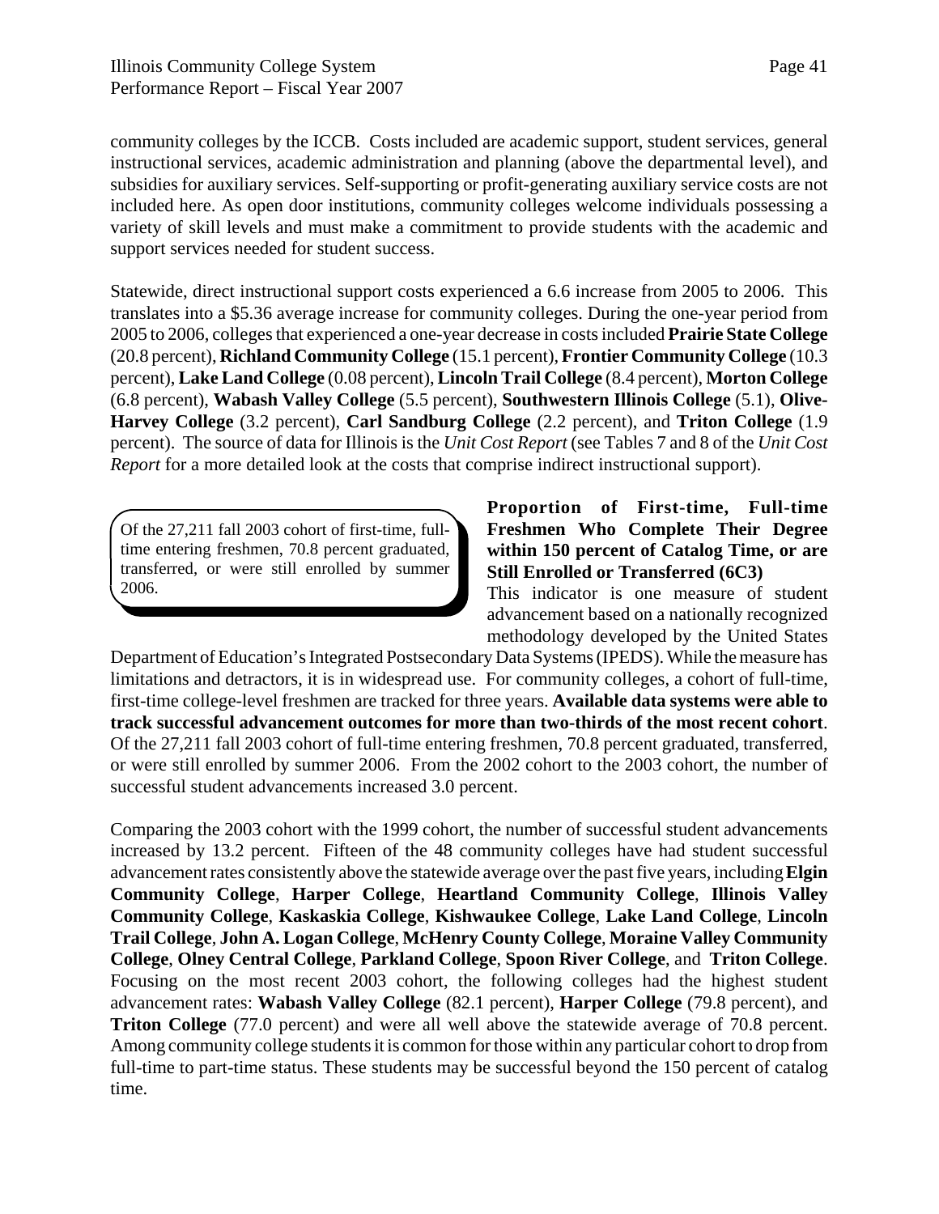community colleges by the ICCB. Costs included are academic support, student services, general instructional services, academic administration and planning (above the departmental level), and subsidies for auxiliary services. Self-supporting or profit-generating auxiliary service costs are not included here. As open door institutions, community colleges welcome individuals possessing a variety of skill levels and must make a commitment to provide students with the academic and support services needed for student success.

Statewide, direct instructional support costs experienced a 6.6 increase from 2005 to 2006. This translates into a $5.36 average increase for community colleges. During the one-year period from 2005 to 2006, colleges that experienced a one-year decrease in costs included **Prairie State College** (20.8 percent), **Richland Community College** (15.1 percent), **Frontier Community College** (10.3 percent), **Lake Land College** (0.08 percent), **Lincoln Trail College** (8.4 percent), **Morton College** (6.8 percent), **Wabash Valley College** (5.5 percent), **Southwestern Illinois College** (5.1), **Olive-Harvey College** (3.2 percent), **Carl Sandburg College** (2.2 percent), and **Triton College** (1.9 percent). The source of data for Illinois is the *Unit Cost Report* (see Tables 7 and 8 of the *Unit Cost Report* for a more detailed look at the costs that comprise indirect instructional support).

> Of the 27,211 fall 2003 cohort of first-time, full-time entering freshmen, 70.8 percent graduated, transferred, or were still enrolled by summer 2006.

### Proportion of First-time, Full-time Freshmen Who Complete Their Degree within 150 percent of Catalog Time, or are Still Enrolled or Transferred (6C3)

This indicator is one measure of student advancement based on a nationally recognized methodology developed by the United States Department of Education's Integrated Postsecondary Data Systems (IPEDS). While the measure has limitations and detractors, it is in widespread use. For community colleges, a cohort of full-time, first-time college-level freshmen are tracked for three years. **Available data systems were able to track successful advancement outcomes for more than two-thirds of the most recent cohort**. Of the 27,211 fall 2003 cohort of full-time entering freshmen, 70.8 percent graduated, transferred, or were still enrolled by summer 2006. From the 2002 cohort to the 2003 cohort, the number of successful student advancements increased 3.0 percent.

Comparing the 2003 cohort with the 1999 cohort, the number of successful student advancements increased by 13.2 percent. Fifteen of the 48 community colleges have had student successful advancement rates consistently above the statewide average over the past five years, including **Elgin Community College**, **Harper College**, **Heartland Community College**, **Illinois Valley Community College**, **Kaskaskia College**, **Kishwaukee College**, **Lake Land College**, **Lincoln Trail College**, **John A. Logan College**, **McHenry County College**, **Moraine Valley Community College**, **Olney Central College**, **Parkland College**, **Spoon River College**, and **Triton College**. Focusing on the most recent 2003 cohort, the following colleges had the highest student advancement rates: **Wabash Valley College** (82.1 percent), **Harper College** (79.8 percent), and **Triton College** (77.0 percent) and were all well above the statewide average of 70.8 percent. Among community college students it is common for those within any particular cohort to drop from full-time to part-time status. These students may be successful beyond the 150 percent of catalog time.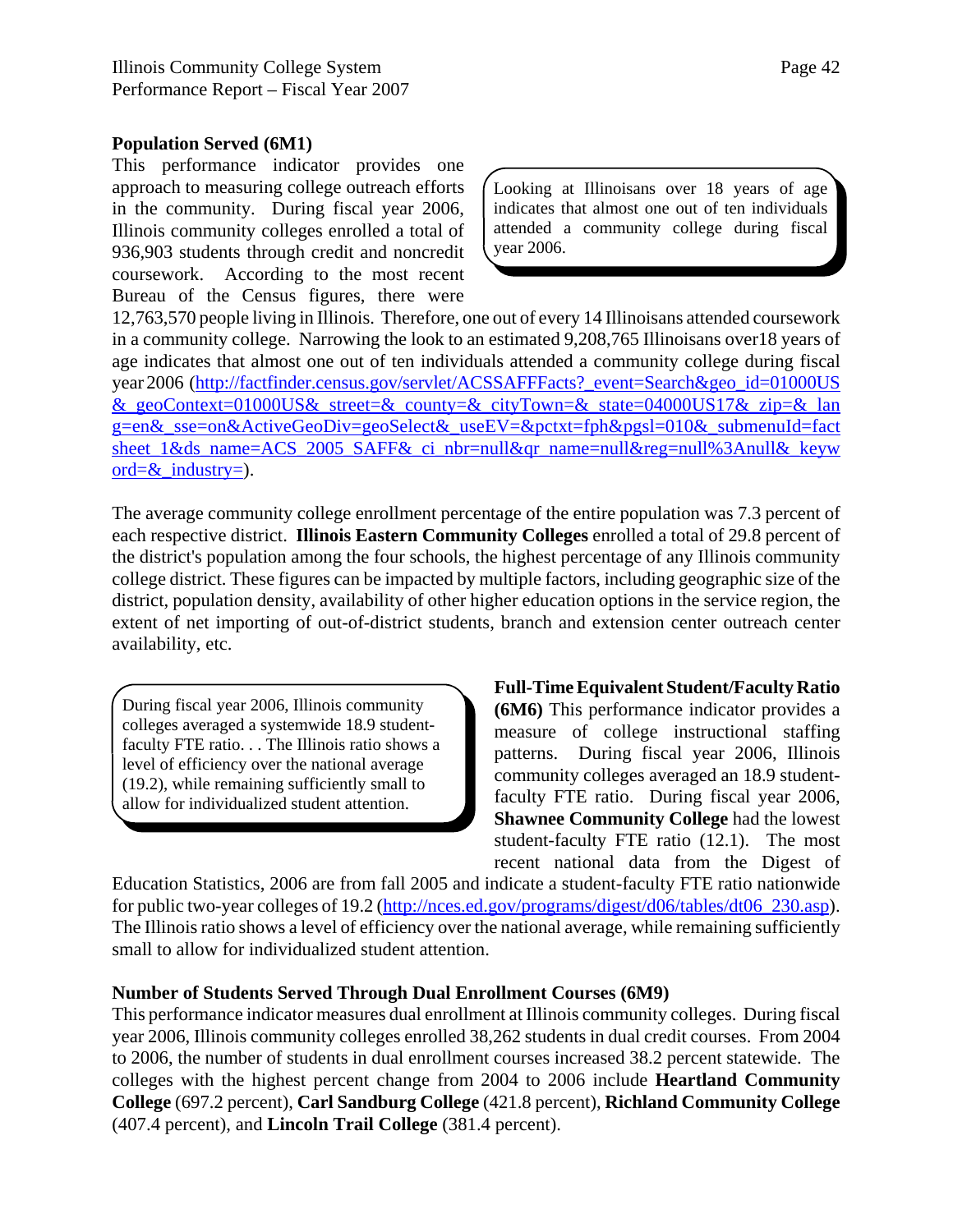**Population Served (6M1)**

This performance indicator provides one approach to measuring college outreach efforts in the community. During fiscal year 2006, Illinois community colleges enrolled a total of 936,903 students through credit and noncredit coursework. According to the most recent Bureau of the Census figures, there were 12,763,570 people living in Illinois. Therefore, one out of every 14 Illinoisans attended coursework in a community college. Narrowing the look to an estimated 9,208,765 Illinoisans over18 years of age indicates that almost one out of ten individuals attended a community college during fiscal year 2006 (http://factfinder.census.gov/servlet/ACSSAFFFacts?_event=Search&geo_id=01000US&_geoContext=01000US&_street=&_county=&_cityTown=&_state=04000US17&_zip=&_lang=en&_sse=on&ActiveGeoDiv=geoSelect&_useEV=&pctxt=fph&pgsl=010&_submenuId=factsheet_1&ds_name=ACS_2005_SAFF&_ci_nbr=null&qr_name=null&reg=null%3Anull&_keyword=&_industry=).

> Looking at Illinoisans over 18 years of age indicates that almost one out of ten individuals attended a community college during fiscal year 2006.

The average community college enrollment percentage of the entire population was 7.3 percent of each respective district. **Illinois Eastern Community Colleges** enrolled a total of 29.8 percent of the district's population among the four schools, the highest percentage of any Illinois community college district. These figures can be impacted by multiple factors, including geographic size of the district, population density, availability of other higher education options in the service region, the extent of net importing of out-of-district students, branch and extension center outreach center availability, etc.

**Full-Time Equivalent Student/Faculty Ratio (6M6)** This performance indicator provides a measure of college instructional staffing patterns. During fiscal year 2006, Illinois community colleges averaged an 18.9 student-faculty FTE ratio. During fiscal year 2006, **Shawnee Community College** had the lowest student-faculty FTE ratio (12.1). The most recent national data from the Digest of Education Statistics, 2006 are from fall 2005 and indicate a student-faculty FTE ratio nationwide for public two-year colleges of 19.2 (http://nces.ed.gov/programs/digest/d06/tables/dt06_230.asp). The Illinois ratio shows a level of efficiency over the national average, while remaining sufficiently small to allow for individualized student attention.

> During fiscal year 2006, Illinois community colleges averaged a systemwide 18.9 student-faculty FTE ratio. . . The Illinois ratio shows a level of efficiency over the national average (19.2), while remaining sufficiently small to allow for individualized student attention.

**Number of Students Served Through Dual Enrollment Courses (6M9)**

This performance indicator measures dual enrollment at Illinois community colleges. During fiscal year 2006, Illinois community colleges enrolled 38,262 students in dual credit courses. From 2004 to 2006, the number of students in dual enrollment courses increased 38.2 percent statewide. The colleges with the highest percent change from 2004 to 2006 include **Heartland Community College** (697.2 percent), **Carl Sandburg College** (421.8 percent), **Richland Community College** (407.4 percent), and **Lincoln Trail College** (381.4 percent).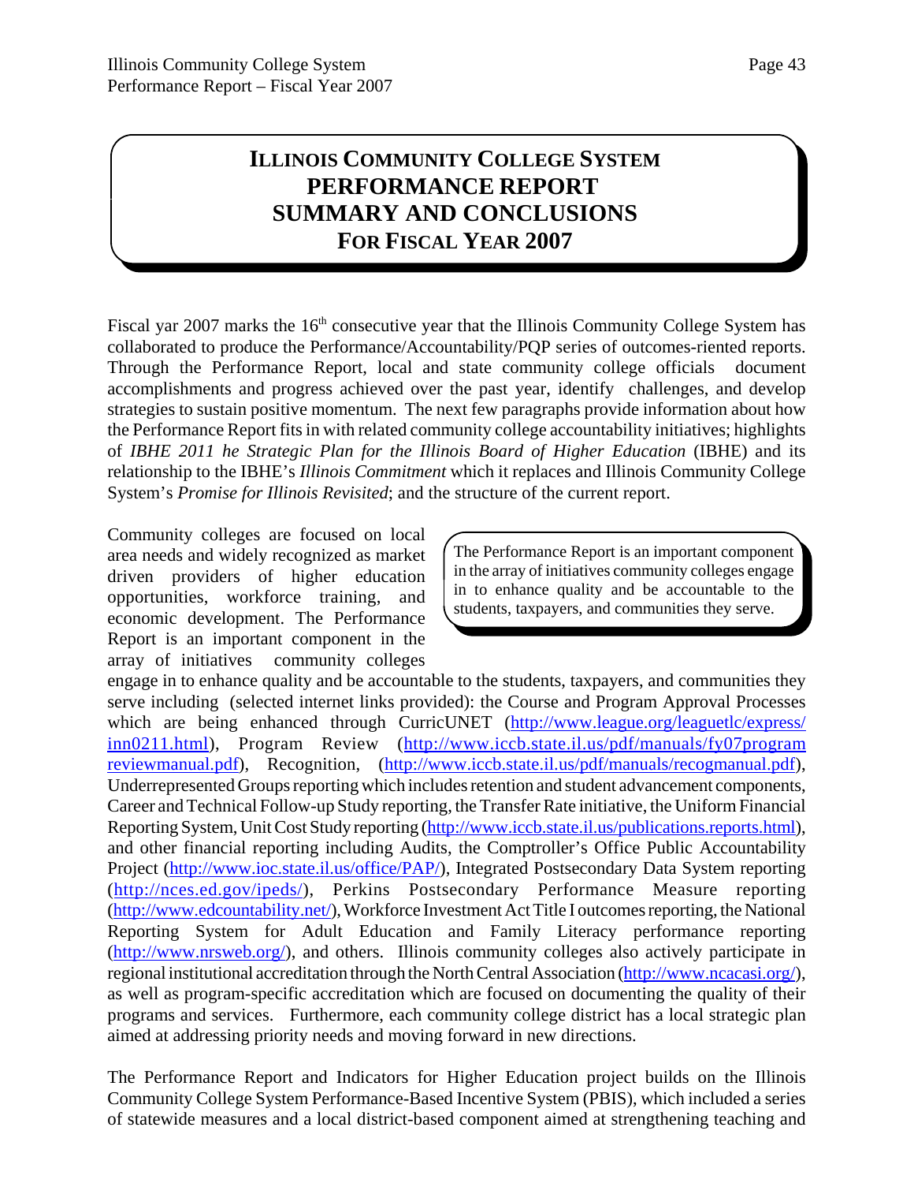# ILLINOIS COMMUNITY COLLEGE SYSTEM PERFORMANCE REPORT SUMMARY AND CONCLUSIONS FOR FISCAL YEAR 2007

Fiscal yar 2007 marks the 16th consecutive year that the Illinois Community College System has collaborated to produce the Performance/Accountability/PQP series of outcomes-riented reports. Through the Performance Report, local and state community college officials document accomplishments and progress achieved over the past year, identify challenges, and develop strategies to sustain positive momentum. The next few paragraphs provide information about how the Performance Report fits in with related community college accountability initiatives; highlights of *IBHE 2011 he Strategic Plan for the Illinois Board of Higher Education* (IBHE) and its relationship to the IBHE's *Illinois Commitment* which it replaces and Illinois Community College System's *Promise for Illinois Revisited*; and the structure of the current report.

> The Performance Report is an important component in the array of initiatives community colleges engage in to enhance quality and be accountable to the students, taxpayers, and communities they serve.

Community colleges are focused on local area needs and widely recognized as market driven providers of higher education opportunities, workforce training, and economic development. The Performance Report is an important component in the array of initiatives community colleges engage in to enhance quality and be accountable to the students, taxpayers, and communities they serve including (selected internet links provided): the Course and Program Approval Processes which are being enhanced through CurricUNET (http://www.league.org/leaguetlc/express/inn0211.html), Program Review (http://www.iccb.state.il.us/pdf/manuals/fy07programreviewmanual.pdf), Recognition, (http://www.iccb.state.il.us/pdf/manuals/recogmanual.pdf), Underrepresented Groups reporting which includes retention and student advancement components, Career and Technical Follow-up Study reporting, the Transfer Rate initiative, the Uniform Financial Reporting System, Unit Cost Study reporting (http://www.iccb.state.il.us/publications.reports.html), and other financial reporting including Audits, the Comptroller's Office Public Accountability Project (http://www.ioc.state.il.us/office/PAP/), Integrated Postsecondary Data System reporting (http://nces.ed.gov/ipeds/), Perkins Postsecondary Performance Measure reporting (http://www.edcountability.net/), Workforce Investment Act Title I outcomes reporting, the National Reporting System for Adult Education and Family Literacy performance reporting (http://www.nrsweb.org/), and others. Illinois community colleges also actively participate in regional institutional accreditation through the North Central Association (http://www.ncacasi.org/), as well as program-specific accreditation which are focused on documenting the quality of their programs and services. Furthermore, each community college district has a local strategic plan aimed at addressing priority needs and moving forward in new directions.

The Performance Report and Indicators for Higher Education project builds on the Illinois Community College System Performance-Based Incentive System (PBIS), which included a series of statewide measures and a local district-based component aimed at strengthening teaching and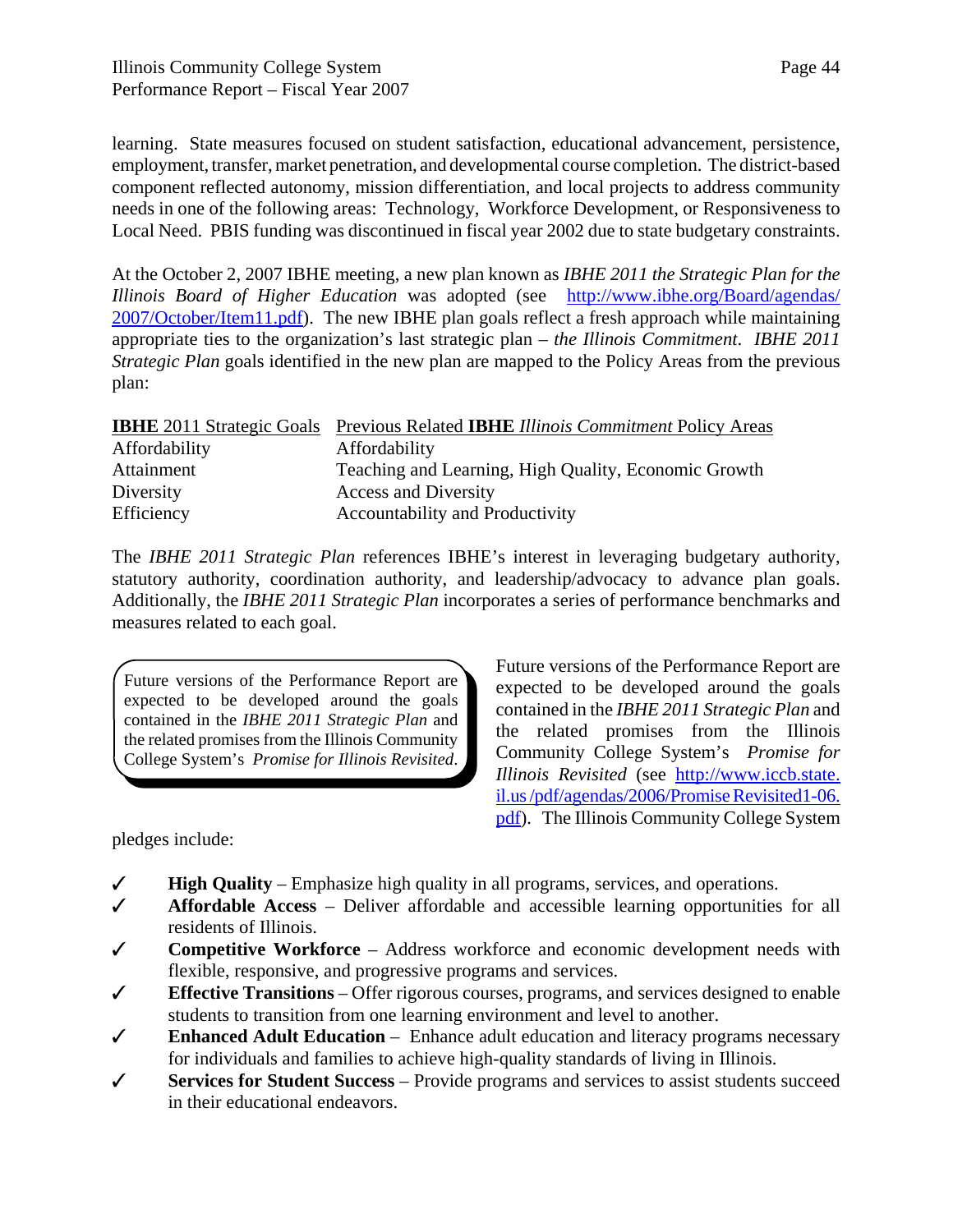learning. State measures focused on student satisfaction, educational advancement, persistence, employment, transfer, market penetration, and developmental course completion. The district-based component reflected autonomy, mission differentiation, and local projects to address community needs in one of the following areas: Technology, Workforce Development, or Responsiveness to Local Need. PBIS funding was discontinued in fiscal year 2002 due to state budgetary constraints.

At the October 2, 2007 IBHE meeting, a new plan known as *IBHE 2011 the Strategic Plan for the Illinois Board of Higher Education* was adopted (see http://www.ibhe.org/Board/agendas/2007/October/Item11.pdf). The new IBHE plan goals reflect a fresh approach while maintaining appropriate ties to the organization's last strategic plan – *the Illinois Commitment*. *IBHE 2011 Strategic Plan* goals identified in the new plan are mapped to the Policy Areas from the previous plan:

| **IBHE** 2011 Strategic Goals | Previous Related **IBHE** *Illinois Commitment* Policy Areas |
|---|---|
| Affordability | Affordability |
| Attainment | Teaching and Learning, High Quality, Economic Growth |
| Diversity | Access and Diversity |
| Efficiency | Accountability and Productivity |

The *IBHE 2011 Strategic Plan* references IBHE's interest in leveraging budgetary authority, statutory authority, coordination authority, and leadership/advocacy to advance plan goals. Additionally, the *IBHE 2011 Strategic Plan* incorporates a series of performance benchmarks and measures related to each goal.

> Future versions of the Performance Report are expected to be developed around the goals contained in the *IBHE 2011 Strategic Plan* and the related promises from the Illinois Community College System's *Promise for Illinois Revisited*.

Future versions of the Performance Report are expected to be developed around the goals contained in the *IBHE 2011 Strategic Plan* and the related promises from the Illinois Community College System's *Promise for Illinois Revisited* (see http://www.iccb.state.il.us/pdf/agendas/2006/PromiseRevisited1-06.pdf). The Illinois Community College System pledges include:

- ✓ **High Quality** – Emphasize high quality in all programs, services, and operations.
- ✓ **Affordable Access** – Deliver affordable and accessible learning opportunities for all residents of Illinois.
- ✓ **Competitive Workforce** – Address workforce and economic development needs with flexible, responsive, and progressive programs and services.
- ✓ **Effective Transitions** – Offer rigorous courses, programs, and services designed to enable students to transition from one learning environment and level to another.
- ✓ **Enhanced Adult Education** – Enhance adult education and literacy programs necessary for individuals and families to achieve high-quality standards of living in Illinois.
- ✓ **Services for Student Success** – Provide programs and services to assist students succeed in their educational endeavors.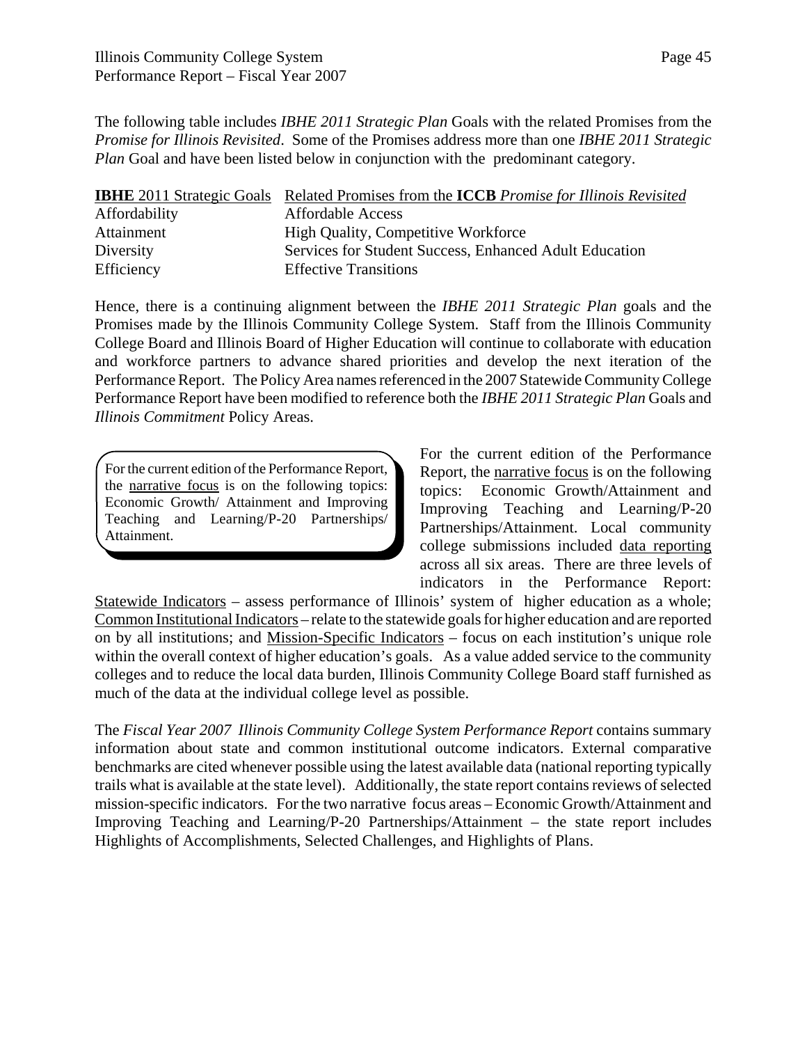The following table includes *IBHE 2011 Strategic Plan* Goals with the related Promises from the *Promise for Illinois Revisited*. Some of the Promises address more than one *IBHE 2011 Strategic Plan* Goal and have been listed below in conjunction with the predominant category.

| **IBHE** 2011 Strategic Goals | Related Promises from the **ICCB** *Promise for Illinois Revisited* |
|---|---|
| Affordability | Affordable Access |
| Attainment | High Quality, Competitive Workforce |
| Diversity | Services for Student Success, Enhanced Adult Education |
| Efficiency | Effective Transitions |

Hence, there is a continuing alignment between the *IBHE 2011 Strategic Plan* goals and the Promises made by the Illinois Community College System. Staff from the Illinois Community College Board and Illinois Board of Higher Education will continue to collaborate with education and workforce partners to advance shared priorities and develop the next iteration of the Performance Report. The Policy Area names referenced in the 2007 Statewide Community College Performance Report have been modified to reference both the *IBHE 2011 Strategic Plan* Goals and *Illinois Commitment* Policy Areas.

> For the current edition of the Performance Report, the narrative focus is on the following topics: Economic Growth/ Attainment and Improving Teaching and Learning/P-20 Partnerships/ Attainment.

For the current edition of the Performance Report, the narrative focus is on the following topics: Economic Growth/Attainment and Improving Teaching and Learning/P-20 Partnerships/Attainment. Local community college submissions included data reporting across all six areas. There are three levels of indicators in the Performance Report: Statewide Indicators – assess performance of Illinois' system of higher education as a whole; Common Institutional Indicators – relate to the statewide goals for higher education and are reported on by all institutions; and Mission-Specific Indicators – focus on each institution's unique role within the overall context of higher education's goals. As a value added service to the community colleges and to reduce the local data burden, Illinois Community College Board staff furnished as much of the data at the individual college level as possible.

The *Fiscal Year 2007 Illinois Community College System Performance Report* contains summary information about state and common institutional outcome indicators. External comparative benchmarks are cited whenever possible using the latest available data (national reporting typically trails what is available at the state level). Additionally, the state report contains reviews of selected mission-specific indicators. For the two narrative focus areas – Economic Growth/Attainment and Improving Teaching and Learning/P-20 Partnerships/Attainment – the state report includes Highlights of Accomplishments, Selected Challenges, and Highlights of Plans.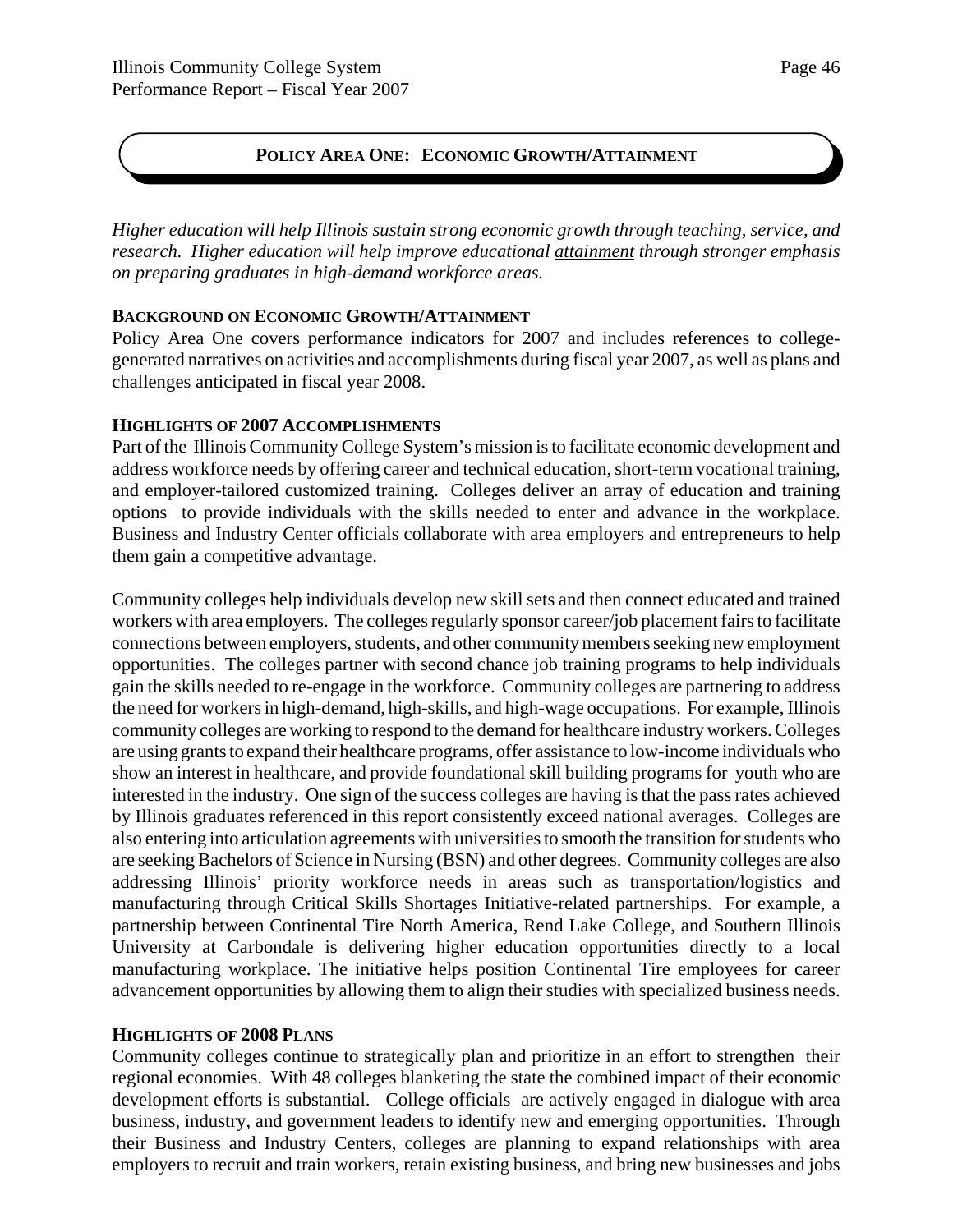## POLICY AREA ONE: ECONOMIC GROWTH/ATTAINMENT

*Higher education will help Illinois sustain strong economic growth through teaching, service, and research. Higher education will help improve educational <u>attainment</u> through stronger emphasis on preparing graduates in high-demand workforce areas.*

### BACKGROUND ON ECONOMIC GROWTH/ATTAINMENT

Policy Area One covers performance indicators for 2007 and includes references to college-generated narratives on activities and accomplishments during fiscal year 2007, as well as plans and challenges anticipated in fiscal year 2008.

### HIGHLIGHTS OF 2007 ACCOMPLISHMENTS

Part of the Illinois Community College System's mission is to facilitate economic development and address workforce needs by offering career and technical education, short-term vocational training, and employer-tailored customized training. Colleges deliver an array of education and training options to provide individuals with the skills needed to enter and advance in the workplace. Business and Industry Center officials collaborate with area employers and entrepreneurs to help them gain a competitive advantage.

Community colleges help individuals develop new skill sets and then connect educated and trained workers with area employers. The colleges regularly sponsor career/job placement fairs to facilitate connections between employers, students, and other community members seeking new employment opportunities. The colleges partner with second chance job training programs to help individuals gain the skills needed to re-engage in the workforce. Community colleges are partnering to address the need for workers in high-demand, high-skills, and high-wage occupations. For example, Illinois community colleges are working to respond to the demand for healthcare industry workers. Colleges are using grants to expand their healthcare programs, offer assistance to low-income individuals who show an interest in healthcare, and provide foundational skill building programs for youth who are interested in the industry. One sign of the success colleges are having is that the pass rates achieved by Illinois graduates referenced in this report consistently exceed national averages. Colleges are also entering into articulation agreements with universities to smooth the transition for students who are seeking Bachelors of Science in Nursing (BSN) and other degrees. Community colleges are also addressing Illinois' priority workforce needs in areas such as transportation/logistics and manufacturing through Critical Skills Shortages Initiative-related partnerships. For example, a partnership between Continental Tire North America, Rend Lake College, and Southern Illinois University at Carbondale is delivering higher education opportunities directly to a local manufacturing workplace. The initiative helps position Continental Tire employees for career advancement opportunities by allowing them to align their studies with specialized business needs.

### HIGHLIGHTS OF 2008 PLANS

Community colleges continue to strategically plan and prioritize in an effort to strengthen their regional economies. With 48 colleges blanketing the state the combined impact of their economic development efforts is substantial. College officials are actively engaged in dialogue with area business, industry, and government leaders to identify new and emerging opportunities. Through their Business and Industry Centers, colleges are planning to expand relationships with area employers to recruit and train workers, retain existing business, and bring new businesses and jobs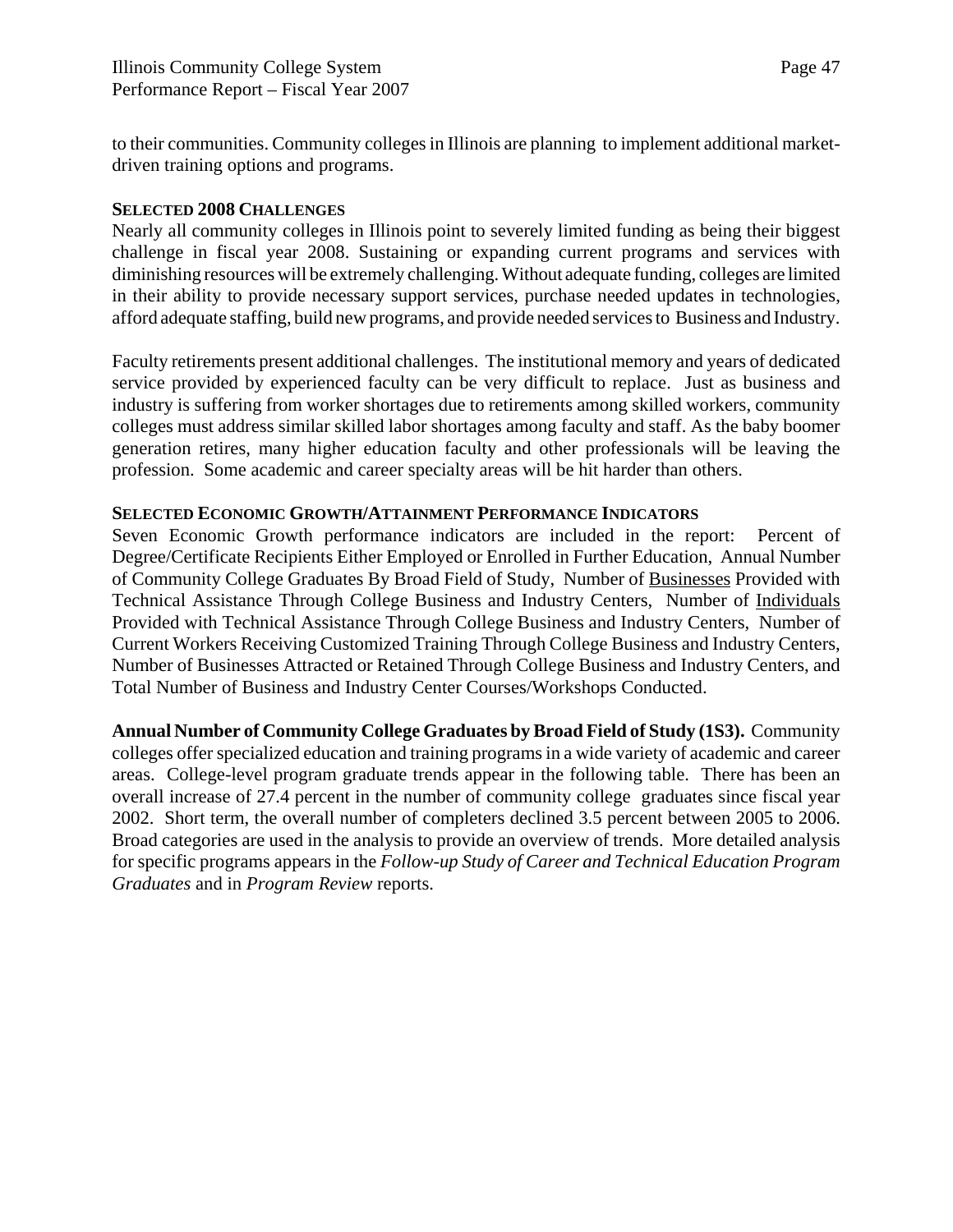to their communities. Community colleges in Illinois are planning to implement additional market-driven training options and programs.

### SELECTED 2008 CHALLENGES

Nearly all community colleges in Illinois point to severely limited funding as being their biggest challenge in fiscal year 2008. Sustaining or expanding current programs and services with diminishing resources will be extremely challenging. Without adequate funding, colleges are limited in their ability to provide necessary support services, purchase needed updates in technologies, afford adequate staffing, build new programs, and provide needed services to Business and Industry.

Faculty retirements present additional challenges. The institutional memory and years of dedicated service provided by experienced faculty can be very difficult to replace. Just as business and industry is suffering from worker shortages due to retirements among skilled workers, community colleges must address similar skilled labor shortages among faculty and staff. As the baby boomer generation retires, many higher education faculty and other professionals will be leaving the profession. Some academic and career specialty areas will be hit harder than others.

### SELECTED ECONOMIC GROWTH/ATTAINMENT PERFORMANCE INDICATORS

Seven Economic Growth performance indicators are included in the report: Percent of Degree/Certificate Recipients Either Employed or Enrolled in Further Education, Annual Number of Community College Graduates By Broad Field of Study, Number of Businesses Provided with Technical Assistance Through College Business and Industry Centers, Number of Individuals Provided with Technical Assistance Through College Business and Industry Centers, Number of Current Workers Receiving Customized Training Through College Business and Industry Centers, Number of Businesses Attracted or Retained Through College Business and Industry Centers, and Total Number of Business and Industry Center Courses/Workshops Conducted.

**Annual Number of Community College Graduates by Broad Field of Study (1S3).** Community colleges offer specialized education and training programs in a wide variety of academic and career areas. College-level program graduate trends appear in the following table. There has been an overall increase of 27.4 percent in the number of community college graduates since fiscal year 2002. Short term, the overall number of completers declined 3.5 percent between 2005 to 2006. Broad categories are used in the analysis to provide an overview of trends. More detailed analysis for specific programs appears in the *Follow-up Study of Career and Technical Education Program Graduates* and in *Program Review* reports.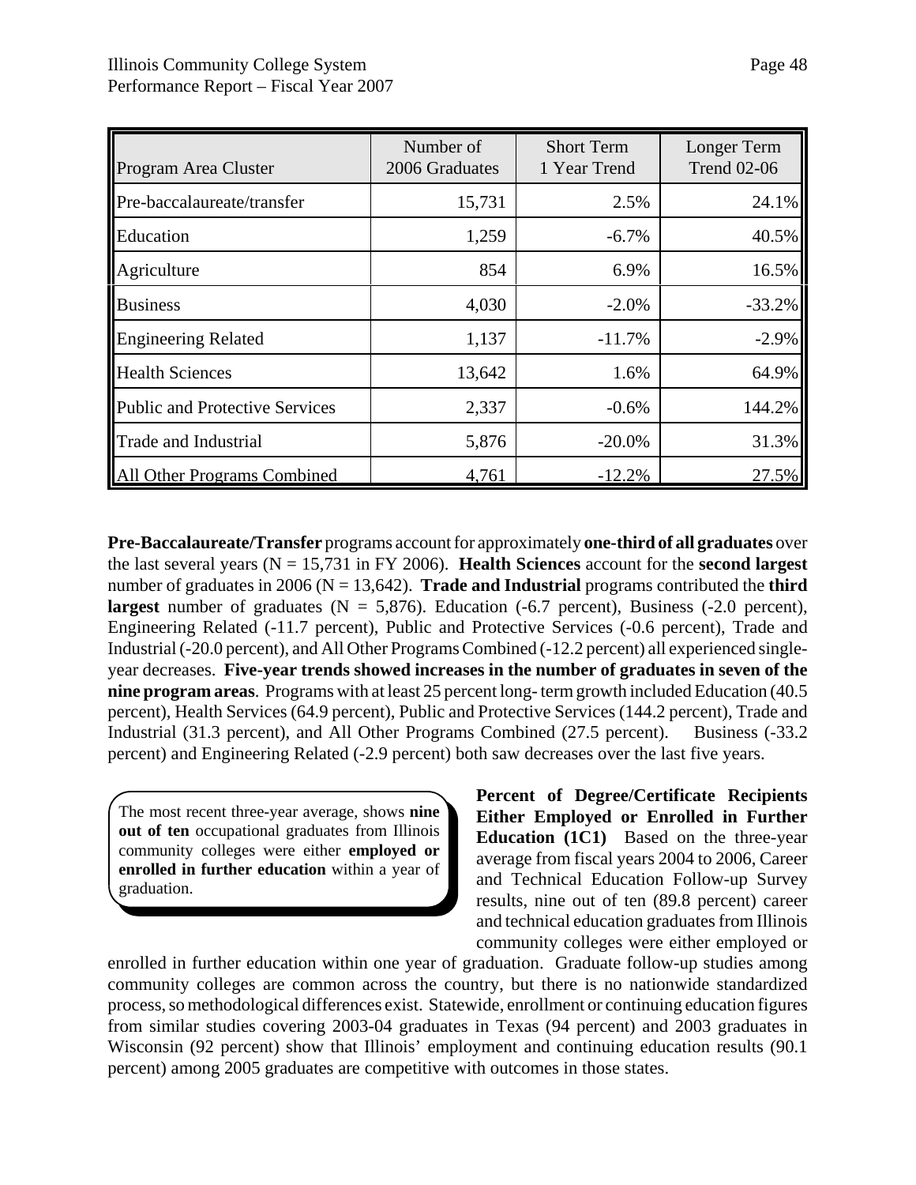| Program Area Cluster | Number of 2006 Graduates | Short Term 1 Year Trend | Longer Term Trend 02-06 |
|---|---|---|---|
| Pre-baccalaureate/transfer | 15,731 | 2.5% | 24.1% |
| Education | 1,259 | -6.7% | 40.5% |
| Agriculture | 854 | 6.9% | 16.5% |
| Business | 4,030 | -2.0% | -33.2% |
| Engineering Related | 1,137 | -11.7% | -2.9% |
| Health Sciences | 13,642 | 1.6% | 64.9% |
| Public and Protective Services | 2,337 | -0.6% | 144.2% |
| Trade and Industrial | 5,876 | -20.0% | 31.3% |
| All Other Programs Combined | 4,761 | -12.2% | 27.5% |

**Pre-Baccalaureate/Transfer** programs account for approximately **one-third of all graduates** over the last several years (N = 15,731 in FY 2006). **Health Sciences** account for the **second largest** number of graduates in 2006 (N = 13,642). **Trade and Industrial** programs contributed the **third largest** number of graduates (N = 5,876). Education (-6.7 percent), Business (-2.0 percent), Engineering Related (-11.7 percent), Public and Protective Services (-0.6 percent), Trade and Industrial (-20.0 percent), and All Other Programs Combined (-12.2 percent) all experienced single-year decreases. **Five-year trends showed increases in the number of graduates in seven of the nine program areas**. Programs with at least 25 percent long- term growth included Education (40.5 percent), Health Services (64.9 percent), Public and Protective Services (144.2 percent), Trade and Industrial (31.3 percent), and All Other Programs Combined (27.5 percent). Business (-33.2 percent) and Engineering Related (-2.9 percent) both saw decreases over the last five years.

The most recent three-year average, shows **nine out of ten** occupational graduates from Illinois community colleges were either **employed or enrolled in further education** within a year of graduation.

**Percent of Degree/Certificate Recipients Either Employed or Enrolled in Further Education (1C1)** Based on the three-year average from fiscal years 2004 to 2006, Career and Technical Education Follow-up Survey results, nine out of ten (89.8 percent) career and technical education graduates from Illinois community colleges were either employed or enrolled in further education within one year of graduation. Graduate follow-up studies among community colleges are common across the country, but there is no nationwide standardized process, so methodological differences exist. Statewide, enrollment or continuing education figures from similar studies covering 2003-04 graduates in Texas (94 percent) and 2003 graduates in Wisconsin (92 percent) show that Illinois' employment and continuing education results (90.1 percent) among 2005 graduates are competitive with outcomes in those states.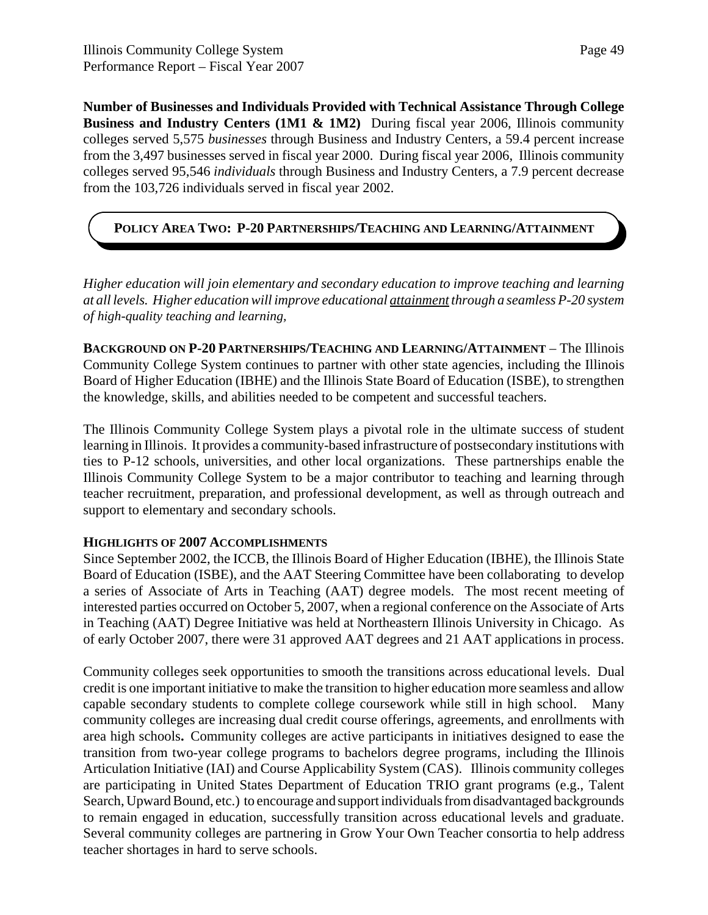**Number of Businesses and Individuals Provided with Technical Assistance Through College Business and Industry Centers (1M1 & 1M2)** During fiscal year 2006, Illinois community colleges served 5,575 *businesses* through Business and Industry Centers, a 59.4 percent increase from the 3,497 businesses served in fiscal year 2000. During fiscal year 2006, Illinois community colleges served 95,546 *individuals* through Business and Industry Centers, a 7.9 percent decrease from the 103,726 individuals served in fiscal year 2002.

## POLICY AREA TWO: P-20 PARTNERSHIPS/TEACHING AND LEARNING/ATTAINMENT

*Higher education will join elementary and secondary education to improve teaching and learning at all levels. Higher education will improve educational attainment through a seamless P-20 system of high-quality teaching and learning,*

**BACKGROUND ON P-20 PARTNERSHIPS/TEACHING AND LEARNING/ATTAINMENT** – The Illinois Community College System continues to partner with other state agencies, including the Illinois Board of Higher Education (IBHE) and the Illinois State Board of Education (ISBE), to strengthen the knowledge, skills, and abilities needed to be competent and successful teachers.

The Illinois Community College System plays a pivotal role in the ultimate success of student learning in Illinois. It provides a community-based infrastructure of postsecondary institutions with ties to P-12 schools, universities, and other local organizations. These partnerships enable the Illinois Community College System to be a major contributor to teaching and learning through teacher recruitment, preparation, and professional development, as well as through outreach and support to elementary and secondary schools.

### HIGHLIGHTS OF 2007 ACCOMPLISHMENTS

Since September 2002, the ICCB, the Illinois Board of Higher Education (IBHE), the Illinois State Board of Education (ISBE), and the AAT Steering Committee have been collaborating to develop a series of Associate of Arts in Teaching (AAT) degree models. The most recent meeting of interested parties occurred on October 5, 2007, when a regional conference on the Associate of Arts in Teaching (AAT) Degree Initiative was held at Northeastern Illinois University in Chicago. As of early October 2007, there were 31 approved AAT degrees and 21 AAT applications in process.

Community colleges seek opportunities to smooth the transitions across educational levels. Dual credit is one important initiative to make the transition to higher education more seamless and allow capable secondary students to complete college coursework while still in high school. Many community colleges are increasing dual credit course offerings, agreements, and enrollments with area high schools**.** Community colleges are active participants in initiatives designed to ease the transition from two-year college programs to bachelors degree programs, including the Illinois Articulation Initiative (IAI) and Course Applicability System (CAS). Illinois community colleges are participating in United States Department of Education TRIO grant programs (e.g., Talent Search, Upward Bound, etc.) to encourage and support individuals from disadvantaged backgrounds to remain engaged in education, successfully transition across educational levels and graduate. Several community colleges are partnering in Grow Your Own Teacher consortia to help address teacher shortages in hard to serve schools.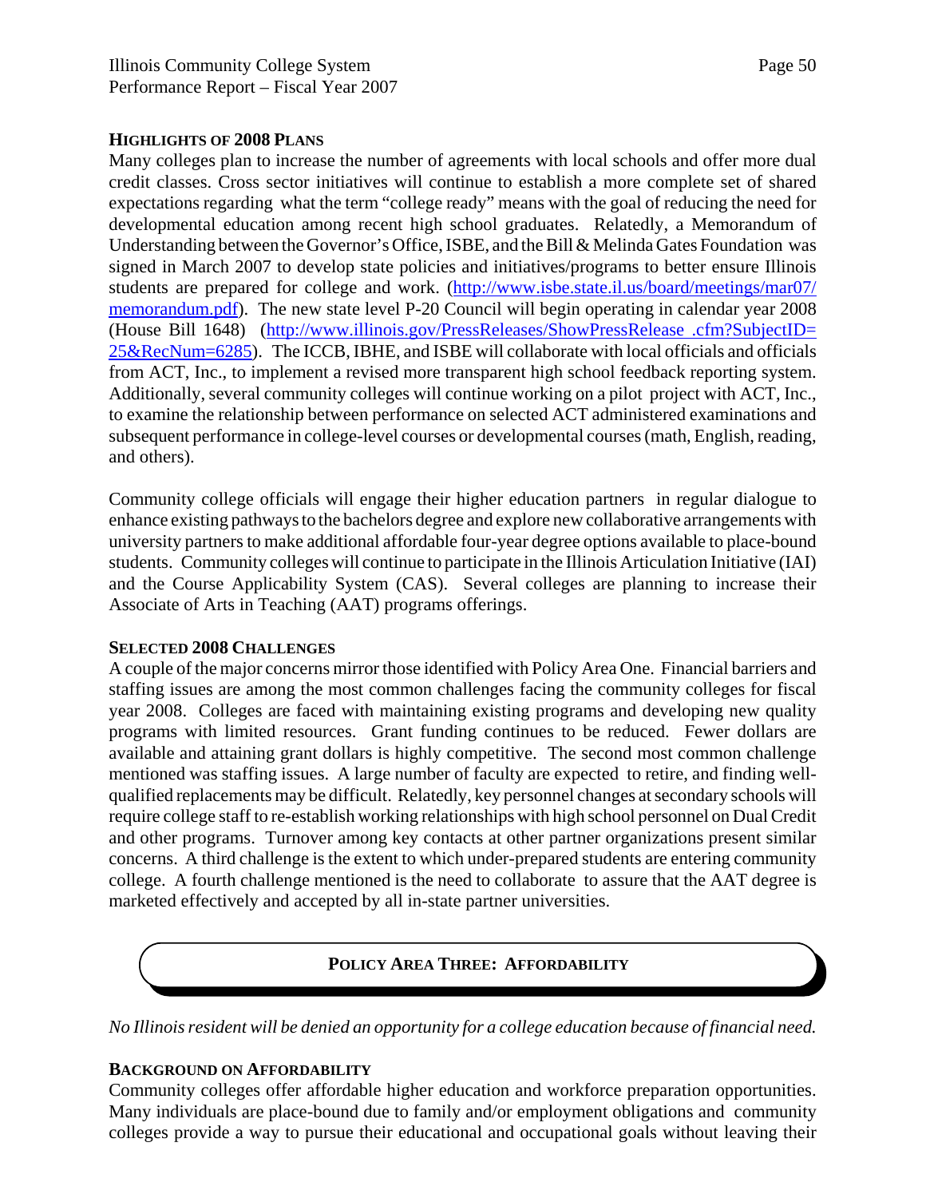### Highlights of 2008 Plans

Many colleges plan to increase the number of agreements with local schools and offer more dual credit classes. Cross sector initiatives will continue to establish a more complete set of shared expectations regarding what the term "college ready" means with the goal of reducing the need for developmental education among recent high school graduates. Relatedly, a Memorandum of Understanding between the Governor's Office, ISBE, and the Bill & Melinda Gates Foundation was signed in March 2007 to develop state policies and initiatives/programs to better ensure Illinois students are prepared for college and work. (http://www.isbe.state.il.us/board/meetings/mar07/memorandum.pdf). The new state level P-20 Council will begin operating in calendar year 2008 (House Bill 1648) (http://www.illinois.gov/PressReleases/ShowPressRelease .cfm?SubjectID=25&RecNum=6285). The ICCB, IBHE, and ISBE will collaborate with local officials and officials from ACT, Inc., to implement a revised more transparent high school feedback reporting system. Additionally, several community colleges will continue working on a pilot project with ACT, Inc., to examine the relationship between performance on selected ACT administered examinations and subsequent performance in college-level courses or developmental courses (math, English, reading, and others).

Community college officials will engage their higher education partners in regular dialogue to enhance existing pathways to the bachelors degree and explore new collaborative arrangements with university partners to make additional affordable four-year degree options available to place-bound students. Community colleges will continue to participate in the Illinois Articulation Initiative (IAI) and the Course Applicability System (CAS). Several colleges are planning to increase their Associate of Arts in Teaching (AAT) programs offerings.

### Selected 2008 Challenges

A couple of the major concerns mirror those identified with Policy Area One. Financial barriers and staffing issues are among the most common challenges facing the community colleges for fiscal year 2008. Colleges are faced with maintaining existing programs and developing new quality programs with limited resources. Grant funding continues to be reduced. Fewer dollars are available and attaining grant dollars is highly competitive. The second most common challenge mentioned was staffing issues. A large number of faculty are expected to retire, and finding well-qualified replacements may be difficult. Relatedly, key personnel changes at secondary schools will require college staff to re-establish working relationships with high school personnel on Dual Credit and other programs. Turnover among key contacts at other partner organizations present similar concerns. A third challenge is the extent to which under-prepared students are entering community college. A fourth challenge mentioned is the need to collaborate to assure that the AAT degree is marketed effectively and accepted by all in-state partner universities.

## Policy Area Three: Affordability

*No Illinois resident will be denied an opportunity for a college education because of financial need.*

### Background on Affordability

Community colleges offer affordable higher education and workforce preparation opportunities. Many individuals are place-bound due to family and/or employment obligations and community colleges provide a way to pursue their educational and occupational goals without leaving their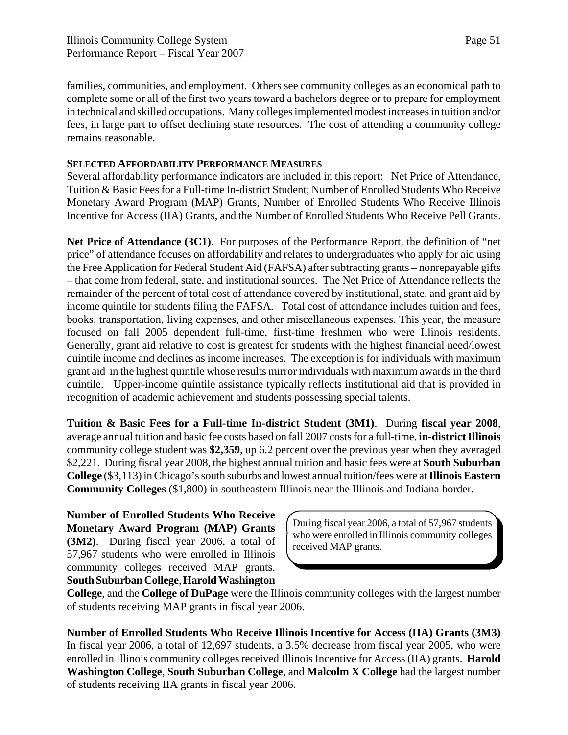families, communities, and employment. Others see community colleges as an economical path to complete some or all of the first two years toward a bachelors degree or to prepare for employment in technical and skilled occupations. Many colleges implemented modest increases in tuition and/or fees, in large part to offset declining state resources. The cost of attending a community college remains reasonable.

### SELECTED AFFORDABILITY PERFORMANCE MEASURES

Several affordability performance indicators are included in this report: Net Price of Attendance, Tuition & Basic Fees for a Full-time In-district Student; Number of Enrolled Students Who Receive Monetary Award Program (MAP) Grants, Number of Enrolled Students Who Receive Illinois Incentive for Access (IIA) Grants, and the Number of Enrolled Students Who Receive Pell Grants.

**Net Price of Attendance (3C1)**. For purposes of the Performance Report, the definition of "net price" of attendance focuses on affordability and relates to undergraduates who apply for aid using the Free Application for Federal Student Aid (FAFSA) after subtracting grants – nonrepayable gifts – that come from federal, state, and institutional sources. The Net Price of Attendance reflects the remainder of the percent of total cost of attendance covered by institutional, state, and grant aid by income quintile for students filing the FAFSA. Total cost of attendance includes tuition and fees, books, transportation, living expenses, and other miscellaneous expenses. This year, the measure focused on fall 2005 dependent full-time, first-time freshmen who were Illinois residents. Generally, grant aid relative to cost is greatest for students with the highest financial need/lowest quintile income and declines as income increases. The exception is for individuals with maximum grant aid in the highest quintile whose results mirror individuals with maximum awards in the third quintile. Upper-income quintile assistance typically reflects institutional aid that is provided in recognition of academic achievement and students possessing special talents.

**Tuition & Basic Fees for a Full-time In-district Student (3M1)**. During **fiscal year 2008**, average annual tuition and basic fee costs based on fall 2007 costs for a full-time, **in-district Illinois** community college student was **$2,359**, up 6.2 percent over the previous year when they averaged $2,221. During fiscal year 2008, the highest annual tuition and basic fees were at **South Suburban College** ($3,113) in Chicago's south suburbs and lowest annual tuition/fees were at **Illinois Eastern Community Colleges** ($1,800) in southeastern Illinois near the Illinois and Indiana border.

> During fiscal year 2006, a total of 57,967 students who were enrolled in Illinois community colleges received MAP grants.

**Number of Enrolled Students Who Receive Monetary Award Program (MAP) Grants (3M2)**. During fiscal year 2006, a total of 57,967 students who were enrolled in Illinois community colleges received MAP grants. **South Suburban College**, **Harold Washington College**, and the **College of DuPage** were the Illinois community colleges with the largest number of students receiving MAP grants in fiscal year 2006.

**Number of Enrolled Students Who Receive Illinois Incentive for Access (IIA) Grants (3M3)** In fiscal year 2006, a total of 12,697 students, a 3.5% decrease from fiscal year 2005, who were enrolled in Illinois community colleges received Illinois Incentive for Access (IIA) grants. **Harold Washington College**, **South Suburban College**, and **Malcolm X College** had the largest number of students receiving IIA grants in fiscal year 2006.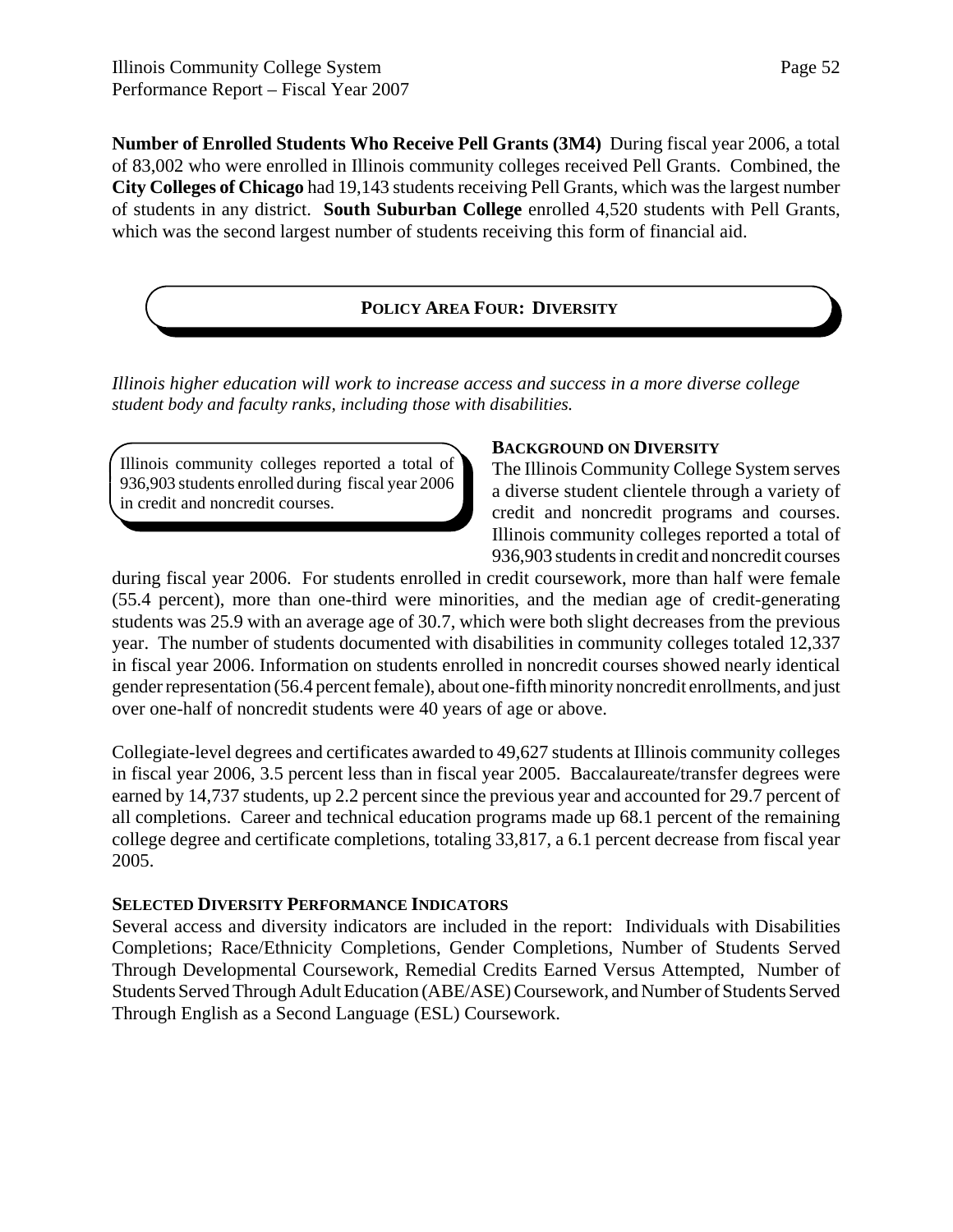**Number of Enrolled Students Who Receive Pell Grants (3M4)** During fiscal year 2006, a total of 83,002 who were enrolled in Illinois community colleges received Pell Grants. Combined, the **City Colleges of Chicago** had 19,143 students receiving Pell Grants, which was the largest number of students in any district. **South Suburban College** enrolled 4,520 students with Pell Grants, which was the second largest number of students receiving this form of financial aid.

## POLICY AREA FOUR: DIVERSITY

*Illinois higher education will work to increase access and success in a more diverse college student body and faculty ranks, including those with disabilities.*

> Illinois community colleges reported a total of 936,903 students enrolled during fiscal year 2006 in credit and noncredit courses.

### BACKGROUND ON DIVERSITY

The Illinois Community College System serves a diverse student clientele through a variety of credit and noncredit programs and courses. Illinois community colleges reported a total of 936,903 students in credit and noncredit courses during fiscal year 2006. For students enrolled in credit coursework, more than half were female (55.4 percent), more than one-third were minorities, and the median age of credit-generating students was 25.9 with an average age of 30.7, which were both slight decreases from the previous year. The number of students documented with disabilities in community colleges totaled 12,337 in fiscal year 2006. Information on students enrolled in noncredit courses showed nearly identical gender representation (56.4 percent female), about one-fifth minority noncredit enrollments, and just over one-half of noncredit students were 40 years of age or above.

Collegiate-level degrees and certificates awarded to 49,627 students at Illinois community colleges in fiscal year 2006, 3.5 percent less than in fiscal year 2005. Baccalaureate/transfer degrees were earned by 14,737 students, up 2.2 percent since the previous year and accounted for 29.7 percent of all completions. Career and technical education programs made up 68.1 percent of the remaining college degree and certificate completions, totaling 33,817, a 6.1 percent decrease from fiscal year 2005.

### SELECTED DIVERSITY PERFORMANCE INDICATORS

Several access and diversity indicators are included in the report: Individuals with Disabilities Completions; Race/Ethnicity Completions, Gender Completions, Number of Students Served Through Developmental Coursework, Remedial Credits Earned Versus Attempted, Number of Students Served Through Adult Education (ABE/ASE) Coursework, and Number of Students Served Through English as a Second Language (ESL) Coursework.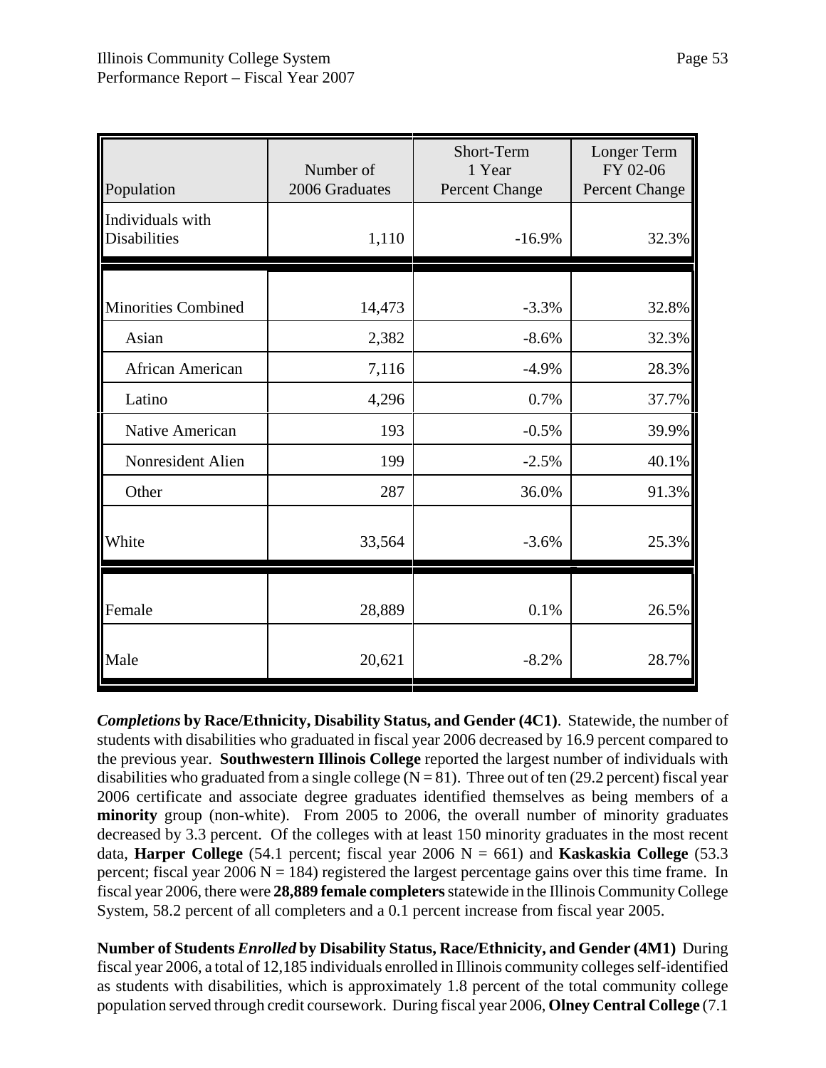| Population | Number of 2006 Graduates | Short-Term 1 Year Percent Change | Longer Term FY 02-06 Percent Change |
|---|---|---|---|
| Individuals with Disabilities | 1,110 | -16.9% | 32.3% |
| Minorities Combined | 14,473 | -3.3% | 32.8% |
| Asian | 2,382 | -8.6% | 32.3% |
| African American | 7,116 | -4.9% | 28.3% |
| Latino | 4,296 | 0.7% | 37.7% |
| Native American | 193 | -0.5% | 39.9% |
| Nonresident Alien | 199 | -2.5% | 40.1% |
| Other | 287 | 36.0% | 91.3% |
| White | 33,564 | -3.6% | 25.3% |
| Female | 28,889 | 0.1% | 26.5% |
| Male | 20,621 | -8.2% | 28.7% |

***Completions* by Race/Ethnicity, Disability Status, and Gender (4C1)**. Statewide, the number of students with disabilities who graduated in fiscal year 2006 decreased by 16.9 percent compared to the previous year. **Southwestern Illinois College** reported the largest number of individuals with disabilities who graduated from a single college (N = 81). Three out of ten (29.2 percent) fiscal year 2006 certificate and associate degree graduates identified themselves as being members of a **minority** group (non-white). From 2005 to 2006, the overall number of minority graduates decreased by 3.3 percent. Of the colleges with at least 150 minority graduates in the most recent data, **Harper College** (54.1 percent; fiscal year 2006 N = 661) and **Kaskaskia College** (53.3 percent; fiscal year 2006 N = 184) registered the largest percentage gains over this time frame. In fiscal year 2006, there were **28,889 female completers** statewide in the Illinois Community College System, 58.2 percent of all completers and a 0.1 percent increase from fiscal year 2005.

**Number of Students *Enrolled* by Disability Status, Race/Ethnicity, and Gender (4M1)** During fiscal year 2006, a total of 12,185 individuals enrolled in Illinois community colleges self-identified as students with disabilities, which is approximately 1.8 percent of the total community college population served through credit coursework. During fiscal year 2006, **Olney Central College** (7.1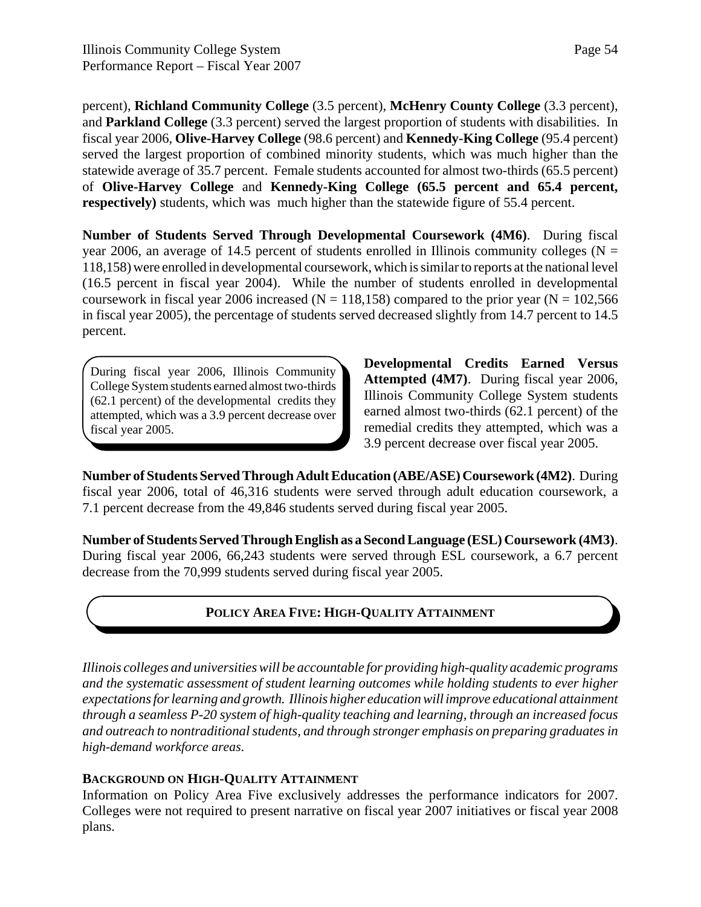percent), **Richland Community College** (3.5 percent), **McHenry County College** (3.3 percent), and **Parkland College** (3.3 percent) served the largest proportion of students with disabilities. In fiscal year 2006, **Olive-Harvey College** (98.6 percent) and **Kennedy-King College** (95.4 percent) served the largest proportion of combined minority students, which was much higher than the statewide average of 35.7 percent. Female students accounted for almost two-thirds (65.5 percent) of **Olive-Harvey College** and **Kennedy-King College (65.5 percent and 65.4 percent, respectively)** students, which was much higher than the statewide figure of 55.4 percent.

**Number of Students Served Through Developmental Coursework (4M6)**. During fiscal year 2006, an average of 14.5 percent of students enrolled in Illinois community colleges (N = 118,158) were enrolled in developmental coursework, which is similar to reports at the national level (16.5 percent in fiscal year 2004). While the number of students enrolled in developmental coursework in fiscal year 2006 increased (N = 118,158) compared to the prior year (N = 102,566 in fiscal year 2005), the percentage of students served decreased slightly from 14.7 percent to 14.5 percent.

> During fiscal year 2006, Illinois Community College System students earned almost two-thirds (62.1 percent) of the developmental credits they attempted, which was a 3.9 percent decrease over fiscal year 2005.

**Developmental Credits Earned Versus Attempted (4M7)**. During fiscal year 2006, Illinois Community College System students earned almost two-thirds (62.1 percent) of the remedial credits they attempted, which was a 3.9 percent decrease over fiscal year 2005.

**Number of Students Served Through Adult Education (ABE/ASE) Coursework (4M2)**. During fiscal year 2006, total of 46,316 students were served through adult education coursework, a 7.1 percent decrease from the 49,846 students served during fiscal year 2005.

**Number of Students Served Through English as a Second Language (ESL) Coursework (4M3)**. During fiscal year 2006, 66,243 students were served through ESL coursework, a 6.7 percent decrease from the 70,999 students served during fiscal year 2005.

## POLICY AREA FIVE: HIGH-QUALITY ATTAINMENT

*Illinois colleges and universities will be accountable for providing high-quality academic programs and the systematic assessment of student learning outcomes while holding students to ever higher expectations for learning and growth. Illinois higher education will improve educational attainment through a seamless P-20 system of high-quality teaching and learning, through an increased focus and outreach to nontraditional students, and through stronger emphasis on preparing graduates in high-demand workforce areas.*

### BACKGROUND ON HIGH-QUALITY ATTAINMENT

Information on Policy Area Five exclusively addresses the performance indicators for 2007. Colleges were not required to present narrative on fiscal year 2007 initiatives or fiscal year 2008 plans.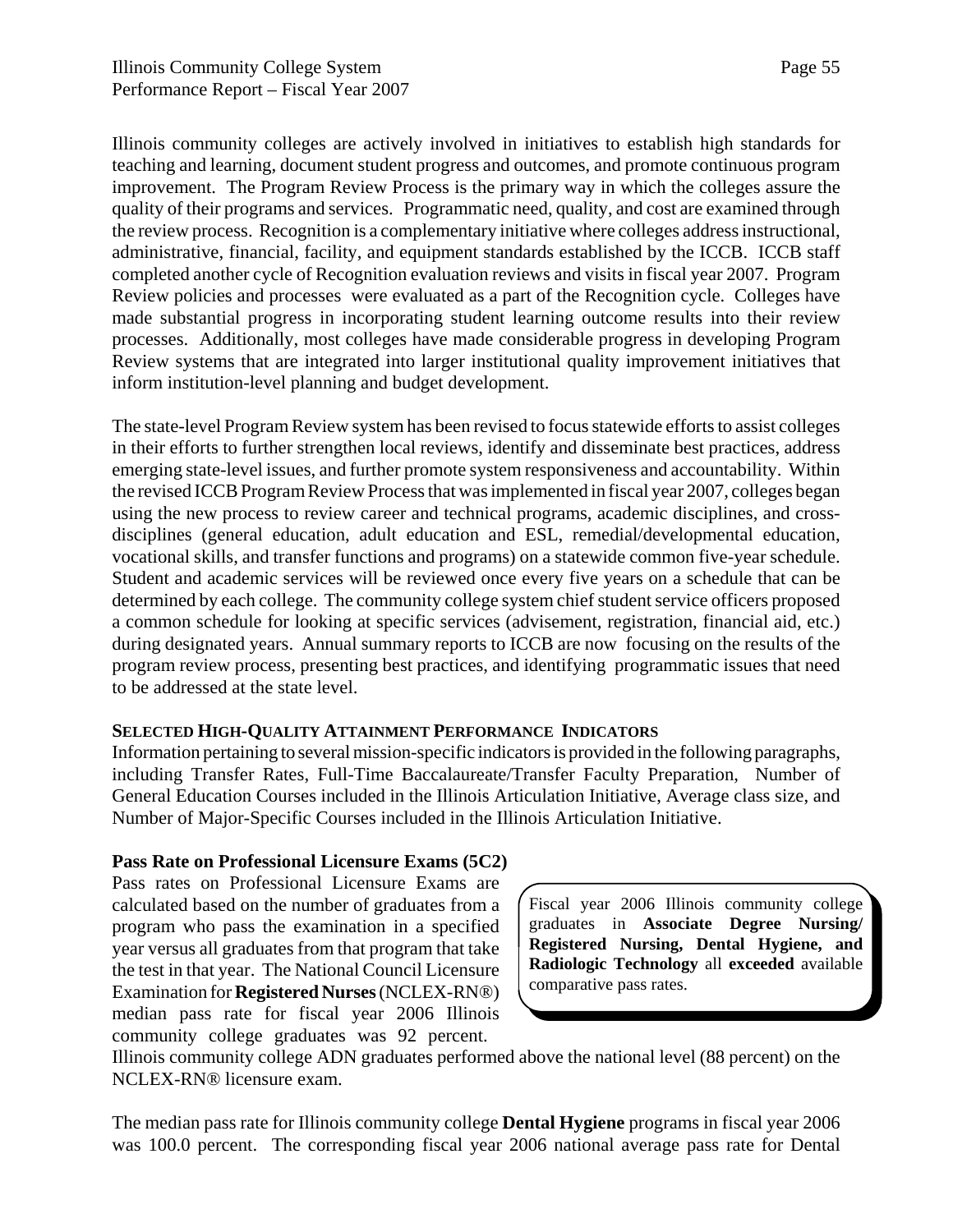Illinois community colleges are actively involved in initiatives to establish high standards for teaching and learning, document student progress and outcomes, and promote continuous program improvement. The Program Review Process is the primary way in which the colleges assure the quality of their programs and services. Programmatic need, quality, and cost are examined through the review process. Recognition is a complementary initiative where colleges address instructional, administrative, financial, facility, and equipment standards established by the ICCB. ICCB staff completed another cycle of Recognition evaluation reviews and visits in fiscal year 2007. Program Review policies and processes were evaluated as a part of the Recognition cycle. Colleges have made substantial progress in incorporating student learning outcome results into their review processes. Additionally, most colleges have made considerable progress in developing Program Review systems that are integrated into larger institutional quality improvement initiatives that inform institution-level planning and budget development.

The state-level Program Review system has been revised to focus statewide efforts to assist colleges in their efforts to further strengthen local reviews, identify and disseminate best practices, address emerging state-level issues, and further promote system responsiveness and accountability. Within the revised ICCB Program Review Process that was implemented in fiscal year 2007, colleges began using the new process to review career and technical programs, academic disciplines, and cross-disciplines (general education, adult education and ESL, remedial/developmental education, vocational skills, and transfer functions and programs) on a statewide common five-year schedule. Student and academic services will be reviewed once every five years on a schedule that can be determined by each college. The community college system chief student service officers proposed a common schedule for looking at specific services (advisement, registration, financial aid, etc.) during designated years. Annual summary reports to ICCB are now focusing on the results of the program review process, presenting best practices, and identifying programmatic issues that need to be addressed at the state level.

**SELECTED HIGH-QUALITY ATTAINMENT PERFORMANCE INDICATORS**

Information pertaining to several mission-specific indicators is provided in the following paragraphs, including Transfer Rates, Full-Time Baccalaureate/Transfer Faculty Preparation, Number of General Education Courses included in the Illinois Articulation Initiative, Average class size, and Number of Major-Specific Courses included in the Illinois Articulation Initiative.

**Pass Rate on Professional Licensure Exams (5C2)**

Pass rates on Professional Licensure Exams are calculated based on the number of graduates from a program who pass the examination in a specified year versus all graduates from that program that take the test in that year. The National Council Licensure Examination for **Registered Nurses** (NCLEX-RN®) median pass rate for fiscal year 2006 Illinois community college graduates was 92 percent. Illinois community college ADN graduates performed above the national level (88 percent) on the NCLEX-RN® licensure exam.

> Fiscal year 2006 Illinois community college graduates in **Associate Degree Nursing/ Registered Nursing, Dental Hygiene, and Radiologic Technology** all **exceeded** available comparative pass rates.

The median pass rate for Illinois community college **Dental Hygiene** programs in fiscal year 2006 was 100.0 percent. The corresponding fiscal year 2006 national average pass rate for Dental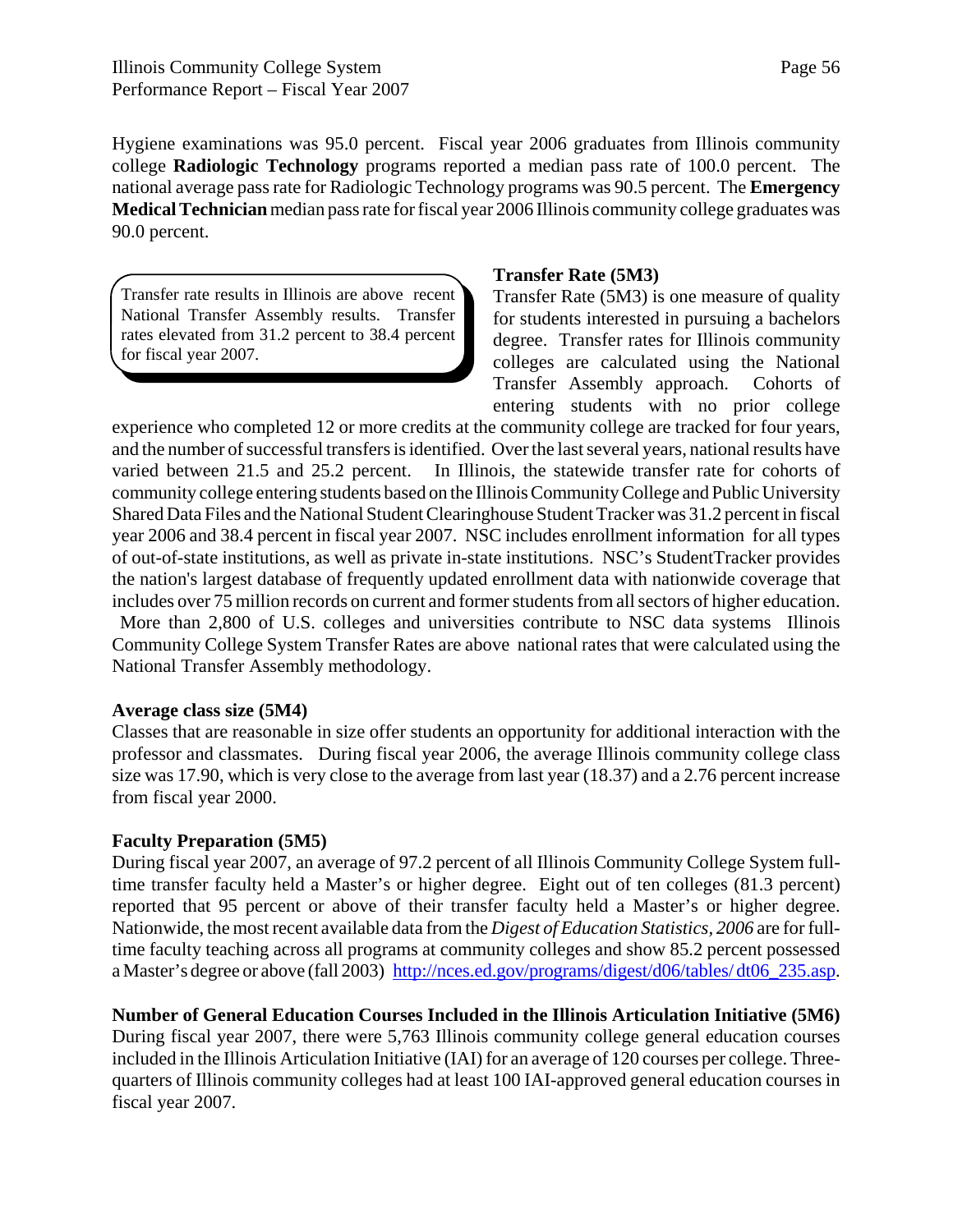Hygiene examinations was 95.0 percent. Fiscal year 2006 graduates from Illinois community college **Radiologic Technology** programs reported a median pass rate of 100.0 percent. The national average pass rate for Radiologic Technology programs was 90.5 percent. The **Emergency Medical Technician** median pass rate for fiscal year 2006 Illinois community college graduates was 90.0 percent.

> Transfer rate results in Illinois are above recent National Transfer Assembly results. Transfer rates elevated from 31.2 percent to 38.4 percent for fiscal year 2007.

**Transfer Rate (5M3)**

Transfer Rate (5M3) is one measure of quality for students interested in pursuing a bachelors degree. Transfer rates for Illinois community colleges are calculated using the National Transfer Assembly approach. Cohorts of entering students with no prior college experience who completed 12 or more credits at the community college are tracked for four years, and the number of successful transfers is identified. Over the last several years, national results have varied between 21.5 and 25.2 percent. In Illinois, the statewide transfer rate for cohorts of community college entering students based on the Illinois Community College and Public University Shared Data Files and the National Student Clearinghouse Student Tracker was 31.2 percent in fiscal year 2006 and 38.4 percent in fiscal year 2007. NSC includes enrollment information for all types of out-of-state institutions, as well as private in-state institutions. NSC's StudentTracker provides the nation's largest database of frequently updated enrollment data with nationwide coverage that includes over 75 million records on current and former students from all sectors of higher education. More than 2,800 of U.S. colleges and universities contribute to NSC data systems Illinois Community College System Transfer Rates are above national rates that were calculated using the National Transfer Assembly methodology.

**Average class size (5M4)**

Classes that are reasonable in size offer students an opportunity for additional interaction with the professor and classmates. During fiscal year 2006, the average Illinois community college class size was 17.90, which is very close to the average from last year (18.37) and a 2.76 percent increase from fiscal year 2000.

**Faculty Preparation (5M5)**

During fiscal year 2007, an average of 97.2 percent of all Illinois Community College System full-time transfer faculty held a Master's or higher degree. Eight out of ten colleges (81.3 percent) reported that 95 percent or above of their transfer faculty held a Master's or higher degree. Nationwide, the most recent available data from the *Digest of Education Statistics, 2006* are for full-time faculty teaching across all programs at community colleges and show 85.2 percent possessed a Master's degree or above (fall 2003) http://nces.ed.gov/programs/digest/d06/tables/dt06_235.asp.

**Number of General Education Courses Included in the Illinois Articulation Initiative (5M6)**

During fiscal year 2007, there were 5,763 Illinois community college general education courses included in the Illinois Articulation Initiative (IAI) for an average of 120 courses per college. Three-quarters of Illinois community colleges had at least 100 IAI-approved general education courses in fiscal year 2007.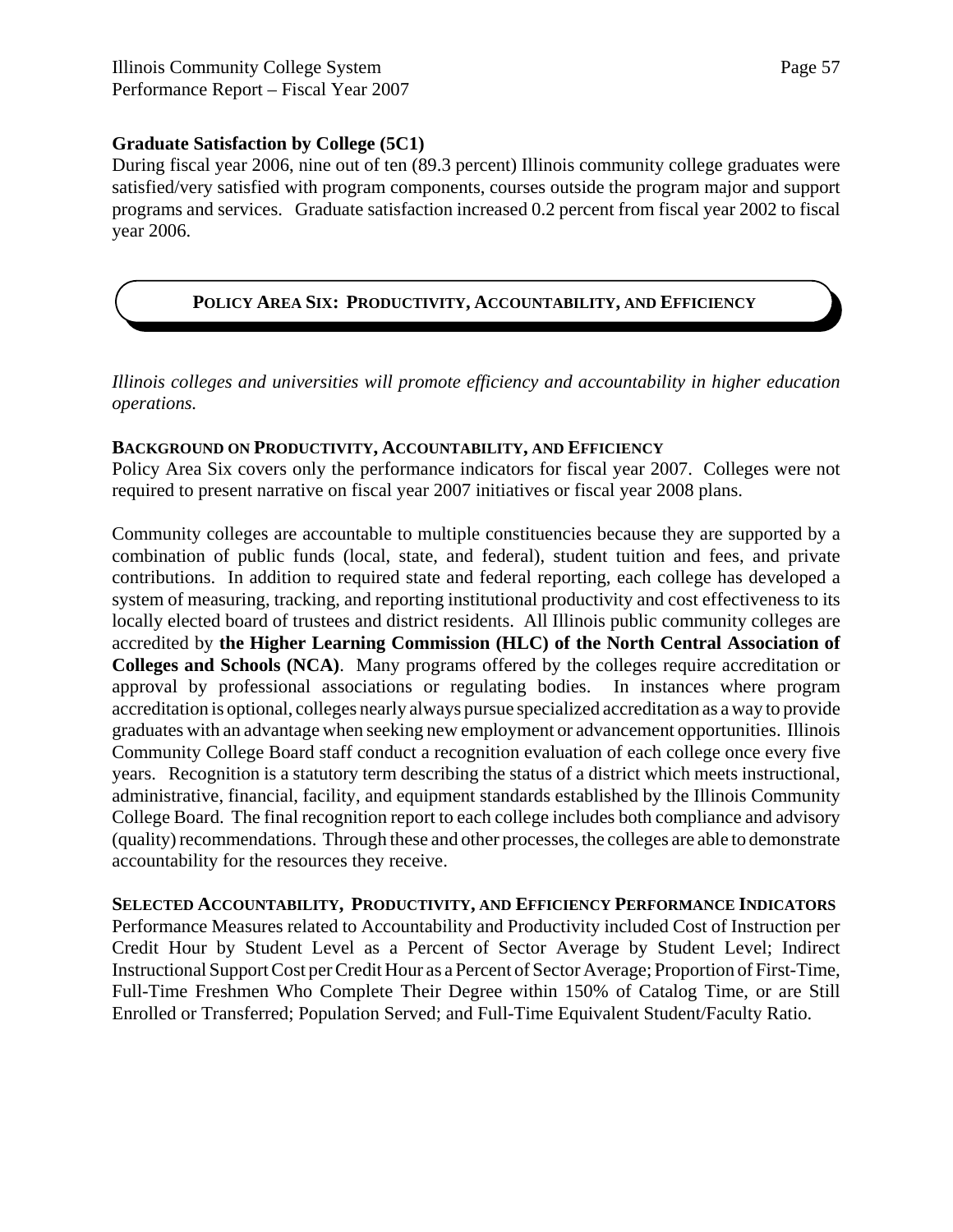### Graduate Satisfaction by College (5C1)

During fiscal year 2006, nine out of ten (89.3 percent) Illinois community college graduates were satisfied/very satisfied with program components, courses outside the program major and support programs and services. Graduate satisfaction increased 0.2 percent from fiscal year 2002 to fiscal year 2006.

## POLICY AREA SIX: PRODUCTIVITY, ACCOUNTABILITY, AND EFFICIENCY

*Illinois colleges and universities will promote efficiency and accountability in higher education operations.*

### BACKGROUND ON PRODUCTIVITY, ACCOUNTABILITY, AND EFFICIENCY

Policy Area Six covers only the performance indicators for fiscal year 2007. Colleges were not required to present narrative on fiscal year 2007 initiatives or fiscal year 2008 plans.

Community colleges are accountable to multiple constituencies because they are supported by a combination of public funds (local, state, and federal), student tuition and fees, and private contributions. In addition to required state and federal reporting, each college has developed a system of measuring, tracking, and reporting institutional productivity and cost effectiveness to its locally elected board of trustees and district residents. All Illinois public community colleges are accredited by **the Higher Learning Commission (HLC) of the North Central Association of Colleges and Schools (NCA)**. Many programs offered by the colleges require accreditation or approval by professional associations or regulating bodies. In instances where program accreditation is optional, colleges nearly always pursue specialized accreditation as a way to provide graduates with an advantage when seeking new employment or advancement opportunities. Illinois Community College Board staff conduct a recognition evaluation of each college once every five years. Recognition is a statutory term describing the status of a district which meets instructional, administrative, financial, facility, and equipment standards established by the Illinois Community College Board. The final recognition report to each college includes both compliance and advisory (quality) recommendations. Through these and other processes, the colleges are able to demonstrate accountability for the resources they receive.

### SELECTED ACCOUNTABILITY, PRODUCTIVITY, AND EFFICIENCY PERFORMANCE INDICATORS

Performance Measures related to Accountability and Productivity included Cost of Instruction per Credit Hour by Student Level as a Percent of Sector Average by Student Level; Indirect Instructional Support Cost per Credit Hour as a Percent of Sector Average; Proportion of First-Time, Full-Time Freshmen Who Complete Their Degree within 150% of Catalog Time, or are Still Enrolled or Transferred; Population Served; and Full-Time Equivalent Student/Faculty Ratio.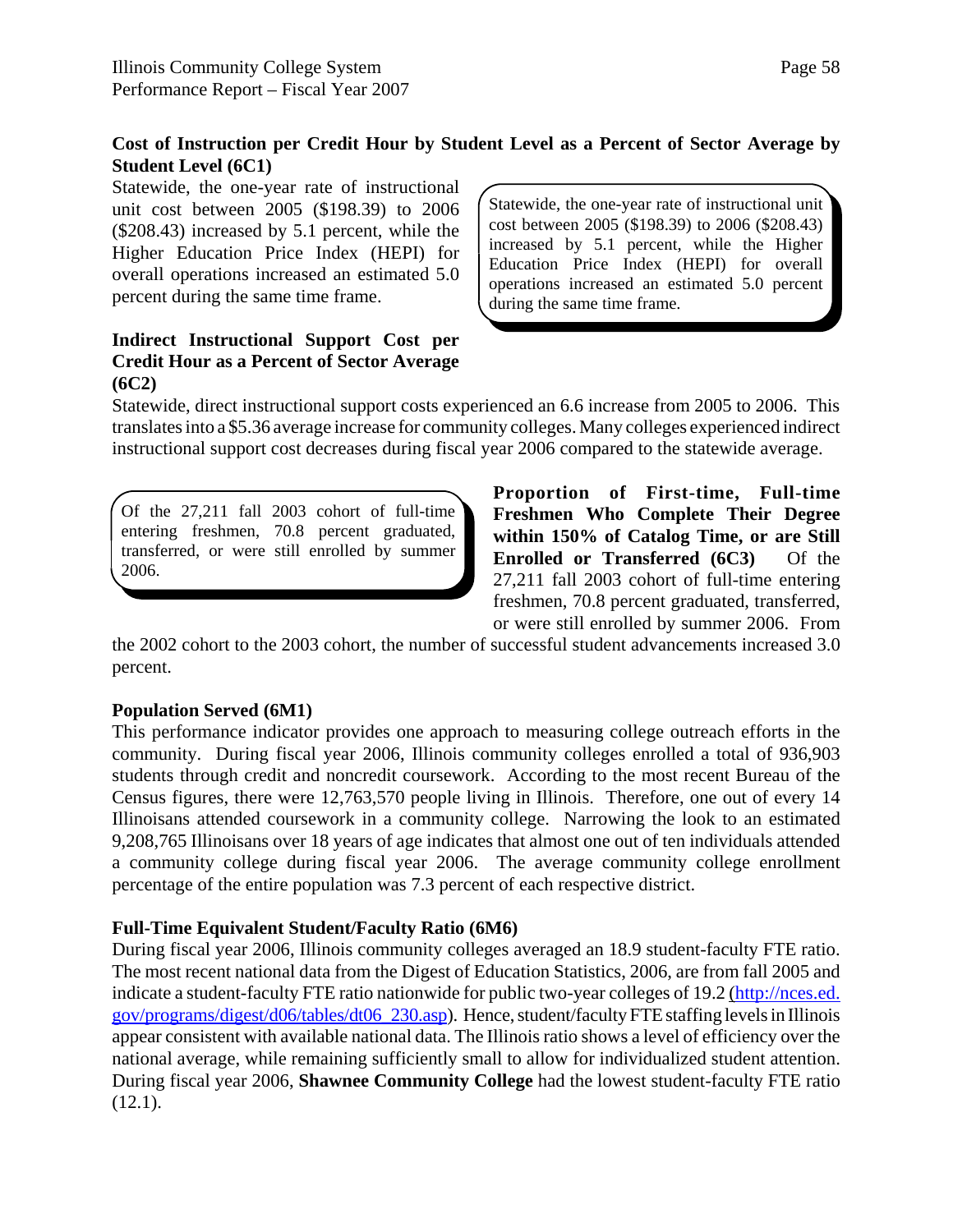**Cost of Instruction per Credit Hour by Student Level as a Percent of Sector Average by Student Level (6C1)**

Statewide, the one-year rate of instructional unit cost between 2005 ($198.39) to 2006 ($208.43) increased by 5.1 percent, while the Higher Education Price Index (HEPI) for overall operations increased an estimated 5.0 percent during the same time frame.

> Statewide, the one-year rate of instructional unit cost between 2005 ($198.39) to 2006 ($208.43) increased by 5.1 percent, while the Higher Education Price Index (HEPI) for overall operations increased an estimated 5.0 percent during the same time frame.

**Indirect Instructional Support Cost per Credit Hour as a Percent of Sector Average (6C2)**

Statewide, direct instructional support costs experienced an 6.6 increase from 2005 to 2006. This translates into a $5.36 average increase for community colleges. Many colleges experienced indirect instructional support cost decreases during fiscal year 2006 compared to the statewide average.

> Of the 27,211 fall 2003 cohort of full-time entering freshmen, 70.8 percent graduated, transferred, or were still enrolled by summer 2006.

**Proportion of First-time, Full-time Freshmen Who Complete Their Degree within 150% of Catalog Time, or are Still Enrolled or Transferred (6C3)** Of the 27,211 fall 2003 cohort of full-time entering freshmen, 70.8 percent graduated, transferred, or were still enrolled by summer 2006. From the 2002 cohort to the 2003 cohort, the number of successful student advancements increased 3.0 percent.

**Population Served (6M1)**

This performance indicator provides one approach to measuring college outreach efforts in the community. During fiscal year 2006, Illinois community colleges enrolled a total of 936,903 students through credit and noncredit coursework. According to the most recent Bureau of the Census figures, there were 12,763,570 people living in Illinois. Therefore, one out of every 14 Illinoisans attended coursework in a community college. Narrowing the look to an estimated 9,208,765 Illinoisans over 18 years of age indicates that almost one out of ten individuals attended a community college during fiscal year 2006. The average community college enrollment percentage of the entire population was 7.3 percent of each respective district.

**Full-Time Equivalent Student/Faculty Ratio (6M6)**

During fiscal year 2006, Illinois community colleges averaged an 18.9 student-faculty FTE ratio. The most recent national data from the Digest of Education Statistics, 2006, are from fall 2005 and indicate a student-faculty FTE ratio nationwide for public two-year colleges of 19.2 (http://nces.ed.gov/programs/digest/d06/tables/dt06_230.asp). Hence, student/faculty FTE staffing levels in Illinois appear consistent with available national data. The Illinois ratio shows a level of efficiency over the national average, while remaining sufficiently small to allow for individualized student attention. During fiscal year 2006, **Shawnee Community College** had the lowest student-faculty FTE ratio (12.1).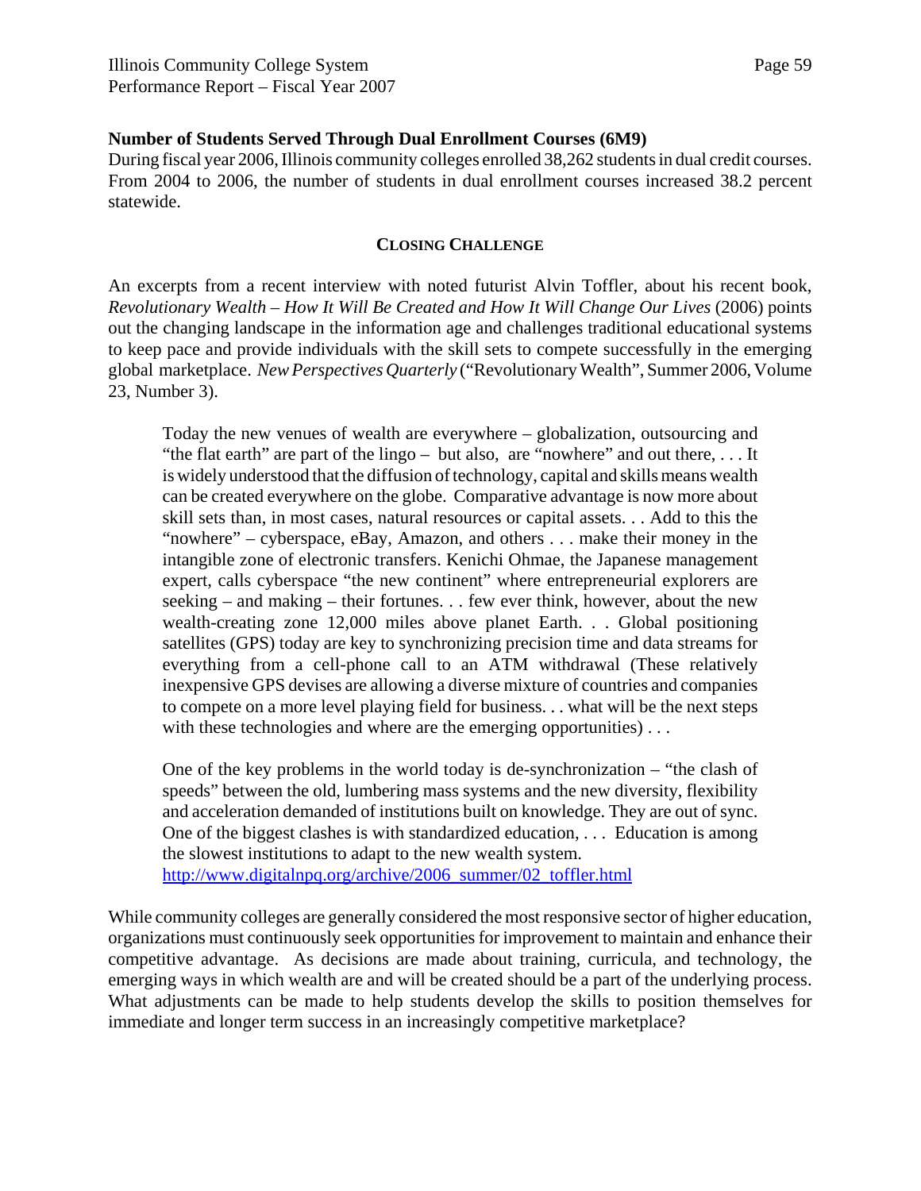**Number of Students Served Through Dual Enrollment Courses (6M9)**
During fiscal year 2006, Illinois community colleges enrolled 38,262 students in dual credit courses. From 2004 to 2006, the number of students in dual enrollment courses increased 38.2 percent statewide.

## CLOSING CHALLENGE

An excerpts from a recent interview with noted futurist Alvin Toffler, about his recent book, *Revolutionary Wealth – How It Will Be Created and How It Will Change Our Lives* (2006) points out the changing landscape in the information age and challenges traditional educational systems to keep pace and provide individuals with the skill sets to compete successfully in the emerging global marketplace. *New Perspectives Quarterly* ("Revolutionary Wealth", Summer 2006, Volume 23, Number 3).

> Today the new venues of wealth are everywhere – globalization, outsourcing and "the flat earth" are part of the lingo – but also, are "nowhere" and out there, . . . It is widely understood that the diffusion of technology, capital and skills means wealth can be created everywhere on the globe. Comparative advantage is now more about skill sets than, in most cases, natural resources or capital assets. . . Add to this the "nowhere" – cyberspace, eBay, Amazon, and others . . . make their money in the intangible zone of electronic transfers. Kenichi Ohmae, the Japanese management expert, calls cyberspace "the new continent" where entrepreneurial explorers are seeking – and making – their fortunes. . . few ever think, however, about the new wealth-creating zone 12,000 miles above planet Earth. . . Global positioning satellites (GPS) today are key to synchronizing precision time and data streams for everything from a cell-phone call to an ATM withdrawal (These relatively inexpensive GPS devises are allowing a diverse mixture of countries and companies to compete on a more level playing field for business. . . what will be the next steps with these technologies and where are the emerging opportunities) . . .
>
> One of the key problems in the world today is de-synchronization – "the clash of speeds" between the old, lumbering mass systems and the new diversity, flexibility and acceleration demanded of institutions built on knowledge. They are out of sync. One of the biggest clashes is with standardized education, . . . Education is among the slowest institutions to adapt to the new wealth system.
> http://www.digitalnpq.org/archive/2006_summer/02_toffler.html

While community colleges are generally considered the most responsive sector of higher education, organizations must continuously seek opportunities for improvement to maintain and enhance their competitive advantage. As decisions are made about training, curricula, and technology, the emerging ways in which wealth are and will be created should be a part of the underlying process. What adjustments can be made to help students develop the skills to position themselves for immediate and longer term success in an increasingly competitive marketplace?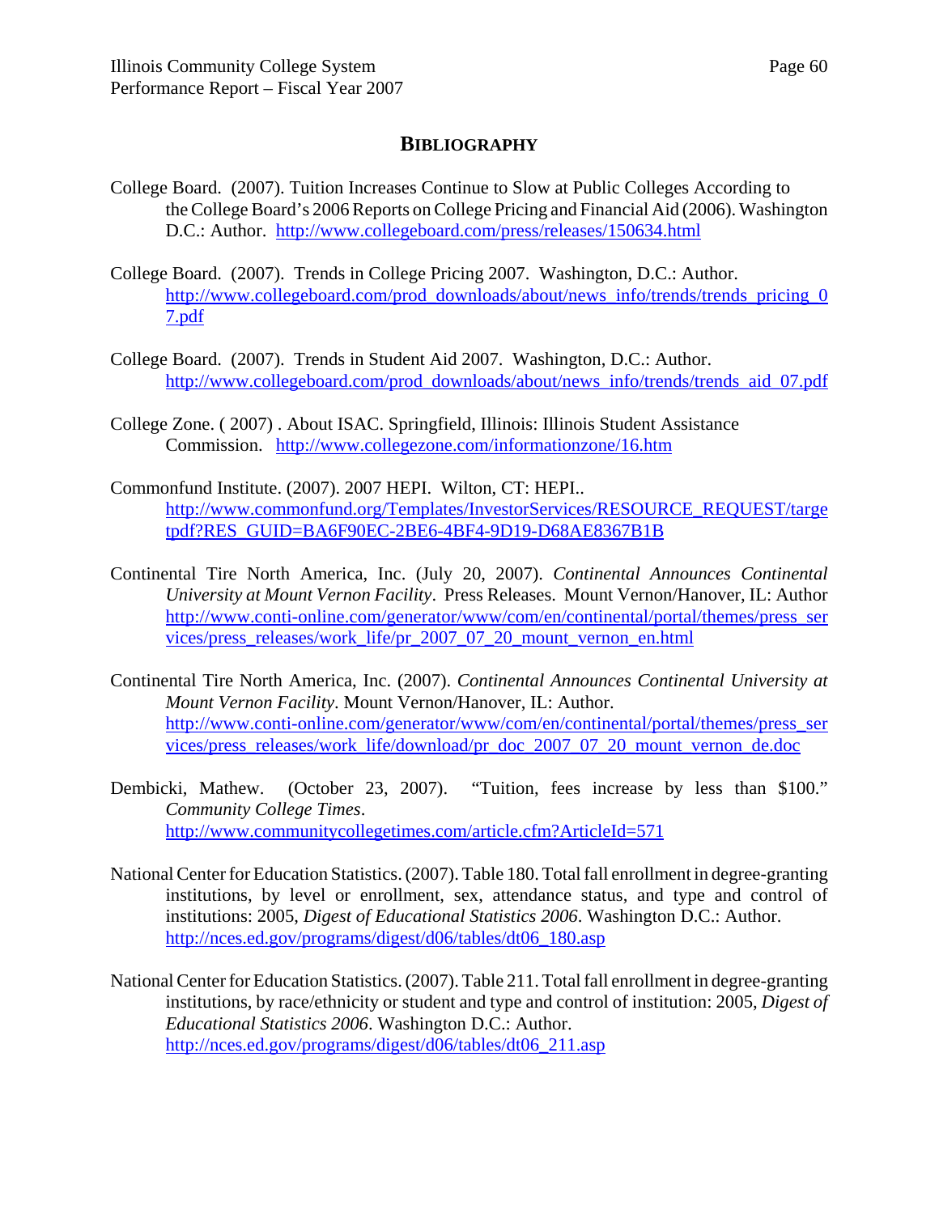## BIBLIOGRAPHY

College Board. (2007). Tuition Increases Continue to Slow at Public Colleges According to the College Board's 2006 Reports on College Pricing and Financial Aid (2006). Washington D.C.: Author. http://www.collegeboard.com/press/releases/150634.html

College Board. (2007). Trends in College Pricing 2007. Washington, D.C.: Author. http://www.collegeboard.com/prod_downloads/about/news_info/trends/trends_pricing_07.pdf

College Board. (2007). Trends in Student Aid 2007. Washington, D.C.: Author. http://www.collegeboard.com/prod_downloads/about/news_info/trends/trends_aid_07.pdf

College Zone. ( 2007) . About ISAC. Springfield, Illinois: Illinois Student Assistance Commission. http://www.collegezone.com/informationzone/16.htm

Commonfund Institute. (2007). 2007 HEPI. Wilton, CT: HEPI.. http://www.commonfund.org/Templates/InvestorServices/RESOURCE_REQUEST/targetpdf?RES_GUID=BA6F90EC-2BE6-4BF4-9D19-D68AE8367B1B

Continental Tire North America, Inc. (July 20, 2007). *Continental Announces Continental University at Mount Vernon Facility*. Press Releases. Mount Vernon/Hanover, IL: Author http://www.conti-online.com/generator/www/com/en/continental/portal/themes/press_services/press_releases/work_life/pr_2007_07_20_mount_vernon_en.html

Continental Tire North America, Inc. (2007). *Continental Announces Continental University at Mount Vernon Facility*. Mount Vernon/Hanover, IL: Author. http://www.conti-online.com/generator/www/com/en/continental/portal/themes/press_services/press_releases/work_life/download/pr_doc_2007_07_20_mount_vernon_de.doc

Dembicki, Mathew. (October 23, 2007). "Tuition, fees increase by less than $100." *Community College Times*. http://www.communitycollegetimes.com/article.cfm?ArticleId=571

National Center for Education Statistics. (2007). Table 180. Total fall enrollment in degree-granting institutions, by level or enrollment, sex, attendance status, and type and control of institutions: 2005, *Digest of Educational Statistics 2006*. Washington D.C.: Author. http://nces.ed.gov/programs/digest/d06/tables/dt06_180.asp

National Center for Education Statistics. (2007). Table 211. Total fall enrollment in degree-granting institutions, by race/ethnicity or student and type and control of institution: 2005, *Digest of Educational Statistics 2006*. Washington D.C.: Author. http://nces.ed.gov/programs/digest/d06/tables/dt06_211.asp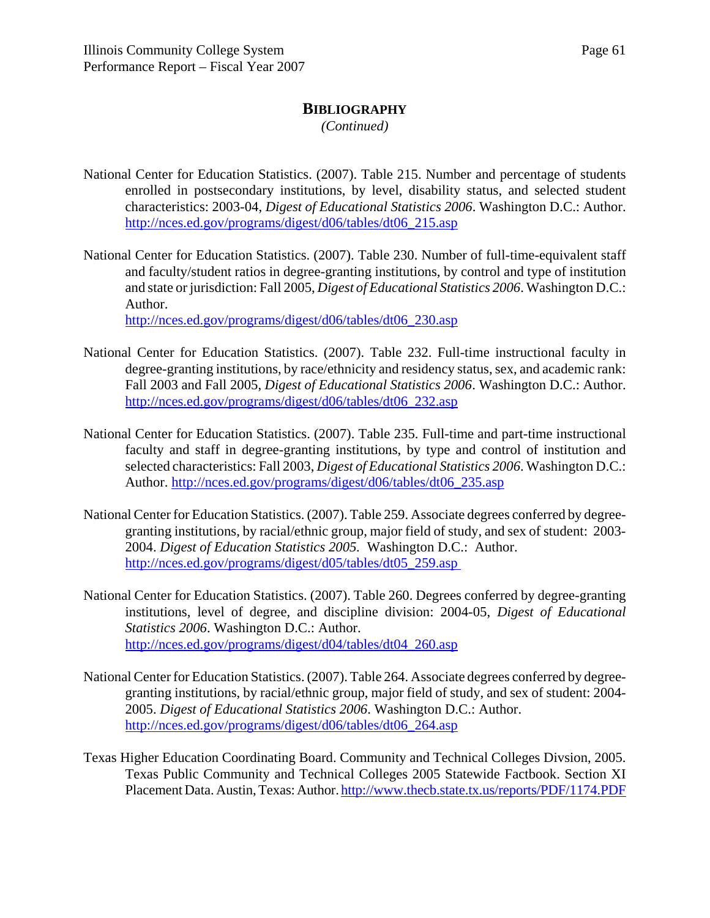## BIBLIOGRAPHY

*(Continued)*

National Center for Education Statistics. (2007). Table 215. Number and percentage of students enrolled in postsecondary institutions, by level, disability status, and selected student characteristics: 2003-04, *Digest of Educational Statistics 2006*. Washington D.C.: Author. http://nces.ed.gov/programs/digest/d06/tables/dt06_215.asp

National Center for Education Statistics. (2007). Table 230. Number of full-time-equivalent staff and faculty/student ratios in degree-granting institutions, by control and type of institution and state or jurisdiction: Fall 2005, *Digest of Educational Statistics 2006*. Washington D.C.: Author.
http://nces.ed.gov/programs/digest/d06/tables/dt06_230.asp

National Center for Education Statistics. (2007). Table 232. Full-time instructional faculty in degree-granting institutions, by race/ethnicity and residency status, sex, and academic rank: Fall 2003 and Fall 2005, *Digest of Educational Statistics 2006*. Washington D.C.: Author. http://nces.ed.gov/programs/digest/d06/tables/dt06_232.asp

National Center for Education Statistics. (2007). Table 235. Full-time and part-time instructional faculty and staff in degree-granting institutions, by type and control of institution and selected characteristics: Fall 2003, *Digest of Educational Statistics 2006*. Washington D.C.: Author. http://nces.ed.gov/programs/digest/d06/tables/dt06_235.asp

National Center for Education Statistics. (2007). Table 259. Associate degrees conferred by degree-granting institutions, by racial/ethnic group, major field of study, and sex of student: 2003-2004. *Digest of Education Statistics 2005.* Washington D.C.: Author. http://nces.ed.gov/programs/digest/d05/tables/dt05_259.asp

National Center for Education Statistics. (2007). Table 260. Degrees conferred by degree-granting institutions, level of degree, and discipline division: 2004-05, *Digest of Educational Statistics 2006*. Washington D.C.: Author.
http://nces.ed.gov/programs/digest/d04/tables/dt04_260.asp

National Center for Education Statistics. (2007). Table 264. Associate degrees conferred by degree-granting institutions, by racial/ethnic group, major field of study, and sex of student: 2004-2005. *Digest of Educational Statistics 2006*. Washington D.C.: Author. http://nces.ed.gov/programs/digest/d06/tables/dt06_264.asp

Texas Higher Education Coordinating Board. Community and Technical Colleges Divsion, 2005. Texas Public Community and Technical Colleges 2005 Statewide Factbook. Section XI Placement Data. Austin, Texas: Author. http://www.thecb.state.tx.us/reports/PDF/1174.PDF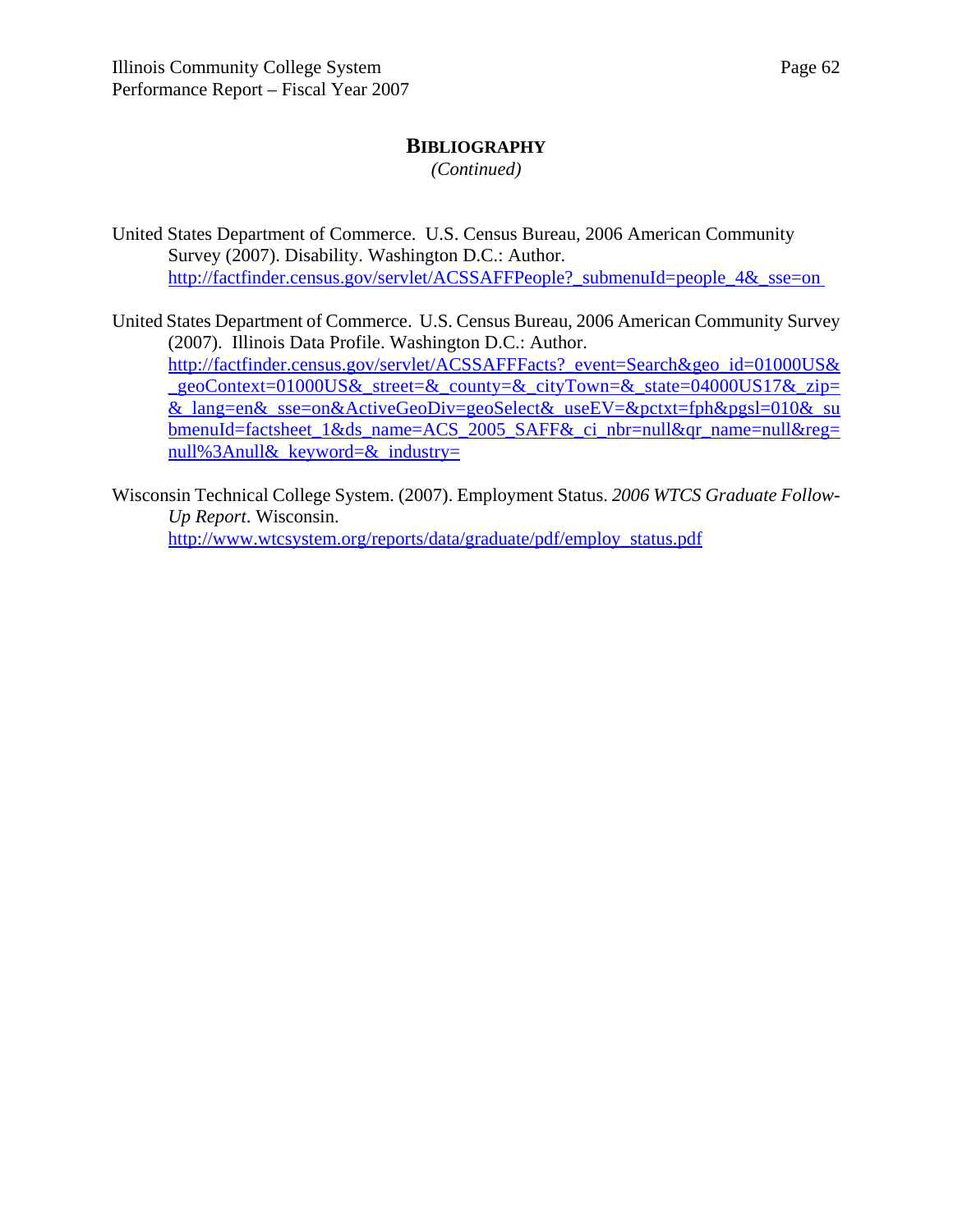## BIBLIOGRAPHY

*(Continued)*

United States Department of Commerce. U.S. Census Bureau, 2006 American Community Survey (2007). Disability. Washington D.C.: Author. http://factfinder.census.gov/servlet/ACSSAFFPeople?_submenuId=people_4&_sse=on

United States Department of Commerce. U.S. Census Bureau, 2006 American Community Survey (2007). Illinois Data Profile. Washington D.C.: Author. http://factfinder.census.gov/servlet/ACSSAFFFacts?_event=Search&geo_id=01000US&_geoContext=01000US&_street=&_county=&_cityTown=&_state=04000US17&_zip=&_lang=en&_sse=on&ActiveGeoDiv=geoSelect&_useEV=&pctxt=fph&pgsl=010&_submenuId=factsheet_1&ds_name=ACS_2005_SAFF&_ci_nbr=null&qr_name=null&reg=null%3Anull&_keyword=&_industry=

Wisconsin Technical College System. (2007). Employment Status. *2006 WTCS Graduate Follow-Up Report*. Wisconsin. http://www.wtcsystem.org/reports/data/graduate/pdf/employ_status.pdf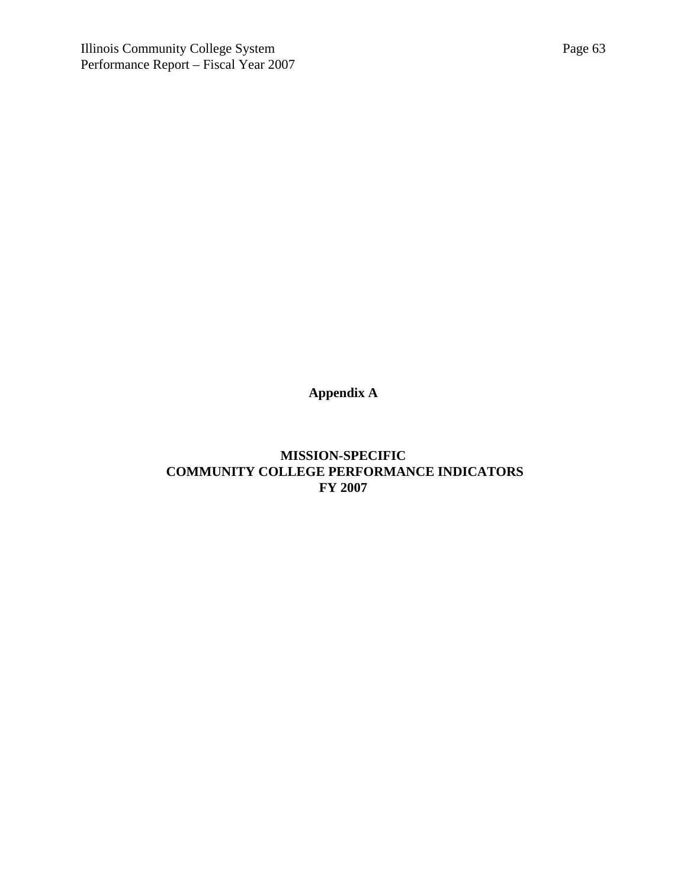# Appendix A

## MISSION-SPECIFIC COMMUNITY COLLEGE PERFORMANCE INDICATORS FY 2007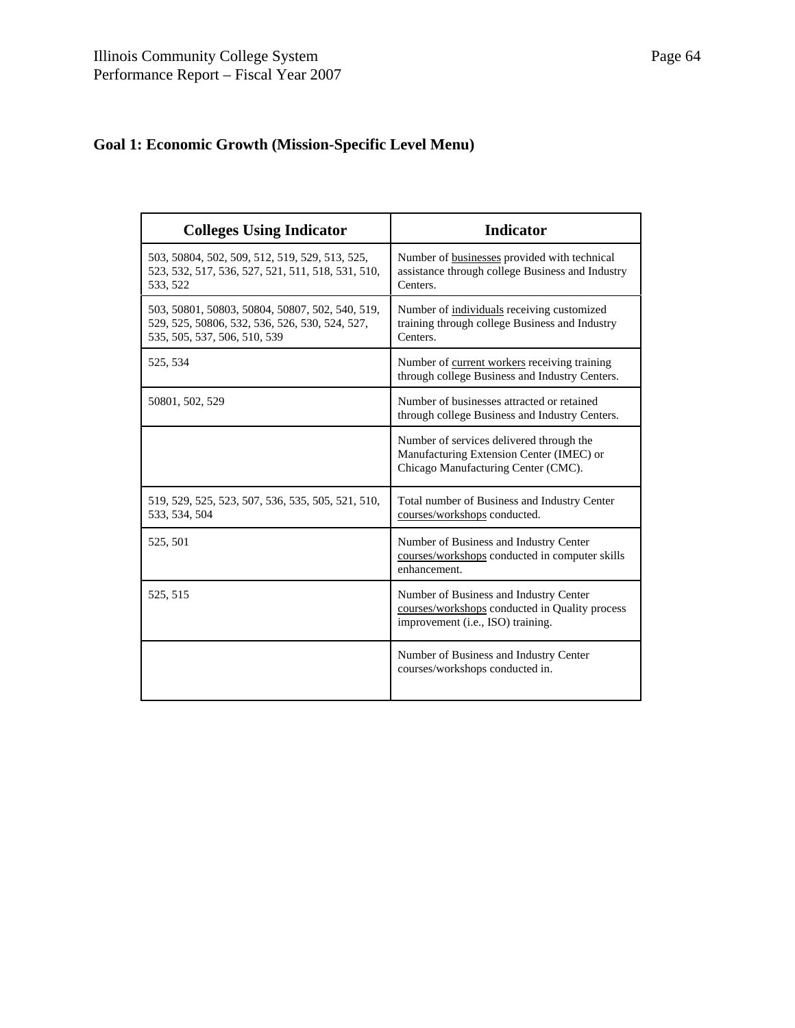## Goal 1: Economic Growth (Mission-Specific Level Menu)

| Colleges Using Indicator | Indicator |
| --- | --- |
| 503, 50804, 502, 509, 512, 519, 529, 513, 525, 523, 532, 517, 536, 527, 521, 511, 518, 531, 510, 533, 522 | Number of businesses provided with technical assistance through college Business and Industry Centers. |
| 503, 50801, 50803, 50804, 50807, 502, 540, 519, 529, 525, 50806, 532, 536, 526, 530, 524, 527, 535, 505, 537, 506, 510, 539 | Number of individuals receiving customized training through college Business and Industry Centers. |
| 525, 534 | Number of current workers receiving training through college Business and Industry Centers. |
| 50801, 502, 529 | Number of businesses attracted or retained through college Business and Industry Centers. |
| | Number of services delivered through the Manufacturing Extension Center (IMEC) or Chicago Manufacturing Center (CMC). |
| 519, 529, 525, 523, 507, 536, 535, 505, 521, 510, 533, 534, 504 | Total number of Business and Industry Center courses/workshops conducted. |
| 525, 501 | Number of Business and Industry Center courses/workshops conducted in computer skills enhancement. |
| 525, 515 | Number of Business and Industry Center courses/workshops conducted in Quality process improvement (i.e., ISO) training. |
| | Number of Business and Industry Center courses/workshops conducted in. |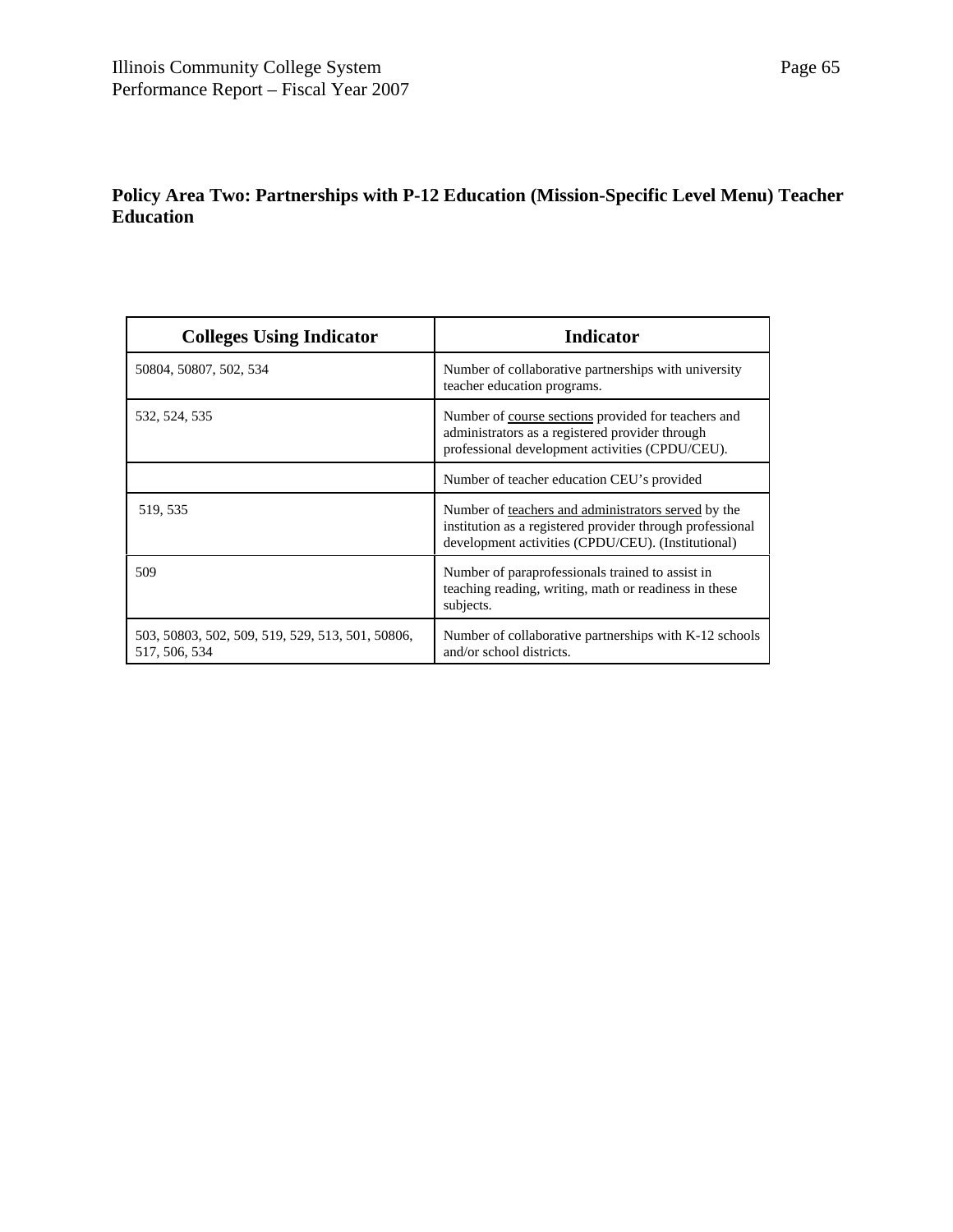**Policy Area Two: Partnerships with P-12 Education (Mission-Specific Level Menu) Teacher Education**

| Colleges Using Indicator | Indicator |
|---|---|
| 50804, 50807, 502, 534 | Number of collaborative partnerships with university teacher education programs. |
| 532, 524, 535 | Number of course sections provided for teachers and administrators as a registered provider through professional development activities (CPDU/CEU). |
| | Number of teacher education CEU's provided |
| 519, 535 | Number of teachers and administrators served by the institution as a registered provider through professional development activities (CPDU/CEU). (Institutional) |
| 509 | Number of paraprofessionals trained to assist in teaching reading, writing, math or readiness in these subjects. |
| 503, 50803, 502, 509, 519, 529, 513, 501, 50806, 517, 506, 534 | Number of collaborative partnerships with K-12 schools and/or school districts. |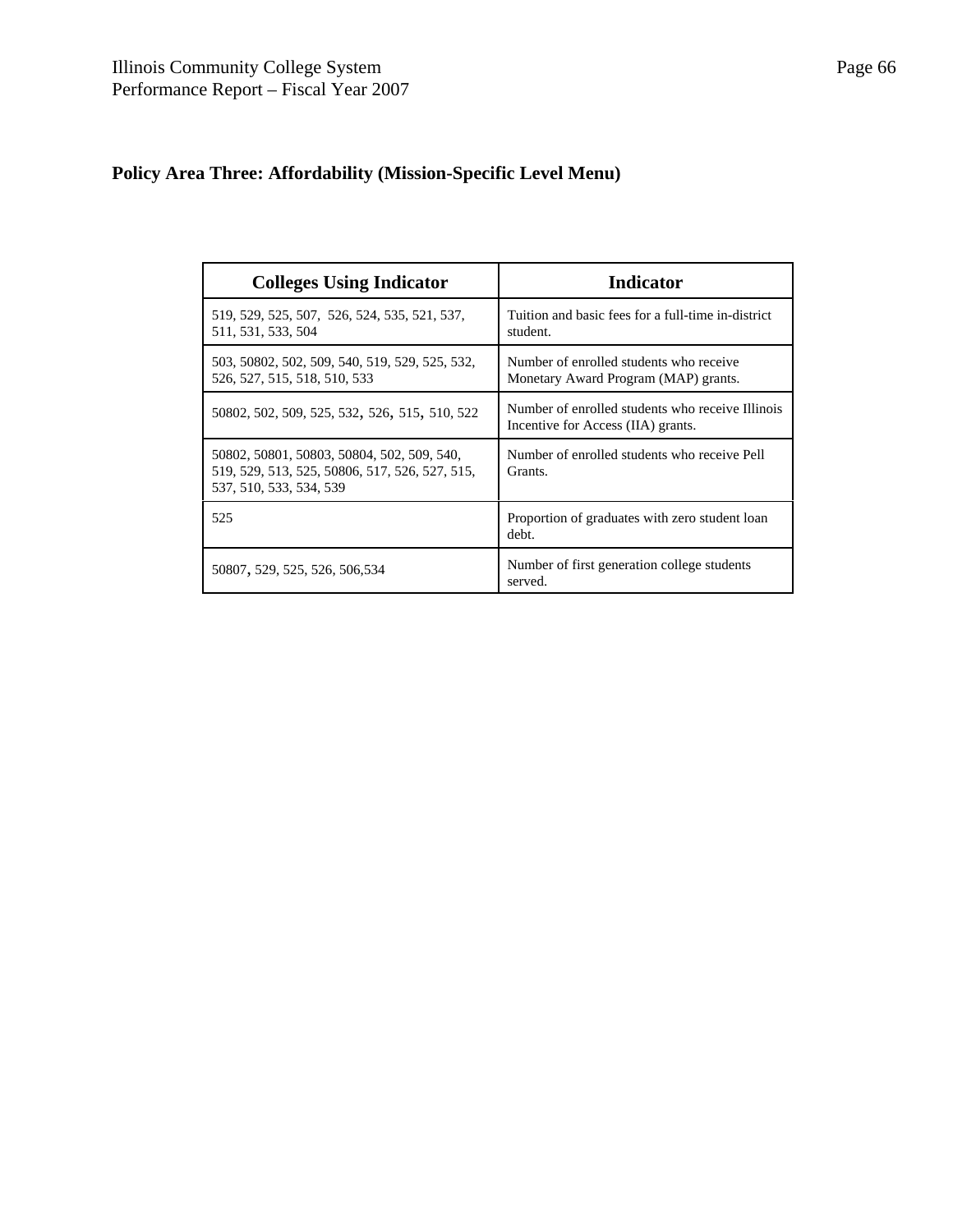## Policy Area Three: Affordability (Mission-Specific Level Menu)

| Colleges Using Indicator | Indicator |
|---|---|
| 519, 529, 525, 507, 526, 524, 535, 521, 537, 511, 531, 533, 504 | Tuition and basic fees for a full-time in-district student. |
| 503, 50802, 502, 509, 540, 519, 529, 525, 532, 526, 527, 515, 518, 510, 533 | Number of enrolled students who receive Monetary Award Program (MAP) grants. |
| 50802, 502, 509, 525, 532, 526, 515, 510, 522 | Number of enrolled students who receive Illinois Incentive for Access (IIA) grants. |
| 50802, 50801, 50803, 50804, 502, 509, 540, 519, 529, 513, 525, 50806, 517, 526, 527, 515, 537, 510, 533, 534, 539 | Number of enrolled students who receive Pell Grants. |
| 525 | Proportion of graduates with zero student loan debt. |
| 50807, 529, 525, 526, 506,534 | Number of first generation college students served. |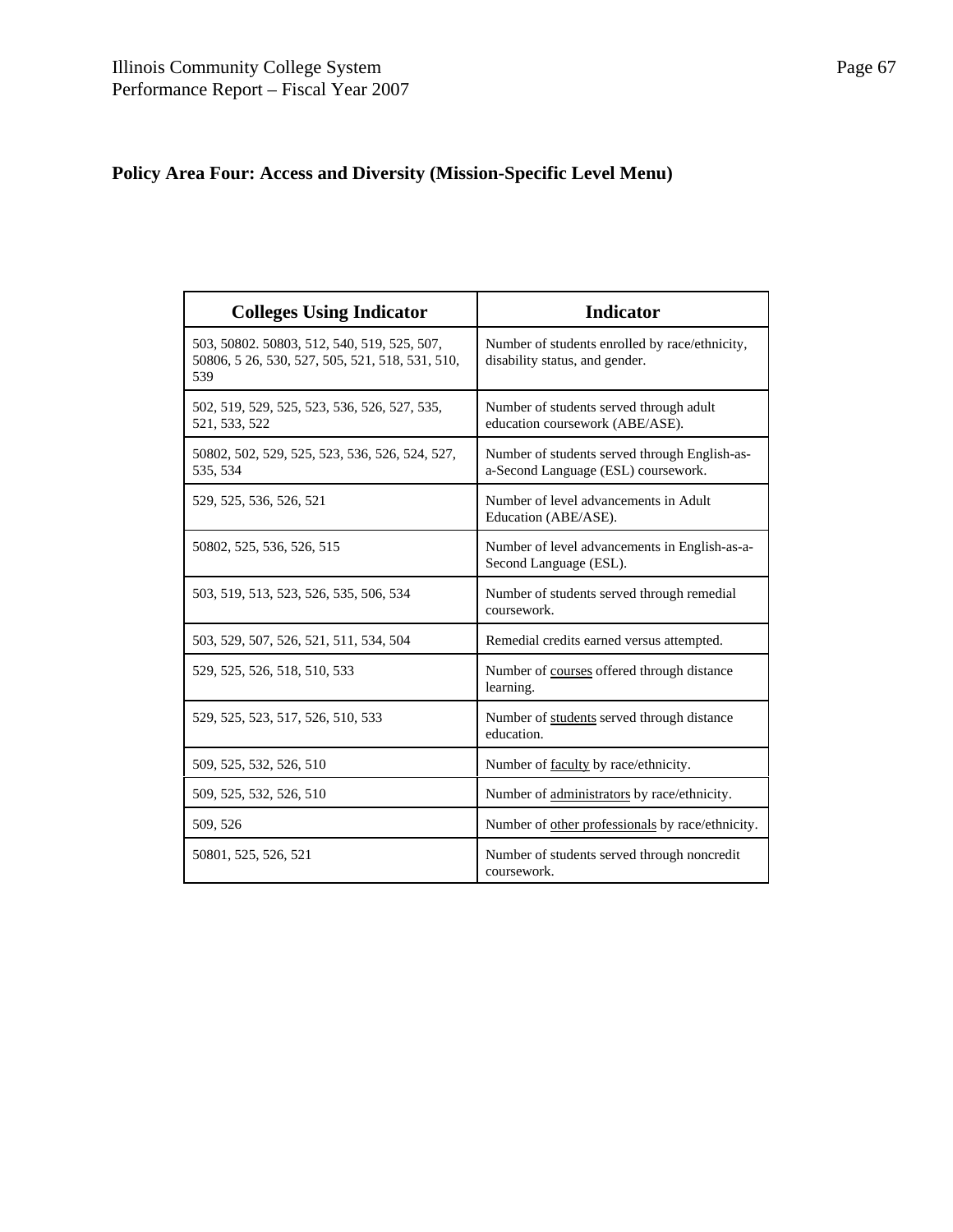## Policy Area Four: Access and Diversity (Mission-Specific Level Menu)

| Colleges Using Indicator | Indicator |
|---|---|
| 503, 50802. 50803, 512, 540, 519, 525, 507, 50806, 5 26, 530, 527, 505, 521, 518, 531, 510, 539 | Number of students enrolled by race/ethnicity, disability status, and gender. |
| 502, 519, 529, 525, 523, 536, 526, 527, 535, 521, 533, 522 | Number of students served through adult education coursework (ABE/ASE). |
| 50802, 502, 529, 525, 523, 536, 526, 524, 527, 535, 534 | Number of students served through English-as-a-Second Language (ESL) coursework. |
| 529, 525, 536, 526, 521 | Number of level advancements in Adult Education (ABE/ASE). |
| 50802, 525, 536, 526, 515 | Number of level advancements in English-as-a-Second Language (ESL). |
| 503, 519, 513, 523, 526, 535, 506, 534 | Number of students served through remedial coursework. |
| 503, 529, 507, 526, 521, 511, 534, 504 | Remedial credits earned versus attempted. |
| 529, 525, 526, 518, 510, 533 | Number of courses offered through distance learning. |
| 529, 525, 523, 517, 526, 510, 533 | Number of students served through distance education. |
| 509, 525, 532, 526, 510 | Number of faculty by race/ethnicity. |
| 509, 525, 532, 526, 510 | Number of administrators by race/ethnicity. |
| 509, 526 | Number of other professionals by race/ethnicity. |
| 50801, 525, 526, 521 | Number of students served through noncredit coursework. |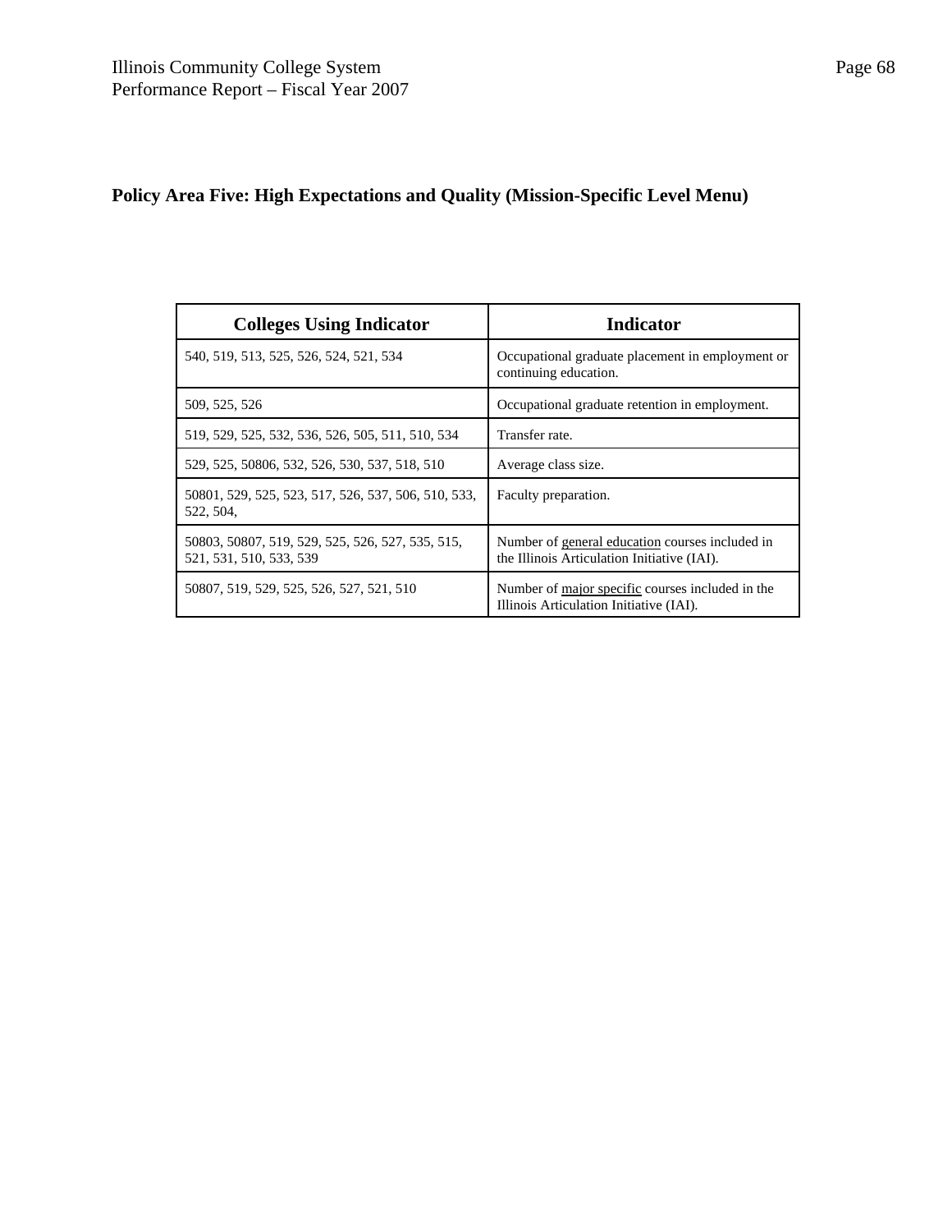## Policy Area Five: High Expectations and Quality (Mission-Specific Level Menu)

| Colleges Using Indicator | Indicator |
|---|---|
| 540, 519, 513, 525, 526, 524, 521, 534 | Occupational graduate placement in employment or continuing education. |
| 509, 525, 526 | Occupational graduate retention in employment. |
| 519, 529, 525, 532, 536, 526, 505, 511, 510, 534 | Transfer rate. |
| 529, 525, 50806, 532, 526, 530, 537, 518, 510 | Average class size. |
| 50801, 529, 525, 523, 517, 526, 537, 506, 510, 533, 522, 504, | Faculty preparation. |
| 50803, 50807, 519, 529, 525, 526, 527, 535, 515, 521, 531, 510, 533, 539 | Number of general education courses included in the Illinois Articulation Initiative (IAI). |
| 50807, 519, 529, 525, 526, 527, 521, 510 | Number of major specific courses included in the Illinois Articulation Initiative (IAI). |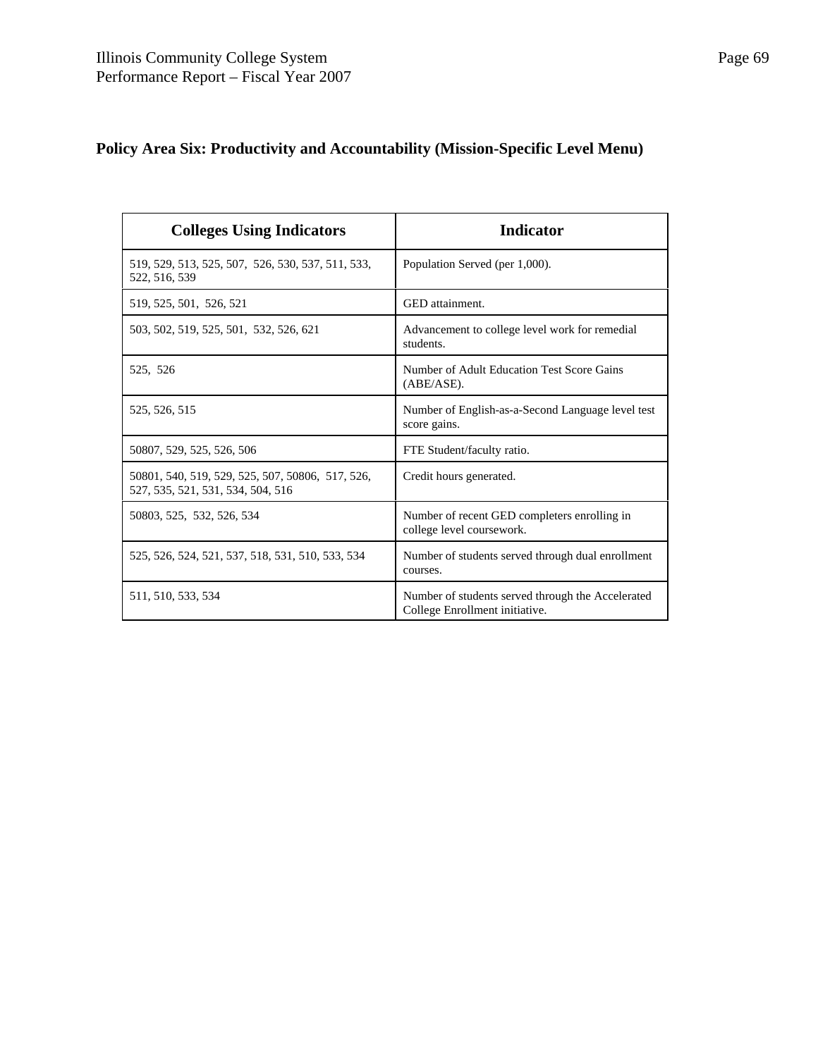## Policy Area Six: Productivity and Accountability (Mission-Specific Level Menu)

| Colleges Using Indicators | Indicator |
| --- | --- |
| 519, 529, 513, 525, 507, 526, 530, 537, 511, 533, 522, 516, 539 | Population Served (per 1,000). |
| 519, 525, 501, 526, 521 | GED attainment. |
| 503, 502, 519, 525, 501, 532, 526, 621 | Advancement to college level work for remedial students. |
| 525, 526 | Number of Adult Education Test Score Gains (ABE/ASE). |
| 525, 526, 515 | Number of English-as-a-Second Language level test score gains. |
| 50807, 529, 525, 526, 506 | FTE Student/faculty ratio. |
| 50801, 540, 519, 529, 525, 507, 50806, 517, 526, 527, 535, 521, 531, 534, 504, 516 | Credit hours generated. |
| 50803, 525, 532, 526, 534 | Number of recent GED completers enrolling in college level coursework. |
| 525, 526, 524, 521, 537, 518, 531, 510, 533, 534 | Number of students served through dual enrollment courses. |
| 511, 510, 533, 534 | Number of students served through the Accelerated College Enrollment initiative. |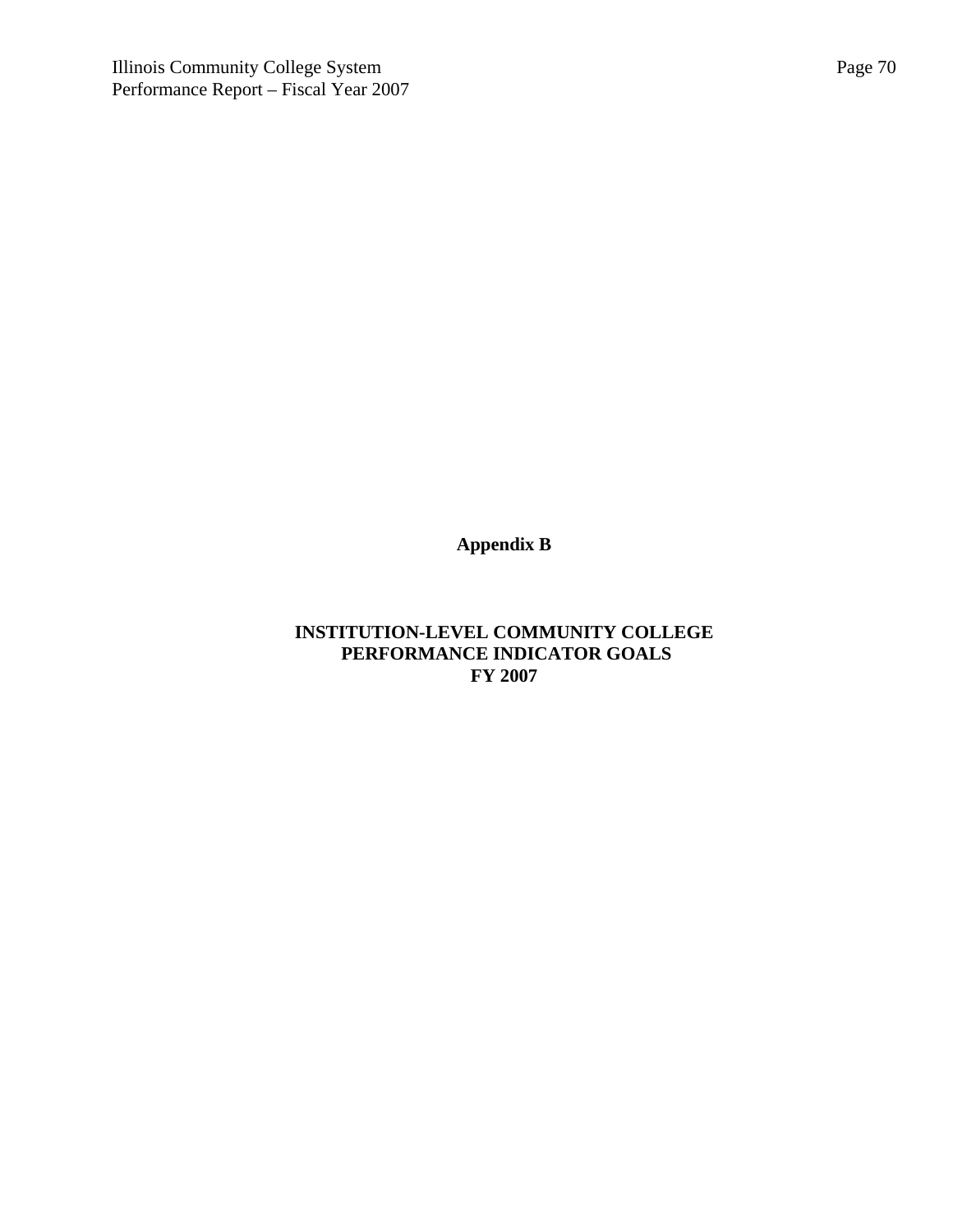# Appendix B

## INSTITUTION-LEVEL COMMUNITY COLLEGE PERFORMANCE INDICATOR GOALS FY 2007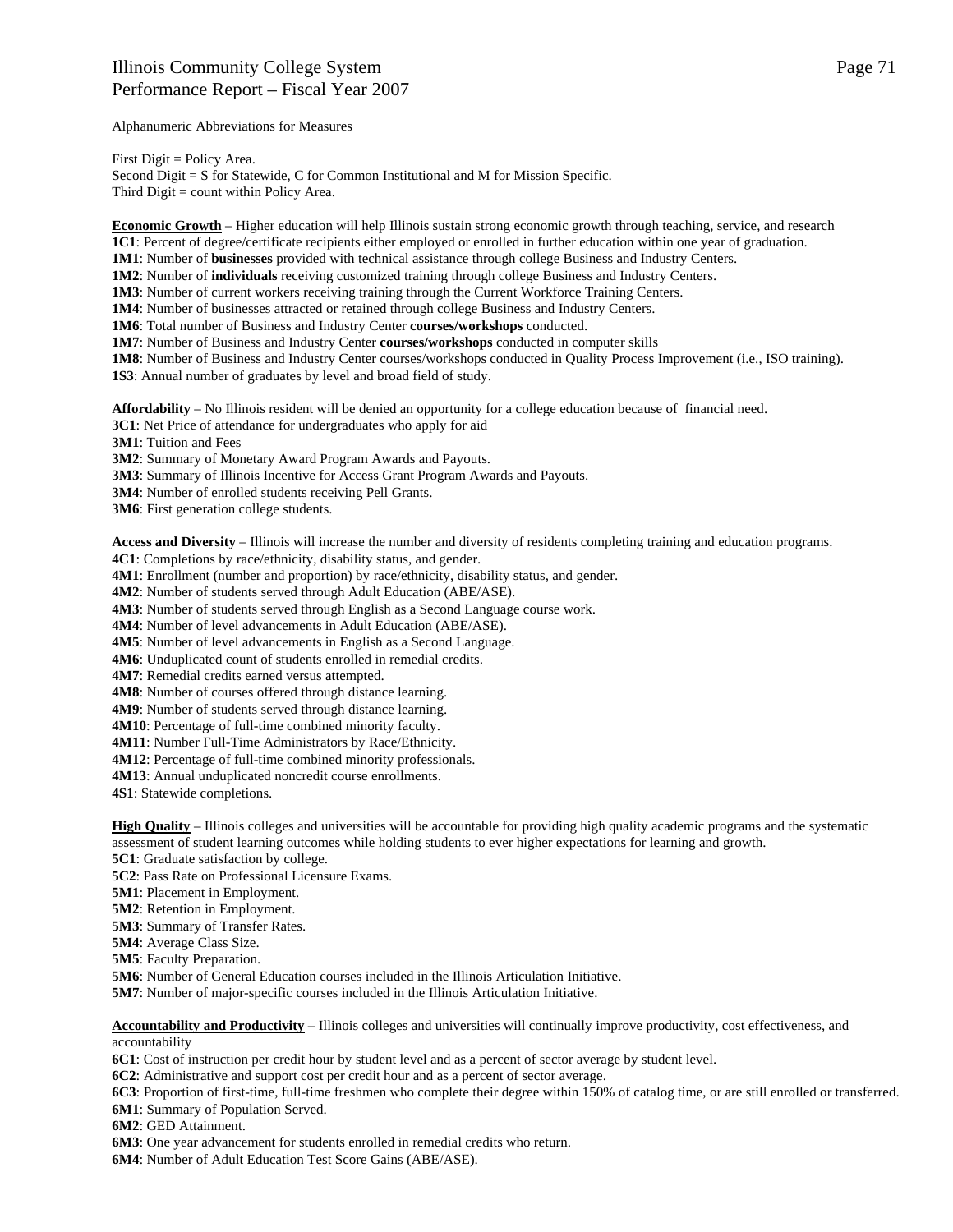Alphanumeric Abbreviations for Measures

First Digit = Policy Area.
Second Digit = S for Statewide, C for Common Institutional and M for Mission Specific.
Third Digit = count within Policy Area.

**Economic Growth** – Higher education will help Illinois sustain strong economic growth through teaching, service, and research
**1C1**: Percent of degree/certificate recipients either employed or enrolled in further education within one year of graduation.
**1M1**: Number of **businesses** provided with technical assistance through college Business and Industry Centers.
**1M2**: Number of **individuals** receiving customized training through college Business and Industry Centers.
**1M3**: Number of current workers receiving training through the Current Workforce Training Centers.
**1M4**: Number of businesses attracted or retained through college Business and Industry Centers.
**1M6**: Total number of Business and Industry Center **courses/workshops** conducted.
**1M7**: Number of Business and Industry Center **courses/workshops** conducted in computer skills
**1M8**: Number of Business and Industry Center courses/workshops conducted in Quality Process Improvement (i.e., ISO training).
**1S3**: Annual number of graduates by level and broad field of study.

**Affordability** – No Illinois resident will be denied an opportunity for a college education because of financial need.
**3C1**: Net Price of attendance for undergraduates who apply for aid
**3M1**: Tuition and Fees
**3M2**: Summary of Monetary Award Program Awards and Payouts.
**3M3**: Summary of Illinois Incentive for Access Grant Program Awards and Payouts.
**3M4**: Number of enrolled students receiving Pell Grants.
**3M6**: First generation college students.

**Access and Diversity** – Illinois will increase the number and diversity of residents completing training and education programs.
**4C1**: Completions by race/ethnicity, disability status, and gender.
**4M1**: Enrollment (number and proportion) by race/ethnicity, disability status, and gender.
**4M2**: Number of students served through Adult Education (ABE/ASE).
**4M3**: Number of students served through English as a Second Language course work.
**4M4**: Number of level advancements in Adult Education (ABE/ASE).
**4M5**: Number of level advancements in English as a Second Language.
**4M6**: Unduplicated count of students enrolled in remedial credits.
**4M7**: Remedial credits earned versus attempted.
**4M8**: Number of courses offered through distance learning.
**4M9**: Number of students served through distance learning.
**4M10**: Percentage of full-time combined minority faculty.
**4M11**: Number Full-Time Administrators by Race/Ethnicity.
**4M12**: Percentage of full-time combined minority professionals.
**4M13**: Annual unduplicated noncredit course enrollments.
**4S1**: Statewide completions.

**High Quality** – Illinois colleges and universities will be accountable for providing high quality academic programs and the systematic assessment of student learning outcomes while holding students to ever higher expectations for learning and growth.
**5C1**: Graduate satisfaction by college.
**5C2**: Pass Rate on Professional Licensure Exams.
**5M1**: Placement in Employment.
**5M2**: Retention in Employment.
**5M3**: Summary of Transfer Rates.
**5M4**: Average Class Size.
**5M5**: Faculty Preparation.
**5M6**: Number of General Education courses included in the Illinois Articulation Initiative.
**5M7**: Number of major-specific courses included in the Illinois Articulation Initiative.

**Accountability and Productivity** – Illinois colleges and universities will continually improve productivity, cost effectiveness, and accountability
**6C1**: Cost of instruction per credit hour by student level and as a percent of sector average by student level.
**6C2**: Administrative and support cost per credit hour and as a percent of sector average.
**6C3**: Proportion of first-time, full-time freshmen who complete their degree within 150% of catalog time, or are still enrolled or transferred.
**6M1**: Summary of Population Served.
**6M2**: GED Attainment.
**6M3**: One year advancement for students enrolled in remedial credits who return.
**6M4**: Number of Adult Education Test Score Gains (ABE/ASE).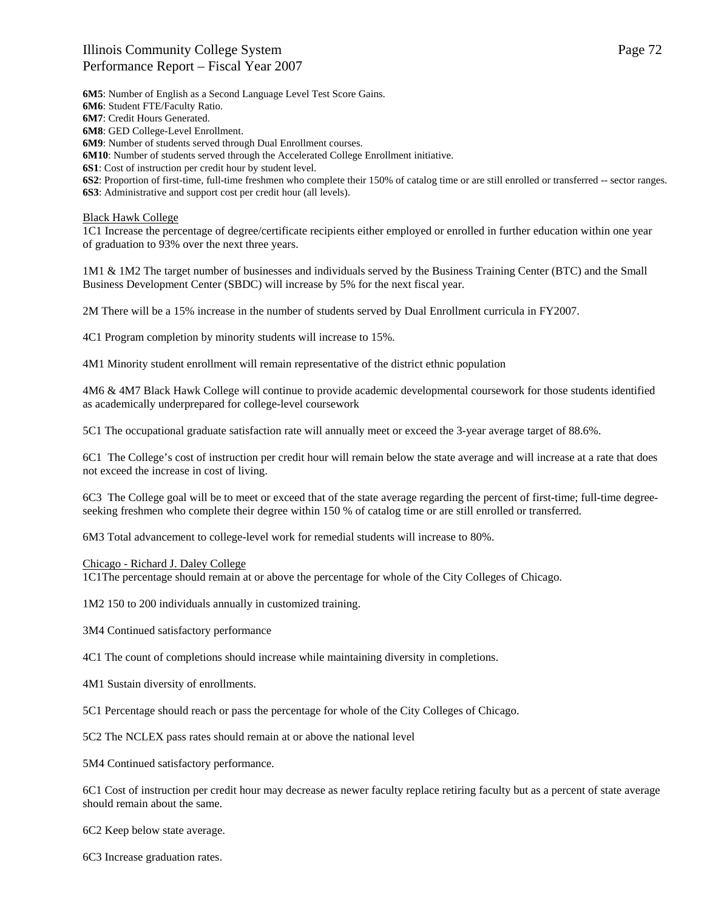**6M5**: Number of English as a Second Language Level Test Score Gains.
**6M6**: Student FTE/Faculty Ratio.
**6M7**: Credit Hours Generated.
**6M8**: GED College-Level Enrollment.
**6M9**: Number of students served through Dual Enrollment courses.
**6M10**: Number of students served through the Accelerated College Enrollment initiative.
**6S1**: Cost of instruction per credit hour by student level.
**6S2**: Proportion of first-time, full-time freshmen who complete their 150% of catalog time or are still enrolled or transferred -- sector ranges.
**6S3**: Administrative and support cost per credit hour (all levels).

<u>Black Hawk College</u>
1C1 Increase the percentage of degree/certificate recipients either employed or enrolled in further education within one year of graduation to 93% over the next three years.

1M1 & 1M2 The target number of businesses and individuals served by the Business Training Center (BTC) and the Small Business Development Center (SBDC) will increase by 5% for the next fiscal year.

2M There will be a 15% increase in the number of students served by Dual Enrollment curricula in FY2007.

4C1 Program completion by minority students will increase to 15%.

4M1 Minority student enrollment will remain representative of the district ethnic population

4M6 & 4M7 Black Hawk College will continue to provide academic developmental coursework for those students identified as academically underprepared for college-level coursework

5C1 The occupational graduate satisfaction rate will annually meet or exceed the 3-year average target of 88.6%.

6C1 The College's cost of instruction per credit hour will remain below the state average and will increase at a rate that does not exceed the increase in cost of living.

6C3 The College goal will be to meet or exceed that of the state average regarding the percent of first-time; full-time degree-seeking freshmen who complete their degree within 150 % of catalog time or are still enrolled or transferred.

6M3 Total advancement to college-level work for remedial students will increase to 80%.

<u>Chicago - Richard J. Daley College</u>
1C1The percentage should remain at or above the percentage for whole of the City Colleges of Chicago.

1M2 150 to 200 individuals annually in customized training.

3M4 Continued satisfactory performance

4C1 The count of completions should increase while maintaining diversity in completions.

4M1 Sustain diversity of enrollments.

5C1 Percentage should reach or pass the percentage for whole of the City Colleges of Chicago.

5C2 The NCLEX pass rates should remain at or above the national level

5M4 Continued satisfactory performance.

6C1 Cost of instruction per credit hour may decrease as newer faculty replace retiring faculty but as a percent of state average should remain about the same.

6C2 Keep below state average.

6C3 Increase graduation rates.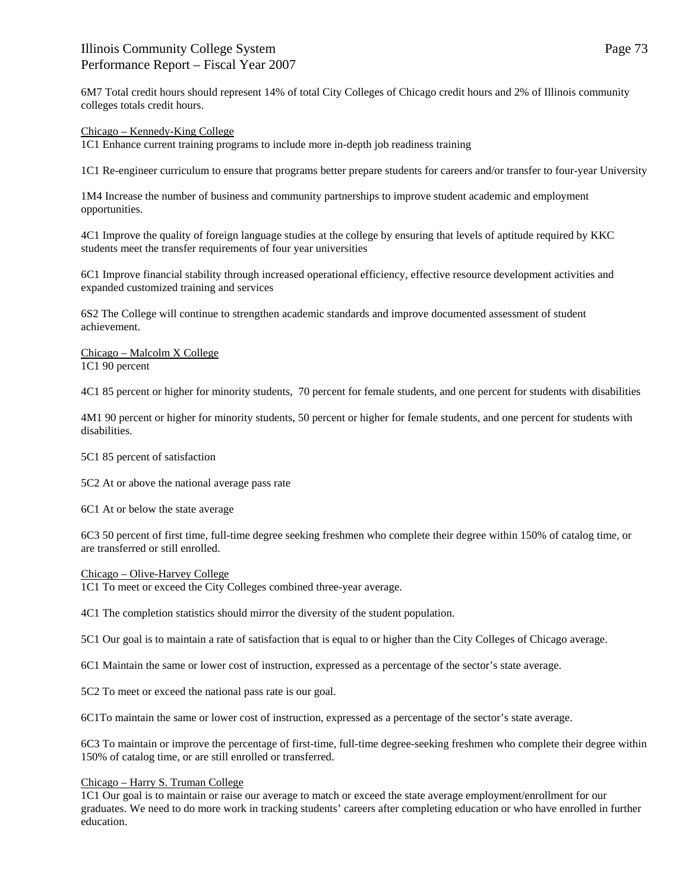6M7 Total credit hours should represent 14% of total City Colleges of Chicago credit hours and 2% of Illinois community colleges totals credit hours.

<u>Chicago – Kennedy-King College</u>
1C1 Enhance current training programs to include more in-depth job readiness training

1C1 Re-engineer curriculum to ensure that programs better prepare students for careers and/or transfer to four-year University

1M4 Increase the number of business and community partnerships to improve student academic and employment opportunities.

4C1 Improve the quality of foreign language studies at the college by ensuring that levels of aptitude required by KKC students meet the transfer requirements of four year universities

6C1 Improve financial stability through increased operational efficiency, effective resource development activities and expanded customized training and services

6S2 The College will continue to strengthen academic standards and improve documented assessment of student achievement.

<u>Chicago – Malcolm X College</u>
1C1 90 percent

4C1 85 percent or higher for minority students, 70 percent for female students, and one percent for students with disabilities

4M1 90 percent or higher for minority students, 50 percent or higher for female students, and one percent for students with disabilities.

5C1 85 percent of satisfaction

5C2 At or above the national average pass rate

6C1 At or below the state average

6C3 50 percent of first time, full-time degree seeking freshmen who complete their degree within 150% of catalog time, or are transferred or still enrolled.

<u>Chicago – Olive-Harvey College</u>
1C1 To meet or exceed the City Colleges combined three-year average.

4C1 The completion statistics should mirror the diversity of the student population.

5C1 Our goal is to maintain a rate of satisfaction that is equal to or higher than the City Colleges of Chicago average.

6C1 Maintain the same or lower cost of instruction, expressed as a percentage of the sector's state average.

5C2 To meet or exceed the national pass rate is our goal.

6C1To maintain the same or lower cost of instruction, expressed as a percentage of the sector's state average.

6C3 To maintain or improve the percentage of first-time, full-time degree-seeking freshmen who complete their degree within 150% of catalog time, or are still enrolled or transferred.

<u>Chicago – Harry S. Truman College</u>
1C1 Our goal is to maintain or raise our average to match or exceed the state average employment/enrollment for our graduates. We need to do more work in tracking students' careers after completing education or who have enrolled in further education.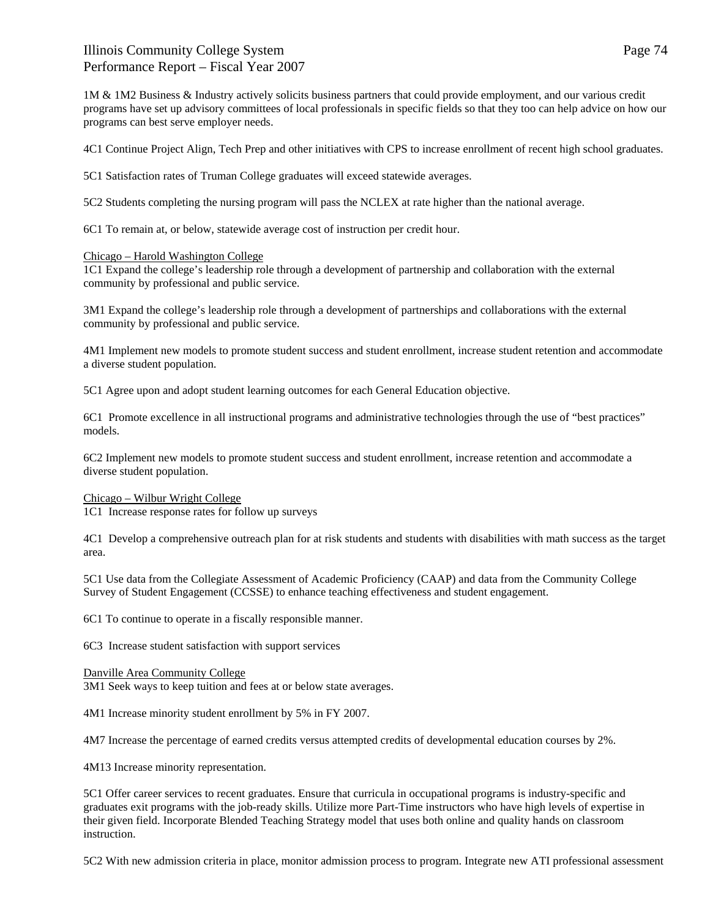1M & 1M2 Business & Industry actively solicits business partners that could provide employment, and our various credit programs have set up advisory committees of local professionals in specific fields so that they too can help advice on how our programs can best serve employer needs.

4C1 Continue Project Align, Tech Prep and other initiatives with CPS to increase enrollment of recent high school graduates.

5C1 Satisfaction rates of Truman College graduates will exceed statewide averages.

5C2 Students completing the nursing program will pass the NCLEX at rate higher than the national average.

6C1 To remain at, or below, statewide average cost of instruction per credit hour.

Chicago – Harold Washington College

1C1 Expand the college's leadership role through a development of partnership and collaboration with the external community by professional and public service.

3M1 Expand the college's leadership role through a development of partnerships and collaborations with the external community by professional and public service.

4M1 Implement new models to promote student success and student enrollment, increase student retention and accommodate a diverse student population.

5C1 Agree upon and adopt student learning outcomes for each General Education objective.

6C1 Promote excellence in all instructional programs and administrative technologies through the use of "best practices" models.

6C2 Implement new models to promote student success and student enrollment, increase retention and accommodate a diverse student population.

Chicago – Wilbur Wright College

1C1 Increase response rates for follow up surveys

4C1 Develop a comprehensive outreach plan for at risk students and students with disabilities with math success as the target area.

5C1 Use data from the Collegiate Assessment of Academic Proficiency (CAAP) and data from the Community College Survey of Student Engagement (CCSSE) to enhance teaching effectiveness and student engagement.

6C1 To continue to operate in a fiscally responsible manner.

6C3 Increase student satisfaction with support services

Danville Area Community College

3M1 Seek ways to keep tuition and fees at or below state averages.

4M1 Increase minority student enrollment by 5% in FY 2007.

4M7 Increase the percentage of earned credits versus attempted credits of developmental education courses by 2%.

4M13 Increase minority representation.

5C1 Offer career services to recent graduates. Ensure that curricula in occupational programs is industry-specific and graduates exit programs with the job-ready skills. Utilize more Part-Time instructors who have high levels of expertise in their given field. Incorporate Blended Teaching Strategy model that uses both online and quality hands on classroom instruction.

5C2 With new admission criteria in place, monitor admission process to program. Integrate new ATI professional assessment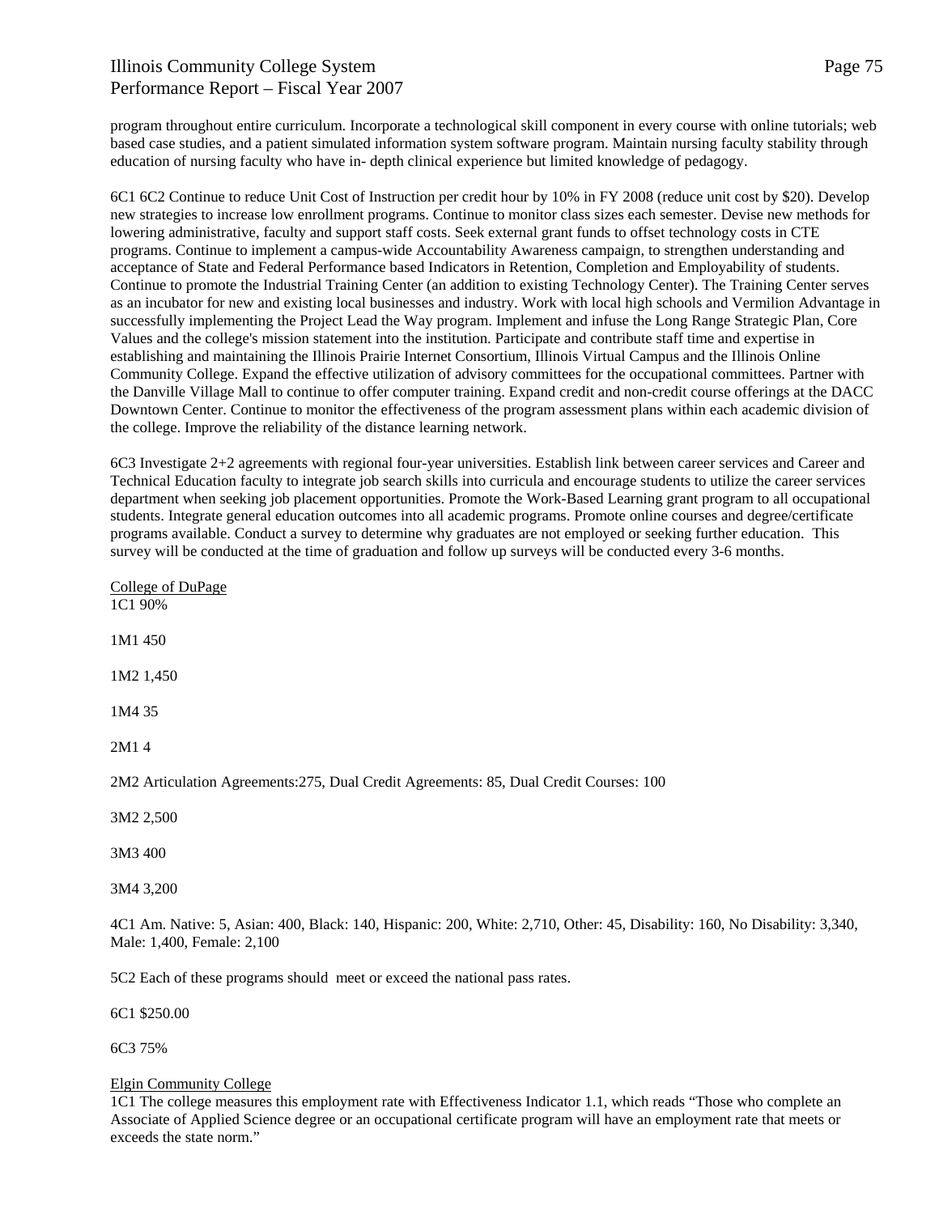program throughout entire curriculum. Incorporate a technological skill component in every course with online tutorials; web based case studies, and a patient simulated information system software program. Maintain nursing faculty stability through education of nursing faculty who have in- depth clinical experience but limited knowledge of pedagogy.

6C1 6C2 Continue to reduce Unit Cost of Instruction per credit hour by 10% in FY 2008 (reduce unit cost by $20). Develop new strategies to increase low enrollment programs. Continue to monitor class sizes each semester. Devise new methods for lowering administrative, faculty and support staff costs. Seek external grant funds to offset technology costs in CTE programs. Continue to implement a campus-wide Accountability Awareness campaign, to strengthen understanding and acceptance of State and Federal Performance based Indicators in Retention, Completion and Employability of students. Continue to promote the Industrial Training Center (an addition to existing Technology Center). The Training Center serves as an incubator for new and existing local businesses and industry. Work with local high schools and Vermilion Advantage in successfully implementing the Project Lead the Way program. Implement and infuse the Long Range Strategic Plan, Core Values and the college's mission statement into the institution. Participate and contribute staff time and expertise in establishing and maintaining the Illinois Prairie Internet Consortium, Illinois Virtual Campus and the Illinois Online Community College. Expand the effective utilization of advisory committees for the occupational committees. Partner with the Danville Village Mall to continue to offer computer training. Expand credit and non-credit course offerings at the DACC Downtown Center. Continue to monitor the effectiveness of the program assessment plans within each academic division of the college. Improve the reliability of the distance learning network.

6C3 Investigate 2+2 agreements with regional four-year universities. Establish link between career services and Career and Technical Education faculty to integrate job search skills into curricula and encourage students to utilize the career services department when seeking job placement opportunities. Promote the Work-Based Learning grant program to all occupational students. Integrate general education outcomes into all academic programs. Promote online courses and degree/certificate programs available. Conduct a survey to determine why graduates are not employed or seeking further education. This survey will be conducted at the time of graduation and follow up surveys will be conducted every 3-6 months.

College of DuPage
1C1 90%

1M1 450

1M2 1,450

1M4 35

2M1 4

2M2 Articulation Agreements:275, Dual Credit Agreements: 85, Dual Credit Courses: 100

3M2 2,500

3M3 400

3M4 3,200

4C1 Am. Native: 5, Asian: 400, Black: 140, Hispanic: 200, White: 2,710, Other: 45, Disability: 160, No Disability: 3,340, Male: 1,400, Female: 2,100

5C2 Each of these programs should meet or exceed the national pass rates.

6C1 $250.00

6C3 75%

Elgin Community College
1C1 The college measures this employment rate with Effectiveness Indicator 1.1, which reads "Those who complete an Associate of Applied Science degree or an occupational certificate program will have an employment rate that meets or exceeds the state norm."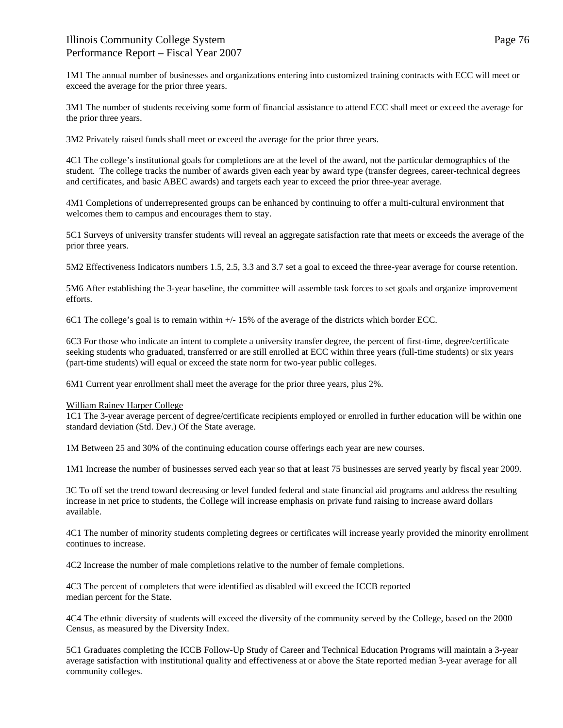1M1 The annual number of businesses and organizations entering into customized training contracts with ECC will meet or exceed the average for the prior three years.

3M1 The number of students receiving some form of financial assistance to attend ECC shall meet or exceed the average for the prior three years.

3M2 Privately raised funds shall meet or exceed the average for the prior three years.

4C1 The college's institutional goals for completions are at the level of the award, not the particular demographics of the student. The college tracks the number of awards given each year by award type (transfer degrees, career-technical degrees and certificates, and basic ABEC awards) and targets each year to exceed the prior three-year average.

4M1 Completions of underrepresented groups can be enhanced by continuing to offer a multi-cultural environment that welcomes them to campus and encourages them to stay.

5C1 Surveys of university transfer students will reveal an aggregate satisfaction rate that meets or exceeds the average of the prior three years.

5M2 Effectiveness Indicators numbers 1.5, 2.5, 3.3 and 3.7 set a goal to exceed the three-year average for course retention.

5M6 After establishing the 3-year baseline, the committee will assemble task forces to set goals and organize improvement efforts.

6C1 The college's goal is to remain within +/- 15% of the average of the districts which border ECC.

6C3 For those who indicate an intent to complete a university transfer degree, the percent of first-time, degree/certificate seeking students who graduated, transferred or are still enrolled at ECC within three years (full-time students) or six years (part-time students) will equal or exceed the state norm for two-year public colleges.

6M1 Current year enrollment shall meet the average for the prior three years, plus 2%.

<u>William Rainey Harper College</u>

1C1 The 3-year average percent of degree/certificate recipients employed or enrolled in further education will be within one standard deviation (Std. Dev.) Of the State average.

1M Between 25 and 30% of the continuing education course offerings each year are new courses.

1M1 Increase the number of businesses served each year so that at least 75 businesses are served yearly by fiscal year 2009.

3C To off set the trend toward decreasing or level funded federal and state financial aid programs and address the resulting increase in net price to students, the College will increase emphasis on private fund raising to increase award dollars available.

4C1 The number of minority students completing degrees or certificates will increase yearly provided the minority enrollment continues to increase.

4C2 Increase the number of male completions relative to the number of female completions.

4C3 The percent of completers that were identified as disabled will exceed the ICCB reported median percent for the State.

4C4 The ethnic diversity of students will exceed the diversity of the community served by the College, based on the 2000 Census, as measured by the Diversity Index.

5C1 Graduates completing the ICCB Follow-Up Study of Career and Technical Education Programs will maintain a 3-year average satisfaction with institutional quality and effectiveness at or above the State reported median 3-year average for all community colleges.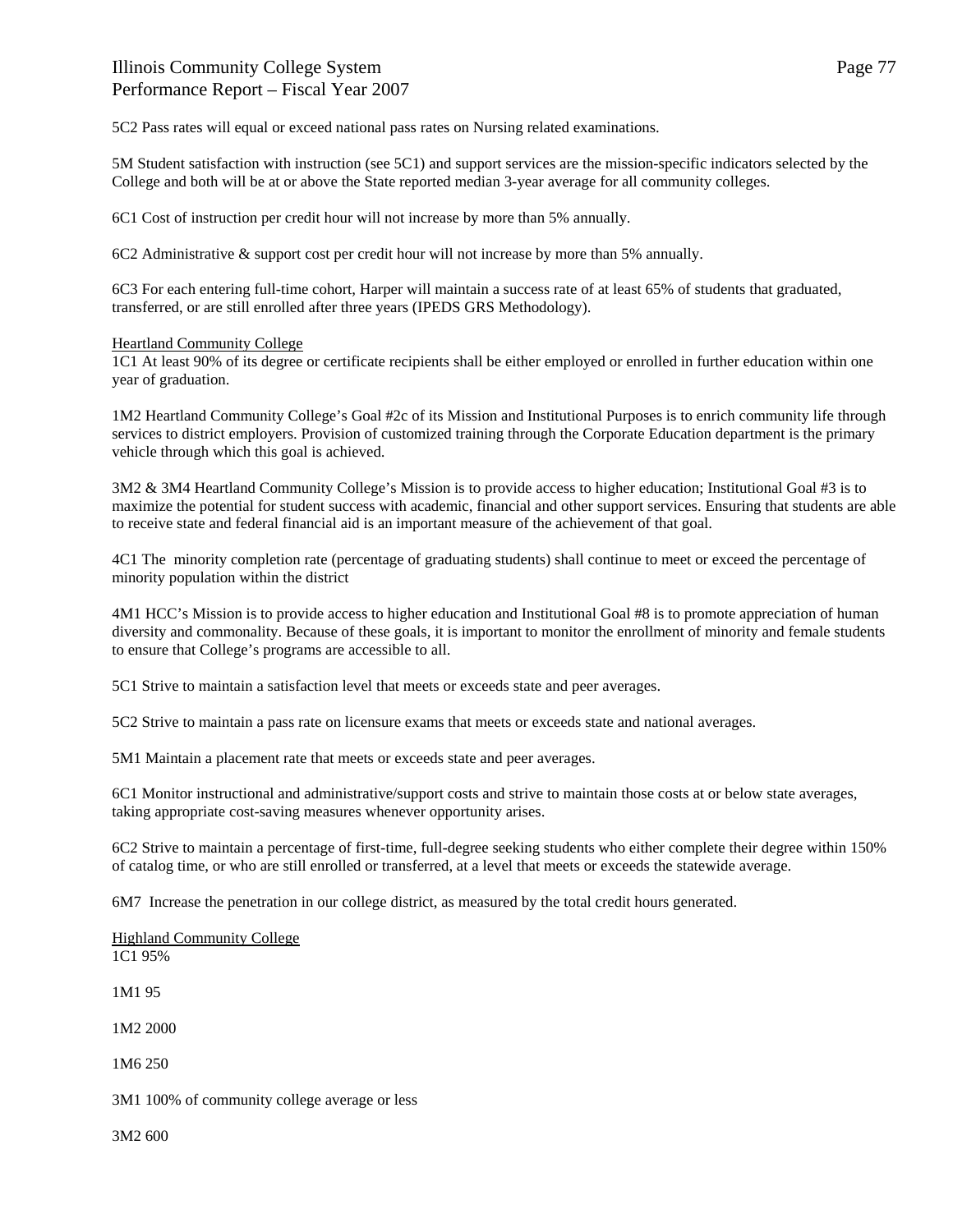5C2 Pass rates will equal or exceed national pass rates on Nursing related examinations.

5M Student satisfaction with instruction (see 5C1) and support services are the mission-specific indicators selected by the College and both will be at or above the State reported median 3-year average for all community colleges.

6C1 Cost of instruction per credit hour will not increase by more than 5% annually.

6C2 Administrative & support cost per credit hour will not increase by more than 5% annually.

6C3 For each entering full-time cohort, Harper will maintain a success rate of at least 65% of students that graduated, transferred, or are still enrolled after three years (IPEDS GRS Methodology).

<u>Heartland Community College</u>

1C1 At least 90% of its degree or certificate recipients shall be either employed or enrolled in further education within one year of graduation.

1M2 Heartland Community College's Goal #2c of its Mission and Institutional Purposes is to enrich community life through services to district employers. Provision of customized training through the Corporate Education department is the primary vehicle through which this goal is achieved.

3M2 & 3M4 Heartland Community College's Mission is to provide access to higher education; Institutional Goal #3 is to maximize the potential for student success with academic, financial and other support services. Ensuring that students are able to receive state and federal financial aid is an important measure of the achievement of that goal.

4C1 The minority completion rate (percentage of graduating students) shall continue to meet or exceed the percentage of minority population within the district

4M1 HCC's Mission is to provide access to higher education and Institutional Goal #8 is to promote appreciation of human diversity and commonality. Because of these goals, it is important to monitor the enrollment of minority and female students to ensure that College's programs are accessible to all.

5C1 Strive to maintain a satisfaction level that meets or exceeds state and peer averages.

5C2 Strive to maintain a pass rate on licensure exams that meets or exceeds state and national averages.

5M1 Maintain a placement rate that meets or exceeds state and peer averages.

6C1 Monitor instructional and administrative/support costs and strive to maintain those costs at or below state averages, taking appropriate cost-saving measures whenever opportunity arises.

6C2 Strive to maintain a percentage of first-time, full-degree seeking students who either complete their degree within 150% of catalog time, or who are still enrolled or transferred, at a level that meets or exceeds the statewide average.

6M7 Increase the penetration in our college district, as measured by the total credit hours generated.

<u>Highland Community College</u>

1C1 95%

1M1 95

1M2 2000

1M6 250

3M1 100% of community college average or less

3M2 600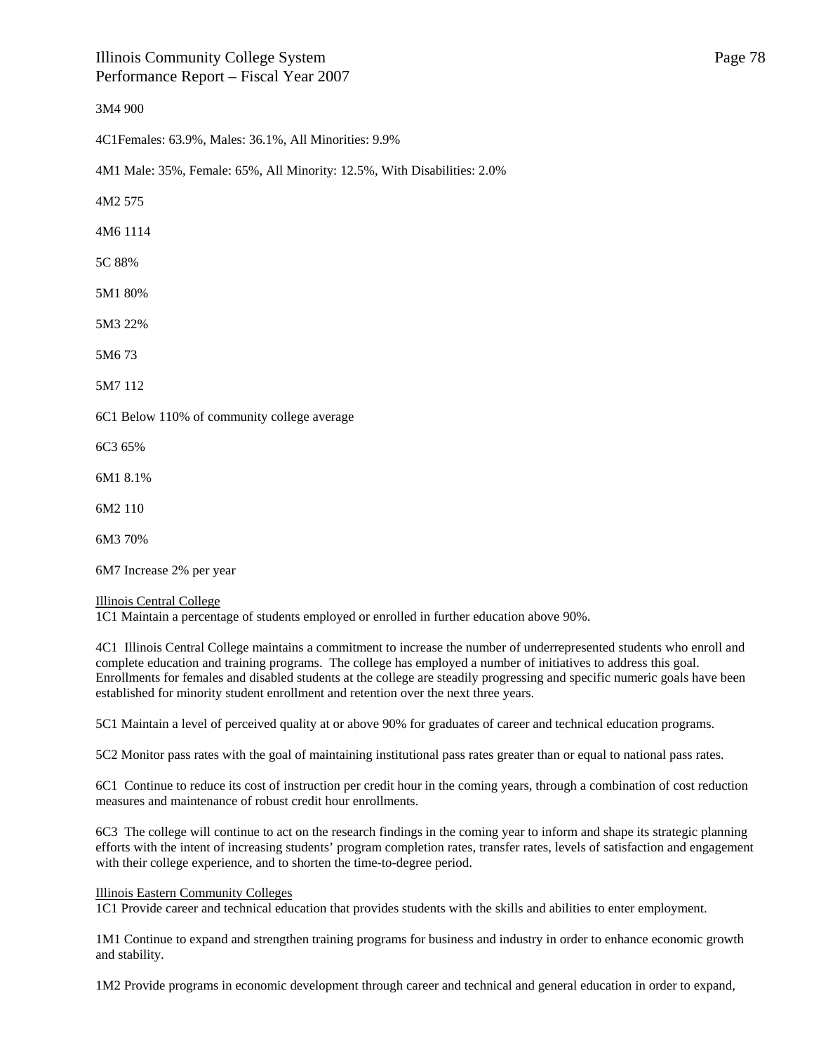3M4 900

4C1Females: 63.9%, Males: 36.1%, All Minorities: 9.9%

4M1 Male: 35%, Female: 65%, All Minority: 12.5%, With Disabilities: 2.0%

4M2 575

4M6 1114

5C 88%

5M1 80%

5M3 22%

5M6 73

5M7 112

6C1 Below 110% of community college average

6C3 65%

6M1 8.1%

6M2 110

6M3 70%

6M7 Increase 2% per year

Illinois Central College
1C1 Maintain a percentage of students employed or enrolled in further education above 90%.

4C1 Illinois Central College maintains a commitment to increase the number of underrepresented students who enroll and complete education and training programs. The college has employed a number of initiatives to address this goal. Enrollments for females and disabled students at the college are steadily progressing and specific numeric goals have been established for minority student enrollment and retention over the next three years.

5C1 Maintain a level of perceived quality at or above 90% for graduates of career and technical education programs.

5C2 Monitor pass rates with the goal of maintaining institutional pass rates greater than or equal to national pass rates.

6C1 Continue to reduce its cost of instruction per credit hour in the coming years, through a combination of cost reduction measures and maintenance of robust credit hour enrollments.

6C3 The college will continue to act on the research findings in the coming year to inform and shape its strategic planning efforts with the intent of increasing students' program completion rates, transfer rates, levels of satisfaction and engagement with their college experience, and to shorten the time-to-degree period.

Illinois Eastern Community Colleges
1C1 Provide career and technical education that provides students with the skills and abilities to enter employment.

1M1 Continue to expand and strengthen training programs for business and industry in order to enhance economic growth and stability.

1M2 Provide programs in economic development through career and technical and general education in order to expand,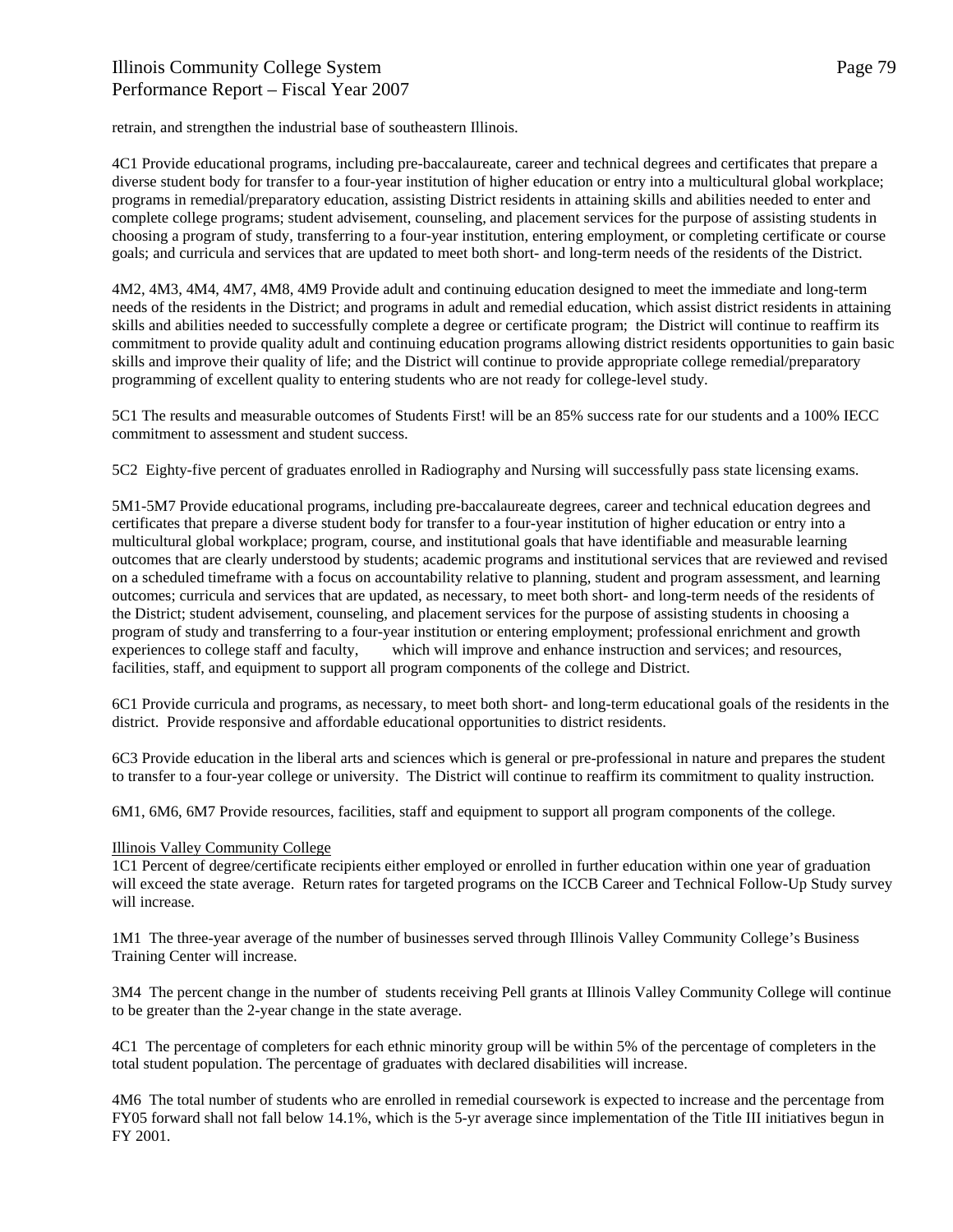retrain, and strengthen the industrial base of southeastern Illinois.

4C1 Provide educational programs, including pre-baccalaureate, career and technical degrees and certificates that prepare a diverse student body for transfer to a four-year institution of higher education or entry into a multicultural global workplace; programs in remedial/preparatory education, assisting District residents in attaining skills and abilities needed to enter and complete college programs; student advisement, counseling, and placement services for the purpose of assisting students in choosing a program of study, transferring to a four-year institution, entering employment, or completing certificate or course goals; and curricula and services that are updated to meet both short- and long-term needs of the residents of the District.

4M2, 4M3, 4M4, 4M7, 4M8, 4M9 Provide adult and continuing education designed to meet the immediate and long-term needs of the residents in the District; and programs in adult and remedial education, which assist district residents in attaining skills and abilities needed to successfully complete a degree or certificate program; the District will continue to reaffirm its commitment to provide quality adult and continuing education programs allowing district residents opportunities to gain basic skills and improve their quality of life; and the District will continue to provide appropriate college remedial/preparatory programming of excellent quality to entering students who are not ready for college-level study.

5C1 The results and measurable outcomes of Students First! will be an 85% success rate for our students and a 100% IECC commitment to assessment and student success.

5C2 Eighty-five percent of graduates enrolled in Radiography and Nursing will successfully pass state licensing exams.

5M1-5M7 Provide educational programs, including pre-baccalaureate degrees, career and technical education degrees and certificates that prepare a diverse student body for transfer to a four-year institution of higher education or entry into a multicultural global workplace; program, course, and institutional goals that have identifiable and measurable learning outcomes that are clearly understood by students; academic programs and institutional services that are reviewed and revised on a scheduled timeframe with a focus on accountability relative to planning, student and program assessment, and learning outcomes; curricula and services that are updated, as necessary, to meet both short- and long-term needs of the residents of the District; student advisement, counseling, and placement services for the purpose of assisting students in choosing a program of study and transferring to a four-year institution or entering employment; professional enrichment and growth experiences to college staff and faculty, which will improve and enhance instruction and services; and resources, facilities, staff, and equipment to support all program components of the college and District.

6C1 Provide curricula and programs, as necessary, to meet both short- and long-term educational goals of the residents in the district. Provide responsive and affordable educational opportunities to district residents.

6C3 Provide education in the liberal arts and sciences which is general or pre-professional in nature and prepares the student to transfer to a four-year college or university. The District will continue to reaffirm its commitment to quality instruction.

6M1, 6M6, 6M7 Provide resources, facilities, staff and equipment to support all program components of the college.

Illinois Valley Community College

1C1 Percent of degree/certificate recipients either employed or enrolled in further education within one year of graduation will exceed the state average. Return rates for targeted programs on the ICCB Career and Technical Follow-Up Study survey will increase.

1M1 The three-year average of the number of businesses served through Illinois Valley Community College's Business Training Center will increase.

3M4 The percent change in the number of students receiving Pell grants at Illinois Valley Community College will continue to be greater than the 2-year change in the state average.

4C1 The percentage of completers for each ethnic minority group will be within 5% of the percentage of completers in the total student population. The percentage of graduates with declared disabilities will increase.

4M6 The total number of students who are enrolled in remedial coursework is expected to increase and the percentage from FY05 forward shall not fall below 14.1%, which is the 5-yr average since implementation of the Title III initiatives begun in FY 2001.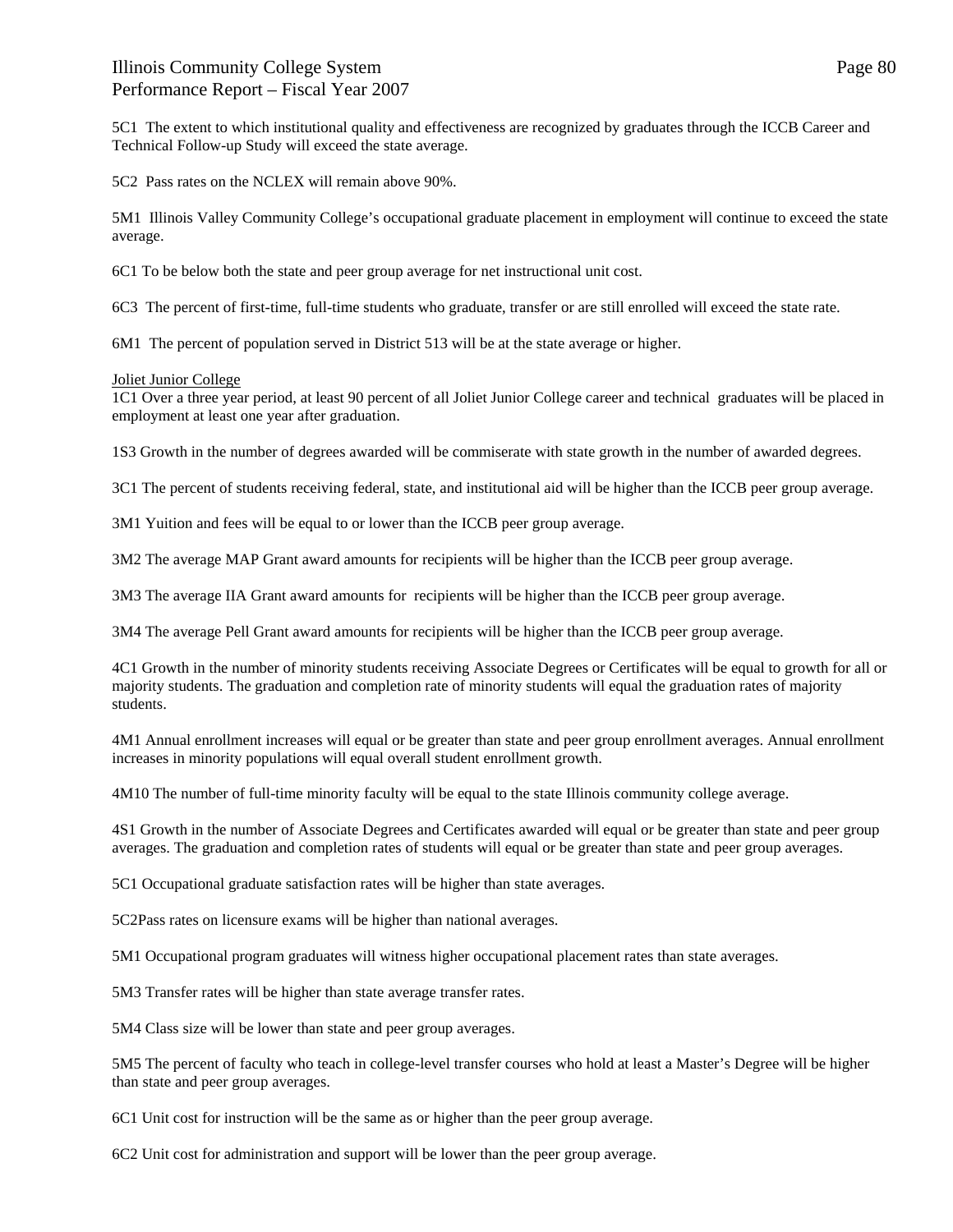5C1 The extent to which institutional quality and effectiveness are recognized by graduates through the ICCB Career and Technical Follow-up Study will exceed the state average.

5C2 Pass rates on the NCLEX will remain above 90%.

5M1 Illinois Valley Community College's occupational graduate placement in employment will continue to exceed the state average.

6C1 To be below both the state and peer group average for net instructional unit cost.

6C3 The percent of first-time, full-time students who graduate, transfer or are still enrolled will exceed the state rate.

6M1 The percent of population served in District 513 will be at the state average or higher.

Joliet Junior College

1C1 Over a three year period, at least 90 percent of all Joliet Junior College career and technical graduates will be placed in employment at least one year after graduation.

1S3 Growth in the number of degrees awarded will be commiserate with state growth in the number of awarded degrees.

3C1 The percent of students receiving federal, state, and institutional aid will be higher than the ICCB peer group average.

3M1 Yuition and fees will be equal to or lower than the ICCB peer group average.

3M2 The average MAP Grant award amounts for recipients will be higher than the ICCB peer group average.

3M3 The average IIA Grant award amounts for recipients will be higher than the ICCB peer group average.

3M4 The average Pell Grant award amounts for recipients will be higher than the ICCB peer group average.

4C1 Growth in the number of minority students receiving Associate Degrees or Certificates will be equal to growth for all or majority students. The graduation and completion rate of minority students will equal the graduation rates of majority students.

4M1 Annual enrollment increases will equal or be greater than state and peer group enrollment averages. Annual enrollment increases in minority populations will equal overall student enrollment growth.

4M10 The number of full-time minority faculty will be equal to the state Illinois community college average.

4S1 Growth in the number of Associate Degrees and Certificates awarded will equal or be greater than state and peer group averages. The graduation and completion rates of students will equal or be greater than state and peer group averages.

5C1 Occupational graduate satisfaction rates will be higher than state averages.

5C2Pass rates on licensure exams will be higher than national averages.

5M1 Occupational program graduates will witness higher occupational placement rates than state averages.

5M3 Transfer rates will be higher than state average transfer rates.

5M4 Class size will be lower than state and peer group averages.

5M5 The percent of faculty who teach in college-level transfer courses who hold at least a Master's Degree will be higher than state and peer group averages.

6C1 Unit cost for instruction will be the same as or higher than the peer group average.

6C2 Unit cost for administration and support will be lower than the peer group average.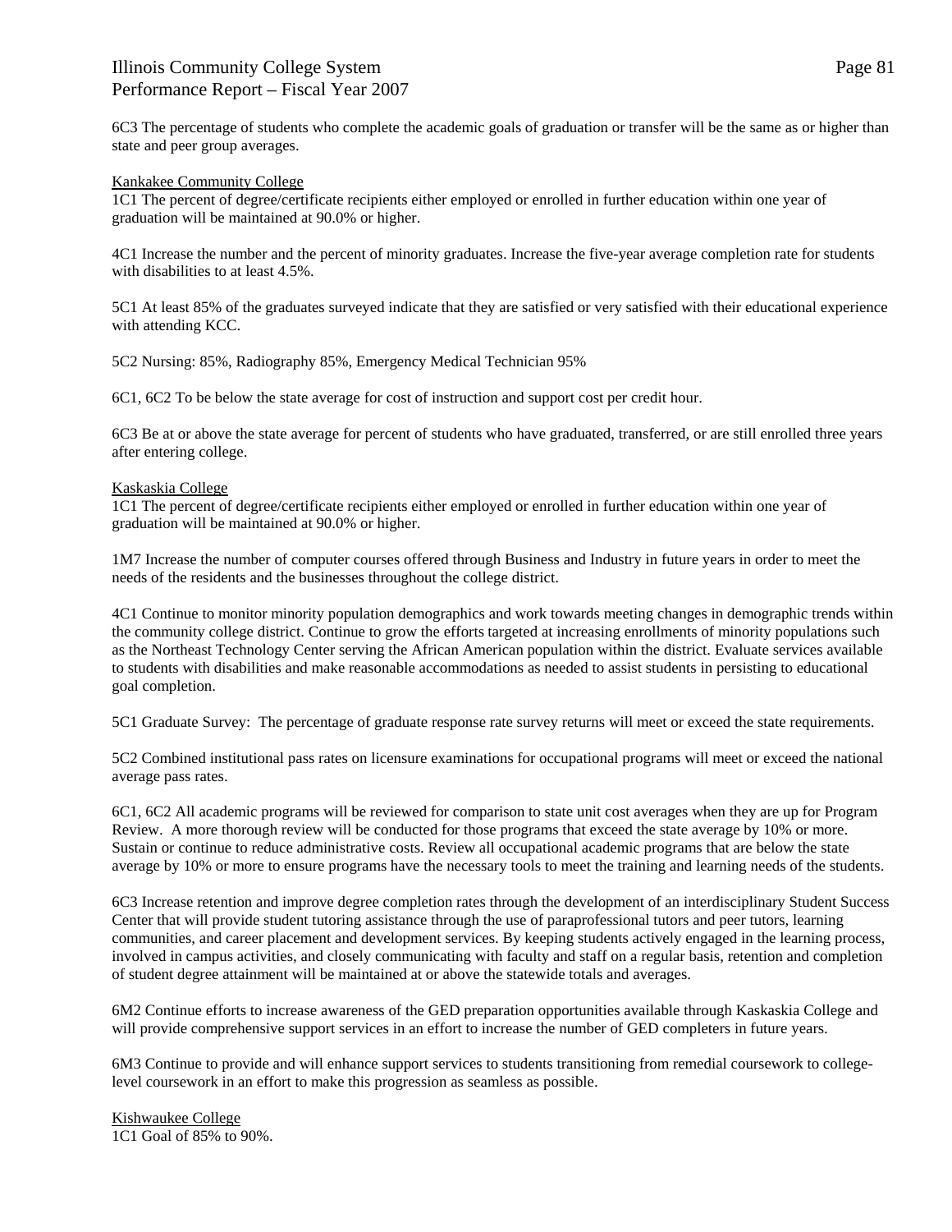6C3 The percentage of students who complete the academic goals of graduation or transfer will be the same as or higher than state and peer group averages.

Kankakee Community College

1C1 The percent of degree/certificate recipients either employed or enrolled in further education within one year of graduation will be maintained at 90.0% or higher.

4C1 Increase the number and the percent of minority graduates. Increase the five-year average completion rate for students with disabilities to at least 4.5%.

5C1 At least 85% of the graduates surveyed indicate that they are satisfied or very satisfied with their educational experience with attending KCC.

5C2 Nursing: 85%, Radiography 85%, Emergency Medical Technician 95%

6C1, 6C2 To be below the state average for cost of instruction and support cost per credit hour.

6C3 Be at or above the state average for percent of students who have graduated, transferred, or are still enrolled three years after entering college.

Kaskaskia College

1C1 The percent of degree/certificate recipients either employed or enrolled in further education within one year of graduation will be maintained at 90.0% or higher.

1M7 Increase the number of computer courses offered through Business and Industry in future years in order to meet the needs of the residents and the businesses throughout the college district.

4C1 Continue to monitor minority population demographics and work towards meeting changes in demographic trends within the community college district. Continue to grow the efforts targeted at increasing enrollments of minority populations such as the Northeast Technology Center serving the African American population within the district. Evaluate services available to students with disabilities and make reasonable accommodations as needed to assist students in persisting to educational goal completion.

5C1 Graduate Survey: The percentage of graduate response rate survey returns will meet or exceed the state requirements.

5C2 Combined institutional pass rates on licensure examinations for occupational programs will meet or exceed the national average pass rates.

6C1, 6C2 All academic programs will be reviewed for comparison to state unit cost averages when they are up for Program Review. A more thorough review will be conducted for those programs that exceed the state average by 10% or more. Sustain or continue to reduce administrative costs. Review all occupational academic programs that are below the state average by 10% or more to ensure programs have the necessary tools to meet the training and learning needs of the students.

6C3 Increase retention and improve degree completion rates through the development of an interdisciplinary Student Success Center that will provide student tutoring assistance through the use of paraprofessional tutors and peer tutors, learning communities, and career placement and development services. By keeping students actively engaged in the learning process, involved in campus activities, and closely communicating with faculty and staff on a regular basis, retention and completion of student degree attainment will be maintained at or above the statewide totals and averages.

6M2 Continue efforts to increase awareness of the GED preparation opportunities available through Kaskaskia College and will provide comprehensive support services in an effort to increase the number of GED completers in future years.

6M3 Continue to provide and will enhance support services to students transitioning from remedial coursework to college-level coursework in an effort to make this progression as seamless as possible.

Kishwaukee College

1C1 Goal of 85% to 90%.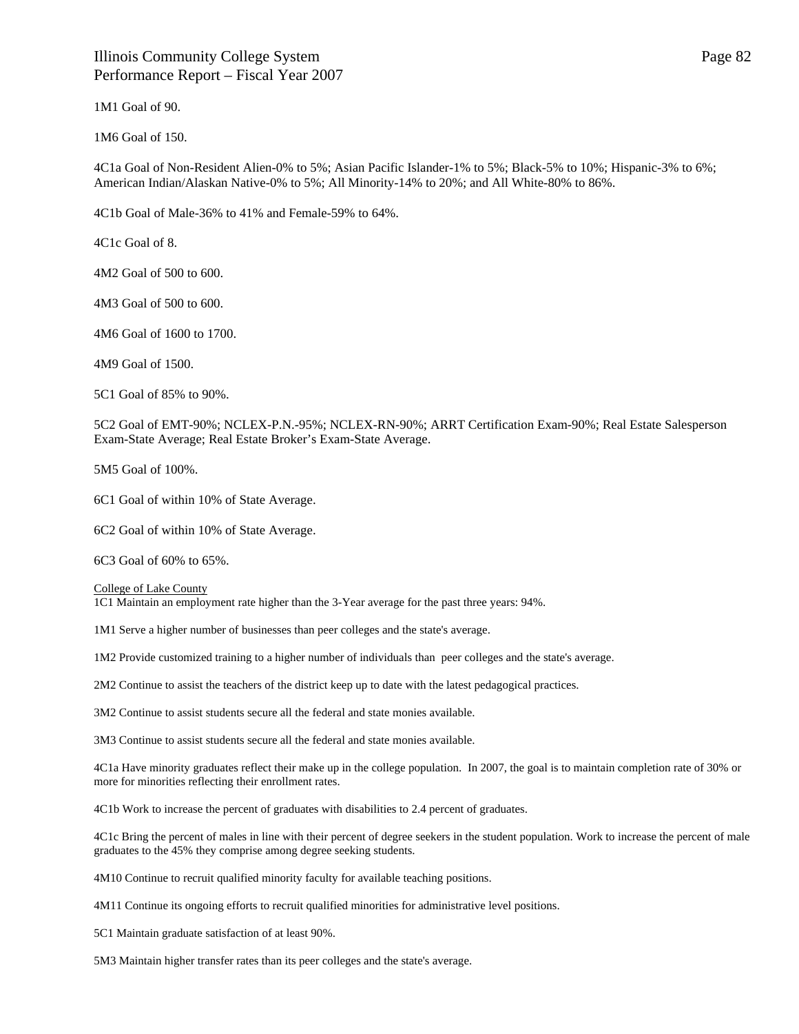1M1 Goal of 90.

1M6 Goal of 150.

4C1a Goal of Non-Resident Alien-0% to 5%; Asian Pacific Islander-1% to 5%; Black-5% to 10%; Hispanic-3% to 6%; American Indian/Alaskan Native-0% to 5%; All Minority-14% to 20%; and All White-80% to 86%.

4C1b Goal of Male-36% to 41% and Female-59% to 64%.

4C1c Goal of 8.

4M2 Goal of 500 to 600.

4M3 Goal of 500 to 600.

4M6 Goal of 1600 to 1700.

4M9 Goal of 1500.

5C1 Goal of 85% to 90%.

5C2 Goal of EMT-90%; NCLEX-P.N.-95%; NCLEX-RN-90%; ARRT Certification Exam-90%; Real Estate Salesperson Exam-State Average; Real Estate Broker's Exam-State Average.

5M5 Goal of 100%.

6C1 Goal of within 10% of State Average.

6C2 Goal of within 10% of State Average.

6C3 Goal of 60% to 65%.

College of Lake County

1C1 Maintain an employment rate higher than the 3-Year average for the past three years: 94%.

1M1 Serve a higher number of businesses than peer colleges and the state's average.

1M2 Provide customized training to a higher number of individuals than peer colleges and the state's average.

2M2 Continue to assist the teachers of the district keep up to date with the latest pedagogical practices.

3M2 Continue to assist students secure all the federal and state monies available.

3M3 Continue to assist students secure all the federal and state monies available.

4C1a Have minority graduates reflect their make up in the college population. In 2007, the goal is to maintain completion rate of 30% or more for minorities reflecting their enrollment rates.

4C1b Work to increase the percent of graduates with disabilities to 2.4 percent of graduates.

4C1c Bring the percent of males in line with their percent of degree seekers in the student population. Work to increase the percent of male graduates to the 45% they comprise among degree seeking students.

4M10 Continue to recruit qualified minority faculty for available teaching positions.

4M11 Continue its ongoing efforts to recruit qualified minorities for administrative level positions.

5C1 Maintain graduate satisfaction of at least 90%.

5M3 Maintain higher transfer rates than its peer colleges and the state's average.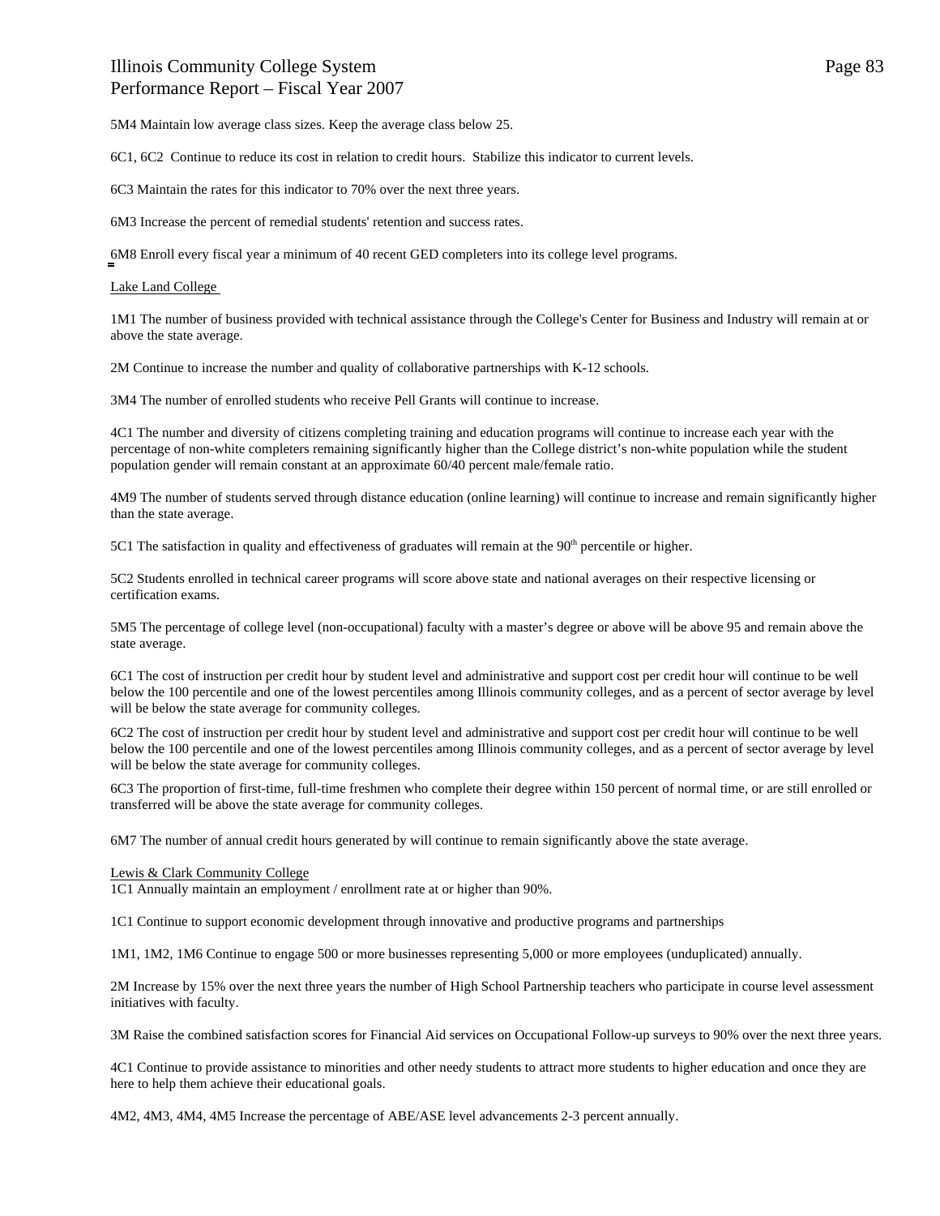5M4 Maintain low average class sizes. Keep the average class below 25.

6C1, 6C2 Continue to reduce its cost in relation to credit hours. Stabilize this indicator to current levels.

6C3 Maintain the rates for this indicator to 70% over the next three years.

6M3 Increase the percent of remedial students' retention and success rates.

6M8 Enroll every fiscal year a minimum of 40 recent GED completers into its college level programs.

Lake Land College

1M1 The number of business provided with technical assistance through the College's Center for Business and Industry will remain at or above the state average.

2M Continue to increase the number and quality of collaborative partnerships with K-12 schools.

3M4 The number of enrolled students who receive Pell Grants will continue to increase.

4C1 The number and diversity of citizens completing training and education programs will continue to increase each year with the percentage of non-white completers remaining significantly higher than the College district's non-white population while the student population gender will remain constant at an approximate 60/40 percent male/female ratio.

4M9 The number of students served through distance education (online learning) will continue to increase and remain significantly higher than the state average.

5C1 The satisfaction in quality and effectiveness of graduates will remain at the 90th percentile or higher.

5C2 Students enrolled in technical career programs will score above state and national averages on their respective licensing or certification exams.

5M5 The percentage of college level (non-occupational) faculty with a master's degree or above will be above 95 and remain above the state average.

6C1 The cost of instruction per credit hour by student level and administrative and support cost per credit hour will continue to be well below the 100 percentile and one of the lowest percentiles among Illinois community colleges, and as a percent of sector average by level will be below the state average for community colleges.

6C2 The cost of instruction per credit hour by student level and administrative and support cost per credit hour will continue to be well below the 100 percentile and one of the lowest percentiles among Illinois community colleges, and as a percent of sector average by level will be below the state average for community colleges.

6C3 The proportion of first-time, full-time freshmen who complete their degree within 150 percent of normal time, or are still enrolled or transferred will be above the state average for community colleges.

6M7 The number of annual credit hours generated by will continue to remain significantly above the state average.

Lewis & Clark Community College

1C1 Annually maintain an employment / enrollment rate at or higher than 90%.

1C1 Continue to support economic development through innovative and productive programs and partnerships

1M1, 1M2, 1M6 Continue to engage 500 or more businesses representing 5,000 or more employees (unduplicated) annually.

2M Increase by 15% over the next three years the number of High School Partnership teachers who participate in course level assessment initiatives with faculty.

3M Raise the combined satisfaction scores for Financial Aid services on Occupational Follow-up surveys to 90% over the next three years.

4C1 Continue to provide assistance to minorities and other needy students to attract more students to higher education and once they are here to help them achieve their educational goals.

4M2, 4M3, 4M4, 4M5 Increase the percentage of ABE/ASE level advancements 2-3 percent annually.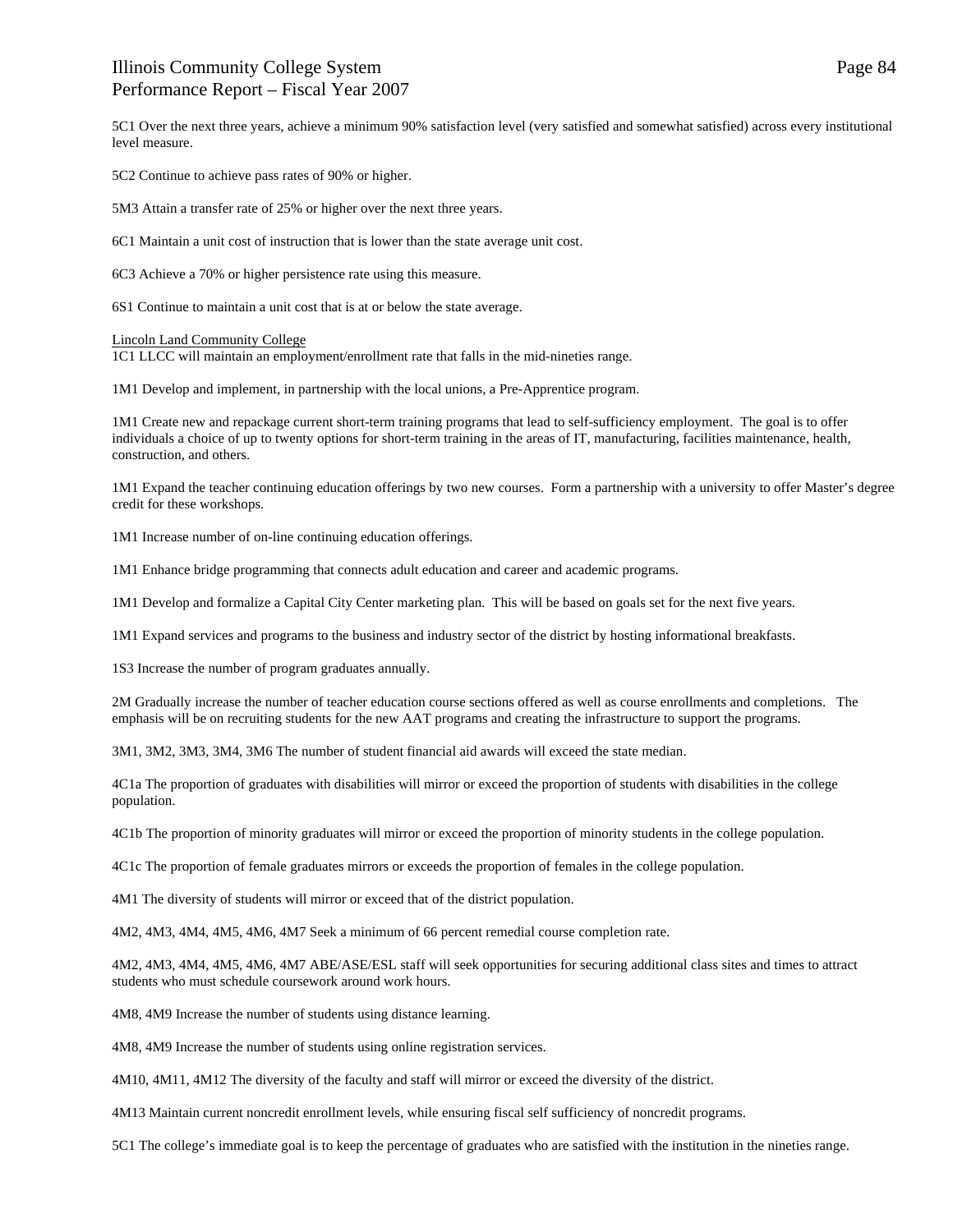5C1 Over the next three years, achieve a minimum 90% satisfaction level (very satisfied and somewhat satisfied) across every institutional level measure.

5C2 Continue to achieve pass rates of 90% or higher.

5M3 Attain a transfer rate of 25% or higher over the next three years.

6C1 Maintain a unit cost of instruction that is lower than the state average unit cost.

6C3 Achieve a 70% or higher persistence rate using this measure.

6S1 Continue to maintain a unit cost that is at or below the state average.

<u>Lincoln Land Community College</u>
1C1 LLCC will maintain an employment/enrollment rate that falls in the mid-nineties range.

1M1 Develop and implement, in partnership with the local unions, a Pre-Apprentice program.

1M1 Create new and repackage current short-term training programs that lead to self-sufficiency employment. The goal is to offer individuals a choice of up to twenty options for short-term training in the areas of IT, manufacturing, facilities maintenance, health, construction, and others.

1M1 Expand the teacher continuing education offerings by two new courses. Form a partnership with a university to offer Master's degree credit for these workshops.

1M1 Increase number of on-line continuing education offerings.

1M1 Enhance bridge programming that connects adult education and career and academic programs.

1M1 Develop and formalize a Capital City Center marketing plan. This will be based on goals set for the next five years.

1M1 Expand services and programs to the business and industry sector of the district by hosting informational breakfasts.

1S3 Increase the number of program graduates annually.

2M Gradually increase the number of teacher education course sections offered as well as course enrollments and completions. The emphasis will be on recruiting students for the new AAT programs and creating the infrastructure to support the programs.

3M1, 3M2, 3M3, 3M4, 3M6 The number of student financial aid awards will exceed the state median.

4C1a The proportion of graduates with disabilities will mirror or exceed the proportion of students with disabilities in the college population.

4C1b The proportion of minority graduates will mirror or exceed the proportion of minority students in the college population.

4C1c The proportion of female graduates mirrors or exceeds the proportion of females in the college population.

4M1 The diversity of students will mirror or exceed that of the district population.

4M2, 4M3, 4M4, 4M5, 4M6, 4M7 Seek a minimum of 66 percent remedial course completion rate.

4M2, 4M3, 4M4, 4M5, 4M6, 4M7 ABE/ASE/ESL staff will seek opportunities for securing additional class sites and times to attract students who must schedule coursework around work hours.

4M8, 4M9 Increase the number of students using distance learning.

4M8, 4M9 Increase the number of students using online registration services.

4M10, 4M11, 4M12 The diversity of the faculty and staff will mirror or exceed the diversity of the district.

4M13 Maintain current noncredit enrollment levels, while ensuring fiscal self sufficiency of noncredit programs.

5C1 The college's immediate goal is to keep the percentage of graduates who are satisfied with the institution in the nineties range.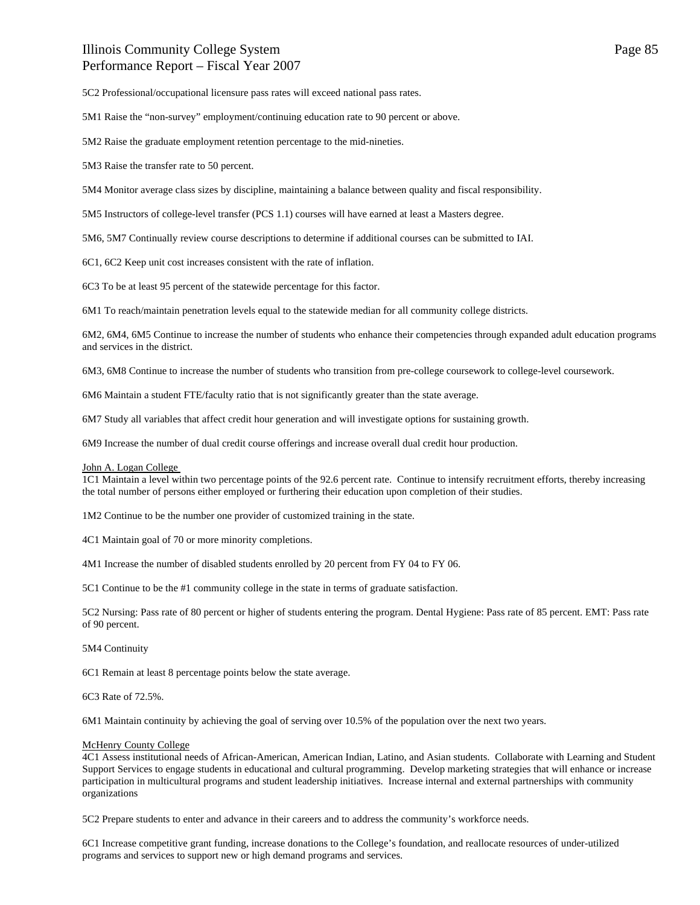5C2 Professional/occupational licensure pass rates will exceed national pass rates.

5M1 Raise the "non-survey" employment/continuing education rate to 90 percent or above.

5M2 Raise the graduate employment retention percentage to the mid-nineties.

5M3 Raise the transfer rate to 50 percent.

5M4 Monitor average class sizes by discipline, maintaining a balance between quality and fiscal responsibility.

5M5 Instructors of college-level transfer (PCS 1.1) courses will have earned at least a Masters degree.

5M6, 5M7 Continually review course descriptions to determine if additional courses can be submitted to IAI.

6C1, 6C2 Keep unit cost increases consistent with the rate of inflation.

6C3 To be at least 95 percent of the statewide percentage for this factor.

6M1 To reach/maintain penetration levels equal to the statewide median for all community college districts.

6M2, 6M4, 6M5 Continue to increase the number of students who enhance their competencies through expanded adult education programs and services in the district.

6M3, 6M8 Continue to increase the number of students who transition from pre-college coursework to college-level coursework.

6M6 Maintain a student FTE/faculty ratio that is not significantly greater than the state average.

6M7 Study all variables that affect credit hour generation and will investigate options for sustaining growth.

6M9 Increase the number of dual credit course offerings and increase overall dual credit hour production.

John A. Logan College

1C1 Maintain a level within two percentage points of the 92.6 percent rate. Continue to intensify recruitment efforts, thereby increasing the total number of persons either employed or furthering their education upon completion of their studies.

1M2 Continue to be the number one provider of customized training in the state.

4C1 Maintain goal of 70 or more minority completions.

4M1 Increase the number of disabled students enrolled by 20 percent from FY 04 to FY 06.

5C1 Continue to be the #1 community college in the state in terms of graduate satisfaction.

5C2 Nursing: Pass rate of 80 percent or higher of students entering the program. Dental Hygiene: Pass rate of 85 percent. EMT: Pass rate of 90 percent.

5M4 Continuity

6C1 Remain at least 8 percentage points below the state average.

6C3 Rate of 72.5%.

6M1 Maintain continuity by achieving the goal of serving over 10.5% of the population over the next two years.

McHenry County College

4C1 Assess institutional needs of African-American, American Indian, Latino, and Asian students. Collaborate with Learning and Student Support Services to engage students in educational and cultural programming. Develop marketing strategies that will enhance or increase participation in multicultural programs and student leadership initiatives. Increase internal and external partnerships with community organizations

5C2 Prepare students to enter and advance in their careers and to address the community's workforce needs.

6C1 Increase competitive grant funding, increase donations to the College's foundation, and reallocate resources of under-utilized programs and services to support new or high demand programs and services.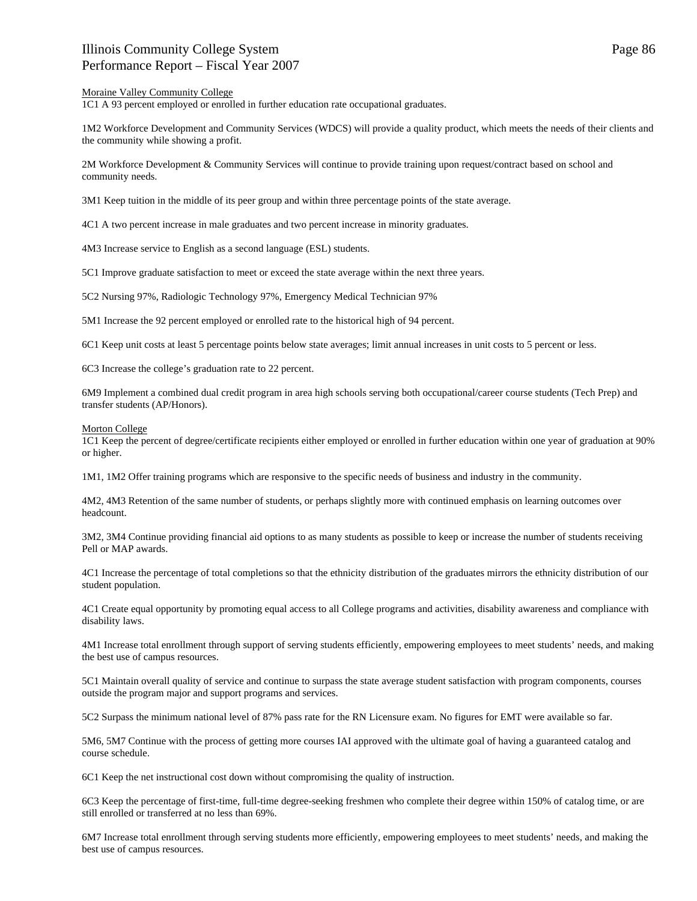<u>Moraine Valley Community College</u>
1C1 A 93 percent employed or enrolled in further education rate occupational graduates.

1M2 Workforce Development and Community Services (WDCS) will provide a quality product, which meets the needs of their clients and the community while showing a profit.

2M Workforce Development & Community Services will continue to provide training upon request/contract based on school and community needs.

3M1 Keep tuition in the middle of its peer group and within three percentage points of the state average.

4C1 A two percent increase in male graduates and two percent increase in minority graduates.

4M3 Increase service to English as a second language (ESL) students.

5C1 Improve graduate satisfaction to meet or exceed the state average within the next three years.

5C2 Nursing 97%, Radiologic Technology 97%, Emergency Medical Technician 97%

5M1 Increase the 92 percent employed or enrolled rate to the historical high of 94 percent.

6C1 Keep unit costs at least 5 percentage points below state averages; limit annual increases in unit costs to 5 percent or less.

6C3 Increase the college's graduation rate to 22 percent.

6M9 Implement a combined dual credit program in area high schools serving both occupational/career course students (Tech Prep) and transfer students (AP/Honors).

<u>Morton College</u>
1C1 Keep the percent of degree/certificate recipients either employed or enrolled in further education within one year of graduation at 90% or higher.

1M1, 1M2 Offer training programs which are responsive to the specific needs of business and industry in the community.

4M2, 4M3 Retention of the same number of students, or perhaps slightly more with continued emphasis on learning outcomes over headcount.

3M2, 3M4 Continue providing financial aid options to as many students as possible to keep or increase the number of students receiving Pell or MAP awards.

4C1 Increase the percentage of total completions so that the ethnicity distribution of the graduates mirrors the ethnicity distribution of our student population.

4C1 Create equal opportunity by promoting equal access to all College programs and activities, disability awareness and compliance with disability laws.

4M1 Increase total enrollment through support of serving students efficiently, empowering employees to meet students' needs, and making the best use of campus resources.

5C1 Maintain overall quality of service and continue to surpass the state average student satisfaction with program components, courses outside the program major and support programs and services.

5C2 Surpass the minimum national level of 87% pass rate for the RN Licensure exam. No figures for EMT were available so far.

5M6, 5M7 Continue with the process of getting more courses IAI approved with the ultimate goal of having a guaranteed catalog and course schedule.

6C1 Keep the net instructional cost down without compromising the quality of instruction.

6C3 Keep the percentage of first-time, full-time degree-seeking freshmen who complete their degree within 150% of catalog time, or are still enrolled or transferred at no less than 69%.

6M7 Increase total enrollment through serving students more efficiently, empowering employees to meet students' needs, and making the best use of campus resources.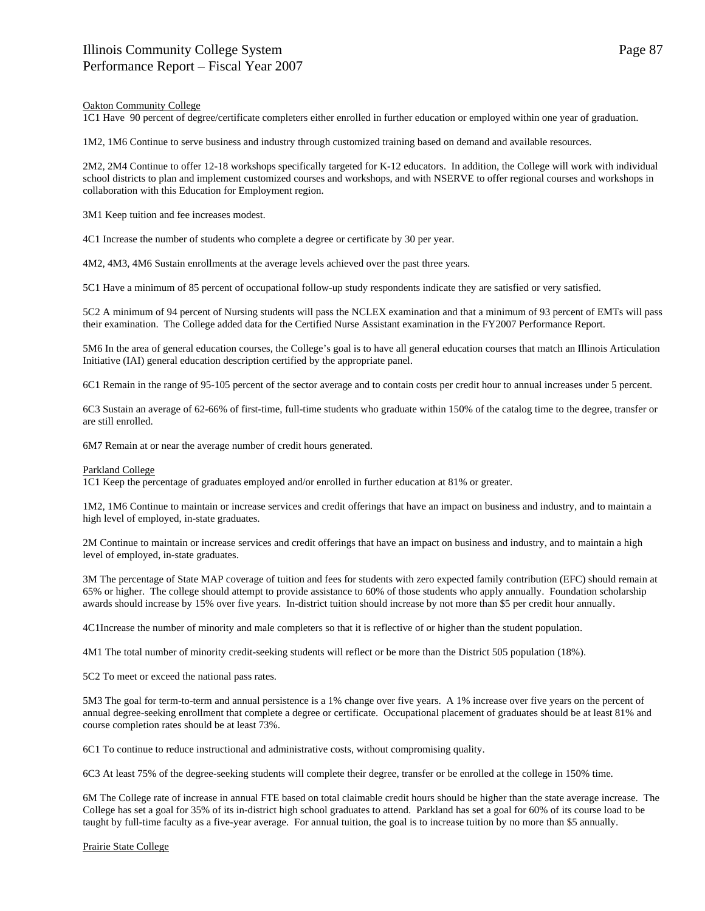Oakton Community College

1C1 Have  90 percent of degree/certificate completers either enrolled in further education or employed within one year of graduation.

1M2, 1M6 Continue to serve business and industry through customized training based on demand and available resources.

2M2, 2M4 Continue to offer 12-18 workshops specifically targeted for K-12 educators.  In addition, the College will work with individual school districts to plan and implement customized courses and workshops, and with NSERVE to offer regional courses and workshops in collaboration with this Education for Employment region.

3M1 Keep tuition and fee increases modest.

4C1 Increase the number of students who complete a degree or certificate by 30 per year.

4M2, 4M3, 4M6 Sustain enrollments at the average levels achieved over the past three years.

5C1 Have a minimum of 85 percent of occupational follow-up study respondents indicate they are satisfied or very satisfied.

5C2 A minimum of 94 percent of Nursing students will pass the NCLEX examination and that a minimum of 93 percent of EMTs will pass their examination.  The College added data for the Certified Nurse Assistant examination in the FY2007 Performance Report.

5M6 In the area of general education courses, the College's goal is to have all general education courses that match an Illinois Articulation Initiative (IAI) general education description certified by the appropriate panel.

6C1 Remain in the range of 95-105 percent of the sector average and to contain costs per credit hour to annual increases under 5 percent.

6C3 Sustain an average of 62-66% of first-time, full-time students who graduate within 150% of the catalog time to the degree, transfer or are still enrolled.

6M7 Remain at or near the average number of credit hours generated.

Parkland College

1C1 Keep the percentage of graduates employed and/or enrolled in further education at 81% or greater.

1M2, 1M6 Continue to maintain or increase services and credit offerings that have an impact on business and industry, and to maintain a high level of employed, in-state graduates.

2M Continue to maintain or increase services and credit offerings that have an impact on business and industry, and to maintain a high level of employed, in-state graduates.

3M The percentage of State MAP coverage of tuition and fees for students with zero expected family contribution (EFC) should remain at 65% or higher.  The college should attempt to provide assistance to 60% of those students who apply annually.  Foundation scholarship awards should increase by 15% over five years.  In-district tuition should increase by not more than $5 per credit hour annually.

4C1Increase the number of minority and male completers so that it is reflective of or higher than the student population.

4M1 The total number of minority credit-seeking students will reflect or be more than the District 505 population (18%).

5C2 To meet or exceed the national pass rates.

5M3 The goal for term-to-term and annual persistence is a 1% change over five years.  A 1% increase over five years on the percent of annual degree-seeking enrollment that complete a degree or certificate.  Occupational placement of graduates should be at least 81% and course completion rates should be at least 73%.

6C1 To continue to reduce instructional and administrative costs, without compromising quality.

6C3 At least 75% of the degree-seeking students will complete their degree, transfer or be enrolled at the college in 150% time.

6M The College rate of increase in annual FTE based on total claimable credit hours should be higher than the state average increase.  The College has set a goal for 35% of its in-district high school graduates to attend.  Parkland has set a goal for 60% of its course load to be taught by full-time faculty as a five-year average.  For annual tuition, the goal is to increase tuition by no more than $5 annually.

Prairie State College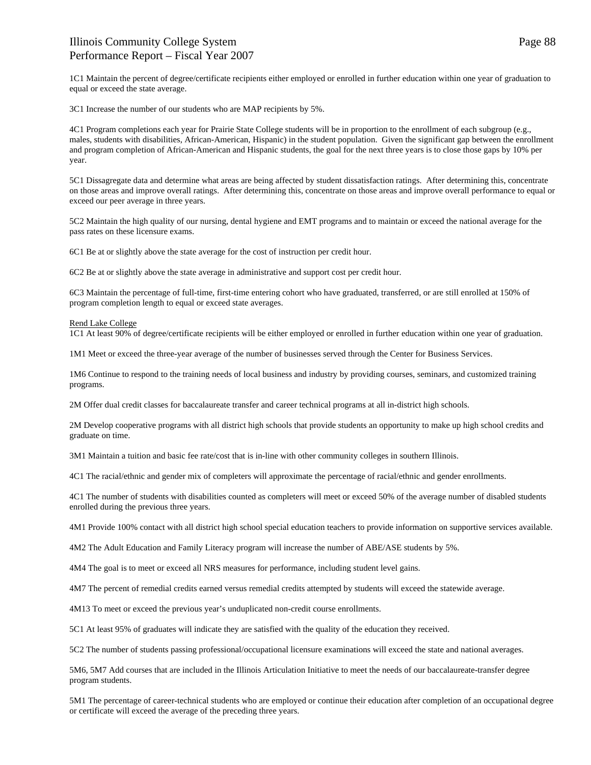1C1 Maintain the percent of degree/certificate recipients either employed or enrolled in further education within one year of graduation to equal or exceed the state average.

3C1 Increase the number of our students who are MAP recipients by 5%.

4C1 Program completions each year for Prairie State College students will be in proportion to the enrollment of each subgroup (e.g., males, students with disabilities, African-American, Hispanic) in the student population. Given the significant gap between the enrollment and program completion of African-American and Hispanic students, the goal for the next three years is to close those gaps by 10% per year.

5C1 Dissagregate data and determine what areas are being affected by student dissatisfaction ratings. After determining this, concentrate on those areas and improve overall ratings. After determining this, concentrate on those areas and improve overall performance to equal or exceed our peer average in three years.

5C2 Maintain the high quality of our nursing, dental hygiene and EMT programs and to maintain or exceed the national average for the pass rates on these licensure exams.

6C1 Be at or slightly above the state average for the cost of instruction per credit hour.

6C2 Be at or slightly above the state average in administrative and support cost per credit hour.

6C3 Maintain the percentage of full-time, first-time entering cohort who have graduated, transferred, or are still enrolled at 150% of program completion length to equal or exceed state averages.

<u>Rend Lake College</u>

1C1 At least 90% of degree/certificate recipients will be either employed or enrolled in further education within one year of graduation.

1M1 Meet or exceed the three-year average of the number of businesses served through the Center for Business Services.

1M6 Continue to respond to the training needs of local business and industry by providing courses, seminars, and customized training programs.

2M Offer dual credit classes for baccalaureate transfer and career technical programs at all in-district high schools.

2M Develop cooperative programs with all district high schools that provide students an opportunity to make up high school credits and graduate on time.

3M1 Maintain a tuition and basic fee rate/cost that is in-line with other community colleges in southern Illinois.

4C1 The racial/ethnic and gender mix of completers will approximate the percentage of racial/ethnic and gender enrollments.

4C1 The number of students with disabilities counted as completers will meet or exceed 50% of the average number of disabled students enrolled during the previous three years.

4M1 Provide 100% contact with all district high school special education teachers to provide information on supportive services available.

4M2 The Adult Education and Family Literacy program will increase the number of ABE/ASE students by 5%.

4M4 The goal is to meet or exceed all NRS measures for performance, including student level gains.

4M7 The percent of remedial credits earned versus remedial credits attempted by students will exceed the statewide average.

4M13 To meet or exceed the previous year's unduplicated non-credit course enrollments.

5C1 At least 95% of graduates will indicate they are satisfied with the quality of the education they received.

5C2 The number of students passing professional/occupational licensure examinations will exceed the state and national averages.

5M6, 5M7 Add courses that are included in the Illinois Articulation Initiative to meet the needs of our baccalaureate-transfer degree program students.

5M1 The percentage of career-technical students who are employed or continue their education after completion of an occupational degree or certificate will exceed the average of the preceding three years.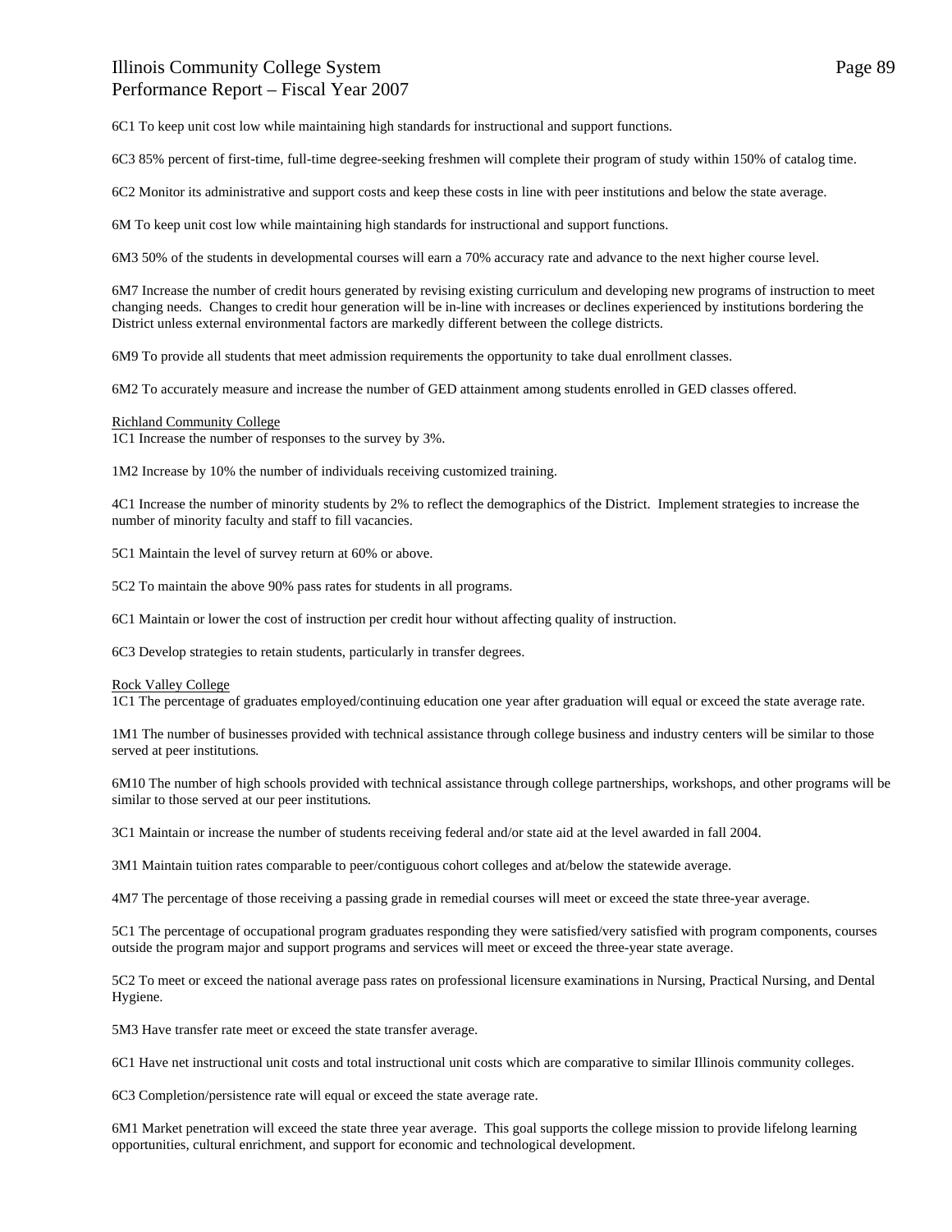6C1 To keep unit cost low while maintaining high standards for instructional and support functions.

6C3 85% percent of first-time, full-time degree-seeking freshmen will complete their program of study within 150% of catalog time.

6C2 Monitor its administrative and support costs and keep these costs in line with peer institutions and below the state average.

6M To keep unit cost low while maintaining high standards for instructional and support functions.

6M3 50% of the students in developmental courses will earn a 70% accuracy rate and advance to the next higher course level.

6M7 Increase the number of credit hours generated by revising existing curriculum and developing new programs of instruction to meet changing needs. Changes to credit hour generation will be in-line with increases or declines experienced by institutions bordering the District unless external environmental factors are markedly different between the college districts.

6M9 To provide all students that meet admission requirements the opportunity to take dual enrollment classes.

6M2 To accurately measure and increase the number of GED attainment among students enrolled in GED classes offered.

Richland Community College

1C1 Increase the number of responses to the survey by 3%.

1M2 Increase by 10% the number of individuals receiving customized training.

4C1 Increase the number of minority students by 2% to reflect the demographics of the District. Implement strategies to increase the number of minority faculty and staff to fill vacancies.

5C1 Maintain the level of survey return at 60% or above.

5C2 To maintain the above 90% pass rates for students in all programs.

6C1 Maintain or lower the cost of instruction per credit hour without affecting quality of instruction.

6C3 Develop strategies to retain students, particularly in transfer degrees.

Rock Valley College

1C1 The percentage of graduates employed/continuing education one year after graduation will equal or exceed the state average rate.

1M1 The number of businesses provided with technical assistance through college business and industry centers will be similar to those served at peer institutions.

6M10 The number of high schools provided with technical assistance through college partnerships, workshops, and other programs will be similar to those served at our peer institutions.

3C1 Maintain or increase the number of students receiving federal and/or state aid at the level awarded in fall 2004.

3M1 Maintain tuition rates comparable to peer/contiguous cohort colleges and at/below the statewide average.

4M7 The percentage of those receiving a passing grade in remedial courses will meet or exceed the state three-year average.

5C1 The percentage of occupational program graduates responding they were satisfied/very satisfied with program components, courses outside the program major and support programs and services will meet or exceed the three-year state average.

5C2 To meet or exceed the national average pass rates on professional licensure examinations in Nursing, Practical Nursing, and Dental Hygiene.

5M3 Have transfer rate meet or exceed the state transfer average.

6C1 Have net instructional unit costs and total instructional unit costs which are comparative to similar Illinois community colleges.

6C3 Completion/persistence rate will equal or exceed the state average rate.

6M1 Market penetration will exceed the state three year average. This goal supports the college mission to provide lifelong learning opportunities, cultural enrichment, and support for economic and technological development.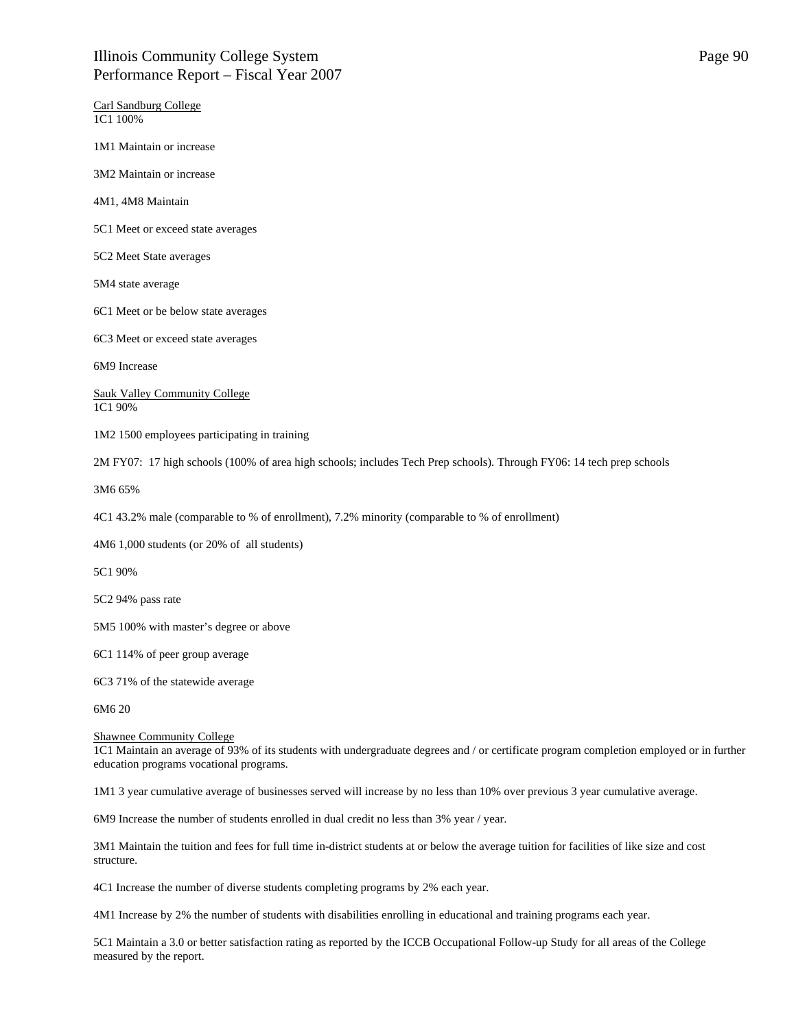Carl Sandburg College
1C1 100%

1M1 Maintain or increase

3M2 Maintain or increase

4M1, 4M8 Maintain

5C1 Meet or exceed state averages

5C2 Meet State averages

5M4 state average

6C1 Meet or be below state averages

6C3 Meet or exceed state averages

6M9 Increase

Sauk Valley Community College
1C1 90%

1M2 1500 employees participating in training

2M FY07: 17 high schools (100% of area high schools; includes Tech Prep schools). Through FY06: 14 tech prep schools

3M6 65%

4C1 43.2% male (comparable to % of enrollment), 7.2% minority (comparable to % of enrollment)

4M6 1,000 students (or 20% of all students)

5C1 90%

5C2 94% pass rate

5M5 100% with master's degree or above

6C1 114% of peer group average

6C3 71% of the statewide average

6M6 20

Shawnee Community College
1C1 Maintain an average of 93% of its students with undergraduate degrees and / or certificate program completion employed or in further education programs vocational programs.

1M1 3 year cumulative average of businesses served will increase by no less than 10% over previous 3 year cumulative average.

6M9 Increase the number of students enrolled in dual credit no less than 3% year / year.

3M1 Maintain the tuition and fees for full time in-district students at or below the average tuition for facilities of like size and cost structure.

4C1 Increase the number of diverse students completing programs by 2% each year.

4M1 Increase by 2% the number of students with disabilities enrolling in educational and training programs each year.

5C1 Maintain a 3.0 or better satisfaction rating as reported by the ICCB Occupational Follow-up Study for all areas of the College measured by the report.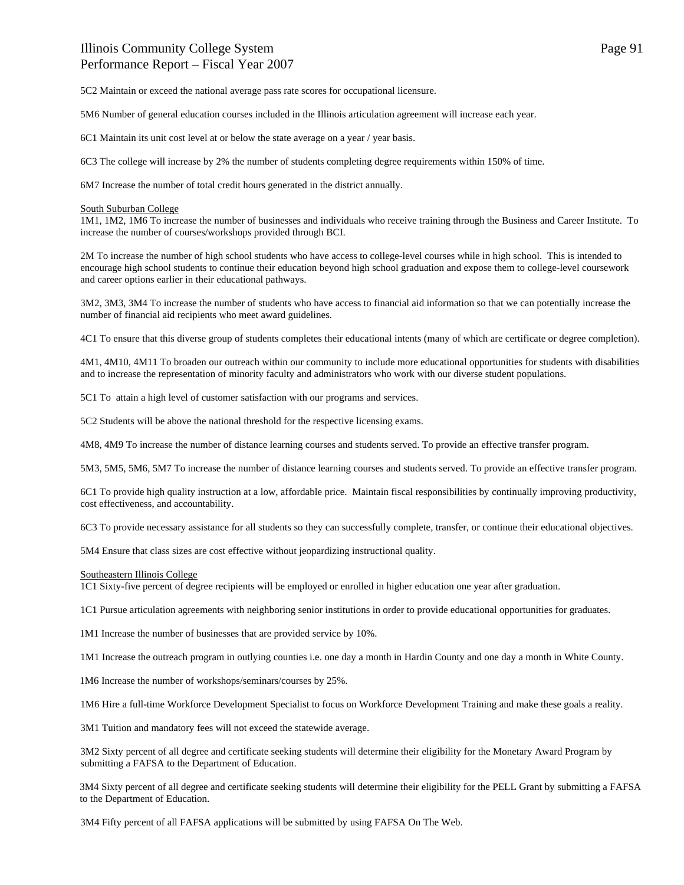5C2 Maintain or exceed the national average pass rate scores for occupational licensure.

5M6 Number of general education courses included in the Illinois articulation agreement will increase each year.

6C1 Maintain its unit cost level at or below the state average on a year / year basis.

6C3 The college will increase by 2% the number of students completing degree requirements within 150% of time.

6M7 Increase the number of total credit hours generated in the district annually.

South Suburban College
1M1, 1M2, 1M6 To increase the number of businesses and individuals who receive training through the Business and Career Institute. To increase the number of courses/workshops provided through BCI.

2M To increase the number of high school students who have access to college-level courses while in high school. This is intended to encourage high school students to continue their education beyond high school graduation and expose them to college-level coursework and career options earlier in their educational pathways.

3M2, 3M3, 3M4 To increase the number of students who have access to financial aid information so that we can potentially increase the number of financial aid recipients who meet award guidelines.

4C1 To ensure that this diverse group of students completes their educational intents (many of which are certificate or degree completion).

4M1, 4M10, 4M11 To broaden our outreach within our community to include more educational opportunities for students with disabilities and to increase the representation of minority faculty and administrators who work with our diverse student populations.

5C1 To attain a high level of customer satisfaction with our programs and services.

5C2 Students will be above the national threshold for the respective licensing exams.

4M8, 4M9 To increase the number of distance learning courses and students served. To provide an effective transfer program.

5M3, 5M5, 5M6, 5M7 To increase the number of distance learning courses and students served. To provide an effective transfer program.

6C1 To provide high quality instruction at a low, affordable price. Maintain fiscal responsibilities by continually improving productivity, cost effectiveness, and accountability.

6C3 To provide necessary assistance for all students so they can successfully complete, transfer, or continue their educational objectives.

5M4 Ensure that class sizes are cost effective without jeopardizing instructional quality.

Southeastern Illinois College
1C1 Sixty-five percent of degree recipients will be employed or enrolled in higher education one year after graduation.

1C1 Pursue articulation agreements with neighboring senior institutions in order to provide educational opportunities for graduates.

1M1 Increase the number of businesses that are provided service by 10%.

1M1 Increase the outreach program in outlying counties i.e. one day a month in Hardin County and one day a month in White County.

1M6 Increase the number of workshops/seminars/courses by 25%.

1M6 Hire a full-time Workforce Development Specialist to focus on Workforce Development Training and make these goals a reality.

3M1 Tuition and mandatory fees will not exceed the statewide average.

3M2 Sixty percent of all degree and certificate seeking students will determine their eligibility for the Monetary Award Program by submitting a FAFSA to the Department of Education.

3M4 Sixty percent of all degree and certificate seeking students will determine their eligibility for the PELL Grant by submitting a FAFSA to the Department of Education.

3M4 Fifty percent of all FAFSA applications will be submitted by using FAFSA On The Web.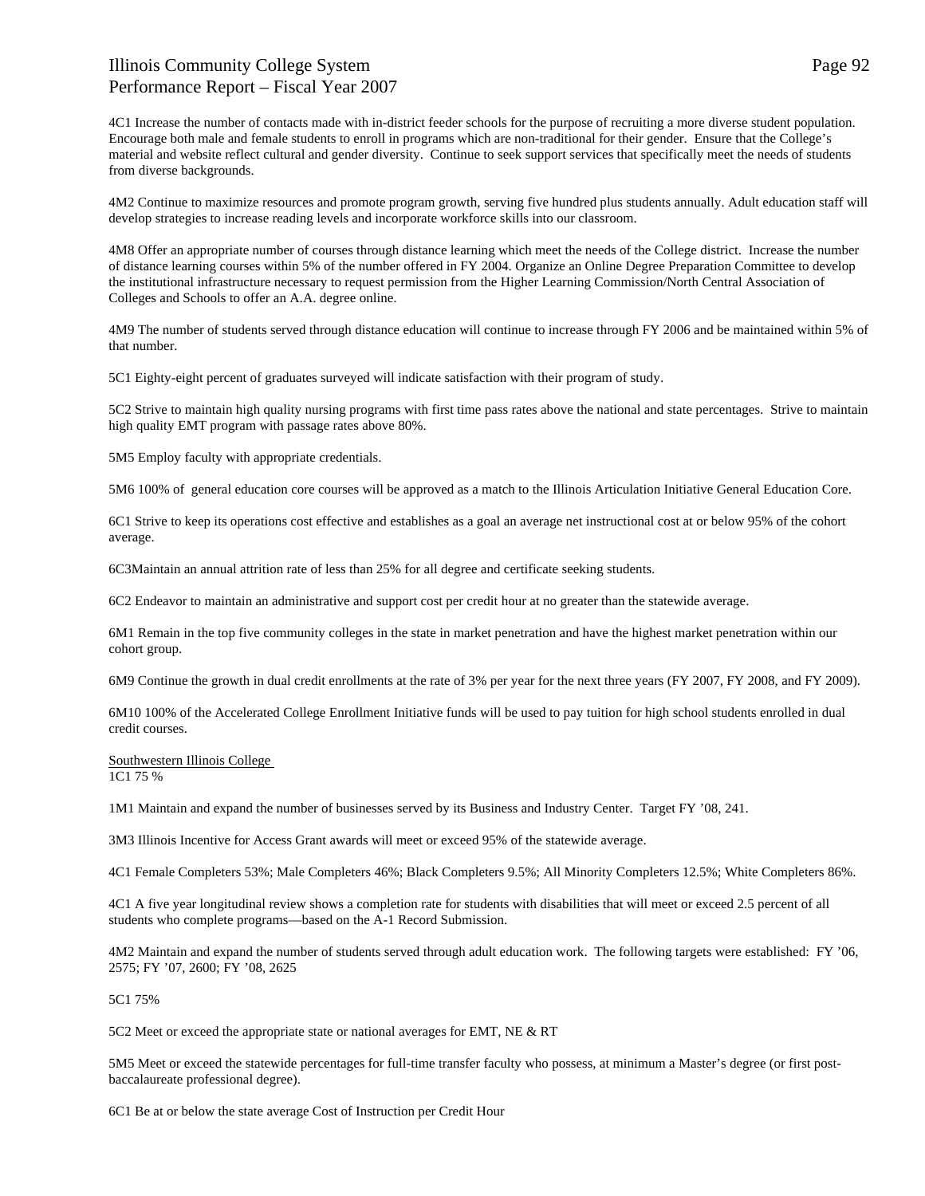4C1 Increase the number of contacts made with in-district feeder schools for the purpose of recruiting a more diverse student population. Encourage both male and female students to enroll in programs which are non-traditional for their gender. Ensure that the College's material and website reflect cultural and gender diversity. Continue to seek support services that specifically meet the needs of students from diverse backgrounds.

4M2 Continue to maximize resources and promote program growth, serving five hundred plus students annually. Adult education staff will develop strategies to increase reading levels and incorporate workforce skills into our classroom.

4M8 Offer an appropriate number of courses through distance learning which meet the needs of the College district. Increase the number of distance learning courses within 5% of the number offered in FY 2004. Organize an Online Degree Preparation Committee to develop the institutional infrastructure necessary to request permission from the Higher Learning Commission/North Central Association of Colleges and Schools to offer an A.A. degree online.

4M9 The number of students served through distance education will continue to increase through FY 2006 and be maintained within 5% of that number.

5C1 Eighty-eight percent of graduates surveyed will indicate satisfaction with their program of study.

5C2 Strive to maintain high quality nursing programs with first time pass rates above the national and state percentages. Strive to maintain high quality EMT program with passage rates above 80%.

5M5 Employ faculty with appropriate credentials.

5M6 100% of general education core courses will be approved as a match to the Illinois Articulation Initiative General Education Core.

6C1 Strive to keep its operations cost effective and establishes as a goal an average net instructional cost at or below 95% of the cohort average.

6C3Maintain an annual attrition rate of less than 25% for all degree and certificate seeking students.

6C2 Endeavor to maintain an administrative and support cost per credit hour at no greater than the statewide average.

6M1 Remain in the top five community colleges in the state in market penetration and have the highest market penetration within our cohort group.

6M9 Continue the growth in dual credit enrollments at the rate of 3% per year for the next three years (FY 2007, FY 2008, and FY 2009).

6M10 100% of the Accelerated College Enrollment Initiative funds will be used to pay tuition for high school students enrolled in dual credit courses.

Southwestern Illinois College
1C1 75 %

1M1 Maintain and expand the number of businesses served by its Business and Industry Center. Target FY '08, 241.

3M3 Illinois Incentive for Access Grant awards will meet or exceed 95% of the statewide average.

4C1 Female Completers 53%; Male Completers 46%; Black Completers 9.5%; All Minority Completers 12.5%; White Completers 86%.

4C1 A five year longitudinal review shows a completion rate for students with disabilities that will meet or exceed 2.5 percent of all students who complete programs—based on the A-1 Record Submission.

4M2 Maintain and expand the number of students served through adult education work. The following targets were established: FY '06, 2575; FY '07, 2600; FY '08, 2625

5C1 75%

5C2 Meet or exceed the appropriate state or national averages for EMT, NE & RT

5M5 Meet or exceed the statewide percentages for full-time transfer faculty who possess, at minimum a Master's degree (or first post-baccalaureate professional degree).

6C1 Be at or below the state average Cost of Instruction per Credit Hour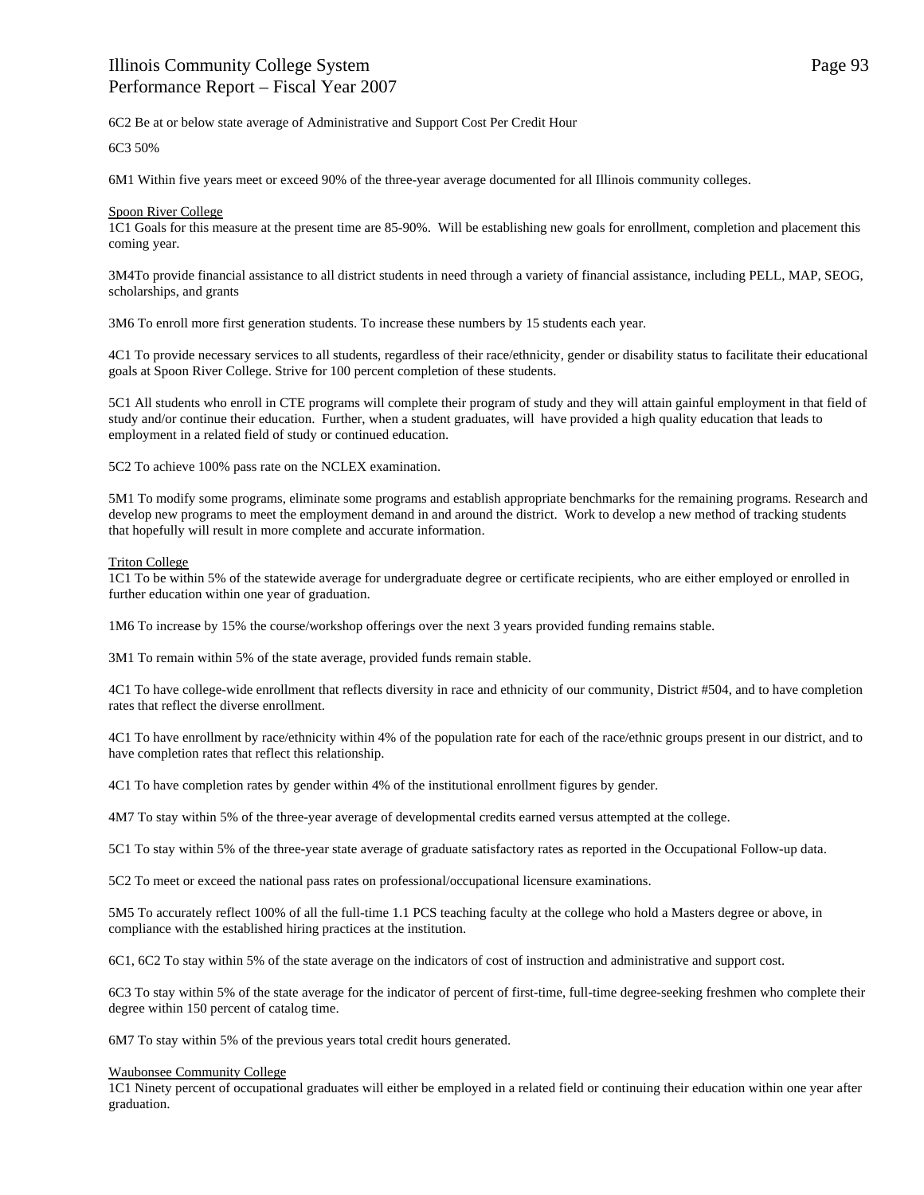6C2 Be at or below state average of Administrative and Support Cost Per Credit Hour

6C3 50%

6M1 Within five years meet or exceed 90% of the three-year average documented for all Illinois community colleges.

Spoon River College

1C1 Goals for this measure at the present time are 85-90%. Will be establishing new goals for enrollment, completion and placement this coming year.

3M4To provide financial assistance to all district students in need through a variety of financial assistance, including PELL, MAP, SEOG, scholarships, and grants

3M6 To enroll more first generation students. To increase these numbers by 15 students each year.

4C1 To provide necessary services to all students, regardless of their race/ethnicity, gender or disability status to facilitate their educational goals at Spoon River College. Strive for 100 percent completion of these students.

5C1 All students who enroll in CTE programs will complete their program of study and they will attain gainful employment in that field of study and/or continue their education. Further, when a student graduates, will have provided a high quality education that leads to employment in a related field of study or continued education.

5C2 To achieve 100% pass rate on the NCLEX examination.

5M1 To modify some programs, eliminate some programs and establish appropriate benchmarks for the remaining programs. Research and develop new programs to meet the employment demand in and around the district. Work to develop a new method of tracking students that hopefully will result in more complete and accurate information.

Triton College

1C1 To be within 5% of the statewide average for undergraduate degree or certificate recipients, who are either employed or enrolled in further education within one year of graduation.

1M6 To increase by 15% the course/workshop offerings over the next 3 years provided funding remains stable.

3M1 To remain within 5% of the state average, provided funds remain stable.

4C1 To have college-wide enrollment that reflects diversity in race and ethnicity of our community, District #504, and to have completion rates that reflect the diverse enrollment.

4C1 To have enrollment by race/ethnicity within 4% of the population rate for each of the race/ethnic groups present in our district, and to have completion rates that reflect this relationship.

4C1 To have completion rates by gender within 4% of the institutional enrollment figures by gender.

4M7 To stay within 5% of the three-year average of developmental credits earned versus attempted at the college.

5C1 To stay within 5% of the three-year state average of graduate satisfactory rates as reported in the Occupational Follow-up data.

5C2 To meet or exceed the national pass rates on professional/occupational licensure examinations.

5M5 To accurately reflect 100% of all the full-time 1.1 PCS teaching faculty at the college who hold a Masters degree or above, in compliance with the established hiring practices at the institution.

6C1, 6C2 To stay within 5% of the state average on the indicators of cost of instruction and administrative and support cost.

6C3 To stay within 5% of the state average for the indicator of percent of first-time, full-time degree-seeking freshmen who complete their degree within 150 percent of catalog time.

6M7 To stay within 5% of the previous years total credit hours generated.

Waubonsee Community College

1C1 Ninety percent of occupational graduates will either be employed in a related field or continuing their education within one year after graduation.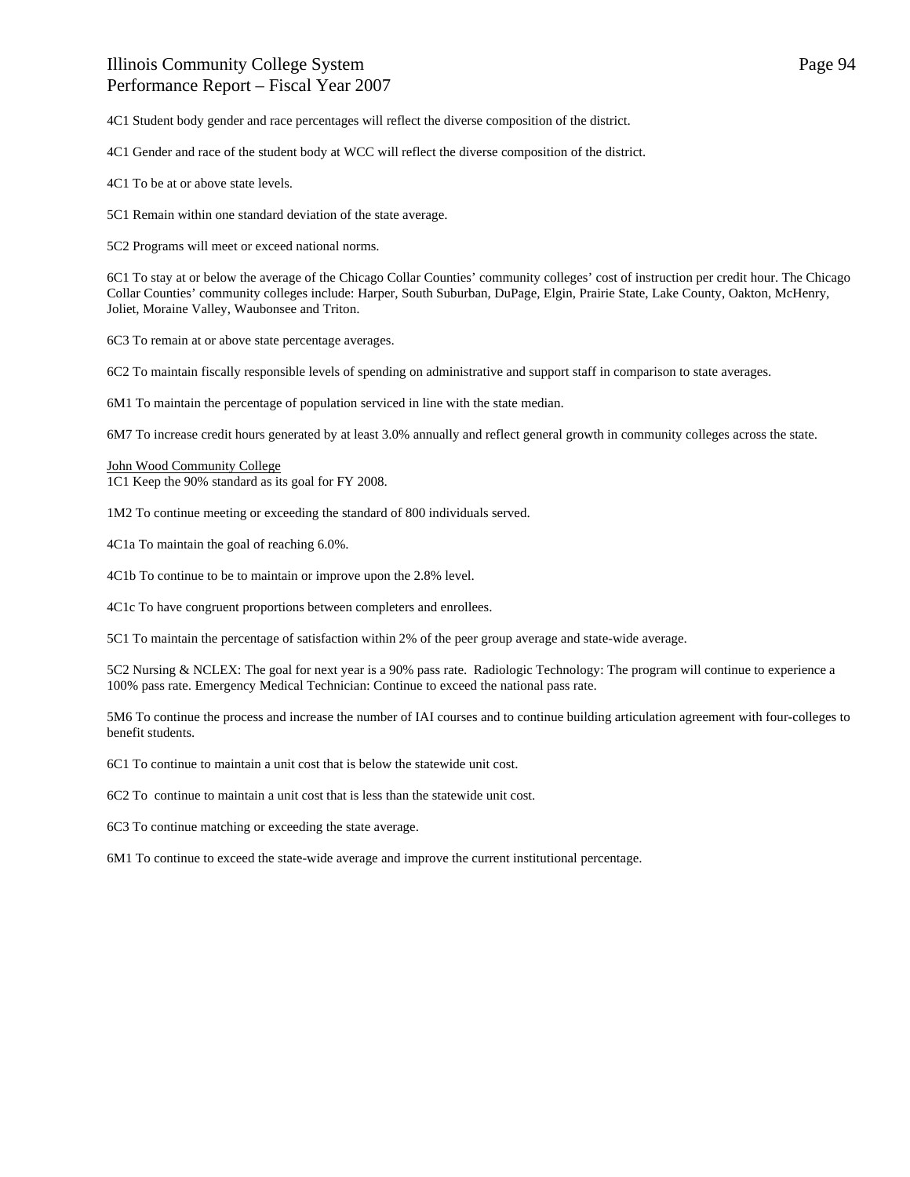4C1 Student body gender and race percentages will reflect the diverse composition of the district.

4C1 Gender and race of the student body at WCC will reflect the diverse composition of the district.

4C1 To be at or above state levels.

5C1 Remain within one standard deviation of the state average.

5C2 Programs will meet or exceed national norms.

6C1 To stay at or below the average of the Chicago Collar Counties' community colleges' cost of instruction per credit hour. The Chicago Collar Counties' community colleges include: Harper, South Suburban, DuPage, Elgin, Prairie State, Lake County, Oakton, McHenry, Joliet, Moraine Valley, Waubonsee and Triton.

6C3 To remain at or above state percentage averages.

6C2 To maintain fiscally responsible levels of spending on administrative and support staff in comparison to state averages.

6M1 To maintain the percentage of population serviced in line with the state median.

6M7 To increase credit hours generated by at least 3.0% annually and reflect general growth in community colleges across the state.

<u>John Wood Community College</u>
1C1 Keep the 90% standard as its goal for FY 2008.

1M2 To continue meeting or exceeding the standard of 800 individuals served.

4C1a To maintain the goal of reaching 6.0%.

4C1b To continue to be to maintain or improve upon the 2.8% level.

4C1c To have congruent proportions between completers and enrollees.

5C1 To maintain the percentage of satisfaction within 2% of the peer group average and state-wide average.

5C2 Nursing & NCLEX: The goal for next year is a 90% pass rate. Radiologic Technology: The program will continue to experience a 100% pass rate. Emergency Medical Technician: Continue to exceed the national pass rate.

5M6 To continue the process and increase the number of IAI courses and to continue building articulation agreement with four-colleges to benefit students.

6C1 To continue to maintain a unit cost that is below the statewide unit cost.

6C2 To continue to maintain a unit cost that is less than the statewide unit cost.

6C3 To continue matching or exceeding the state average.

6M1 To continue to exceed the state-wide average and improve the current institutional percentage.